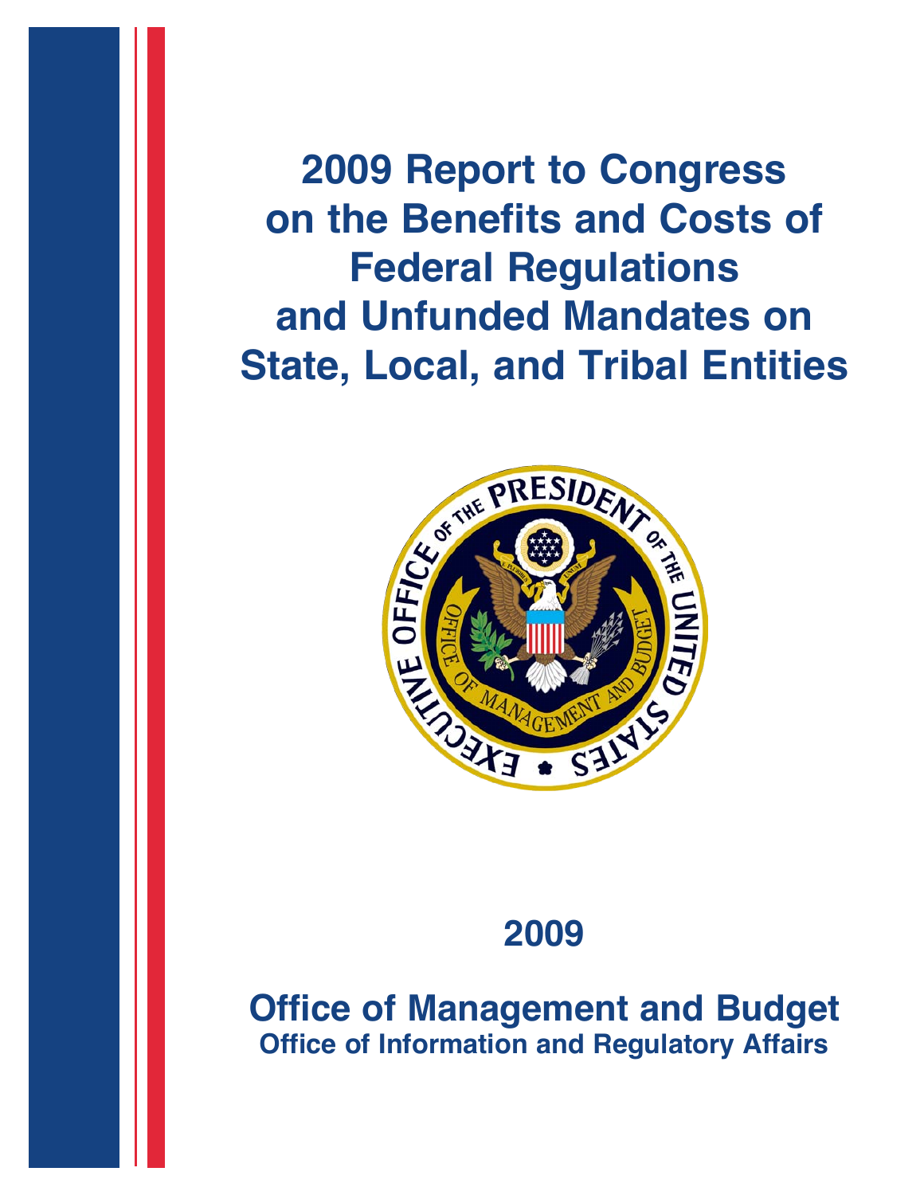# 2009 Report to Congress on the Benefits and Costs of Federal Regulations and Unfunded Mandates on State, Local, and Tribal Entities

## 2009

## Office of Management and Budget

### Office of Information and Regulatory Affairs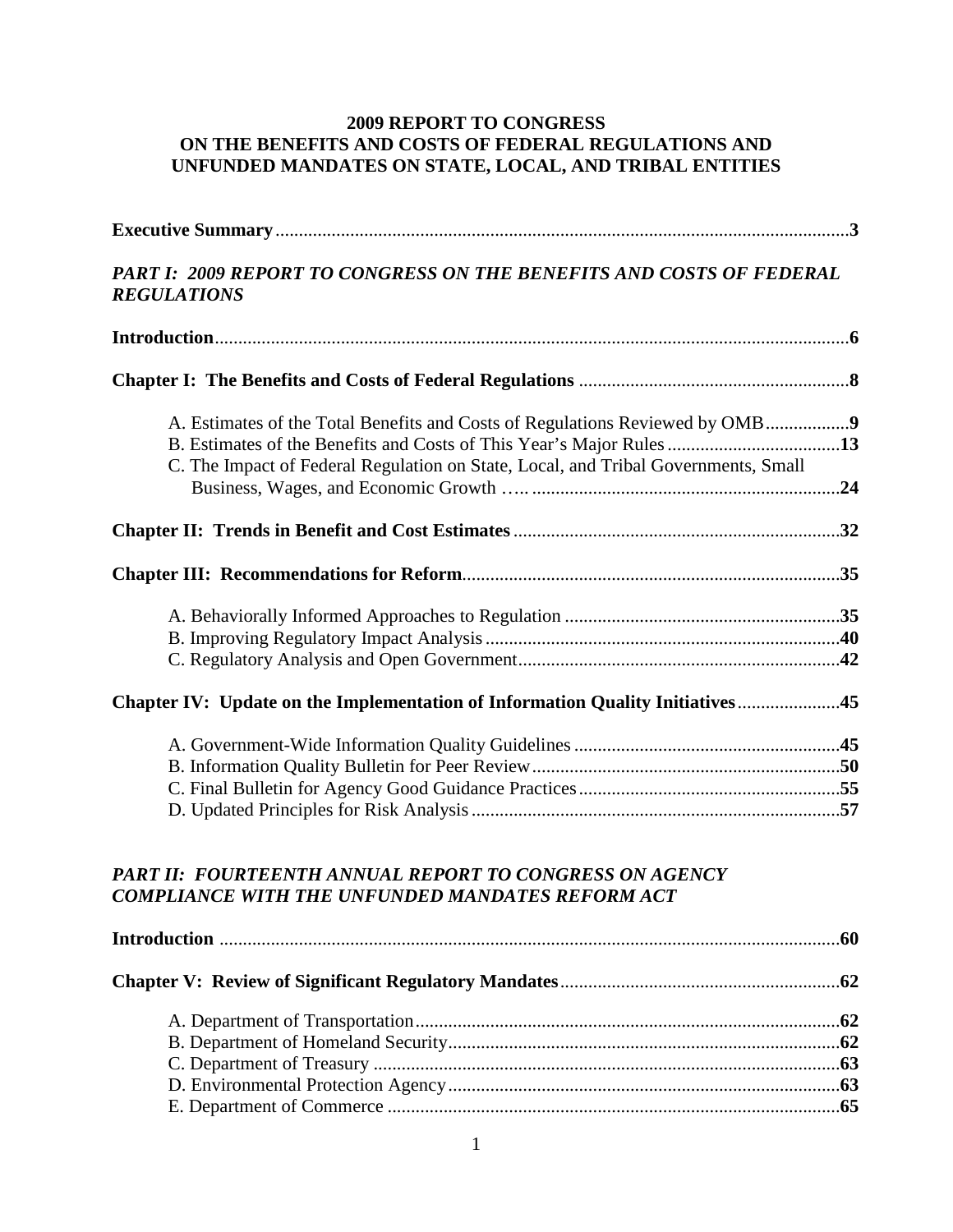# 2009 REPORT TO CONGRESS ON THE BENEFITS AND COSTS OF FEDERAL REGULATIONS AND UNFUNDED MANDATES ON STATE, LOCAL, AND TRIBAL ENTITIES

**Executive Summary** .......... **3**

***PART I: 2009 REPORT TO CONGRESS ON THE BENEFITS AND COSTS OF FEDERAL REGULATIONS***

**Introduction** .......... **6**

**Chapter I: The Benefits and Costs of Federal Regulations** .......... **8**

- A. Estimates of the Total Benefits and Costs of Regulations Reviewed by OMB .......... **9**
- B. Estimates of the Benefits and Costs of This Year's Major Rules .......... **13**
- C. The Impact of Federal Regulation on State, Local, and Tribal Governments, Small Business, Wages, and Economic Growth .......... **24**

**Chapter II: Trends in Benefit and Cost Estimates** .......... **32**

**Chapter III: Recommendations for Reform** .......... **35**

- A. Behaviorally Informed Approaches to Regulation .......... **35**
- B. Improving Regulatory Impact Analysis .......... **40**
- C. Regulatory Analysis and Open Government .......... **42**

**Chapter IV: Update on the Implementation of Information Quality Initiatives** .......... **45**

- A. Government-Wide Information Quality Guidelines .......... **45**
- B. Information Quality Bulletin for Peer Review .......... **50**
- C. Final Bulletin for Agency Good Guidance Practices .......... **55**
- D. Updated Principles for Risk Analysis .......... **57**

***PART II: FOURTEENTH ANNUAL REPORT TO CONGRESS ON AGENCY COMPLIANCE WITH THE UNFUNDED MANDATES REFORM ACT***

**Introduction** .......... **60**

**Chapter V: Review of Significant Regulatory Mandates** .......... **62**

- A. Department of Transportation .......... **62**
- B. Department of Homeland Security .......... **62**
- C. Department of Treasury .......... **63**
- D. Environmental Protection Agency .......... **63**
- E. Department of Commerce .......... **65**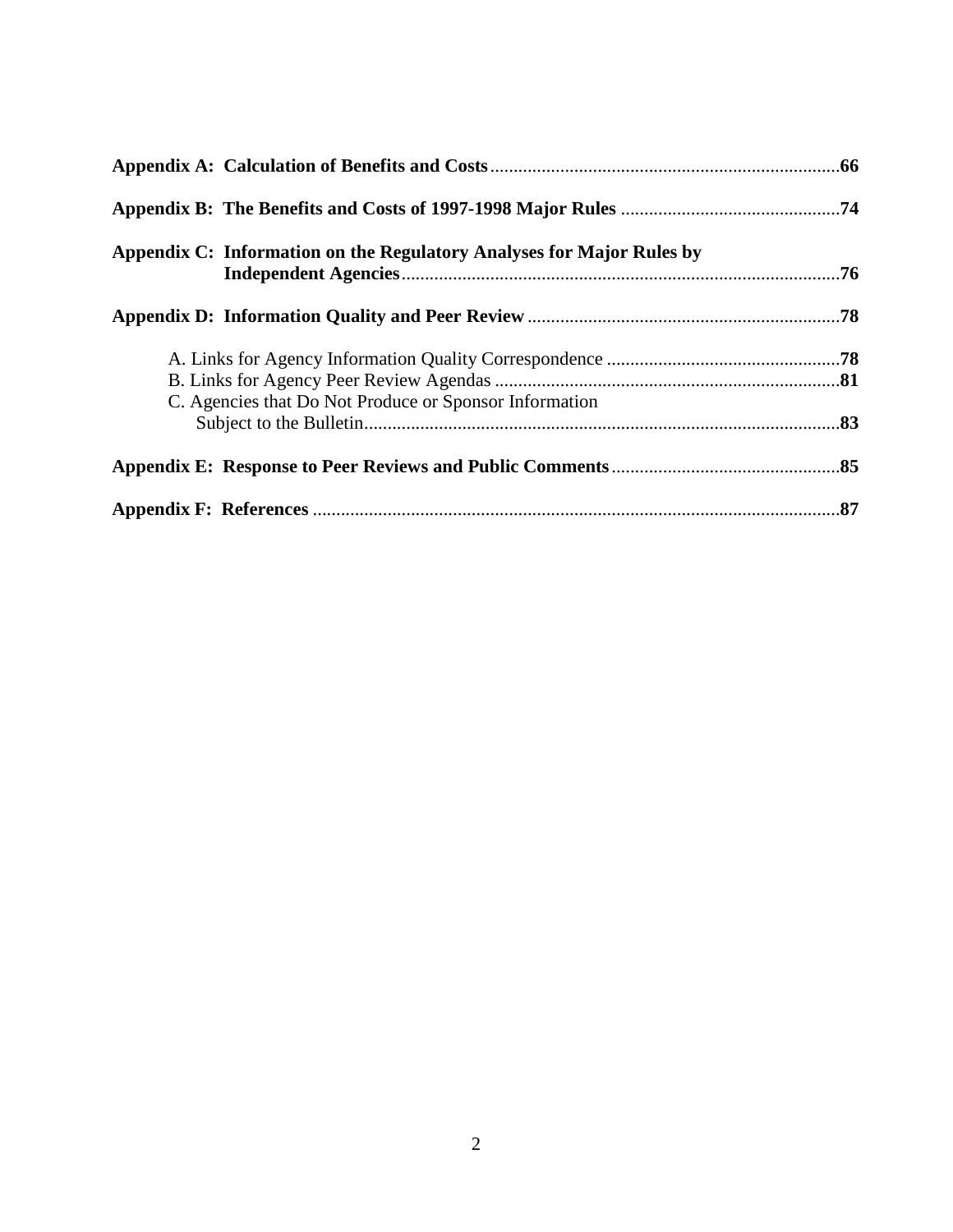**Appendix A: Calculation of Benefits and Costs** .......................................................................... **66**

**Appendix B: The Benefits and Costs of 1997-1998 Major Rules** .............................................. **74**

**Appendix C: Information on the Regulatory Analyses for Major Rules by Independent Agencies** ............................................................................................ **76**

**Appendix D: Information Quality and Peer Review** .................................................................. **78**

- A. Links for Agency Information Quality Correspondence ................................................. **78**
- B. Links for Agency Peer Review Agendas ......................................................................... **81**
- C. Agencies that Do Not Produce or Sponsor Information Subject to the Bulletin ..................................................................................................... **83**

**Appendix E: Response to Peer Reviews and Public Comments** ................................................ **85**

**Appendix F: References** ................................................................................................................ **87**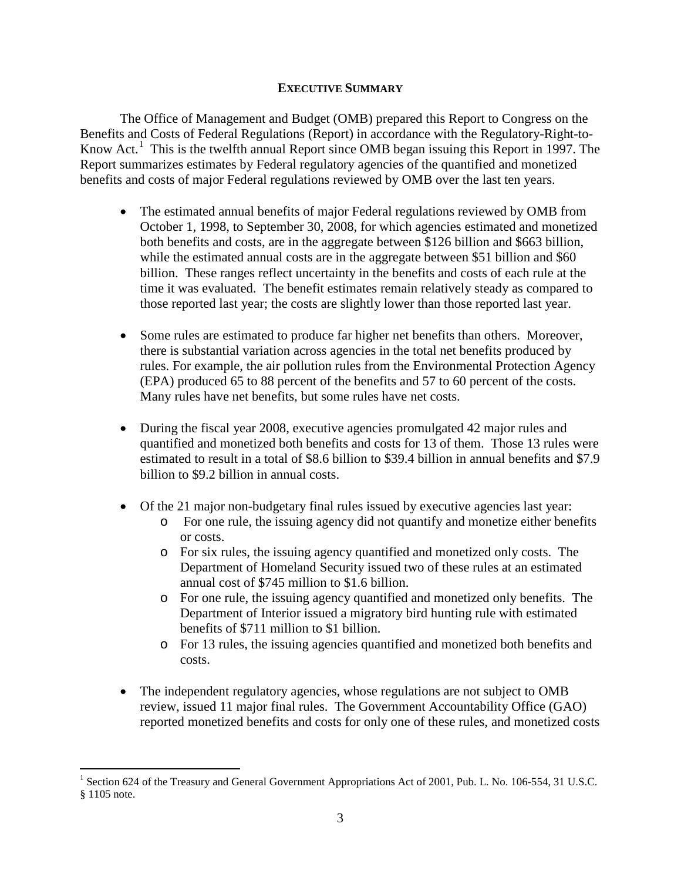## EXECUTIVE SUMMARY

The Office of Management and Budget (OMB) prepared this Report to Congress on the Benefits and Costs of Federal Regulations (Report) in accordance with the Regulatory-Right-to-Know Act.[1] This is the twelfth annual Report since OMB began issuing this Report in 1997. The Report summarizes estimates by Federal regulatory agencies of the quantified and monetized benefits and costs of major Federal regulations reviewed by OMB over the last ten years.

- The estimated annual benefits of major Federal regulations reviewed by OMB from October 1, 1998, to September 30, 2008, for which agencies estimated and monetized both benefits and costs, are in the aggregate between $126 billion and $663 billion, while the estimated annual costs are in the aggregate between $51 billion and $60 billion. These ranges reflect uncertainty in the benefits and costs of each rule at the time it was evaluated. The benefit estimates remain relatively steady as compared to those reported last year; the costs are slightly lower than those reported last year.

- Some rules are estimated to produce far higher net benefits than others. Moreover, there is substantial variation across agencies in the total net benefits produced by rules. For example, the air pollution rules from the Environmental Protection Agency (EPA) produced 65 to 88 percent of the benefits and 57 to 60 percent of the costs. Many rules have net benefits, but some rules have net costs.

- During the fiscal year 2008, executive agencies promulgated 42 major rules and quantified and monetized both benefits and costs for 13 of them. Those 13 rules were estimated to result in a total of $8.6 billion to $39.4 billion in annual benefits and $7.9 billion to $9.2 billion in annual costs.

- Of the 21 major non-budgetary final rules issued by executive agencies last year:
  - For one rule, the issuing agency did not quantify and monetize either benefits or costs.
  - For six rules, the issuing agency quantified and monetized only costs. The Department of Homeland Security issued two of these rules at an estimated annual cost of $745 million to $1.6 billion.
  - For one rule, the issuing agency quantified and monetized only benefits. The Department of Interior issued a migratory bird hunting rule with estimated benefits of $711 million to $1 billion.
  - For 13 rules, the issuing agencies quantified and monetized both benefits and costs.

- The independent regulatory agencies, whose regulations are not subject to OMB review, issued 11 major final rules. The Government Accountability Office (GAO) reported monetized benefits and costs for only one of these rules, and monetized costs

[1] Section 624 of the Treasury and General Government Appropriations Act of 2001, Pub. L. No. 106-554, 31 U.S.C. § 1105 note.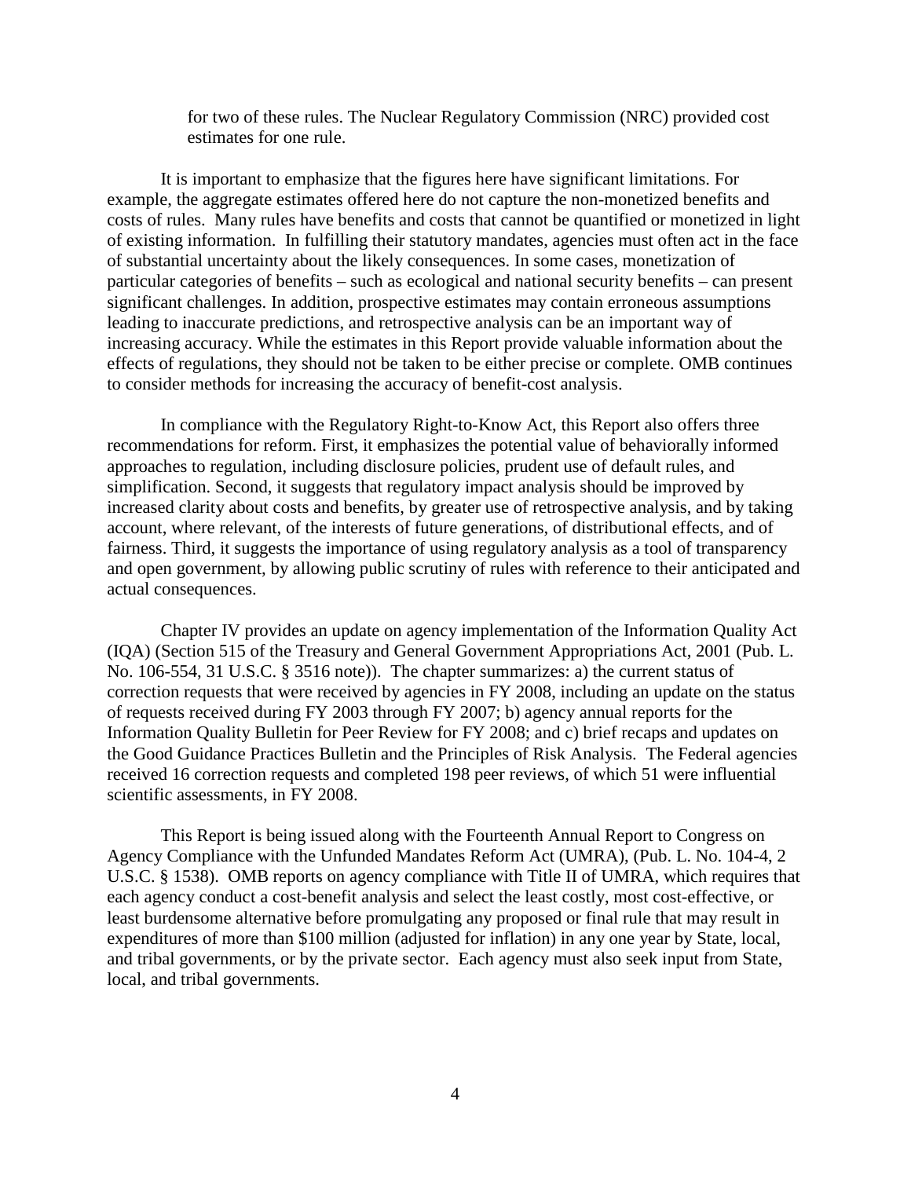for two of these rules. The Nuclear Regulatory Commission (NRC) provided cost estimates for one rule.

It is important to emphasize that the figures here have significant limitations. For example, the aggregate estimates offered here do not capture the non-monetized benefits and costs of rules. Many rules have benefits and costs that cannot be quantified or monetized in light of existing information. In fulfilling their statutory mandates, agencies must often act in the face of substantial uncertainty about the likely consequences. In some cases, monetization of particular categories of benefits – such as ecological and national security benefits – can present significant challenges. In addition, prospective estimates may contain erroneous assumptions leading to inaccurate predictions, and retrospective analysis can be an important way of increasing accuracy. While the estimates in this Report provide valuable information about the effects of regulations, they should not be taken to be either precise or complete. OMB continues to consider methods for increasing the accuracy of benefit-cost analysis.

In compliance with the Regulatory Right-to-Know Act, this Report also offers three recommendations for reform. First, it emphasizes the potential value of behaviorally informed approaches to regulation, including disclosure policies, prudent use of default rules, and simplification. Second, it suggests that regulatory impact analysis should be improved by increased clarity about costs and benefits, by greater use of retrospective analysis, and by taking account, where relevant, of the interests of future generations, of distributional effects, and of fairness. Third, it suggests the importance of using regulatory analysis as a tool of transparency and open government, by allowing public scrutiny of rules with reference to their anticipated and actual consequences.

Chapter IV provides an update on agency implementation of the Information Quality Act (IQA) (Section 515 of the Treasury and General Government Appropriations Act, 2001 (Pub. L. No. 106-554, 31 U.S.C. § 3516 note)). The chapter summarizes: a) the current status of correction requests that were received by agencies in FY 2008, including an update on the status of requests received during FY 2003 through FY 2007; b) agency annual reports for the Information Quality Bulletin for Peer Review for FY 2008; and c) brief recaps and updates on the Good Guidance Practices Bulletin and the Principles of Risk Analysis. The Federal agencies received 16 correction requests and completed 198 peer reviews, of which 51 were influential scientific assessments, in FY 2008.

This Report is being issued along with the Fourteenth Annual Report to Congress on Agency Compliance with the Unfunded Mandates Reform Act (UMRA), (Pub. L. No. 104-4, 2 U.S.C. § 1538). OMB reports on agency compliance with Title II of UMRA, which requires that each agency conduct a cost-benefit analysis and select the least costly, most cost-effective, or least burdensome alternative before promulgating any proposed or final rule that may result in expenditures of more than $100 million (adjusted for inflation) in any one year by State, local, and tribal governments, or by the private sector. Each agency must also seek input from State, local, and tribal governments.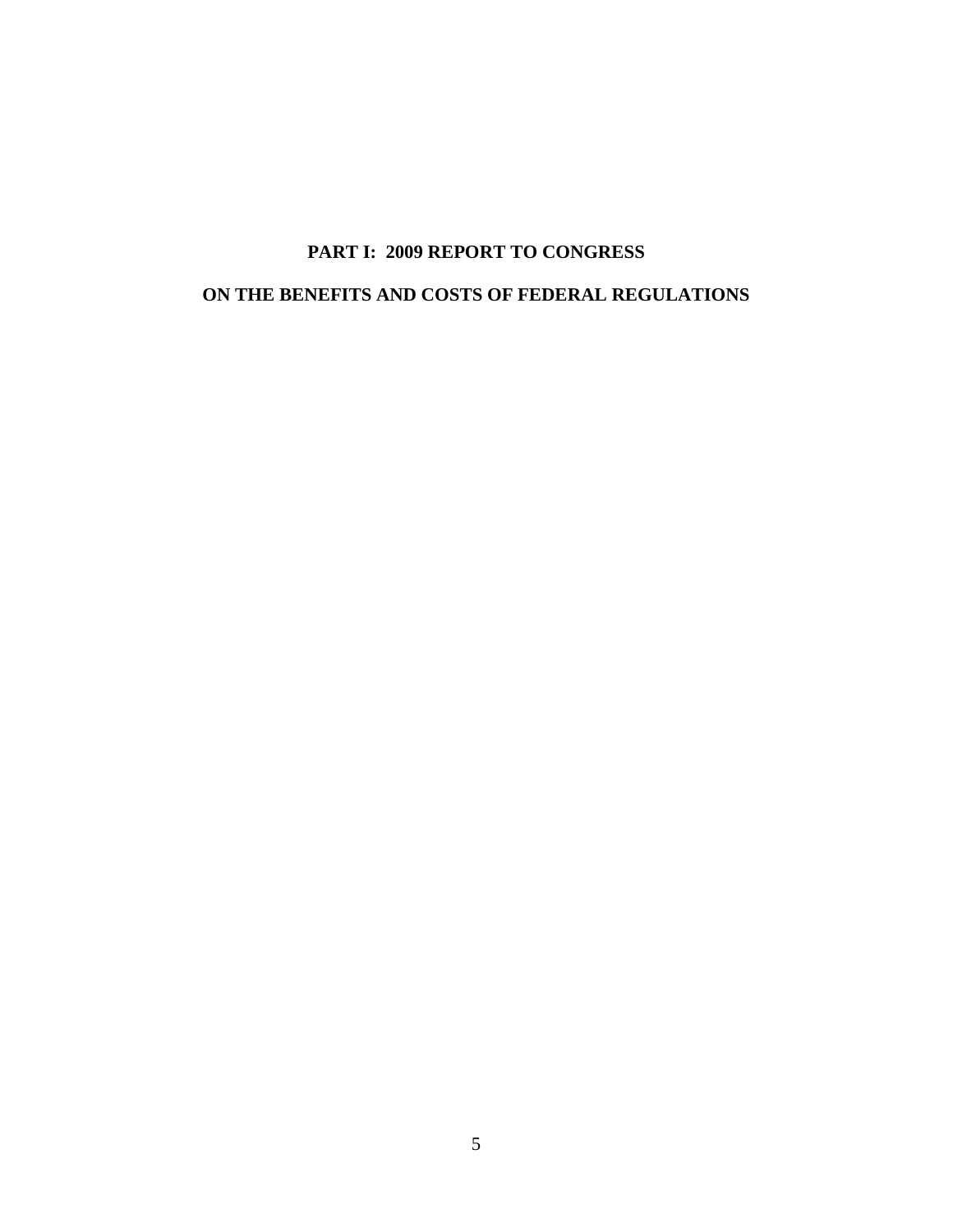# PART I: 2009 REPORT TO CONGRESS

# ON THE BENEFITS AND COSTS OF FEDERAL REGULATIONS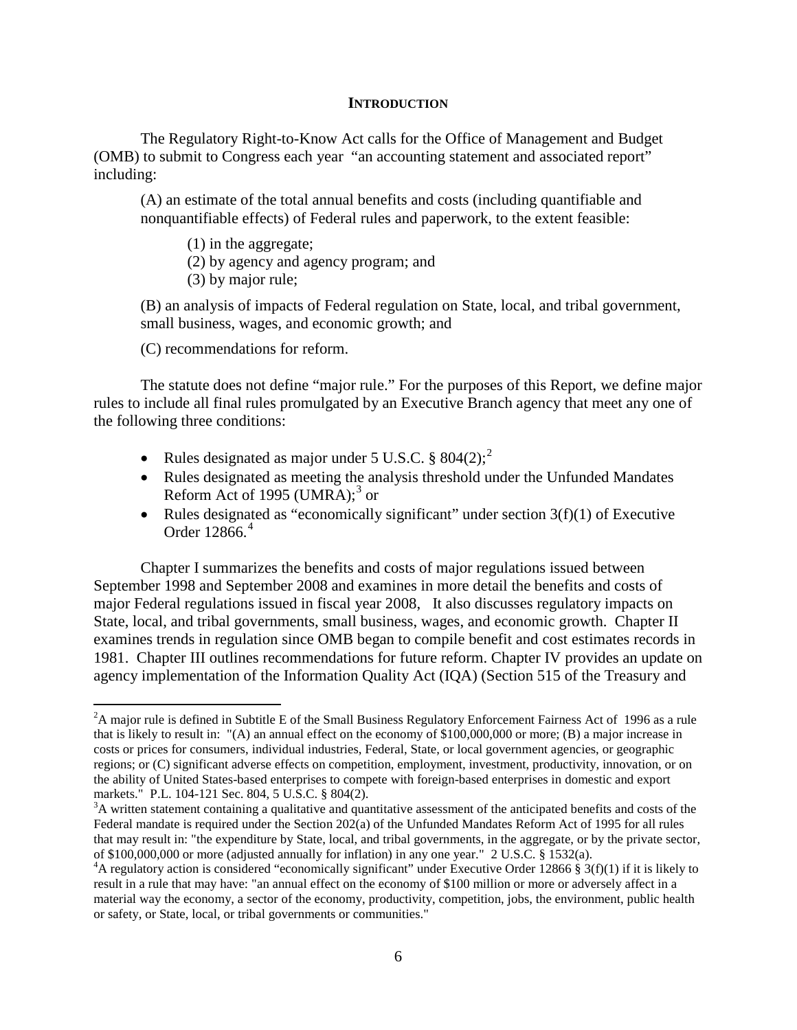## INTRODUCTION

The Regulatory Right-to-Know Act calls for the Office of Management and Budget (OMB) to submit to Congress each year "an accounting statement and associated report" including:

> (A) an estimate of the total annual benefits and costs (including quantifiable and nonquantifiable effects) of Federal rules and paperwork, to the extent feasible:
>
> (1) in the aggregate;
> (2) by agency and agency program; and
> (3) by major rule;
>
> (B) an analysis of impacts of Federal regulation on State, local, and tribal government, small business, wages, and economic growth; and
>
> (C) recommendations for reform.

The statute does not define "major rule." For the purposes of this Report, we define major rules to include all final rules promulgated by an Executive Branch agency that meet any one of the following three conditions:

- Rules designated as major under 5 U.S.C. § 804(2);[2]
- Rules designated as meeting the analysis threshold under the Unfunded Mandates Reform Act of 1995 (UMRA);[3] or
- Rules designated as "economically significant" under section 3(f)(1) of Executive Order 12866.[4]

Chapter I summarizes the benefits and costs of major regulations issued between September 1998 and September 2008 and examines in more detail the benefits and costs of major Federal regulations issued in fiscal year 2008, It also discusses regulatory impacts on State, local, and tribal governments, small business, wages, and economic growth. Chapter II examines trends in regulation since OMB began to compile benefit and cost estimates records in 1981. Chapter III outlines recommendations for future reform. Chapter IV provides an update on agency implementation of the Information Quality Act (IQA) (Section 515 of the Treasury and

---

[2] A major rule is defined in Subtitle E of the Small Business Regulatory Enforcement Fairness Act of 1996 as a rule that is likely to result in: "(A) an annual effect on the economy of $100,000,000 or more; (B) a major increase in costs or prices for consumers, individual industries, Federal, State, or local government agencies, or geographic regions; or (C) significant adverse effects on competition, employment, investment, productivity, innovation, or on the ability of United States-based enterprises to compete with foreign-based enterprises in domestic and export markets." P.L. 104-121 Sec. 804, 5 U.S.C. § 804(2).

[3] A written statement containing a qualitative and quantitative assessment of the anticipated benefits and costs of the Federal mandate is required under the Section 202(a) of the Unfunded Mandates Reform Act of 1995 for all rules that may result in: "the expenditure by State, local, and tribal governments, in the aggregate, or by the private sector, of $100,000,000 or more (adjusted annually for inflation) in any one year." 2 U.S.C. § 1532(a).

[4] A regulatory action is considered "economically significant" under Executive Order 12866 § 3(f)(1) if it is likely to result in a rule that may have: "an annual effect on the economy of $100 million or more or adversely affect in a material way the economy, a sector of the economy, productivity, competition, jobs, the environment, public health or safety, or State, local, or tribal governments or communities."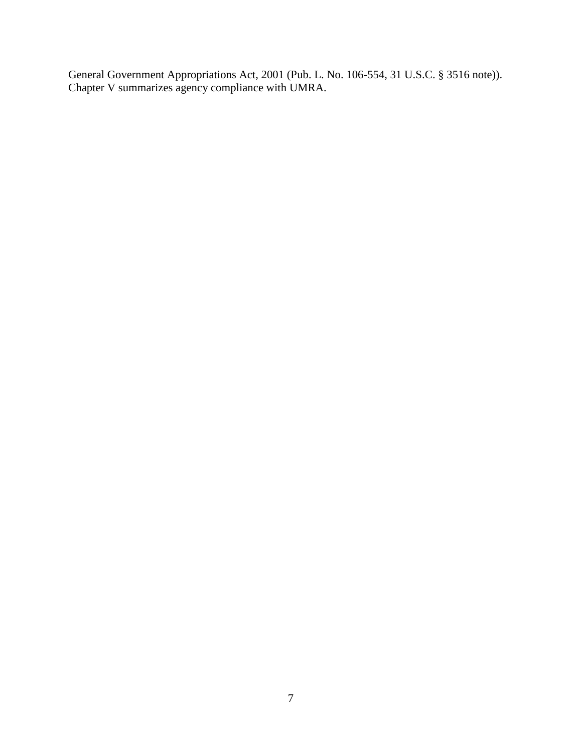General Government Appropriations Act, 2001 (Pub. L. No. 106-554, 31 U.S.C. § 3516 note)). Chapter V summarizes agency compliance with UMRA.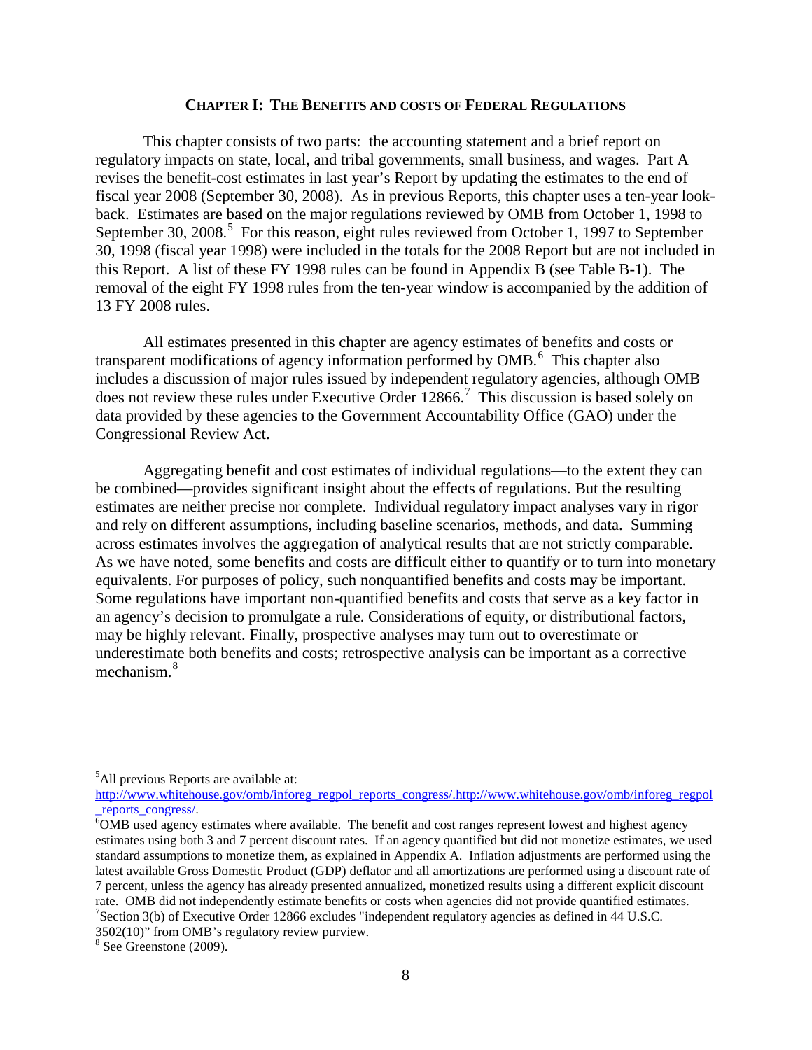## CHAPTER I: THE BENEFITS AND COSTS OF FEDERAL REGULATIONS

This chapter consists of two parts: the accounting statement and a brief report on regulatory impacts on state, local, and tribal governments, small business, and wages. Part A revises the benefit-cost estimates in last year's Report by updating the estimates to the end of fiscal year 2008 (September 30, 2008). As in previous Reports, this chapter uses a ten-year look-back. Estimates are based on the major regulations reviewed by OMB from October 1, 1998 to September 30, 2008.[5] For this reason, eight rules reviewed from October 1, 1997 to September 30, 1998 (fiscal year 1998) were included in the totals for the 2008 Report but are not included in this Report. A list of these FY 1998 rules can be found in Appendix B (see Table B-1). The removal of the eight FY 1998 rules from the ten-year window is accompanied by the addition of 13 FY 2008 rules.

All estimates presented in this chapter are agency estimates of benefits and costs or transparent modifications of agency information performed by OMB.[6] This chapter also includes a discussion of major rules issued by independent regulatory agencies, although OMB does not review these rules under Executive Order 12866.[7] This discussion is based solely on data provided by these agencies to the Government Accountability Office (GAO) under the Congressional Review Act.

Aggregating benefit and cost estimates of individual regulations—to the extent they can be combined—provides significant insight about the effects of regulations. But the resulting estimates are neither precise nor complete. Individual regulatory impact analyses vary in rigor and rely on different assumptions, including baseline scenarios, methods, and data. Summing across estimates involves the aggregation of analytical results that are not strictly comparable. As we have noted, some benefits and costs are difficult either to quantify or to turn into monetary equivalents. For purposes of policy, such nonquantified benefits and costs may be important. Some regulations have important non-quantified benefits and costs that serve as a key factor in an agency's decision to promulgate a rule. Considerations of equity, or distributional factors, may be highly relevant. Finally, prospective analyses may turn out to overestimate or underestimate both benefits and costs; retrospective analysis can be important as a corrective mechanism.[8]

---

[5] All previous Reports are available at: http://www.whitehouse.gov/omb/inforeg_regpol_reports_congress/.http://www.whitehouse.gov/omb/inforeg_regpol_reports_congress/.

[6] OMB used agency estimates where available. The benefit and cost ranges represent lowest and highest agency estimates using both 3 and 7 percent discount rates. If an agency quantified but did not monetize estimates, we used standard assumptions to monetize them, as explained in Appendix A. Inflation adjustments are performed using the latest available Gross Domestic Product (GDP) deflator and all amortizations are performed using a discount rate of 7 percent, unless the agency has already presented annualized, monetized results using a different explicit discount rate. OMB did not independently estimate benefits or costs when agencies did not provide quantified estimates.

[7] Section 3(b) of Executive Order 12866 excludes "independent regulatory agencies as defined in 44 U.S.C. 3502(10)" from OMB's regulatory review purview.

[8] See Greenstone (2009).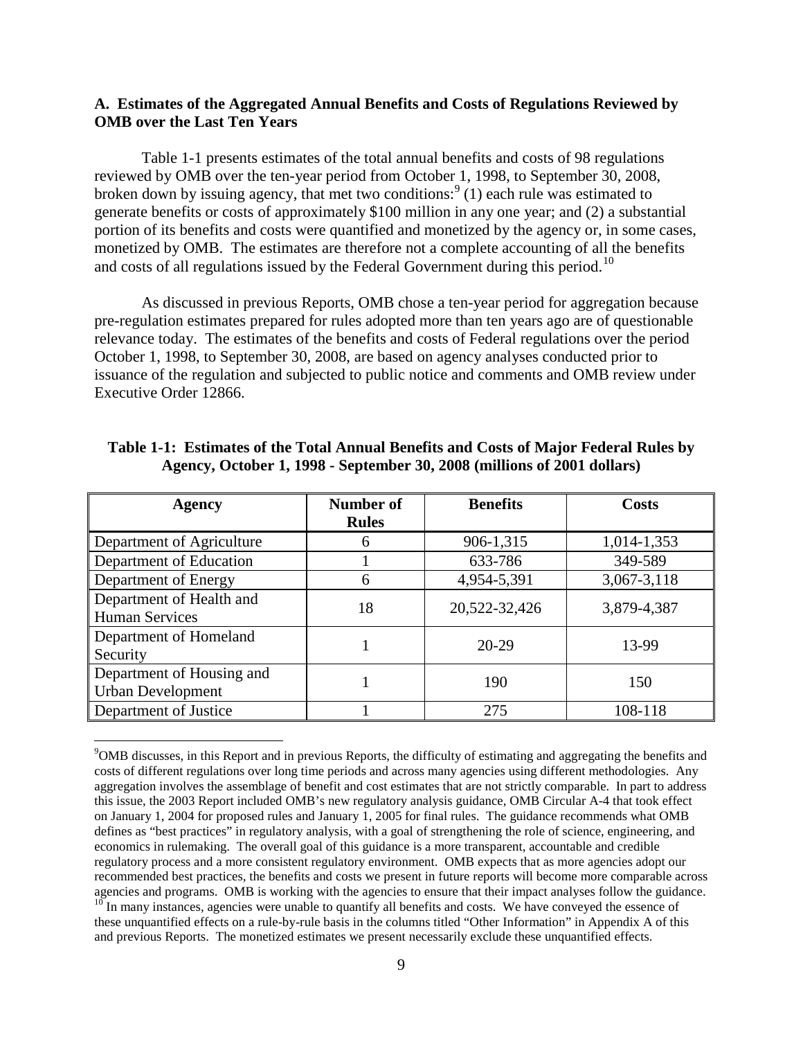## A. Estimates of the Aggregated Annual Benefits and Costs of Regulations Reviewed by OMB over the Last Ten Years

Table 1-1 presents estimates of the total annual benefits and costs of 98 regulations reviewed by OMB over the ten-year period from October 1, 1998, to September 30, 2008, broken down by issuing agency, that met two conditions:[9] (1) each rule was estimated to generate benefits or costs of approximately $100 million in any one year; and (2) a substantial portion of its benefits and costs were quantified and monetized by the agency or, in some cases, monetized by OMB. The estimates are therefore not a complete accounting of all the benefits and costs of all regulations issued by the Federal Government during this period.[10]

As discussed in previous Reports, OMB chose a ten-year period for aggregation because pre-regulation estimates prepared for rules adopted more than ten years ago are of questionable relevance today. The estimates of the benefits and costs of Federal regulations over the period October 1, 1998, to September 30, 2008, are based on agency analyses conducted prior to issuance of the regulation and subjected to public notice and comments and OMB review under Executive Order 12866.

**Table 1-1: Estimates of the Total Annual Benefits and Costs of Major Federal Rules by Agency, October 1, 1998 - September 30, 2008 (millions of 2001 dollars)**

| Agency | Number of Rules | Benefits | Costs |
|---|---|---|---|
| Department of Agriculture | 6 | 906-1,315 | 1,014-1,353 |
| Department of Education | 1 | 633-786 | 349-589 |
| Department of Energy | 6 | 4,954-5,391 | 3,067-3,118 |
| Department of Health and Human Services | 18 | 20,522-32,426 | 3,879-4,387 |
| Department of Homeland Security | 1 | 20-29 | 13-99 |
| Department of Housing and Urban Development | 1 | 190 | 150 |
| Department of Justice | 1 | 275 | 108-118 |

[9] OMB discusses, in this Report and in previous Reports, the difficulty of estimating and aggregating the benefits and costs of different regulations over long time periods and across many agencies using different methodologies. Any aggregation involves the assemblage of benefit and cost estimates that are not strictly comparable. In part to address this issue, the 2003 Report included OMB's new regulatory analysis guidance, OMB Circular A-4 that took effect on January 1, 2004 for proposed rules and January 1, 2005 for final rules. The guidance recommends what OMB defines as "best practices" in regulatory analysis, with a goal of strengthening the role of science, engineering, and economics in rulemaking. The overall goal of this guidance is a more transparent, accountable and credible regulatory process and a more consistent regulatory environment. OMB expects that as more agencies adopt our recommended best practices, the benefits and costs we present in future reports will become more comparable across agencies and programs. OMB is working with the agencies to ensure that their impact analyses follow the guidance.

[10] In many instances, agencies were unable to quantify all benefits and costs. We have conveyed the essence of these unquantified effects on a rule-by-rule basis in the columns titled "Other Information" in Appendix A of this and previous Reports. The monetized estimates we present necessarily exclude these unquantified effects.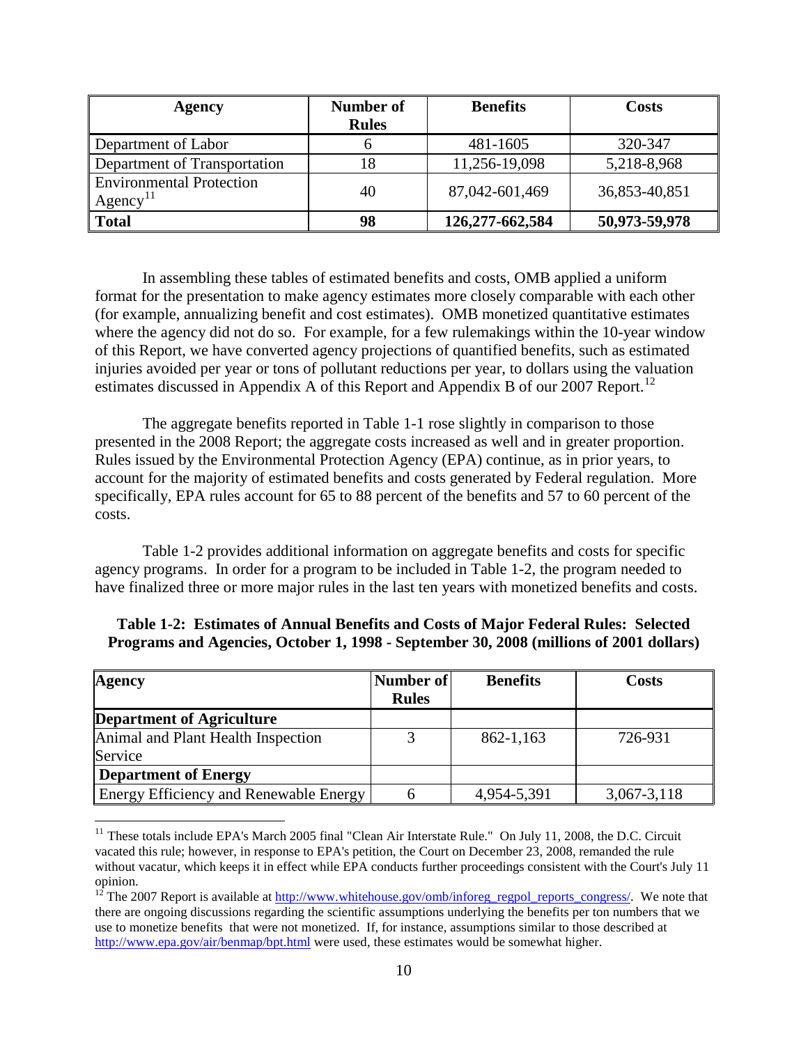| Agency | Number of Rules | Benefits | Costs |
|---|---|---|---|
| Department of Labor | 6 | 481-1605 | 320-347 |
| Department of Transportation | 18 | 11,256-19,098 | 5,218-8,968 |
| Environmental Protection Agency[11] | 40 | 87,042-601,469 | 36,853-40,851 |
| **Total** | **98** | **126,277-662,584** | **50,973-59,978** |

In assembling these tables of estimated benefits and costs, OMB applied a uniform format for the presentation to make agency estimates more closely comparable with each other (for example, annualizing benefit and cost estimates). OMB monetized quantitative estimates where the agency did not do so. For example, for a few rulemakings within the 10-year window of this Report, we have converted agency projections of quantified benefits, such as estimated injuries avoided per year or tons of pollutant reductions per year, to dollars using the valuation estimates discussed in Appendix A of this Report and Appendix B of our 2007 Report.[12]

The aggregate benefits reported in Table 1-1 rose slightly in comparison to those presented in the 2008 Report; the aggregate costs increased as well and in greater proportion. Rules issued by the Environmental Protection Agency (EPA) continue, as in prior years, to account for the majority of estimated benefits and costs generated by Federal regulation. More specifically, EPA rules account for 65 to 88 percent of the benefits and 57 to 60 percent of the costs.

Table 1-2 provides additional information on aggregate benefits and costs for specific agency programs. In order for a program to be included in Table 1-2, the program needed to have finalized three or more major rules in the last ten years with monetized benefits and costs.

**Table 1-2: Estimates of Annual Benefits and Costs of Major Federal Rules: Selected Programs and Agencies, October 1, 1998 - September 30, 2008 (millions of 2001 dollars)**

| Agency | Number of Rules | Benefits | Costs |
|---|---|---|---|
| **Department of Agriculture** | | | |
| Animal and Plant Health Inspection Service | 3 | 862-1,163 | 726-931 |
| **Department of Energy** | | | |
| Energy Efficiency and Renewable Energy | 6 | 4,954-5,391 | 3,067-3,118 |

[11] These totals include EPA's March 2005 final "Clean Air Interstate Rule." On July 11, 2008, the D.C. Circuit vacated this rule; however, in response to EPA's petition, the Court on December 23, 2008, remanded the rule without vacatur, which keeps it in effect while EPA conducts further proceedings consistent with the Court's July 11 opinion.

[12] The 2007 Report is available at http://www.whitehouse.gov/omb/inforeg_regpol_reports_congress/. We note that there are ongoing discussions regarding the scientific assumptions underlying the benefits per ton numbers that we use to monetize benefits that were not monetized. If, for instance, assumptions similar to those described at http://www.epa.gov/air/benmap/bpt.html were used, these estimates would be somewhat higher.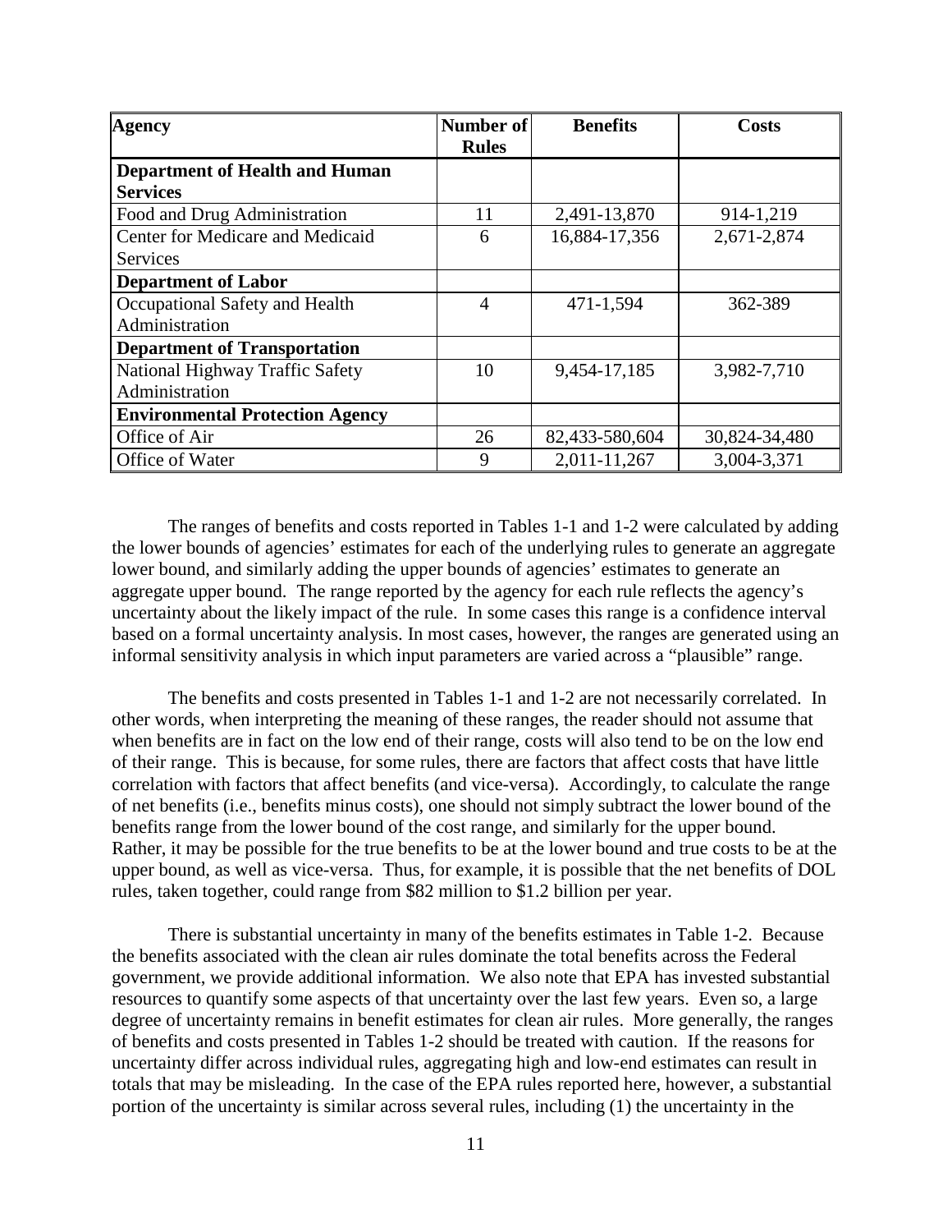| Agency | Number of Rules | Benefits | Costs |
|---|---|---|---|
| **Department of Health and Human Services** | | | |
| Food and Drug Administration | 11 | 2,491-13,870 | 914-1,219 |
| Center for Medicare and Medicaid Services | 6 | 16,884-17,356 | 2,671-2,874 |
| **Department of Labor** | | | |
| Occupational Safety and Health Administration | 4 | 471-1,594 | 362-389 |
| **Department of Transportation** | | | |
| National Highway Traffic Safety Administration | 10 | 9,454-17,185 | 3,982-7,710 |
| **Environmental Protection Agency** | | | |
| Office of Air | 26 | 82,433-580,604 | 30,824-34,480 |
| Office of Water | 9 | 2,011-11,267 | 3,004-3,371 |

The ranges of benefits and costs reported in Tables 1-1 and 1-2 were calculated by adding the lower bounds of agencies' estimates for each of the underlying rules to generate an aggregate lower bound, and similarly adding the upper bounds of agencies' estimates to generate an aggregate upper bound. The range reported by the agency for each rule reflects the agency's uncertainty about the likely impact of the rule. In some cases this range is a confidence interval based on a formal uncertainty analysis. In most cases, however, the ranges are generated using an informal sensitivity analysis in which input parameters are varied across a "plausible" range.

The benefits and costs presented in Tables 1-1 and 1-2 are not necessarily correlated. In other words, when interpreting the meaning of these ranges, the reader should not assume that when benefits are in fact on the low end of their range, costs will also tend to be on the low end of their range. This is because, for some rules, there are factors that affect costs that have little correlation with factors that affect benefits (and vice-versa). Accordingly, to calculate the range of net benefits (i.e., benefits minus costs), one should not simply subtract the lower bound of the benefits range from the lower bound of the cost range, and similarly for the upper bound. Rather, it may be possible for the true benefits to be at the lower bound and true costs to be at the upper bound, as well as vice-versa. Thus, for example, it is possible that the net benefits of DOL rules, taken together, could range from $82 million to $1.2 billion per year.

There is substantial uncertainty in many of the benefits estimates in Table 1-2. Because the benefits associated with the clean air rules dominate the total benefits across the Federal government, we provide additional information. We also note that EPA has invested substantial resources to quantify some aspects of that uncertainty over the last few years. Even so, a large degree of uncertainty remains in benefit estimates for clean air rules. More generally, the ranges of benefits and costs presented in Tables 1-2 should be treated with caution. If the reasons for uncertainty differ across individual rules, aggregating high and low-end estimates can result in totals that may be misleading. In the case of the EPA rules reported here, however, a substantial portion of the uncertainty is similar across several rules, including (1) the uncertainty in the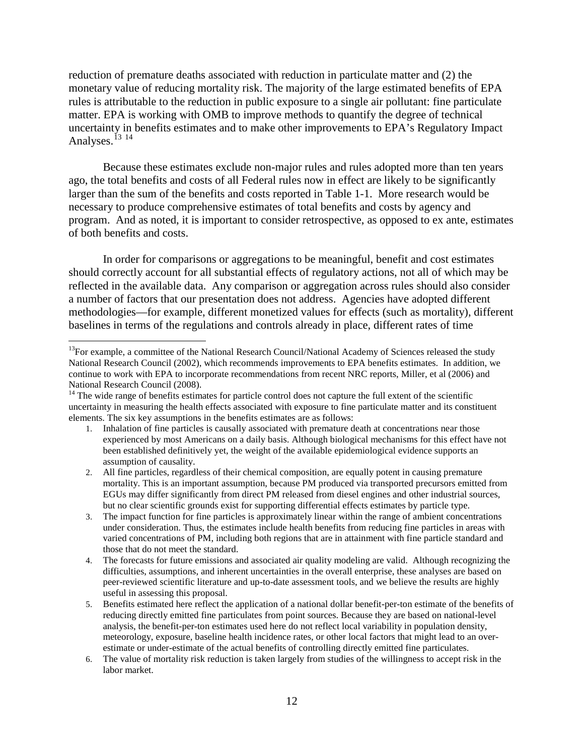reduction of premature deaths associated with reduction in particulate matter and (2) the monetary value of reducing mortality risk. The majority of the large estimated benefits of EPA rules is attributable to the reduction in public exposure to a single air pollutant: fine particulate matter. EPA is working with OMB to improve methods to quantify the degree of technical uncertainty in benefits estimates and to make other improvements to EPA's Regulatory Impact Analyses.[13] [14]

Because these estimates exclude non-major rules and rules adopted more than ten years ago, the total benefits and costs of all Federal rules now in effect are likely to be significantly larger than the sum of the benefits and costs reported in Table 1-1. More research would be necessary to produce comprehensive estimates of total benefits and costs by agency and program. And as noted, it is important to consider retrospective, as opposed to ex ante, estimates of both benefits and costs.

In order for comparisons or aggregations to be meaningful, benefit and cost estimates should correctly account for all substantial effects of regulatory actions, not all of which may be reflected in the available data. Any comparison or aggregation across rules should also consider a number of factors that our presentation does not address. Agencies have adopted different methodologies—for example, different monetized values for effects (such as mortality), different baselines in terms of the regulations and controls already in place, different rates of time

---

[13]For example, a committee of the National Research Council/National Academy of Sciences released the study National Research Council (2002), which recommends improvements to EPA benefits estimates. In addition, we continue to work with EPA to incorporate recommendations from recent NRC reports, Miller, et al (2006) and National Research Council (2008).

[14] The wide range of benefits estimates for particle control does not capture the full extent of the scientific uncertainty in measuring the health effects associated with exposure to fine particulate matter and its constituent elements. The six key assumptions in the benefits estimates are as follows:

1. Inhalation of fine particles is causally associated with premature death at concentrations near those experienced by most Americans on a daily basis. Although biological mechanisms for this effect have not been established definitively yet, the weight of the available epidemiological evidence supports an assumption of causality.
2. All fine particles, regardless of their chemical composition, are equally potent in causing premature mortality. This is an important assumption, because PM produced via transported precursors emitted from EGUs may differ significantly from direct PM released from diesel engines and other industrial sources, but no clear scientific grounds exist for supporting differential effects estimates by particle type.
3. The impact function for fine particles is approximately linear within the range of ambient concentrations under consideration. Thus, the estimates include health benefits from reducing fine particles in areas with varied concentrations of PM, including both regions that are in attainment with fine particle standard and those that do not meet the standard.
4. The forecasts for future emissions and associated air quality modeling are valid. Although recognizing the difficulties, assumptions, and inherent uncertainties in the overall enterprise, these analyses are based on peer-reviewed scientific literature and up-to-date assessment tools, and we believe the results are highly useful in assessing this proposal.
5. Benefits estimated here reflect the application of a national dollar benefit-per-ton estimate of the benefits of reducing directly emitted fine particulates from point sources. Because they are based on national-level analysis, the benefit-per-ton estimates used here do not reflect local variability in population density, meteorology, exposure, baseline health incidence rates, or other local factors that might lead to an over-estimate or under-estimate of the actual benefits of controlling directly emitted fine particulates.
6. The value of mortality risk reduction is taken largely from studies of the willingness to accept risk in the labor market.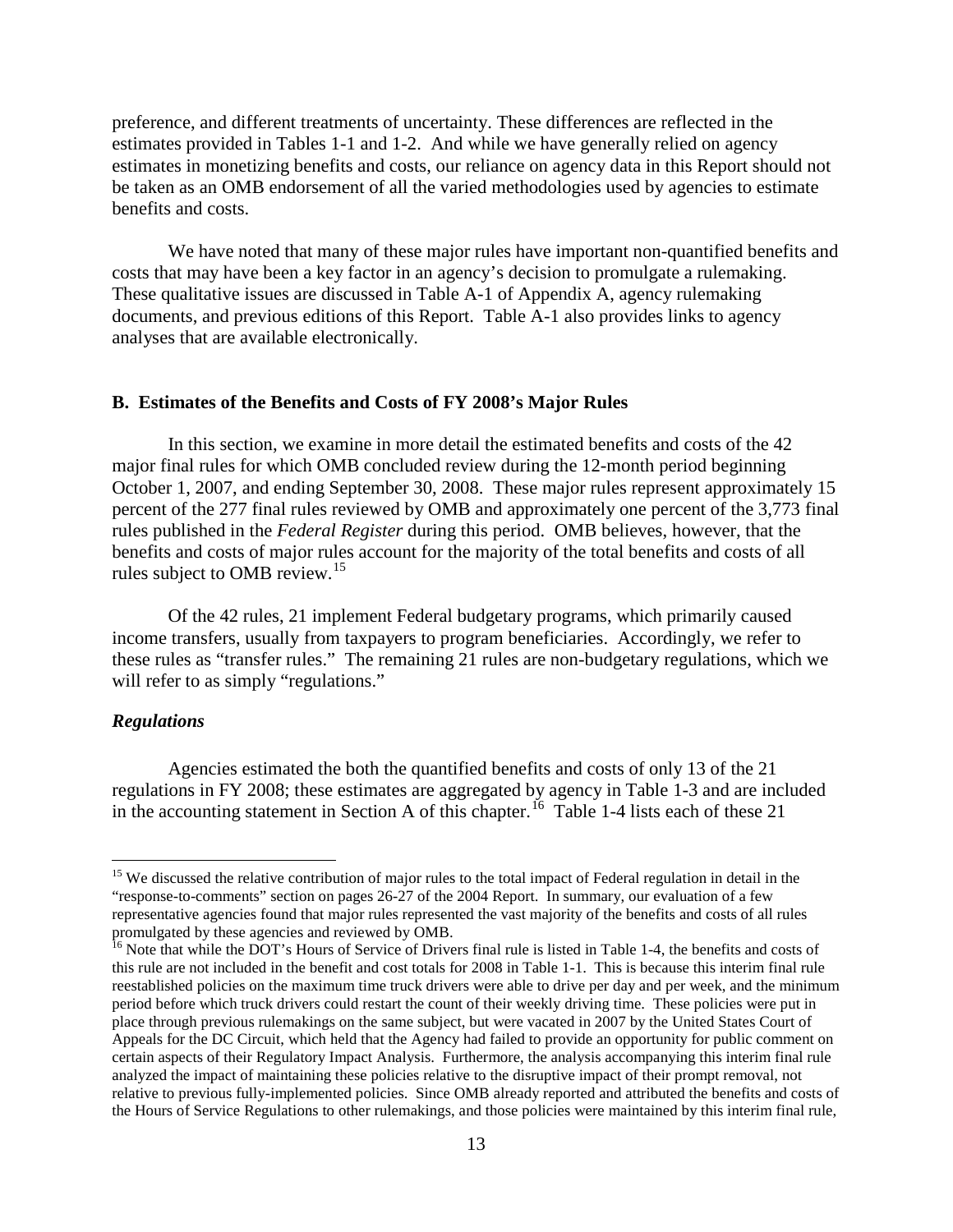preference, and different treatments of uncertainty. These differences are reflected in the estimates provided in Tables 1-1 and 1-2. And while we have generally relied on agency estimates in monetizing benefits and costs, our reliance on agency data in this Report should not be taken as an OMB endorsement of all the varied methodologies used by agencies to estimate benefits and costs.

We have noted that many of these major rules have important non-quantified benefits and costs that may have been a key factor in an agency's decision to promulgate a rulemaking. These qualitative issues are discussed in Table A-1 of Appendix A, agency rulemaking documents, and previous editions of this Report. Table A-1 also provides links to agency analyses that are available electronically.

### B. Estimates of the Benefits and Costs of FY 2008's Major Rules

In this section, we examine in more detail the estimated benefits and costs of the 42 major final rules for which OMB concluded review during the 12-month period beginning October 1, 2007, and ending September 30, 2008. These major rules represent approximately 15 percent of the 277 final rules reviewed by OMB and approximately one percent of the 3,773 final rules published in the *Federal Register* during this period. OMB believes, however, that the benefits and costs of major rules account for the majority of the total benefits and costs of all rules subject to OMB review.[15]

Of the 42 rules, 21 implement Federal budgetary programs, which primarily caused income transfers, usually from taxpayers to program beneficiaries. Accordingly, we refer to these rules as "transfer rules." The remaining 21 rules are non-budgetary regulations, which we will refer to as simply "regulations."

#### *Regulations*

Agencies estimated the both the quantified benefits and costs of only 13 of the 21 regulations in FY 2008; these estimates are aggregated by agency in Table 1-3 and are included in the accounting statement in Section A of this chapter.[16] Table 1-4 lists each of these 21

---

[15] We discussed the relative contribution of major rules to the total impact of Federal regulation in detail in the "response-to-comments" section on pages 26-27 of the 2004 Report. In summary, our evaluation of a few representative agencies found that major rules represented the vast majority of the benefits and costs of all rules promulgated by these agencies and reviewed by OMB.

[16] Note that while the DOT's Hours of Service of Drivers final rule is listed in Table 1-4, the benefits and costs of this rule are not included in the benefit and cost totals for 2008 in Table 1-1. This is because this interim final rule reestablished policies on the maximum time truck drivers were able to drive per day and per week, and the minimum period before which truck drivers could restart the count of their weekly driving time. These policies were put in place through previous rulemakings on the same subject, but were vacated in 2007 by the United States Court of Appeals for the DC Circuit, which held that the Agency had failed to provide an opportunity for public comment on certain aspects of their Regulatory Impact Analysis. Furthermore, the analysis accompanying this interim final rule analyzed the impact of maintaining these policies relative to the disruptive impact of their prompt removal, not relative to previous fully-implemented policies. Since OMB already reported and attributed the benefits and costs of the Hours of Service Regulations to other rulemakings, and those policies were maintained by this interim final rule,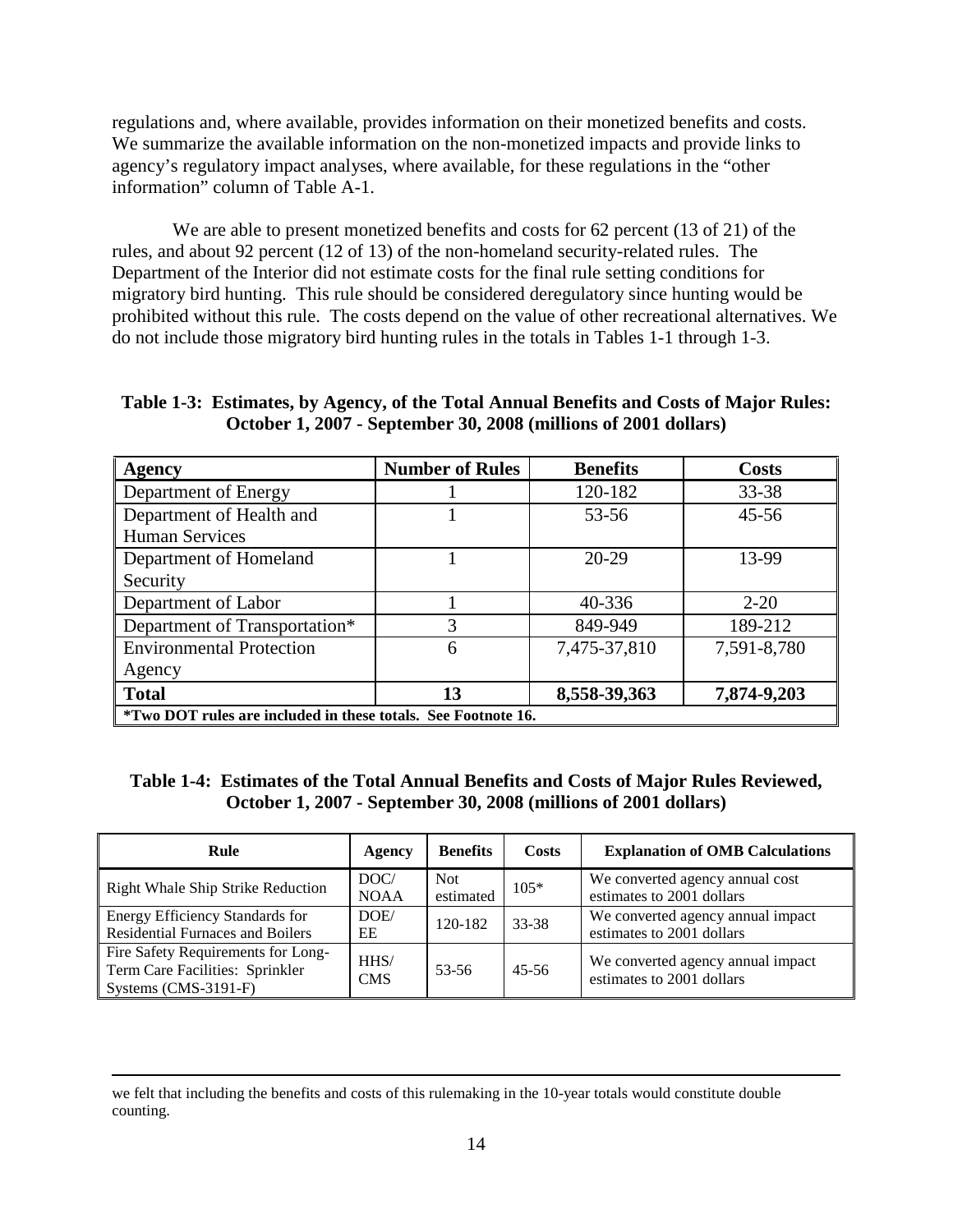regulations and, where available, provides information on their monetized benefits and costs. We summarize the available information on the non-monetized impacts and provide links to agency's regulatory impact analyses, where available, for these regulations in the "other information" column of Table A-1.

We are able to present monetized benefits and costs for 62 percent (13 of 21) of the rules, and about 92 percent (12 of 13) of the non-homeland security-related rules. The Department of the Interior did not estimate costs for the final rule setting conditions for migratory bird hunting. This rule should be considered deregulatory since hunting would be prohibited without this rule. The costs depend on the value of other recreational alternatives. We do not include those migratory bird hunting rules in the totals in Tables 1-1 through 1-3.

**Table 1-3: Estimates, by Agency, of the Total Annual Benefits and Costs of Major Rules: October 1, 2007 - September 30, 2008 (millions of 2001 dollars)**

| Agency | Number of Rules | Benefits | Costs |
|---|---|---|---|
| Department of Energy | 1 | 120-182 | 33-38 |
| Department of Health and Human Services | 1 | 53-56 | 45-56 |
| Department of Homeland Security | 1 | 20-29 | 13-99 |
| Department of Labor | 1 | 40-336 | 2-20 |
| Department of Transportation* | 3 | 849-949 | 189-212 |
| Environmental Protection Agency | 6 | 7,475-37,810 | 7,591-8,780 |
| **Total** | **13** | **8,558-39,363** | **7,874-9,203** |
| ***Two DOT rules are included in these totals. See Footnote 16.** | | | |

**Table 1-4: Estimates of the Total Annual Benefits and Costs of Major Rules Reviewed, October 1, 2007 - September 30, 2008 (millions of 2001 dollars)**

| Rule | Agency | Benefits | Costs | Explanation of OMB Calculations |
|---|---|---|---|---|
| Right Whale Ship Strike Reduction | DOC/ NOAA | Not estimated | 105* | We converted agency annual cost estimates to 2001 dollars |
| Energy Efficiency Standards for Residential Furnaces and Boilers | DOE/ EE | 120-182 | 33-38 | We converted agency annual impact estimates to 2001 dollars |
| Fire Safety Requirements for Long-Term Care Facilities: Sprinkler Systems (CMS-3191-F) | HHS/ CMS | 53-56 | 45-56 | We converted agency annual impact estimates to 2001 dollars |

we felt that including the benefits and costs of this rulemaking in the 10-year totals would constitute double counting.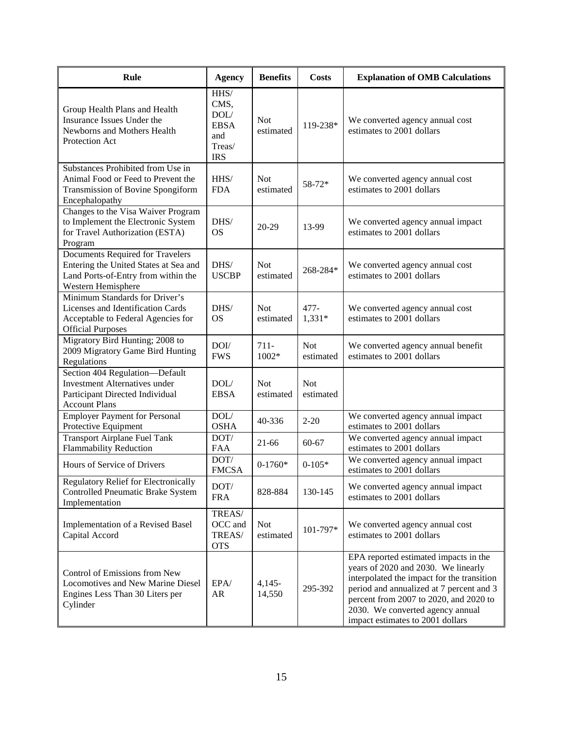| Rule | Agency | Benefits | Costs | Explanation of OMB Calculations |
|---|---|---|---|---|
| Group Health Plans and Health Insurance Issues Under the Newborns and Mothers Health Protection Act | HHS/ CMS, DOL/ EBSA and Treas/ IRS | Not estimated | 119-238* | We converted agency annual cost estimates to 2001 dollars |
| Substances Prohibited from Use in Animal Food or Feed to Prevent the Transmission of Bovine Spongiform Encephalopathy | HHS/ FDA | Not estimated | 58-72* | We converted agency annual cost estimates to 2001 dollars |
| Changes to the Visa Waiver Program to Implement the Electronic System for Travel Authorization (ESTA) Program | DHS/ OS | 20-29 | 13-99 | We converted agency annual impact estimates to 2001 dollars |
| Documents Required for Travelers Entering the United States at Sea and Land Ports-of-Entry from within the Western Hemisphere | DHS/ USCBP | Not estimated | 268-284* | We converted agency annual cost estimates to 2001 dollars |
| Minimum Standards for Driver's Licenses and Identification Cards Acceptable to Federal Agencies for Official Purposes | DHS/ OS | Not estimated | 477-1,331* | We converted agency annual cost estimates to 2001 dollars |
| Migratory Bird Hunting; 2008 to 2009 Migratory Game Bird Hunting Regulations | DOI/ FWS | 711-1002* | Not estimated | We converted agency annual benefit estimates to 2001 dollars |
| Section 404 Regulation—Default Investment Alternatives under Participant Directed Individual Account Plans | DOL/ EBSA | Not estimated | Not estimated | |
| Employer Payment for Personal Protective Equipment | DOL/ OSHA | 40-336 | 2-20 | We converted agency annual impact estimates to 2001 dollars |
| Transport Airplane Fuel Tank Flammability Reduction | DOT/ FAA | 21-66 | 60-67 | We converted agency annual impact estimates to 2001 dollars |
| Hours of Service of Drivers | DOT/ FMCSA | 0-1760* | 0-105* | We converted agency annual impact estimates to 2001 dollars |
| Regulatory Relief for Electronically Controlled Pneumatic Brake System Implementation | DOT/ FRA | 828-884 | 130-145 | We converted agency annual impact estimates to 2001 dollars |
| Implementation of a Revised Basel Capital Accord | TREAS/ OCC and TREAS/ OTS | Not estimated | 101-797* | We converted agency annual cost estimates to 2001 dollars |
| Control of Emissions from New Locomotives and New Marine Diesel Engines Less Than 30 Liters per Cylinder | EPA/ AR | 4,145-14,550 | 295-392 | EPA reported estimated impacts in the years of 2020 and 2030. We linearly interpolated the impact for the transition period and annualized at 7 percent and 3 percent from 2007 to 2020, and 2020 to 2030. We converted agency annual impact estimates to 2001 dollars |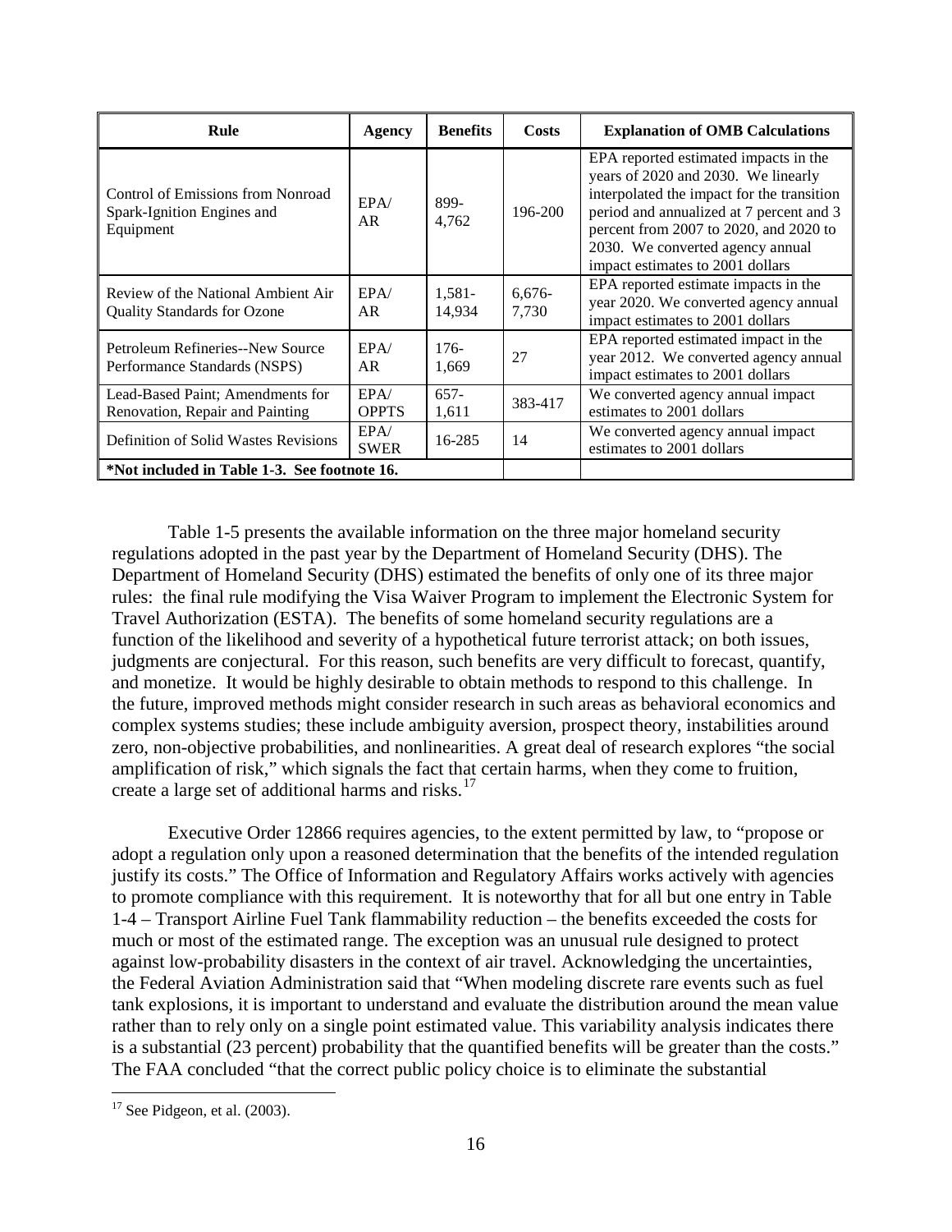| Rule | Agency | Benefits | Costs | Explanation of OMB Calculations |
|---|---|---|---|---|
| Control of Emissions from Nonroad Spark-Ignition Engines and Equipment | EPA/ AR | 899-4,762 | 196-200 | EPA reported estimated impacts in the years of 2020 and 2030. We linearly interpolated the impact for the transition period and annualized at 7 percent and 3 percent from 2007 to 2020, and 2020 to 2030. We converted agency annual impact estimates to 2001 dollars |
| Review of the National Ambient Air Quality Standards for Ozone | EPA/ AR | 1,581-14,934 | 6,676-7,730 | EPA reported estimate impacts in the year 2020. We converted agency annual impact estimates to 2001 dollars |
| Petroleum Refineries--New Source Performance Standards (NSPS) | EPA/ AR | 176-1,669 | 27 | EPA reported estimated impact in the year 2012. We converted agency annual impact estimates to 2001 dollars |
| Lead-Based Paint; Amendments for Renovation, Repair and Painting | EPA/ OPPTS | 657-1,611 | 383-417 | We converted agency annual impact estimates to 2001 dollars |
| Definition of Solid Wastes Revisions | EPA/ SWER | 16-285 | 14 | We converted agency annual impact estimates to 2001 dollars |
| **\*Not included in Table 1-3. See footnote 16.** | | | | |

Table 1-5 presents the available information on the three major homeland security regulations adopted in the past year by the Department of Homeland Security (DHS). The Department of Homeland Security (DHS) estimated the benefits of only one of its three major rules: the final rule modifying the Visa Waiver Program to implement the Electronic System for Travel Authorization (ESTA). The benefits of some homeland security regulations are a function of the likelihood and severity of a hypothetical future terrorist attack; on both issues, judgments are conjectural. For this reason, such benefits are very difficult to forecast, quantify, and monetize. It would be highly desirable to obtain methods to respond to this challenge. In the future, improved methods might consider research in such areas as behavioral economics and complex systems studies; these include ambiguity aversion, prospect theory, instabilities around zero, non-objective probabilities, and nonlinearities. A great deal of research explores "the social amplification of risk," which signals the fact that certain harms, when they come to fruition, create a large set of additional harms and risks.[17]

Executive Order 12866 requires agencies, to the extent permitted by law, to "propose or adopt a regulation only upon a reasoned determination that the benefits of the intended regulation justify its costs." The Office of Information and Regulatory Affairs works actively with agencies to promote compliance with this requirement. It is noteworthy that for all but one entry in Table 1-4 – Transport Airline Fuel Tank flammability reduction – the benefits exceeded the costs for much or most of the estimated range. The exception was an unusual rule designed to protect against low-probability disasters in the context of air travel. Acknowledging the uncertainties, the Federal Aviation Administration said that "When modeling discrete rare events such as fuel tank explosions, it is important to understand and evaluate the distribution around the mean value rather than to rely only on a single point estimated value. This variability analysis indicates there is a substantial (23 percent) probability that the quantified benefits will be greater than the costs." The FAA concluded "that the correct public policy choice is to eliminate the substantial

[17] See Pidgeon, et al. (2003).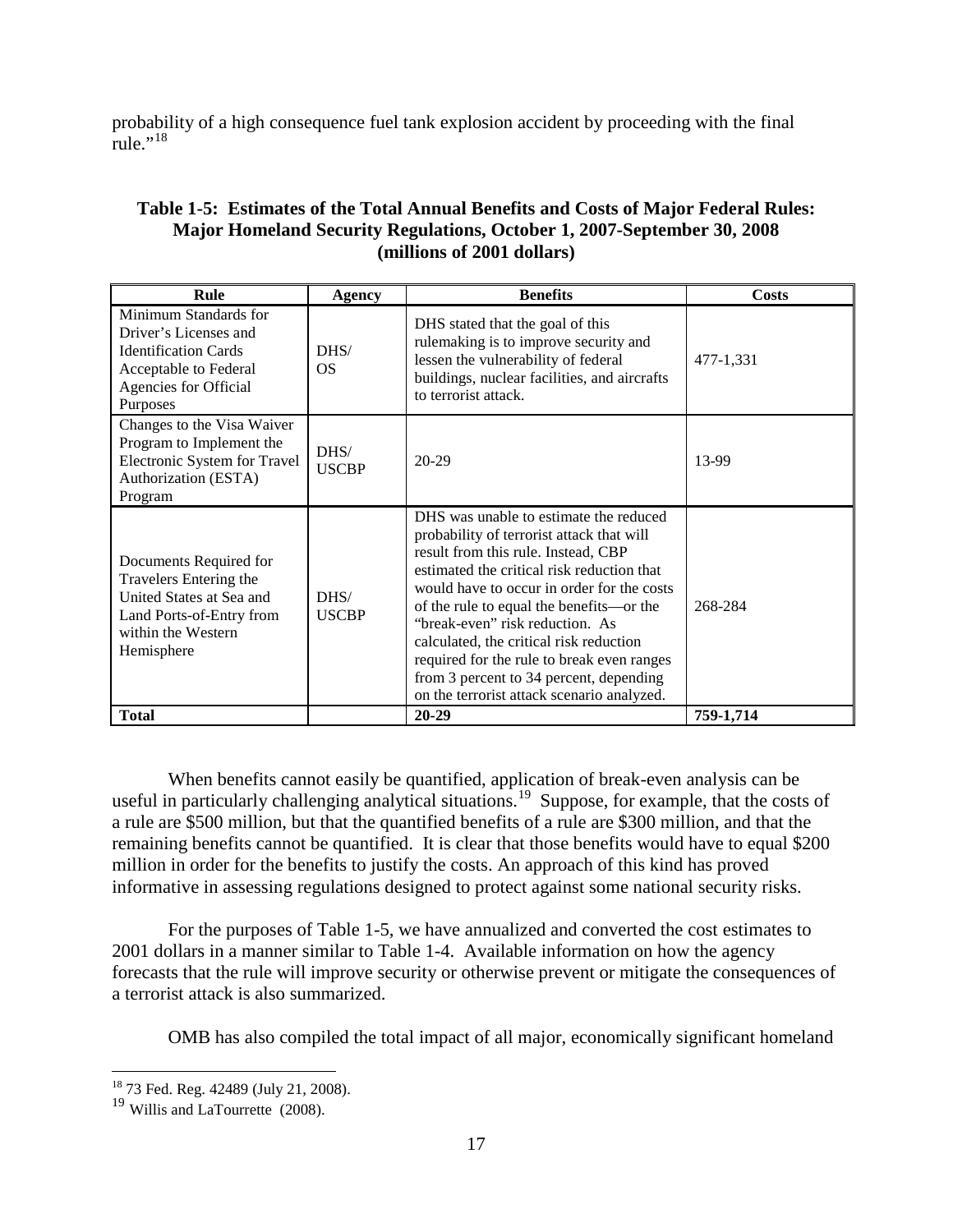probability of a high consequence fuel tank explosion accident by proceeding with the final rule."[18]

**Table 1-5: Estimates of the Total Annual Benefits and Costs of Major Federal Rules: Major Homeland Security Regulations, October 1, 2007-September 30, 2008 (millions of 2001 dollars)**

| Rule | Agency | Benefits | Costs |
|---|---|---|---|
| Minimum Standards for Driver's Licenses and Identification Cards Acceptable to Federal Agencies for Official Purposes | DHS/ OS | DHS stated that the goal of this rulemaking is to improve security and lessen the vulnerability of federal buildings, nuclear facilities, and aircrafts to terrorist attack. | 477-1,331 |
| Changes to the Visa Waiver Program to Implement the Electronic System for Travel Authorization (ESTA) Program | DHS/ USCBP | 20-29 | 13-99 |
| Documents Required for Travelers Entering the United States at Sea and Land Ports-of-Entry from within the Western Hemisphere | DHS/ USCBP | DHS was unable to estimate the reduced probability of terrorist attack that will result from this rule. Instead, CBP estimated the critical risk reduction that would have to occur in order for the costs of the rule to equal the benefits—or the "break-even" risk reduction. As calculated, the critical risk reduction required for the rule to break even ranges from 3 percent to 34 percent, depending on the terrorist attack scenario analyzed. | 268-284 |
| **Total** | | **20-29** | **759-1,714** |

When benefits cannot easily be quantified, application of break-even analysis can be useful in particularly challenging analytical situations.[19] Suppose, for example, that the costs of a rule are $500 million, but that the quantified benefits of a rule are $300 million, and that the remaining benefits cannot be quantified. It is clear that those benefits would have to equal $200 million in order for the benefits to justify the costs. An approach of this kind has proved informative in assessing regulations designed to protect against some national security risks.

For the purposes of Table 1-5, we have annualized and converted the cost estimates to 2001 dollars in a manner similar to Table 1-4. Available information on how the agency forecasts that the rule will improve security or otherwise prevent or mitigate the consequences of a terrorist attack is also summarized.

OMB has also compiled the total impact of all major, economically significant homeland

---

[18] 73 Fed. Reg. 42489 (July 21, 2008).

[19] Willis and LaTourrette (2008).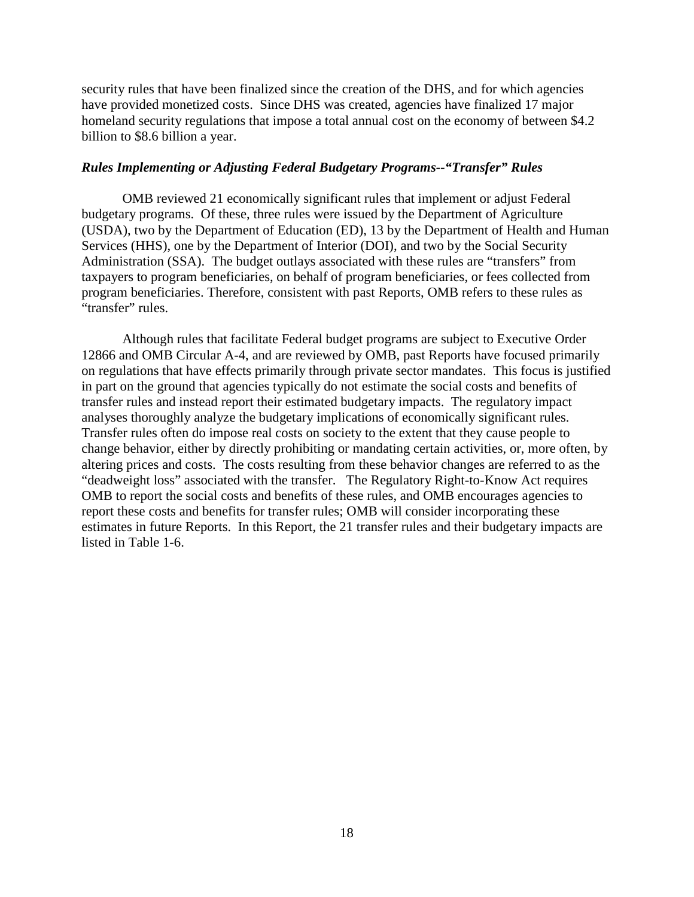security rules that have been finalized since the creation of the DHS, and for which agencies have provided monetized costs. Since DHS was created, agencies have finalized 17 major homeland security regulations that impose a total annual cost on the economy of between $4.2 billion to $8.6 billion a year.

### *Rules Implementing or Adjusting Federal Budgetary Programs--"Transfer" Rules*

OMB reviewed 21 economically significant rules that implement or adjust Federal budgetary programs. Of these, three rules were issued by the Department of Agriculture (USDA), two by the Department of Education (ED), 13 by the Department of Health and Human Services (HHS), one by the Department of Interior (DOI), and two by the Social Security Administration (SSA). The budget outlays associated with these rules are "transfers" from taxpayers to program beneficiaries, on behalf of program beneficiaries, or fees collected from program beneficiaries. Therefore, consistent with past Reports, OMB refers to these rules as "transfer" rules.

Although rules that facilitate Federal budget programs are subject to Executive Order 12866 and OMB Circular A-4, and are reviewed by OMB, past Reports have focused primarily on regulations that have effects primarily through private sector mandates. This focus is justified in part on the ground that agencies typically do not estimate the social costs and benefits of transfer rules and instead report their estimated budgetary impacts. The regulatory impact analyses thoroughly analyze the budgetary implications of economically significant rules. Transfer rules often do impose real costs on society to the extent that they cause people to change behavior, either by directly prohibiting or mandating certain activities, or, more often, by altering prices and costs. The costs resulting from these behavior changes are referred to as the "deadweight loss" associated with the transfer. The Regulatory Right-to-Know Act requires OMB to report the social costs and benefits of these rules, and OMB encourages agencies to report these costs and benefits for transfer rules; OMB will consider incorporating these estimates in future Reports. In this Report, the 21 transfer rules and their budgetary impacts are listed in Table 1-6.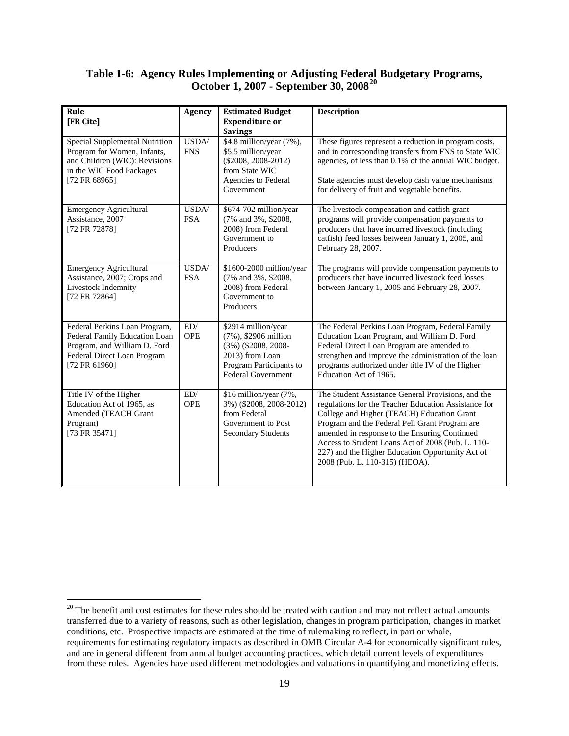**Table 1-6: Agency Rules Implementing or Adjusting Federal Budgetary Programs, October 1, 2007 - September 30, 2008[20]**

| Rule [FR Cite] | Agency | Estimated Budget Expenditure or Savings | Description |
|---|---|---|---|
| Special Supplemental Nutrition Program for Women, Infants, and Children (WIC): Revisions in the WIC Food Packages [72 FR 68965] | USDA/ FNS | $4.8 million/year (7%), $5.5 million/year ($2008, 2008-2012) from State WIC Agencies to Federal Government | These figures represent a reduction in program costs, and in corresponding transfers from FNS to State WIC agencies, of less than 0.1% of the annual WIC budget. State agencies must develop cash value mechanisms for delivery of fruit and vegetable benefits. |
| Emergency Agricultural Assistance, 2007 [72 FR 72878] | USDA/ FSA | $674-702 million/year (7% and 3%, $2008, 2008) from Federal Government to Producers | The livestock compensation and catfish grant programs will provide compensation payments to producers that have incurred livestock (including catfish) feed losses between January 1, 2005, and February 28, 2007. |
| Emergency Agricultural Assistance, 2007; Crops and Livestock Indemnity [72 FR 72864] | USDA/ FSA | $1600-2000 million/year (7% and 3%, $2008, 2008) from Federal Government to Producers | The programs will provide compensation payments to producers that have incurred livestock feed losses between January 1, 2005 and February 28, 2007. |
| Federal Perkins Loan Program, Federal Family Education Loan Program, and William D. Ford Federal Direct Loan Program [72 FR 61960] | ED/ OPE | $2914 million/year (7%), $2906 million (3%) ($2008, 2008-2013) from Loan Program Participants to Federal Government | The Federal Perkins Loan Program, Federal Family Education Loan Program, and William D. Ford Federal Direct Loan Program are amended to strengthen and improve the administration of the loan programs authorized under title IV of the Higher Education Act of 1965. |
| Title IV of the Higher Education Act of 1965, as Amended (TEACH Grant Program) [73 FR 35471] | ED/ OPE | $16 million/year (7%, 3%) ($2008, 2008-2012) from Federal Government to Post Secondary Students | The Student Assistance General Provisions, and the regulations for the Teacher Education Assistance for College and Higher (TEACH) Education Grant Program and the Federal Pell Grant Program are amended in response to the Ensuring Continued Access to Student Loans Act of 2008 (Pub. L. 110-227) and the Higher Education Opportunity Act of 2008 (Pub. L. 110-315) (HEOA). |

[20] The benefit and cost estimates for these rules should be treated with caution and may not reflect actual amounts transferred due to a variety of reasons, such as other legislation, changes in program participation, changes in market conditions, etc. Prospective impacts are estimated at the time of rulemaking to reflect, in part or whole, requirements for estimating regulatory impacts as described in OMB Circular A-4 for economically significant rules, and are in general different from annual budget accounting practices, which detail current levels of expenditures from these rules. Agencies have used different methodologies and valuations in quantifying and monetizing effects.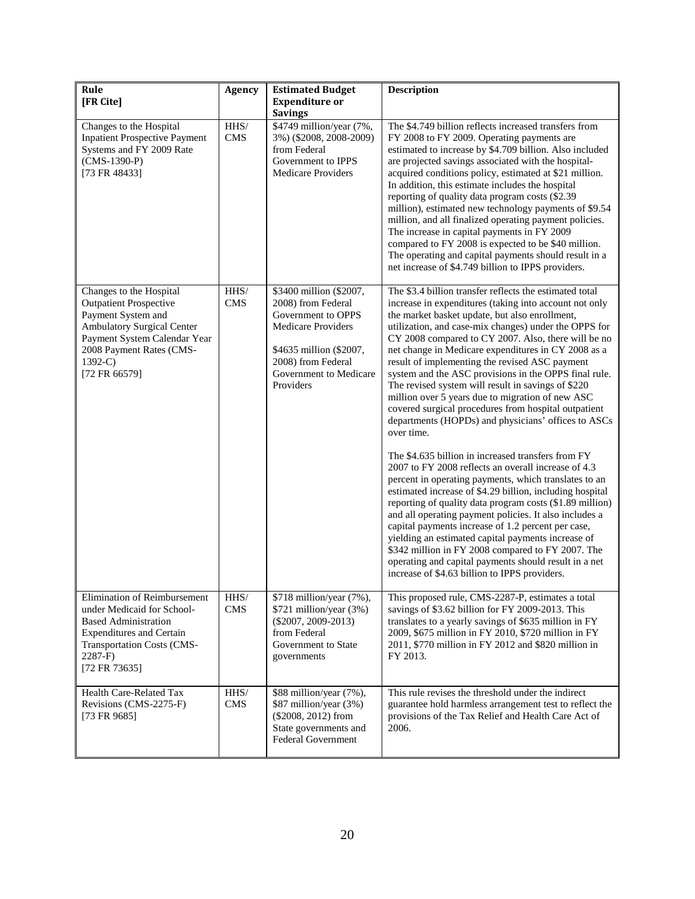| Rule [FR Cite] | Agency | Estimated Budget Expenditure or Savings | Description |
| --- | --- | --- | --- |
| Changes to the Hospital Inpatient Prospective Payment Systems and FY 2009 Rate (CMS-1390-P) [73 FR 48433] | HHS/ CMS | \$4749 million/year (7%, 3%) (\$2008, 2008-2009) from Federal Government to IPPS Medicare Providers | The \$4.749 billion reflects increased transfers from FY 2008 to FY 2009. Operating payments are estimated to increase by \$4.709 billion. Also included are projected savings associated with the hospital-acquired conditions policy, estimated at \$21 million. In addition, this estimate includes the hospital reporting of quality data program costs (\$2.39 million), estimated new technology payments of \$9.54 million, and all finalized operating payment policies. The increase in capital payments in FY 2009 compared to FY 2008 is expected to be \$40 million. The operating and capital payments should result in a net increase of \$4.749 billion to IPPS providers. |
| Changes to the Hospital Outpatient Prospective Payment System and Ambulatory Surgical Center Payment System Calendar Year 2008 Payment Rates (CMS-1392-C) [72 FR 66579] | HHS/ CMS | \$3400 million (\$2007, 2008) from Federal Government to OPPS Medicare Providers<br><br>\$4635 million (\$2007, 2008) from Federal Government to Medicare Providers | The \$3.4 billion transfer reflects the estimated total increase in expenditures (taking into account not only the market basket update, but also enrollment, utilization, and case-mix changes) under the OPPS for CY 2008 compared to CY 2007. Also, there will be no net change in Medicare expenditures in CY 2008 as a result of implementing the revised ASC payment system and the ASC provisions in the OPPS final rule. The revised system will result in savings of \$220 million over 5 years due to migration of new ASC covered surgical procedures from hospital outpatient departments (HOPDs) and physicians' offices to ASCs over time.<br><br>The \$4.635 billion in increased transfers from FY 2007 to FY 2008 reflects an overall increase of 4.3 percent in operating payments, which translates to an estimated increase of \$4.29 billion, including hospital reporting of quality data program costs (\$1.89 million) and all operating payment policies. It also includes a capital payments increase of 1.2 percent per case, yielding an estimated capital payments increase of \$342 million in FY 2008 compared to FY 2007. The operating and capital payments should result in a net increase of \$4.63 billion to IPPS providers. |
| Elimination of Reimbursement under Medicaid for School-Based Administration Expenditures and Certain Transportation Costs (CMS-2287-F) [72 FR 73635] | HHS/ CMS | \$718 million/year (7%), \$721 million/year (3%) (\$2007, 2009-2013) from Federal Government to State governments | This proposed rule, CMS-2287-P, estimates a total savings of \$3.62 billion for FY 2009-2013. This translates to a yearly savings of \$635 million in FY 2009, \$675 million in FY 2010, \$720 million in FY 2011, \$770 million in FY 2012 and \$820 million in FY 2013. |
| Health Care-Related Tax Revisions (CMS-2275-F) [73 FR 9685] | HHS/ CMS | \$88 million/year (7%), \$87 million/year (3%) (\$2008, 2012) from State governments and Federal Government | This rule revises the threshold under the indirect guarantee hold harmless arrangement test to reflect the provisions of the Tax Relief and Health Care Act of 2006. |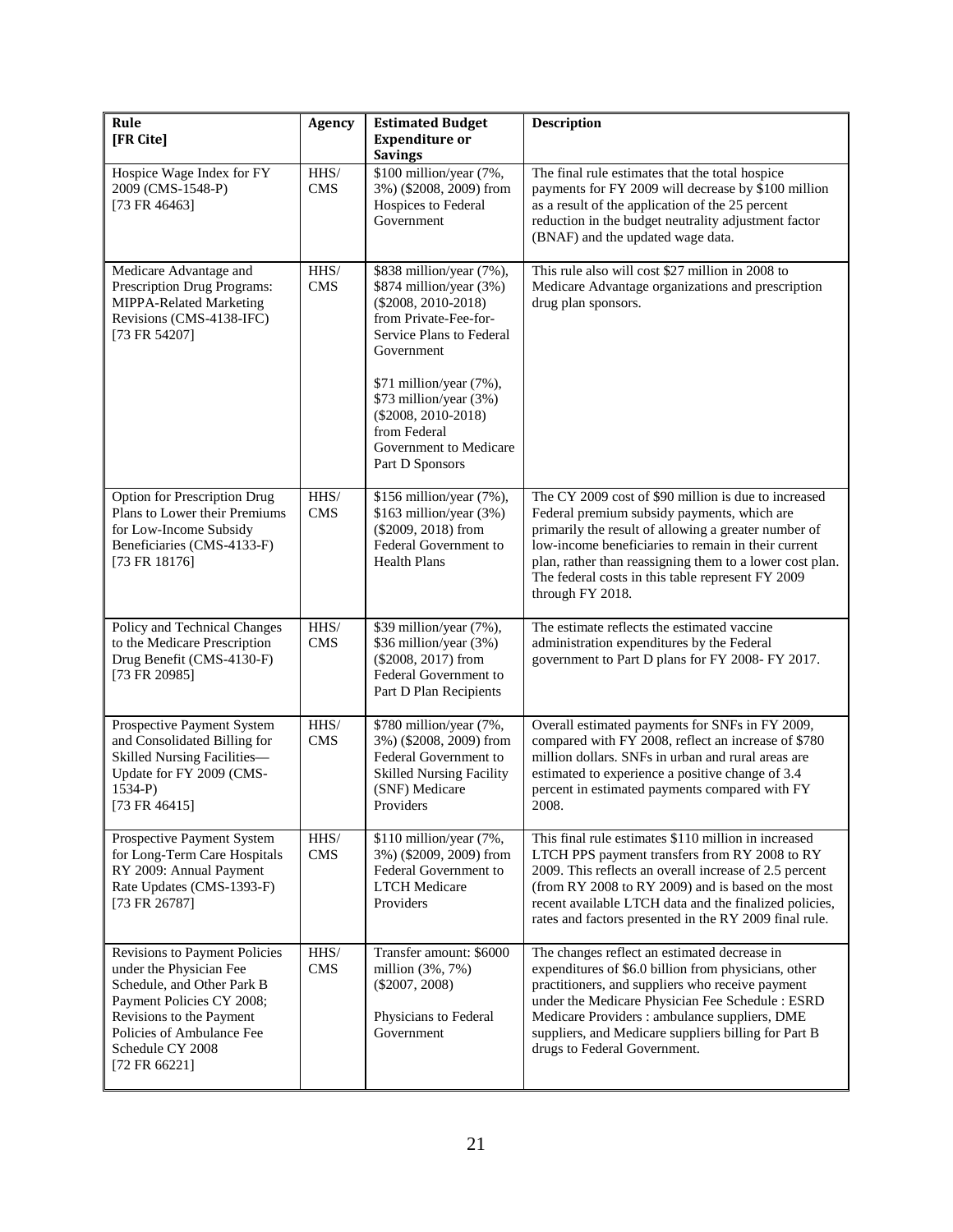| Rule [FR Cite] | Agency | Estimated Budget Expenditure or Savings | Description |
|---|---|---|---|
| Hospice Wage Index for FY 2009 (CMS-1548-P) [73 FR 46463] | HHS/ CMS | $100 million/year (7%, 3%) ($2008, 2009) from Hospices to Federal Government | The final rule estimates that the total hospice payments for FY 2009 will decrease by $100 million as a result of the application of the 25 percent reduction in the budget neutrality adjustment factor (BNAF) and the updated wage data. |
| Medicare Advantage and Prescription Drug Programs: MIPPA-Related Marketing Revisions (CMS-4138-IFC) [73 FR 54207] | HHS/ CMS | $838 million/year (7%), $874 million/year (3%) ($2008, 2010-2018) from Private-Fee-for-Service Plans to Federal Government<br><br>$71 million/year (7%), $73 million/year (3%) ($2008, 2010-2018) from Federal Government to Medicare Part D Sponsors | This rule also will cost $27 million in 2008 to Medicare Advantage organizations and prescription drug plan sponsors. |
| Option for Prescription Drug Plans to Lower their Premiums for Low-Income Subsidy Beneficiaries (CMS-4133-F) [73 FR 18176] | HHS/ CMS | $156 million/year (7%), $163 million/year (3%) ($2009, 2018) from Federal Government to Health Plans | The CY 2009 cost of $90 million is due to increased Federal premium subsidy payments, which are primarily the result of allowing a greater number of low-income beneficiaries to remain in their current plan, rather than reassigning them to a lower cost plan. The federal costs in this table represent FY 2009 through FY 2018. |
| Policy and Technical Changes to the Medicare Prescription Drug Benefit (CMS-4130-F) [73 FR 20985] | HHS/ CMS | $39 million/year (7%), $36 million/year (3%) ($2008, 2017) from Federal Government to Part D Plan Recipients | The estimate reflects the estimated vaccine administration expenditures by the Federal government to Part D plans for FY 2008- FY 2017. |
| Prospective Payment System and Consolidated Billing for Skilled Nursing Facilities—Update for FY 2009 (CMS-1534-P) [73 FR 46415] | HHS/ CMS | $780 million/year (7%, 3%) ($2008, 2009) from Federal Government to Skilled Nursing Facility (SNF) Medicare Providers | Overall estimated payments for SNFs in FY 2009, compared with FY 2008, reflect an increase of $780 million dollars. SNFs in urban and rural areas are estimated to experience a positive change of 3.4 percent in estimated payments compared with FY 2008. |
| Prospective Payment System for Long-Term Care Hospitals RY 2009: Annual Payment Rate Updates (CMS-1393-F) [73 FR 26787] | HHS/ CMS | $110 million/year (7%, 3%) ($2009, 2009) from Federal Government to LTCH Medicare Providers | This final rule estimates $110 million in increased LTCH PPS payment transfers from RY 2008 to RY 2009. This reflects an overall increase of 2.5 percent (from RY 2008 to RY 2009) and is based on the most recent available LTCH data and the finalized policies, rates and factors presented in the RY 2009 final rule. |
| Revisions to Payment Policies under the Physician Fee Schedule, and Other Park B Payment Policies CY 2008; Revisions to the Payment Policies of Ambulance Fee Schedule CY 2008 [72 FR 66221] | HHS/ CMS | Transfer amount: $6000 million (3%, 7%) ($2007, 2008)<br><br>Physicians to Federal Government | The changes reflect an estimated decrease in expenditures of $6.0 billion from physicians, other practitioners, and suppliers who receive payment under the Medicare Physician Fee Schedule : ESRD Medicare Providers : ambulance suppliers, DME suppliers, and Medicare suppliers billing for Part B drugs to Federal Government. |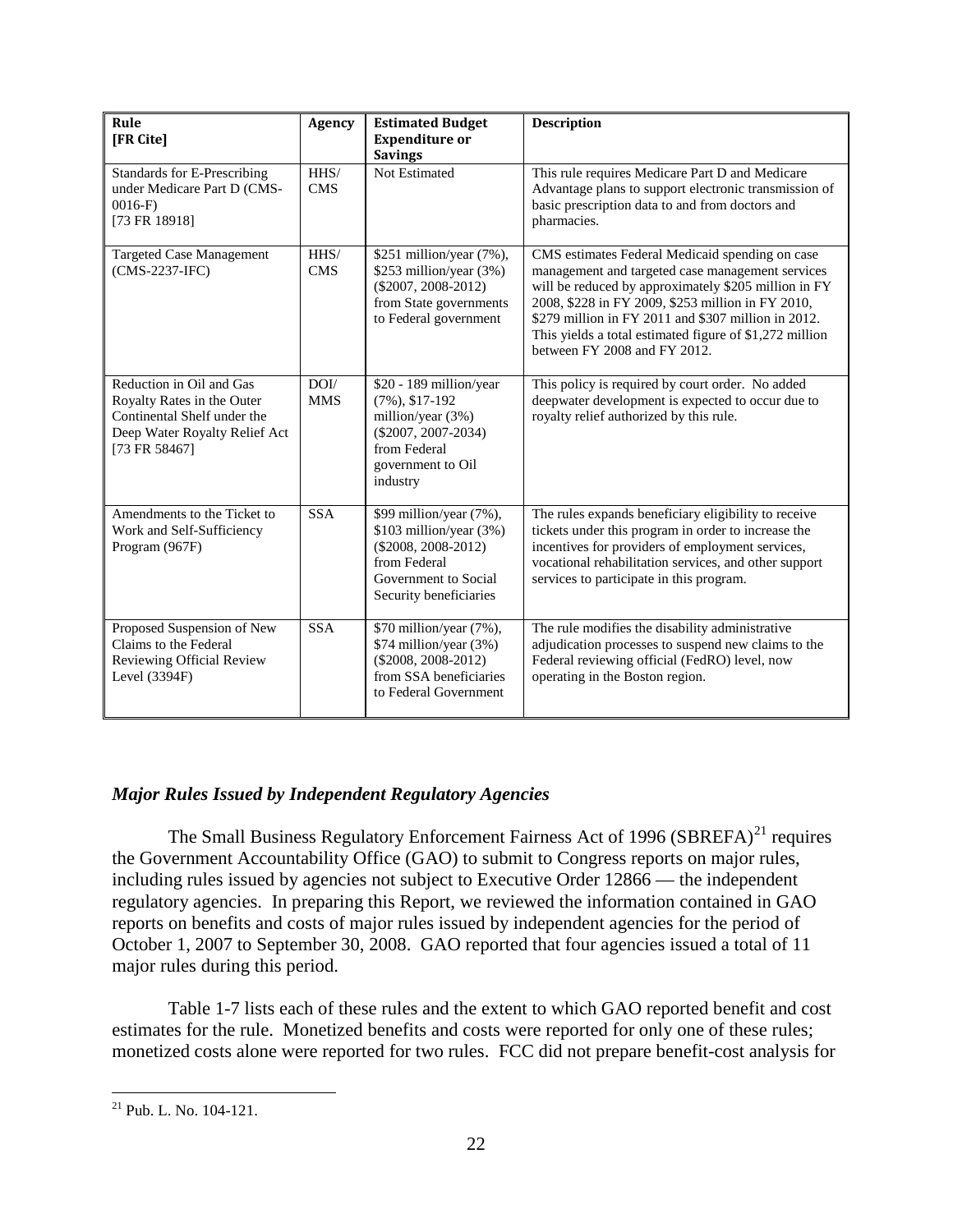| **Rule [FR Cite]** | **Agency** | **Estimated Budget Expenditure or Savings** | **Description** |
|---|---|---|---|
| Standards for E-Prescribing under Medicare Part D (CMS-0016-F) [73 FR 18918] | HHS/ CMS | Not Estimated | This rule requires Medicare Part D and Medicare Advantage plans to support electronic transmission of basic prescription data to and from doctors and pharmacies. |
| Targeted Case Management (CMS-2237-IFC) | HHS/ CMS | $251 million/year (7%), $253 million/year (3%) ($2007, 2008-2012) from State governments to Federal government | CMS estimates Federal Medicaid spending on case management and targeted case management services will be reduced by approximately $205 million in FY 2008, $228 in FY 2009, $253 million in FY 2010, $279 million in FY 2011 and $307 million in 2012. This yields a total estimated figure of $1,272 million between FY 2008 and FY 2012. |
| Reduction in Oil and Gas Royalty Rates in the Outer Continental Shelf under the Deep Water Royalty Relief Act [73 FR 58467] | DOI/ MMS | $20 - 189 million/year (7%), $17-192 million/year (3%) ($2007, 2007-2034) from Federal government to Oil industry | This policy is required by court order. No added deepwater development is expected to occur due to royalty relief authorized by this rule. |
| Amendments to the Ticket to Work and Self-Sufficiency Program (967F) | SSA | $99 million/year (7%), $103 million/year (3%) ($2008, 2008-2012) from Federal Government to Social Security beneficiaries | The rules expands beneficiary eligibility to receive tickets under this program in order to increase the incentives for providers of employment services, vocational rehabilitation services, and other support services to participate in this program. |
| Proposed Suspension of New Claims to the Federal Reviewing Official Review Level (3394F) | SSA | $70 million/year (7%), $74 million/year (3%) ($2008, 2008-2012) from SSA beneficiaries to Federal Government | The rule modifies the disability administrative adjudication processes to suspend new claims to the Federal reviewing official (FedRO) level, now operating in the Boston region. |

### *Major Rules Issued by Independent Regulatory Agencies*

The Small Business Regulatory Enforcement Fairness Act of 1996 (SBREFA)[21] requires the Government Accountability Office (GAO) to submit to Congress reports on major rules, including rules issued by agencies not subject to Executive Order 12866 — the independent regulatory agencies. In preparing this Report, we reviewed the information contained in GAO reports on benefits and costs of major rules issued by independent agencies for the period of October 1, 2007 to September 30, 2008. GAO reported that four agencies issued a total of 11 major rules during this period.

Table 1-7 lists each of these rules and the extent to which GAO reported benefit and cost estimates for the rule. Monetized benefits and costs were reported for only one of these rules; monetized costs alone were reported for two rules. FCC did not prepare benefit-cost analysis for

[21] Pub. L. No. 104-121.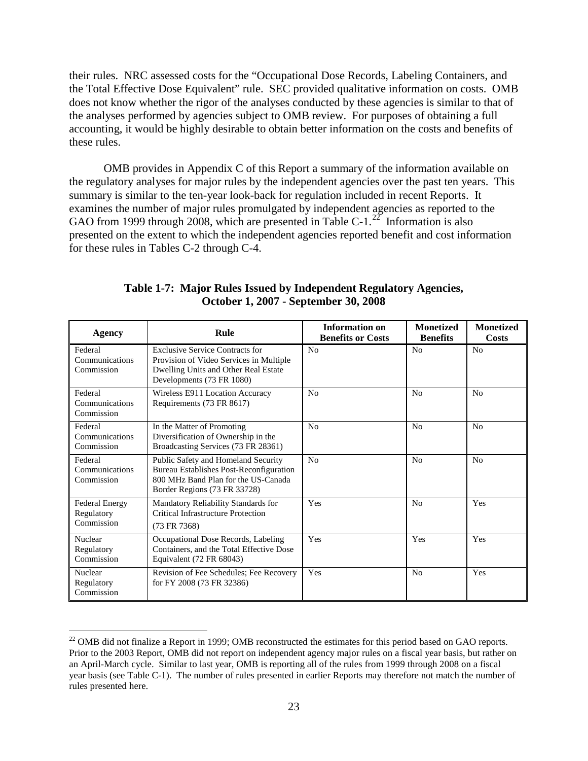their rules. NRC assessed costs for the "Occupational Dose Records, Labeling Containers, and the Total Effective Dose Equivalent" rule. SEC provided qualitative information on costs. OMB does not know whether the rigor of the analyses conducted by these agencies is similar to that of the analyses performed by agencies subject to OMB review. For purposes of obtaining a full accounting, it would be highly desirable to obtain better information on the costs and benefits of these rules.

OMB provides in Appendix C of this Report a summary of the information available on the regulatory analyses for major rules by the independent agencies over the past ten years. This summary is similar to the ten-year look-back for regulation included in recent Reports. It examines the number of major rules promulgated by independent agencies as reported to the GAO from 1999 through 2008, which are presented in Table C-1.[22] Information is also presented on the extent to which the independent agencies reported benefit and cost information for these rules in Tables C-2 through C-4.

**Table 1-7: Major Rules Issued by Independent Regulatory Agencies, October 1, 2007 - September 30, 2008**

| Agency | Rule | Information on Benefits or Costs | Monetized Benefits | Monetized Costs |
|---|---|---|---|---|
| Federal Communications Commission | Exclusive Service Contracts for Provision of Video Services in Multiple Dwelling Units and Other Real Estate Developments (73 FR 1080) | No | No | No |
| Federal Communications Commission | Wireless E911 Location Accuracy Requirements (73 FR 8617) | No | No | No |
| Federal Communications Commission | In the Matter of Promoting Diversification of Ownership in the Broadcasting Services (73 FR 28361) | No | No | No |
| Federal Communications Commission | Public Safety and Homeland Security Bureau Establishes Post-Reconfiguration 800 MHz Band Plan for the US-Canada Border Regions (73 FR 33728) | No | No | No |
| Federal Energy Regulatory Commission | Mandatory Reliability Standards for Critical Infrastructure Protection (73 FR 7368) | Yes | No | Yes |
| Nuclear Regulatory Commission | Occupational Dose Records, Labeling Containers, and the Total Effective Dose Equivalent (72 FR 68043) | Yes | Yes | Yes |
| Nuclear Regulatory Commission | Revision of Fee Schedules; Fee Recovery for FY 2008 (73 FR 32386) | Yes | No | Yes |

[22] OMB did not finalize a Report in 1999; OMB reconstructed the estimates for this period based on GAO reports. Prior to the 2003 Report, OMB did not report on independent agency major rules on a fiscal year basis, but rather on an April-March cycle. Similar to last year, OMB is reporting all of the rules from 1999 through 2008 on a fiscal year basis (see Table C-1). The number of rules presented in earlier Reports may therefore not match the number of rules presented here.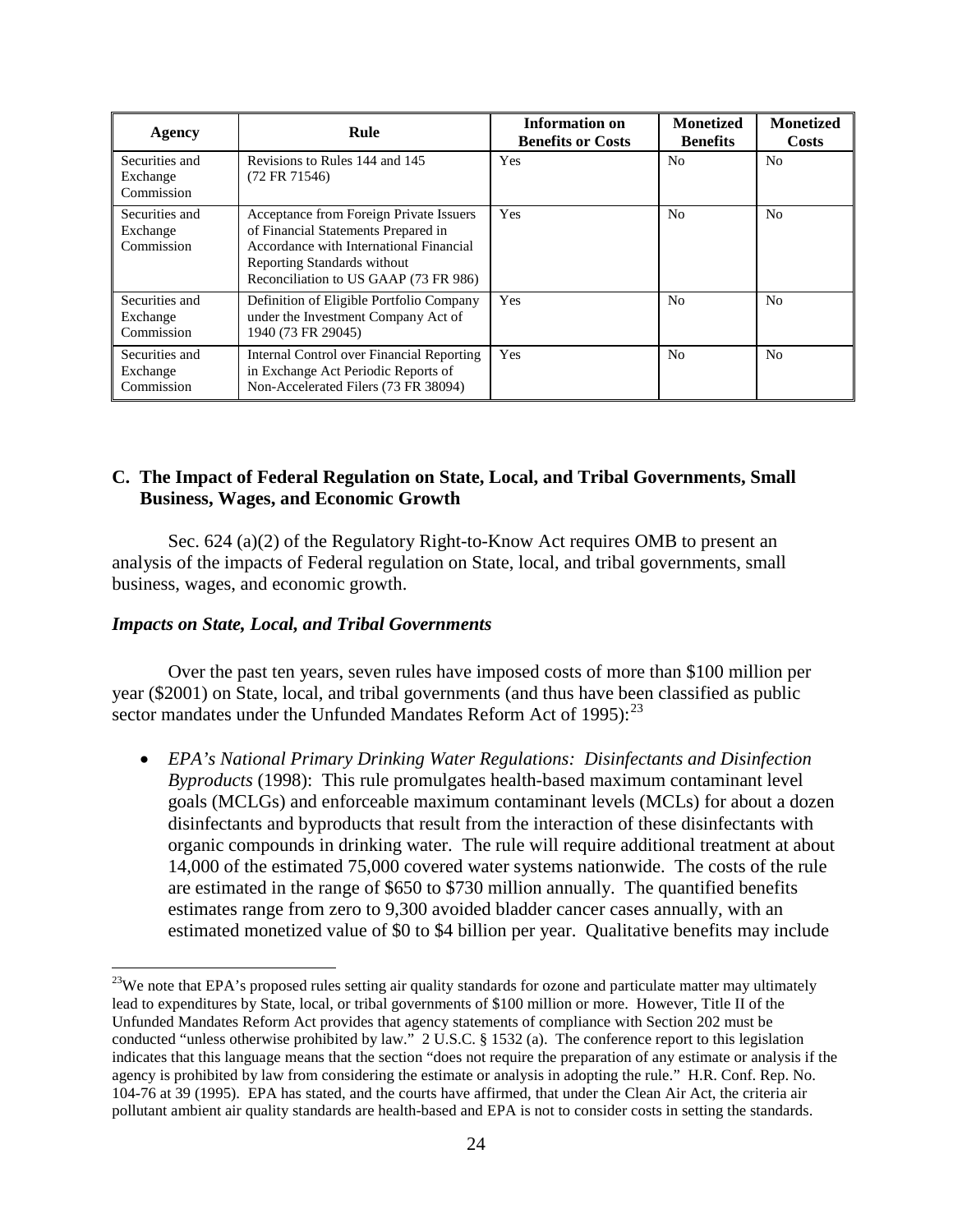| Agency | Rule | Information on Benefits or Costs | Monetized Benefits | Monetized Costs |
| --- | --- | --- | --- | --- |
| Securities and Exchange Commission | Revisions to Rules 144 and 145 (72 FR 71546) | Yes | No | No |
| Securities and Exchange Commission | Acceptance from Foreign Private Issuers of Financial Statements Prepared in Accordance with International Financial Reporting Standards without Reconciliation to US GAAP (73 FR 986) | Yes | No | No |
| Securities and Exchange Commission | Definition of Eligible Portfolio Company under the Investment Company Act of 1940 (73 FR 29045) | Yes | No | No |
| Securities and Exchange Commission | Internal Control over Financial Reporting in Exchange Act Periodic Reports of Non-Accelerated Filers (73 FR 38094) | Yes | No | No |

## C. The Impact of Federal Regulation on State, Local, and Tribal Governments, Small Business, Wages, and Economic Growth

Sec. 624 (a)(2) of the Regulatory Right-to-Know Act requires OMB to present an analysis of the impacts of Federal regulation on State, local, and tribal governments, small business, wages, and economic growth.

### *Impacts on State, Local, and Tribal Governments*

Over the past ten years, seven rules have imposed costs of more than $100 million per year ($2001) on State, local, and tribal governments (and thus have been classified as public sector mandates under the Unfunded Mandates Reform Act of 1995):[23]

- *EPA's National Primary Drinking Water Regulations: Disinfectants and Disinfection Byproducts* (1998): This rule promulgates health-based maximum contaminant level goals (MCLGs) and enforceable maximum contaminant levels (MCLs) for about a dozen disinfectants and byproducts that result from the interaction of these disinfectants with organic compounds in drinking water. The rule will require additional treatment at about 14,000 of the estimated 75,000 covered water systems nationwide. The costs of the rule are estimated in the range of $650 to $730 million annually. The quantified benefits estimates range from zero to 9,300 avoided bladder cancer cases annually, with an estimated monetized value of $0 to $4 billion per year. Qualitative benefits may include

[23]We note that EPA's proposed rules setting air quality standards for ozone and particulate matter may ultimately lead to expenditures by State, local, or tribal governments of $100 million or more. However, Title II of the Unfunded Mandates Reform Act provides that agency statements of compliance with Section 202 must be conducted "unless otherwise prohibited by law." 2 U.S.C. § 1532 (a). The conference report to this legislation indicates that this language means that the section "does not require the preparation of any estimate or analysis if the agency is prohibited by law from considering the estimate or analysis in adopting the rule." H.R. Conf. Rep. No. 104-76 at 39 (1995). EPA has stated, and the courts have affirmed, that under the Clean Air Act, the criteria air pollutant ambient air quality standards are health-based and EPA is not to consider costs in setting the standards.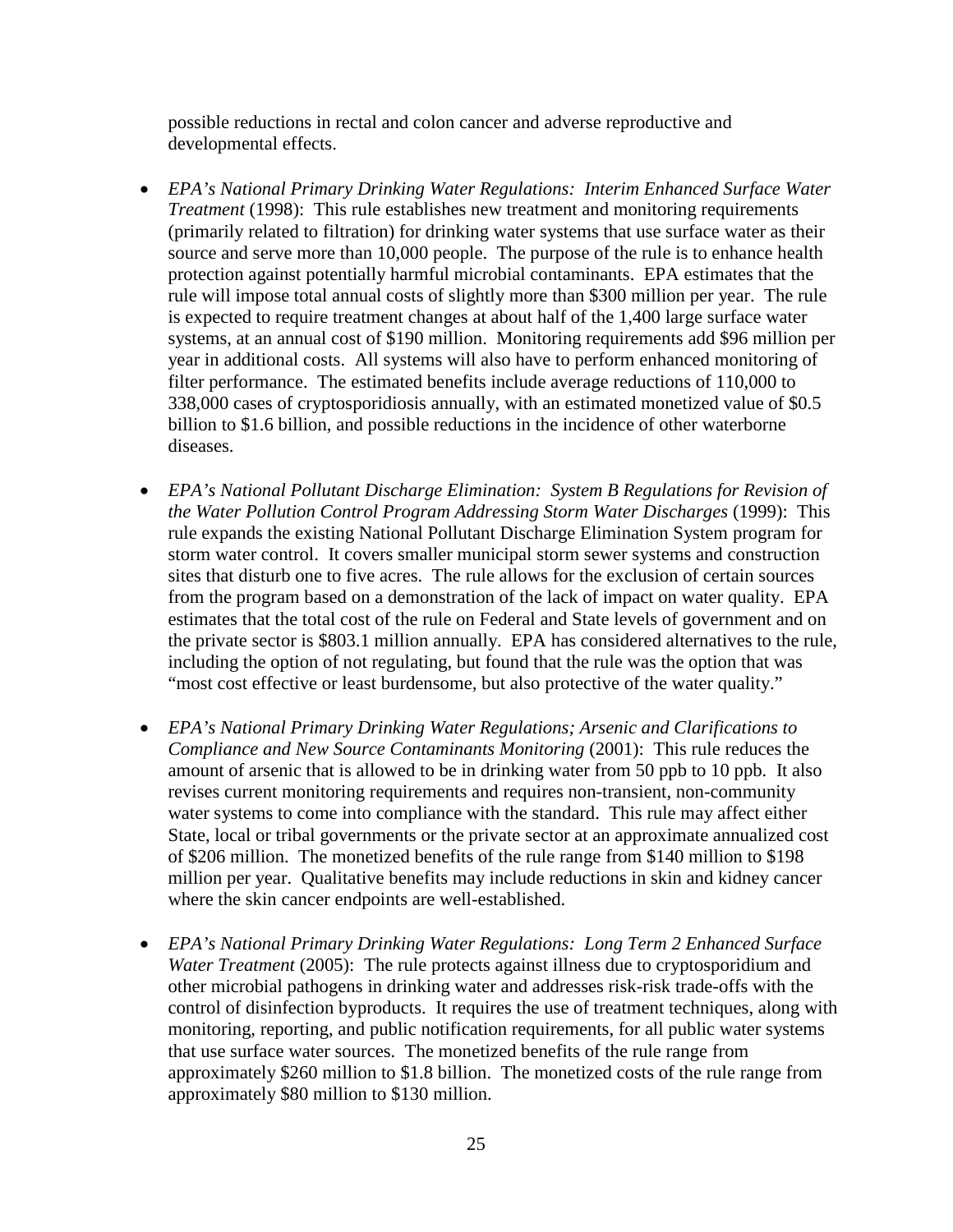possible reductions in rectal and colon cancer and adverse reproductive and developmental effects.

- *EPA's National Primary Drinking Water Regulations: Interim Enhanced Surface Water Treatment* (1998): This rule establishes new treatment and monitoring requirements (primarily related to filtration) for drinking water systems that use surface water as their source and serve more than 10,000 people. The purpose of the rule is to enhance health protection against potentially harmful microbial contaminants. EPA estimates that the rule will impose total annual costs of slightly more than $300 million per year. The rule is expected to require treatment changes at about half of the 1,400 large surface water systems, at an annual cost of $190 million. Monitoring requirements add $96 million per year in additional costs. All systems will also have to perform enhanced monitoring of filter performance. The estimated benefits include average reductions of 110,000 to 338,000 cases of cryptosporidiosis annually, with an estimated monetized value of $0.5 billion to $1.6 billion, and possible reductions in the incidence of other waterborne diseases.

- *EPA's National Pollutant Discharge Elimination: System B Regulations for Revision of the Water Pollution Control Program Addressing Storm Water Discharges* (1999): This rule expands the existing National Pollutant Discharge Elimination System program for storm water control. It covers smaller municipal storm sewer systems and construction sites that disturb one to five acres. The rule allows for the exclusion of certain sources from the program based on a demonstration of the lack of impact on water quality. EPA estimates that the total cost of the rule on Federal and State levels of government and on the private sector is $803.1 million annually. EPA has considered alternatives to the rule, including the option of not regulating, but found that the rule was the option that was "most cost effective or least burdensome, but also protective of the water quality."

- *EPA's National Primary Drinking Water Regulations; Arsenic and Clarifications to Compliance and New Source Contaminants Monitoring* (2001): This rule reduces the amount of arsenic that is allowed to be in drinking water from 50 ppb to 10 ppb. It also revises current monitoring requirements and requires non-transient, non-community water systems to come into compliance with the standard. This rule may affect either State, local or tribal governments or the private sector at an approximate annualized cost of $206 million. The monetized benefits of the rule range from $140 million to $198 million per year. Qualitative benefits may include reductions in skin and kidney cancer where the skin cancer endpoints are well-established.

- *EPA's National Primary Drinking Water Regulations: Long Term 2 Enhanced Surface Water Treatment* (2005): The rule protects against illness due to cryptosporidium and other microbial pathogens in drinking water and addresses risk-risk trade-offs with the control of disinfection byproducts. It requires the use of treatment techniques, along with monitoring, reporting, and public notification requirements, for all public water systems that use surface water sources. The monetized benefits of the rule range from approximately $260 million to $1.8 billion. The monetized costs of the rule range from approximately $80 million to $130 million.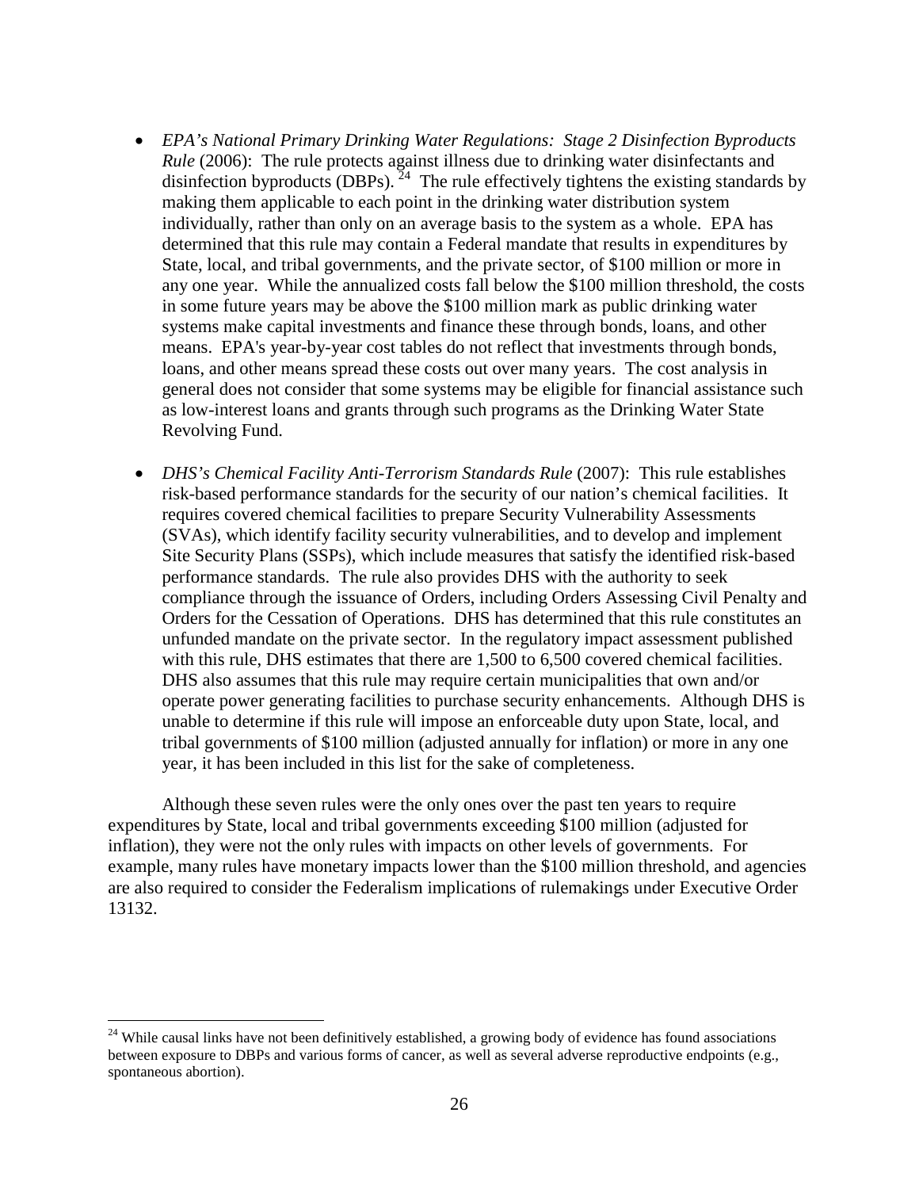- *EPA's National Primary Drinking Water Regulations: Stage 2 Disinfection Byproducts Rule* (2006): The rule protects against illness due to drinking water disinfectants and disinfection byproducts (DBPs).[24] The rule effectively tightens the existing standards by making them applicable to each point in the drinking water distribution system individually, rather than only on an average basis to the system as a whole. EPA has determined that this rule may contain a Federal mandate that results in expenditures by State, local, and tribal governments, and the private sector, of $100 million or more in any one year. While the annualized costs fall below the $100 million threshold, the costs in some future years may be above the $100 million mark as public drinking water systems make capital investments and finance these through bonds, loans, and other means. EPA's year-by-year cost tables do not reflect that investments through bonds, loans, and other means spread these costs out over many years. The cost analysis in general does not consider that some systems may be eligible for financial assistance such as low-interest loans and grants through such programs as the Drinking Water State Revolving Fund.

- *DHS's Chemical Facility Anti-Terrorism Standards Rule* (2007): This rule establishes risk-based performance standards for the security of our nation's chemical facilities. It requires covered chemical facilities to prepare Security Vulnerability Assessments (SVAs), which identify facility security vulnerabilities, and to develop and implement Site Security Plans (SSPs), which include measures that satisfy the identified risk-based performance standards. The rule also provides DHS with the authority to seek compliance through the issuance of Orders, including Orders Assessing Civil Penalty and Orders for the Cessation of Operations. DHS has determined that this rule constitutes an unfunded mandate on the private sector. In the regulatory impact assessment published with this rule, DHS estimates that there are 1,500 to 6,500 covered chemical facilities. DHS also assumes that this rule may require certain municipalities that own and/or operate power generating facilities to purchase security enhancements. Although DHS is unable to determine if this rule will impose an enforceable duty upon State, local, and tribal governments of $100 million (adjusted annually for inflation) or more in any one year, it has been included in this list for the sake of completeness.

Although these seven rules were the only ones over the past ten years to require expenditures by State, local and tribal governments exceeding $100 million (adjusted for inflation), they were not the only rules with impacts on other levels of governments. For example, many rules have monetary impacts lower than the $100 million threshold, and agencies are also required to consider the Federalism implications of rulemakings under Executive Order 13132.

[24] While causal links have not been definitively established, a growing body of evidence has found associations between exposure to DBPs and various forms of cancer, as well as several adverse reproductive endpoints (e.g., spontaneous abortion).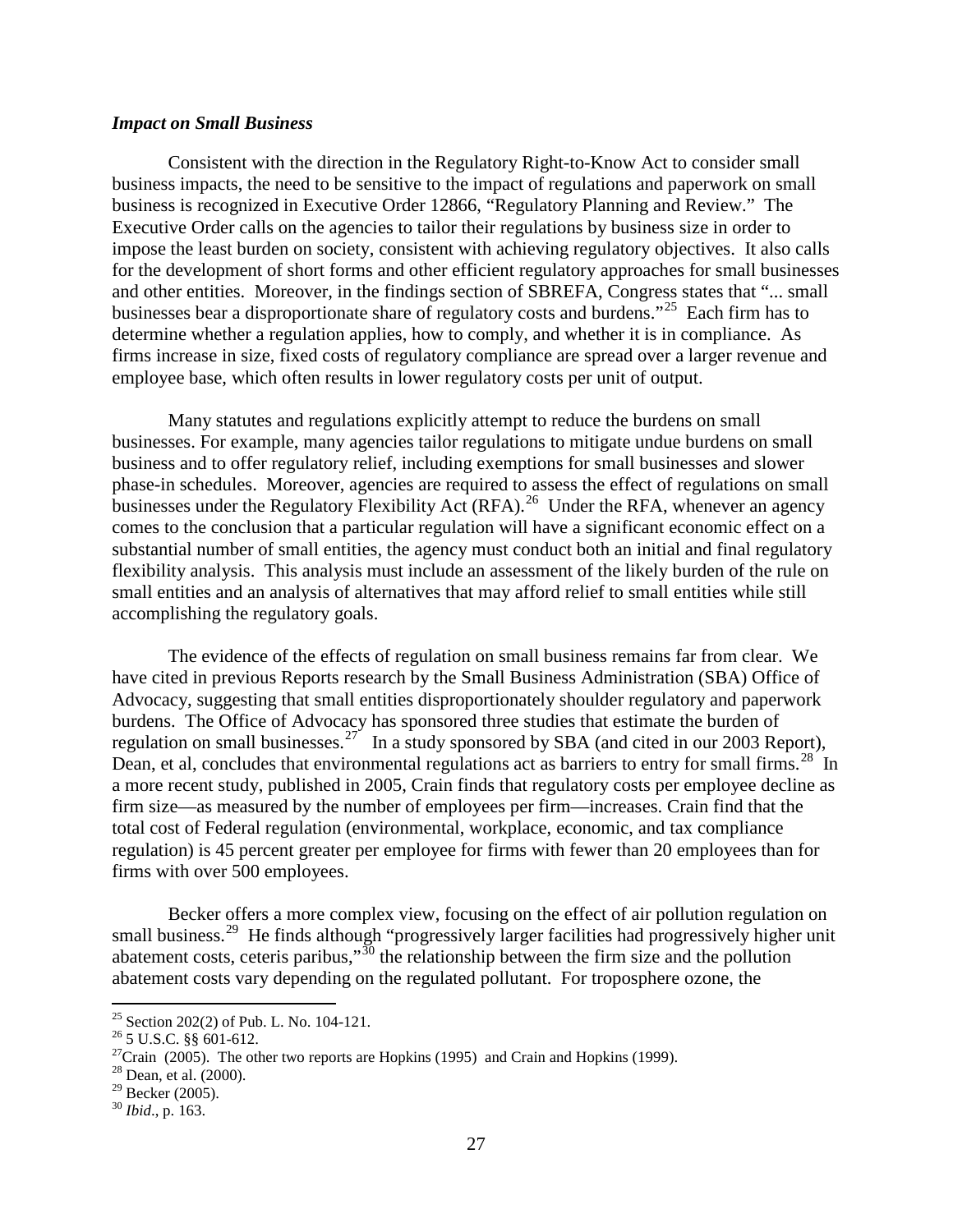### *Impact on Small Business*

Consistent with the direction in the Regulatory Right-to-Know Act to consider small business impacts, the need to be sensitive to the impact of regulations and paperwork on small business is recognized in Executive Order 12866, "Regulatory Planning and Review." The Executive Order calls on the agencies to tailor their regulations by business size in order to impose the least burden on society, consistent with achieving regulatory objectives. It also calls for the development of short forms and other efficient regulatory approaches for small businesses and other entities. Moreover, in the findings section of SBREFA, Congress states that "... small businesses bear a disproportionate share of regulatory costs and burdens."[25] Each firm has to determine whether a regulation applies, how to comply, and whether it is in compliance. As firms increase in size, fixed costs of regulatory compliance are spread over a larger revenue and employee base, which often results in lower regulatory costs per unit of output.

Many statutes and regulations explicitly attempt to reduce the burdens on small businesses. For example, many agencies tailor regulations to mitigate undue burdens on small business and to offer regulatory relief, including exemptions for small businesses and slower phase-in schedules. Moreover, agencies are required to assess the effect of regulations on small businesses under the Regulatory Flexibility Act (RFA).[26] Under the RFA, whenever an agency comes to the conclusion that a particular regulation will have a significant economic effect on a substantial number of small entities, the agency must conduct both an initial and final regulatory flexibility analysis. This analysis must include an assessment of the likely burden of the rule on small entities and an analysis of alternatives that may afford relief to small entities while still accomplishing the regulatory goals.

The evidence of the effects of regulation on small business remains far from clear. We have cited in previous Reports research by the Small Business Administration (SBA) Office of Advocacy, suggesting that small entities disproportionately shoulder regulatory and paperwork burdens. The Office of Advocacy has sponsored three studies that estimate the burden of regulation on small businesses.[27] In a study sponsored by SBA (and cited in our 2003 Report), Dean, et al, concludes that environmental regulations act as barriers to entry for small firms.[28] In a more recent study, published in 2005, Crain finds that regulatory costs per employee decline as firm size—as measured by the number of employees per firm—increases. Crain find that the total cost of Federal regulation (environmental, workplace, economic, and tax compliance regulation) is 45 percent greater per employee for firms with fewer than 20 employees than for firms with over 500 employees.

Becker offers a more complex view, focusing on the effect of air pollution regulation on small business.[29] He finds although "progressively larger facilities had progressively higher unit abatement costs, ceteris paribus,"[30] the relationship between the firm size and the pollution abatement costs vary depending on the regulated pollutant. For troposphere ozone, the

---

[25] Section 202(2) of Pub. L. No. 104-121.

[26] 5 U.S.C. §§ 601-612.

[27] Crain (2005). The other two reports are Hopkins (1995) and Crain and Hopkins (1999).

[28] Dean, et al. (2000).

[29] Becker (2005).

[30] *Ibid*., p. 163.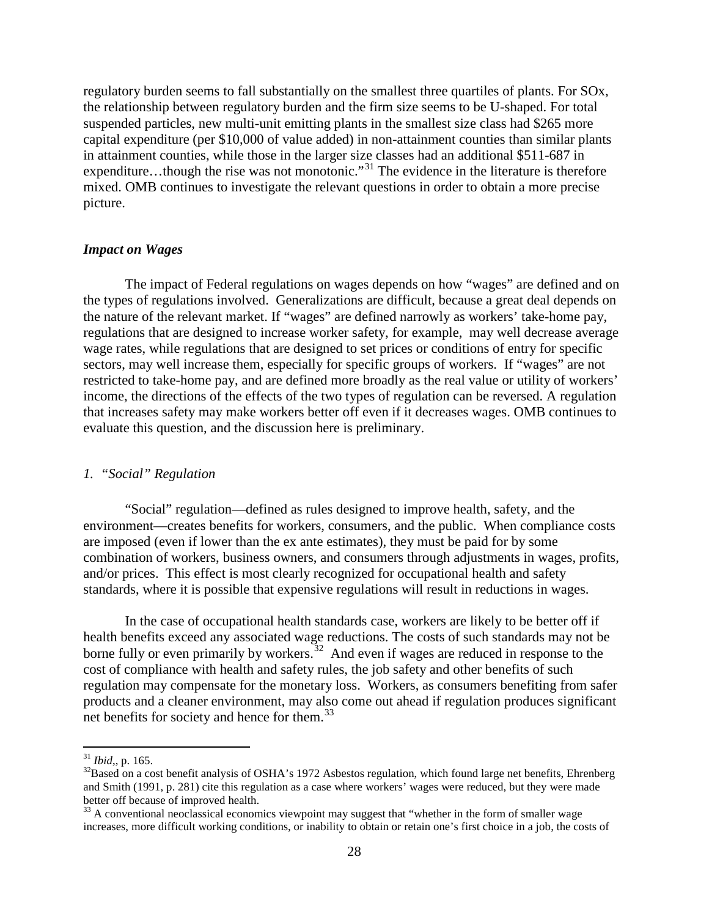regulatory burden seems to fall substantially on the smallest three quartiles of plants. For SOx, the relationship between regulatory burden and the firm size seems to be U-shaped. For total suspended particles, new multi-unit emitting plants in the smallest size class had $265 more capital expenditure (per $10,000 of value added) in non-attainment counties than similar plants in attainment counties, while those in the larger size classes had an additional $511-687 in expenditure…though the rise was not monotonic."[31] The evidence in the literature is therefore mixed. OMB continues to investigate the relevant questions in order to obtain a more precise picture.

### *Impact on Wages*

The impact of Federal regulations on wages depends on how "wages" are defined and on the types of regulations involved. Generalizations are difficult, because a great deal depends on the nature of the relevant market. If "wages" are defined narrowly as workers' take-home pay, regulations that are designed to increase worker safety, for example, may well decrease average wage rates, while regulations that are designed to set prices or conditions of entry for specific sectors, may well increase them, especially for specific groups of workers. If "wages" are not restricted to take-home pay, and are defined more broadly as the real value or utility of workers' income, the directions of the effects of the two types of regulation can be reversed. A regulation that increases safety may make workers better off even if it decreases wages. OMB continues to evaluate this question, and the discussion here is preliminary.

#### *1. "Social" Regulation*

"Social" regulation—defined as rules designed to improve health, safety, and the environment—creates benefits for workers, consumers, and the public. When compliance costs are imposed (even if lower than the ex ante estimates), they must be paid for by some combination of workers, business owners, and consumers through adjustments in wages, profits, and/or prices. This effect is most clearly recognized for occupational health and safety standards, where it is possible that expensive regulations will result in reductions in wages.

In the case of occupational health standards case, workers are likely to be better off if health benefits exceed any associated wage reductions. The costs of such standards may not be borne fully or even primarily by workers.[32] And even if wages are reduced in response to the cost of compliance with health and safety rules, the job safety and other benefits of such regulation may compensate for the monetary loss. Workers, as consumers benefiting from safer products and a cleaner environment, may also come out ahead if regulation produces significant net benefits for society and hence for them.[33]

---

[31] *Ibid*,, p. 165.

[32] Based on a cost benefit analysis of OSHA's 1972 Asbestos regulation, which found large net benefits, Ehrenberg and Smith (1991, p. 281) cite this regulation as a case where workers' wages were reduced, but they were made better off because of improved health.

[33] A conventional neoclassical economics viewpoint may suggest that "whether in the form of smaller wage increases, more difficult working conditions, or inability to obtain or retain one's first choice in a job, the costs of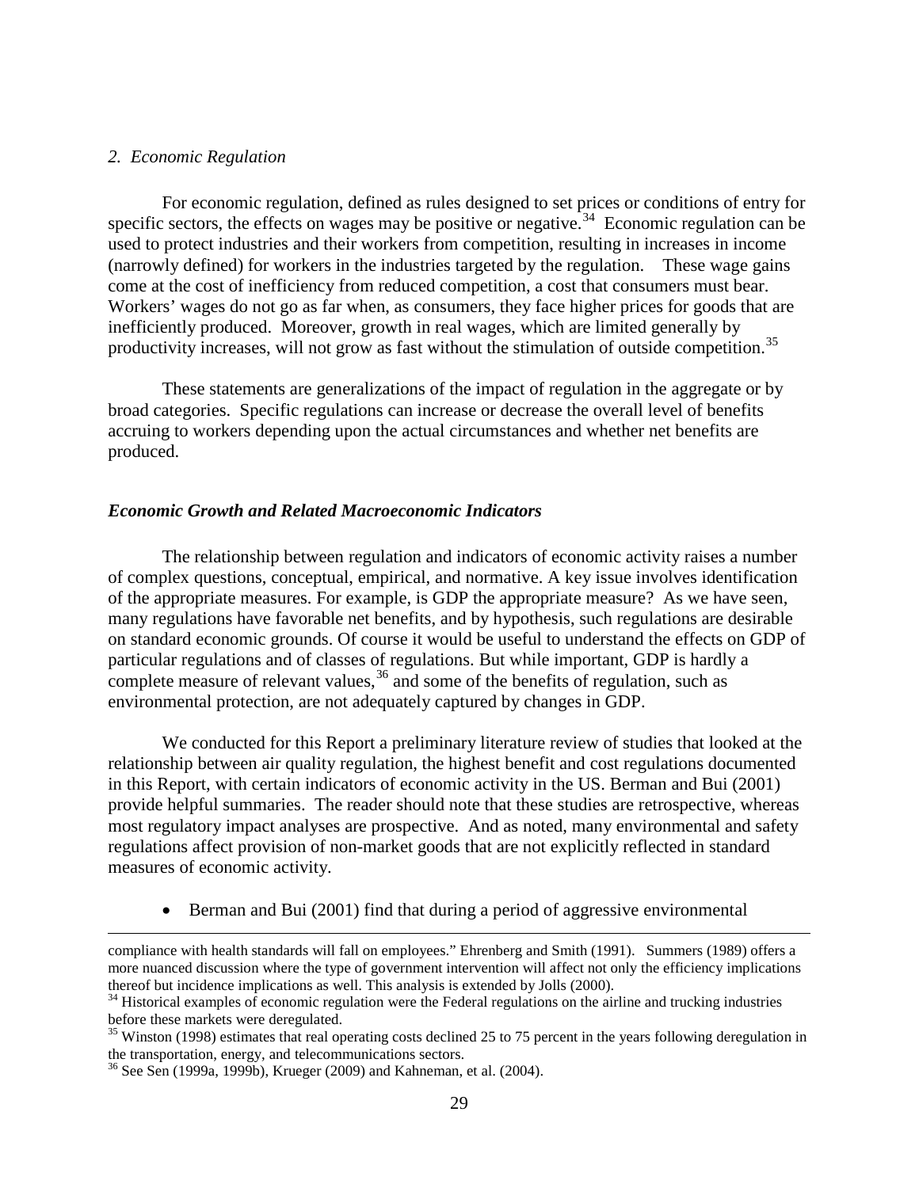*2. Economic Regulation*

For economic regulation, defined as rules designed to set prices or conditions of entry for specific sectors, the effects on wages may be positive or negative.[34] Economic regulation can be used to protect industries and their workers from competition, resulting in increases in income (narrowly defined) for workers in the industries targeted by the regulation. These wage gains come at the cost of inefficiency from reduced competition, a cost that consumers must bear. Workers' wages do not go as far when, as consumers, they face higher prices for goods that are inefficiently produced. Moreover, growth in real wages, which are limited generally by productivity increases, will not grow as fast without the stimulation of outside competition.[35]

These statements are generalizations of the impact of regulation in the aggregate or by broad categories. Specific regulations can increase or decrease the overall level of benefits accruing to workers depending upon the actual circumstances and whether net benefits are produced.

***Economic Growth and Related Macroeconomic Indicators***

The relationship between regulation and indicators of economic activity raises a number of complex questions, conceptual, empirical, and normative. A key issue involves identification of the appropriate measures. For example, is GDP the appropriate measure? As we have seen, many regulations have favorable net benefits, and by hypothesis, such regulations are desirable on standard economic grounds. Of course it would be useful to understand the effects on GDP of particular regulations and of classes of regulations. But while important, GDP is hardly a complete measure of relevant values,[36] and some of the benefits of regulation, such as environmental protection, are not adequately captured by changes in GDP.

We conducted for this Report a preliminary literature review of studies that looked at the relationship between air quality regulation, the highest benefit and cost regulations documented in this Report, with certain indicators of economic activity in the US. Berman and Bui (2001) provide helpful summaries. The reader should note that these studies are retrospective, whereas most regulatory impact analyses are prospective. And as noted, many environmental and safety regulations affect provision of non-market goods that are not explicitly reflected in standard measures of economic activity.

- Berman and Bui (2001) find that during a period of aggressive environmental

---

compliance with health standards will fall on employees." Ehrenberg and Smith (1991). Summers (1989) offers a more nuanced discussion where the type of government intervention will affect not only the efficiency implications thereof but incidence implications as well. This analysis is extended by Jolls (2000).

[34] Historical examples of economic regulation were the Federal regulations on the airline and trucking industries before these markets were deregulated.

[35] Winston (1998) estimates that real operating costs declined 25 to 75 percent in the years following deregulation in the transportation, energy, and telecommunications sectors.

[36] See Sen (1999a, 1999b), Krueger (2009) and Kahneman, et al. (2004).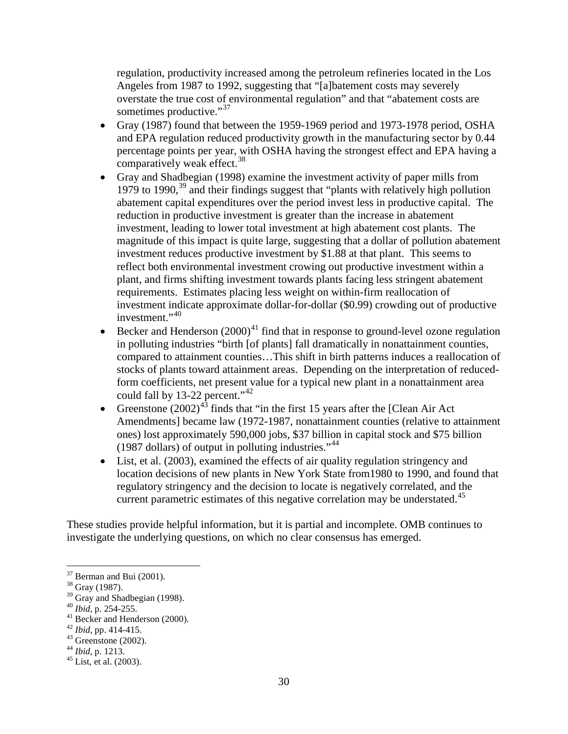regulation, productivity increased among the petroleum refineries located in the Los Angeles from 1987 to 1992, suggesting that "[a]batement costs may severely overstate the true cost of environmental regulation" and that "abatement costs are sometimes productive."[37]

- Gray (1987) found that between the 1959-1969 period and 1973-1978 period, OSHA and EPA regulation reduced productivity growth in the manufacturing sector by 0.44 percentage points per year, with OSHA having the strongest effect and EPA having a comparatively weak effect.[38]
- Gray and Shadbegian (1998) examine the investment activity of paper mills from 1979 to 1990,[39] and their findings suggest that "plants with relatively high pollution abatement capital expenditures over the period invest less in productive capital. The reduction in productive investment is greater than the increase in abatement investment, leading to lower total investment at high abatement cost plants. The magnitude of this impact is quite large, suggesting that a dollar of pollution abatement investment reduces productive investment by $1.88 at that plant. This seems to reflect both environmental investment crowing out productive investment within a plant, and firms shifting investment towards plants facing less stringent abatement requirements. Estimates placing less weight on within-firm reallocation of investment indicate approximate dollar-for-dollar ($0.99) crowding out of productive investment."[40]
- Becker and Henderson (2000)[41] find that in response to ground-level ozone regulation in polluting industries "birth [of plants] fall dramatically in nonattainment counties, compared to attainment counties…This shift in birth patterns induces a reallocation of stocks of plants toward attainment areas. Depending on the interpretation of reduced-form coefficients, net present value for a typical new plant in a nonattainment area could fall by 13-22 percent."[42]
- Greenstone (2002)[43] finds that "in the first 15 years after the [Clean Air Act Amendments] became law (1972-1987, nonattainment counties (relative to attainment ones) lost approximately 590,000 jobs, $37 billion in capital stock and $75 billion (1987 dollars) of output in polluting industries."[44]
- List, et al. (2003), examined the effects of air quality regulation stringency and location decisions of new plants in New York State from1980 to 1990, and found that regulatory stringency and the decision to locate is negatively correlated, and the current parametric estimates of this negative correlation may be understated.[45]

These studies provide helpful information, but it is partial and incomplete. OMB continues to investigate the underlying questions, on which no clear consensus has emerged.

---

[37] Berman and Bui (2001).
[38] Gray (1987).
[39] Gray and Shadbegian (1998).
[40] *Ibid*, p. 254-255.
[41] Becker and Henderson (2000).
[42] *Ibid*, pp. 414-415.
[43] Greenstone (2002).
[44] *Ibid*, p. 1213.
[45] List, et al. (2003).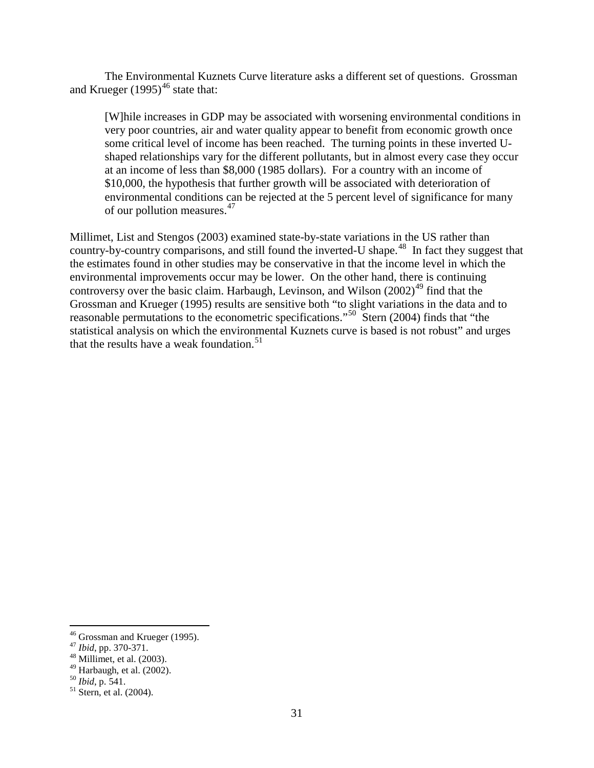The Environmental Kuznets Curve literature asks a different set of questions. Grossman and Krueger (1995)[46] state that:

> [W]hile increases in GDP may be associated with worsening environmental conditions in very poor countries, air and water quality appear to benefit from economic growth once some critical level of income has been reached. The turning points in these inverted U-shaped relationships vary for the different pollutants, but in almost every case they occur at an income of less than $8,000 (1985 dollars). For a country with an income of $10,000, the hypothesis that further growth will be associated with deterioration of environmental conditions can be rejected at the 5 percent level of significance for many of our pollution measures.[47]

Millimet, List and Stengos (2003) examined state-by-state variations in the US rather than country-by-country comparisons, and still found the inverted-U shape.[48] In fact they suggest that the estimates found in other studies may be conservative in that the income level in which the environmental improvements occur may be lower. On the other hand, there is continuing controversy over the basic claim. Harbaugh, Levinson, and Wilson (2002)[49] find that the Grossman and Krueger (1995) results are sensitive both "to slight variations in the data and to reasonable permutations to the econometric specifications."[50] Stern (2004) finds that "the statistical analysis on which the environmental Kuznets curve is based is not robust" and urges that the results have a weak foundation.[51]

---

[46] Grossman and Krueger (1995).
[47] *Ibid*, pp. 370-371.
[48] Millimet, et al. (2003).
[49] Harbaugh, et al. (2002).
[50] *Ibid*, p. 541.
[51] Stern, et al. (2004).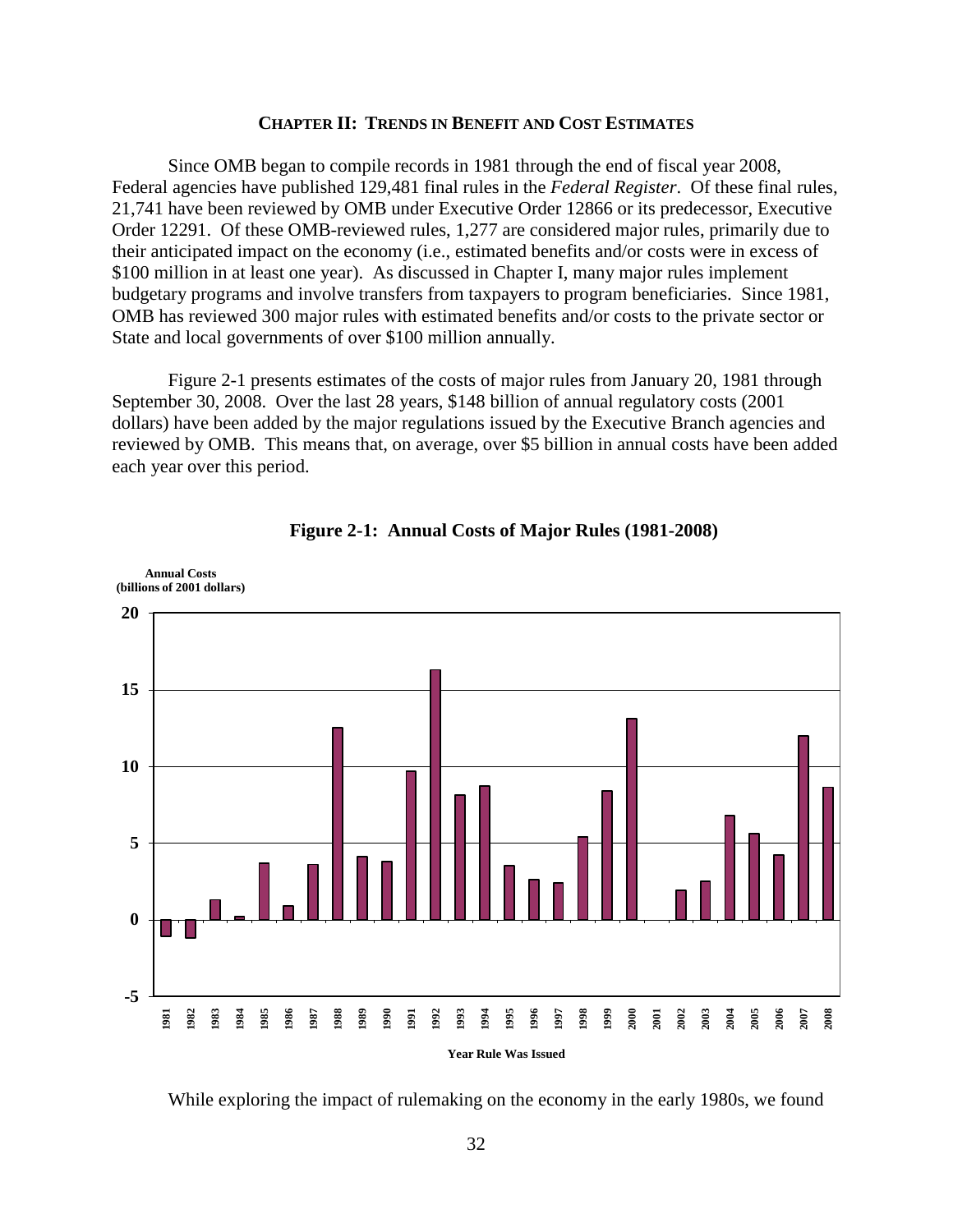## CHAPTER II: TRENDS IN BENEFIT AND COST ESTIMATES

Since OMB began to compile records in 1981 through the end of fiscal year 2008, Federal agencies have published 129,481 final rules in the *Federal Register*. Of these final rules, 21,741 have been reviewed by OMB under Executive Order 12866 or its predecessor, Executive Order 12291. Of these OMB-reviewed rules, 1,277 are considered major rules, primarily due to their anticipated impact on the economy (i.e., estimated benefits and/or costs were in excess of $100 million in at least one year). As discussed in Chapter I, many major rules implement budgetary programs and involve transfers from taxpayers to program beneficiaries. Since 1981, OMB has reviewed 300 major rules with estimated benefits and/or costs to the private sector or State and local governments of over $100 million annually.

Figure 2-1 presents estimates of the costs of major rules from January 20, 1981 through September 30, 2008. Over the last 28 years, $148 billion of annual regulatory costs (2001 dollars) have been added by the major regulations issued by the Executive Branch agencies and reviewed by OMB. This means that, on average, over $5 billion in annual costs have been added each year over this period.

**Figure 2-1: Annual Costs of Major Rules (1981-2008)**

Annual Costs (billions of 2001 dollars)

Year Rule Was Issued

While exploring the impact of rulemaking on the economy in the early 1980s, we found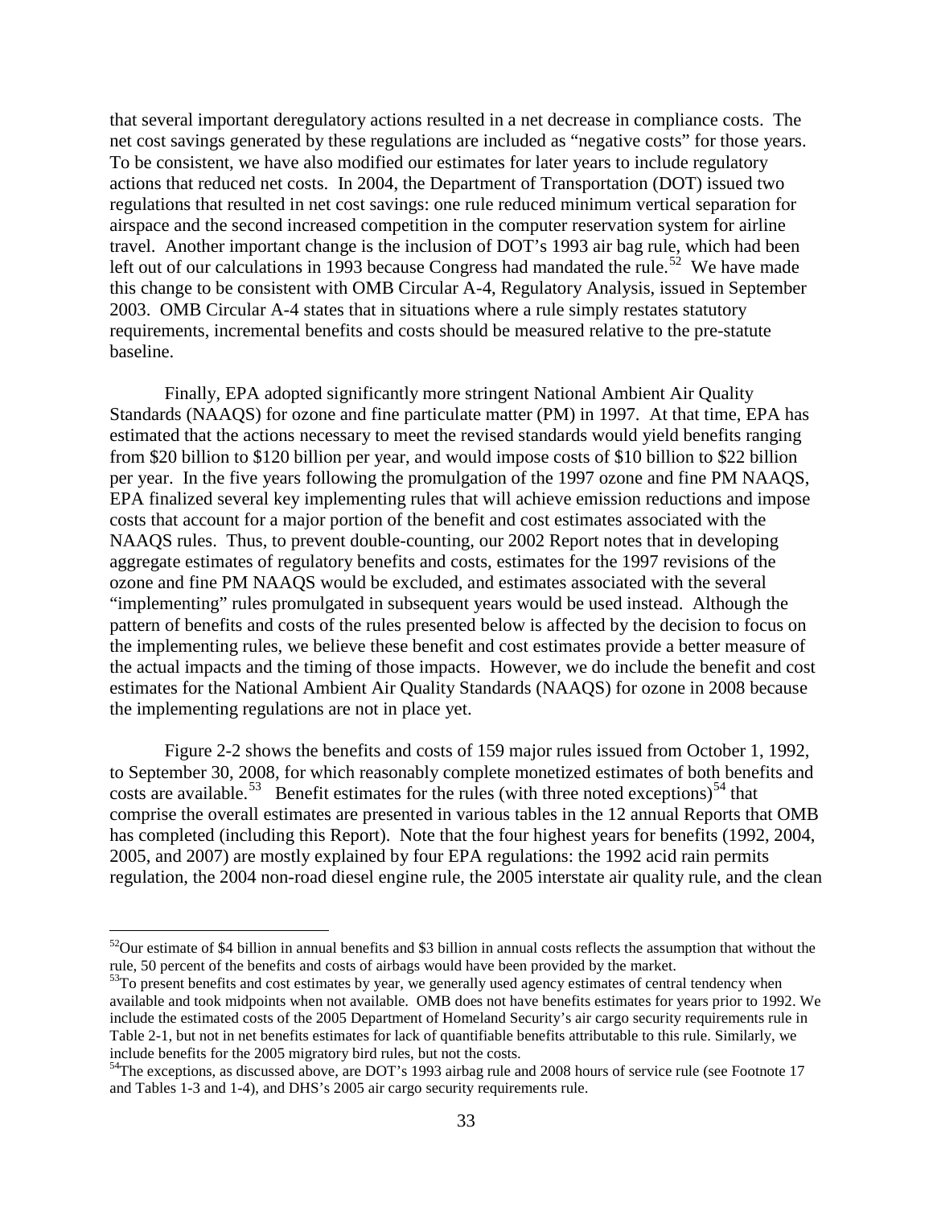that several important deregulatory actions resulted in a net decrease in compliance costs. The net cost savings generated by these regulations are included as "negative costs" for those years. To be consistent, we have also modified our estimates for later years to include regulatory actions that reduced net costs. In 2004, the Department of Transportation (DOT) issued two regulations that resulted in net cost savings: one rule reduced minimum vertical separation for airspace and the second increased competition in the computer reservation system for airline travel. Another important change is the inclusion of DOT's 1993 air bag rule, which had been left out of our calculations in 1993 because Congress had mandated the rule.[52] We have made this change to be consistent with OMB Circular A-4, Regulatory Analysis, issued in September 2003. OMB Circular A-4 states that in situations where a rule simply restates statutory requirements, incremental benefits and costs should be measured relative to the pre-statute baseline.

Finally, EPA adopted significantly more stringent National Ambient Air Quality Standards (NAAQS) for ozone and fine particulate matter (PM) in 1997. At that time, EPA has estimated that the actions necessary to meet the revised standards would yield benefits ranging from $20 billion to $120 billion per year, and would impose costs of $10 billion to $22 billion per year. In the five years following the promulgation of the 1997 ozone and fine PM NAAQS, EPA finalized several key implementing rules that will achieve emission reductions and impose costs that account for a major portion of the benefit and cost estimates associated with the NAAQS rules. Thus, to prevent double-counting, our 2002 Report notes that in developing aggregate estimates of regulatory benefits and costs, estimates for the 1997 revisions of the ozone and fine PM NAAQS would be excluded, and estimates associated with the several "implementing" rules promulgated in subsequent years would be used instead. Although the pattern of benefits and costs of the rules presented below is affected by the decision to focus on the implementing rules, we believe these benefit and cost estimates provide a better measure of the actual impacts and the timing of those impacts. However, we do include the benefit and cost estimates for the National Ambient Air Quality Standards (NAAQS) for ozone in 2008 because the implementing regulations are not in place yet.

Figure 2-2 shows the benefits and costs of 159 major rules issued from October 1, 1992, to September 30, 2008, for which reasonably complete monetized estimates of both benefits and costs are available.[53] Benefit estimates for the rules (with three noted exceptions)[54] that comprise the overall estimates are presented in various tables in the 12 annual Reports that OMB has completed (including this Report). Note that the four highest years for benefits (1992, 2004, 2005, and 2007) are mostly explained by four EPA regulations: the 1992 acid rain permits regulation, the 2004 non-road diesel engine rule, the 2005 interstate air quality rule, and the clean

---

[52] Our estimate of $4 billion in annual benefits and $3 billion in annual costs reflects the assumption that without the rule, 50 percent of the benefits and costs of airbags would have been provided by the market.

[53] To present benefits and cost estimates by year, we generally used agency estimates of central tendency when available and took midpoints when not available. OMB does not have benefits estimates for years prior to 1992. We include the estimated costs of the 2005 Department of Homeland Security's air cargo security requirements rule in Table 2-1, but not in net benefits estimates for lack of quantifiable benefits attributable to this rule. Similarly, we include benefits for the 2005 migratory bird rules, but not the costs.

[54] The exceptions, as discussed above, are DOT's 1993 airbag rule and 2008 hours of service rule (see Footnote 17 and Tables 1-3 and 1-4), and DHS's 2005 air cargo security requirements rule.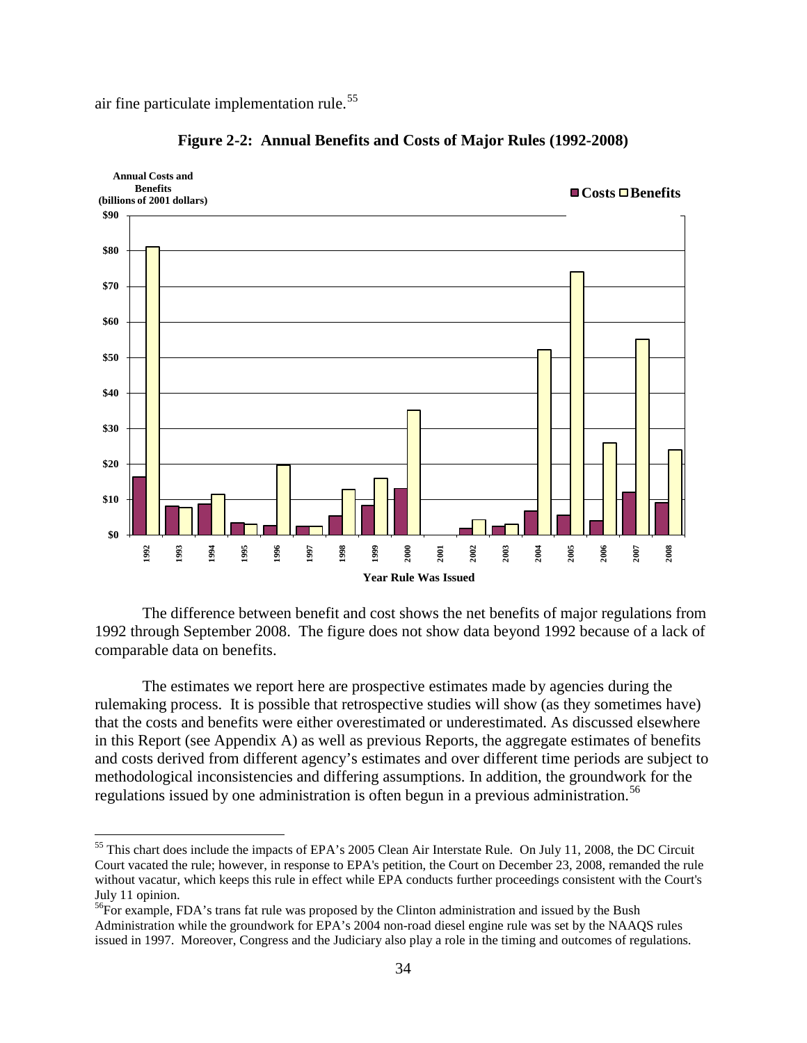air fine particulate implementation rule.[55]

**Figure 2-2: Annual Benefits and Costs of Major Rules (1992-2008)**

The difference between benefit and cost shows the net benefits of major regulations from 1992 through September 2008. The figure does not show data beyond 1992 because of a lack of comparable data on benefits.

The estimates we report here are prospective estimates made by agencies during the rulemaking process. It is possible that retrospective studies will show (as they sometimes have) that the costs and benefits were either overestimated or underestimated. As discussed elsewhere in this Report (see Appendix A) as well as previous Reports, the aggregate estimates of benefits and costs derived from different agency's estimates and over different time periods are subject to methodological inconsistencies and differing assumptions. In addition, the groundwork for the regulations issued by one administration is often begun in a previous administration.[56]

---

[55] This chart does include the impacts of EPA's 2005 Clean Air Interstate Rule. On July 11, 2008, the DC Circuit Court vacated the rule; however, in response to EPA's petition, the Court on December 23, 2008, remanded the rule without vacatur, which keeps this rule in effect while EPA conducts further proceedings consistent with the Court's July 11 opinion.

[56] For example, FDA's trans fat rule was proposed by the Clinton administration and issued by the Bush Administration while the groundwork for EPA's 2004 non-road diesel engine rule was set by the NAAQS rules issued in 1997. Moreover, Congress and the Judiciary also play a role in the timing and outcomes of regulations.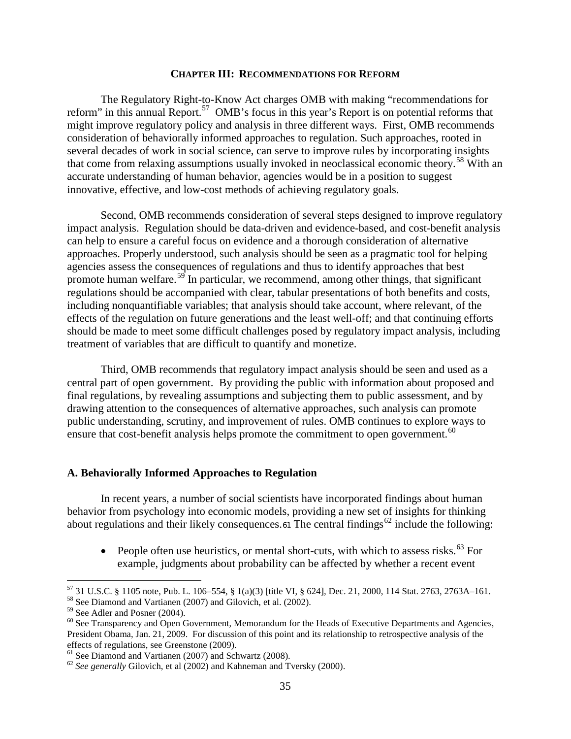## CHAPTER III: RECOMMENDATIONS FOR REFORM

The Regulatory Right-to-Know Act charges OMB with making "recommendations for reform" in this annual Report.[57] OMB's focus in this year's Report is on potential reforms that might improve regulatory policy and analysis in three different ways. First, OMB recommends consideration of behaviorally informed approaches to regulation. Such approaches, rooted in several decades of work in social science, can serve to improve rules by incorporating insights that come from relaxing assumptions usually invoked in neoclassical economic theory.[58] With an accurate understanding of human behavior, agencies would be in a position to suggest innovative, effective, and low-cost methods of achieving regulatory goals.

Second, OMB recommends consideration of several steps designed to improve regulatory impact analysis. Regulation should be data-driven and evidence-based, and cost-benefit analysis can help to ensure a careful focus on evidence and a thorough consideration of alternative approaches. Properly understood, such analysis should be seen as a pragmatic tool for helping agencies assess the consequences of regulations and thus to identify approaches that best promote human welfare.[59] In particular, we recommend, among other things, that significant regulations should be accompanied with clear, tabular presentations of both benefits and costs, including nonquantifiable variables; that analysis should take account, where relevant, of the effects of the regulation on future generations and the least well-off; and that continuing efforts should be made to meet some difficult challenges posed by regulatory impact analysis, including treatment of variables that are difficult to quantify and monetize.

Third, OMB recommends that regulatory impact analysis should be seen and used as a central part of open government. By providing the public with information about proposed and final regulations, by revealing assumptions and subjecting them to public assessment, and by drawing attention to the consequences of alternative approaches, such analysis can promote public understanding, scrutiny, and improvement of rules. OMB continues to explore ways to ensure that cost-benefit analysis helps promote the commitment to open government.[60]

### A. Behaviorally Informed Approaches to Regulation

In recent years, a number of social scientists have incorporated findings about human behavior from psychology into economic models, providing a new set of insights for thinking about regulations and their likely consequences.[61] The central findings[62] include the following:

- People often use heuristics, or mental short-cuts, with which to assess risks.[63] For example, judgments about probability can be affected by whether a recent event

---

[57] 31 U.S.C. § 1105 note, Pub. L. 106–554, § 1(a)(3) [title VI, § 624], Dec. 21, 2000, 114 Stat. 2763, 2763A–161.
[58] See Diamond and Vartianen (2007) and Gilovich, et al. (2002).
[59] See Adler and Posner (2004).
[60] See Transparency and Open Government, Memorandum for the Heads of Executive Departments and Agencies, President Obama, Jan. 21, 2009. For discussion of this point and its relationship to retrospective analysis of the effects of regulations, see Greenstone (2009).
[61] See Diamond and Vartianen (2007) and Schwartz (2008).
[62] *See generally* Gilovich, et al (2002) and Kahneman and Tversky (2000).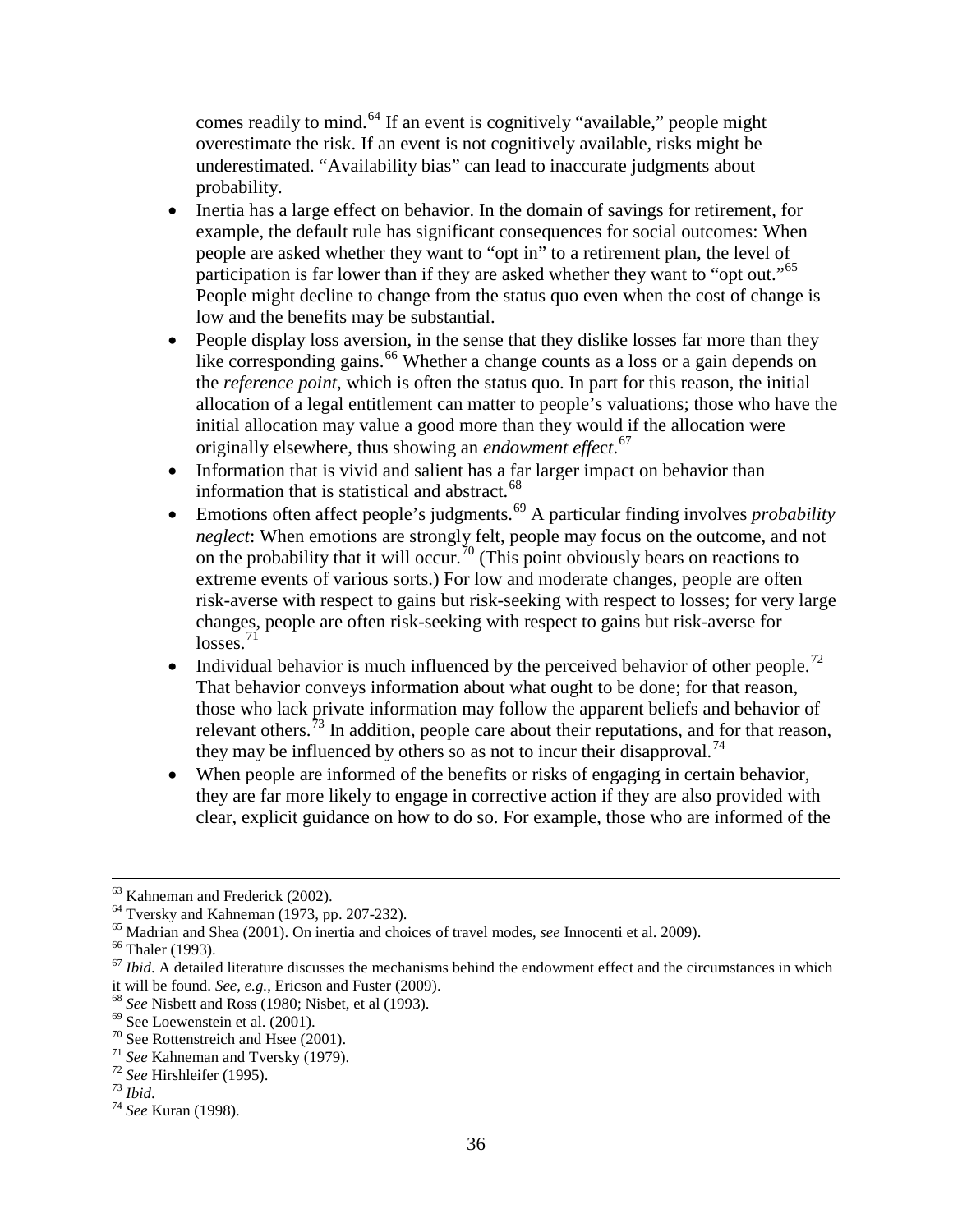comes readily to mind.[64] If an event is cognitively "available," people might overestimate the risk. If an event is not cognitively available, risks might be underestimated. "Availability bias" can lead to inaccurate judgments about probability.

- Inertia has a large effect on behavior. In the domain of savings for retirement, for example, the default rule has significant consequences for social outcomes: When people are asked whether they want to "opt in" to a retirement plan, the level of participation is far lower than if they are asked whether they want to "opt out."[65] People might decline to change from the status quo even when the cost of change is low and the benefits may be substantial.
- People display loss aversion, in the sense that they dislike losses far more than they like corresponding gains.[66] Whether a change counts as a loss or a gain depends on the *reference point*, which is often the status quo. In part for this reason, the initial allocation of a legal entitlement can matter to people's valuations; those who have the initial allocation may value a good more than they would if the allocation were originally elsewhere, thus showing an *endowment effect*.[67]
- Information that is vivid and salient has a far larger impact on behavior than information that is statistical and abstract.[68]
- Emotions often affect people's judgments.[69] A particular finding involves *probability neglect*: When emotions are strongly felt, people may focus on the outcome, and not on the probability that it will occur.[70] (This point obviously bears on reactions to extreme events of various sorts.) For low and moderate changes, people are often risk-averse with respect to gains but risk-seeking with respect to losses; for very large changes, people are often risk-seeking with respect to gains but risk-averse for losses.[71]
- Individual behavior is much influenced by the perceived behavior of other people.[72] That behavior conveys information about what ought to be done; for that reason, those who lack private information may follow the apparent beliefs and behavior of relevant others.[73] In addition, people care about their reputations, and for that reason, they may be influenced by others so as not to incur their disapproval.[74]
- When people are informed of the benefits or risks of engaging in certain behavior, they are far more likely to engage in corrective action if they are also provided with clear, explicit guidance on how to do so. For example, those who are informed of the

---

[63] Kahneman and Frederick (2002).

[64] Tversky and Kahneman (1973, pp. 207-232).

[65] Madrian and Shea (2001). On inertia and choices of travel modes, *see* Innocenti et al. 2009).

[66] Thaler (1993).

[67] *Ibid*. A detailed literature discusses the mechanisms behind the endowment effect and the circumstances in which it will be found. *See, e.g.*, Ericson and Fuster (2009).

[68] *See* Nisbett and Ross (1980; Nisbet, et al (1993).

[69] See Loewenstein et al. (2001).

[70] See Rottenstreich and Hsee (2001).

[71] *See* Kahneman and Tversky (1979).

[72] *See* Hirshleifer (1995).

[73] *Ibid*.

[74] *See* Kuran (1998).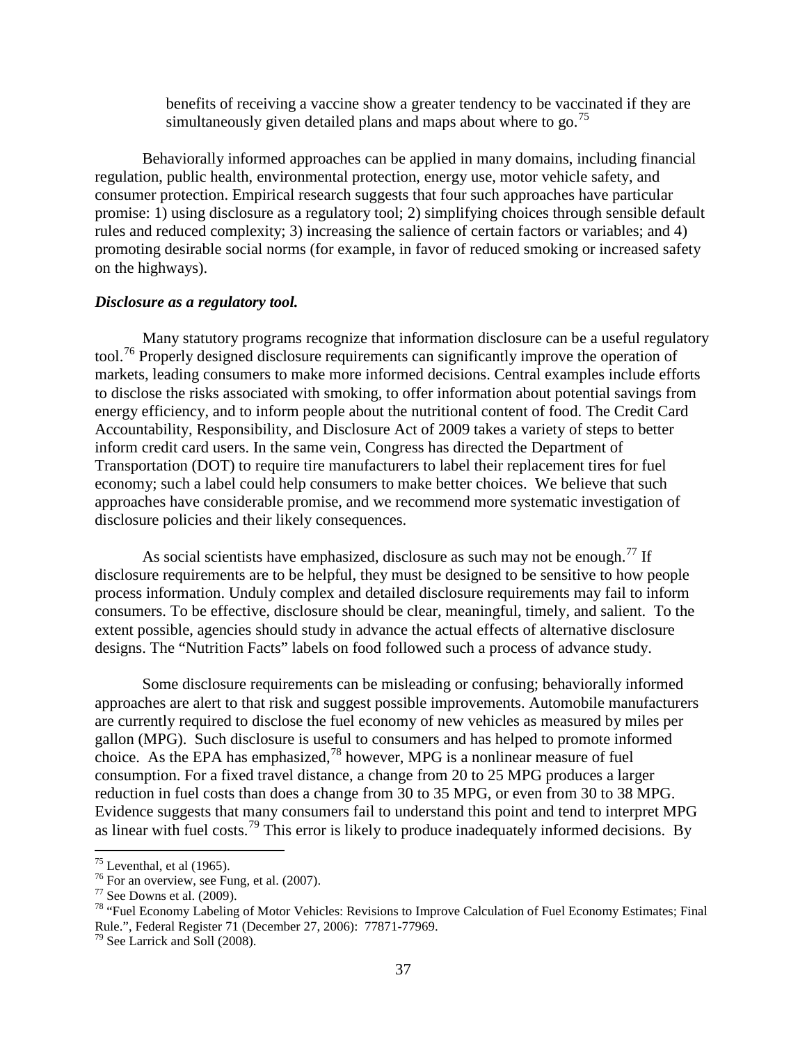benefits of receiving a vaccine show a greater tendency to be vaccinated if they are simultaneously given detailed plans and maps about where to go.[75]

Behaviorally informed approaches can be applied in many domains, including financial regulation, public health, environmental protection, energy use, motor vehicle safety, and consumer protection. Empirical research suggests that four such approaches have particular promise: 1) using disclosure as a regulatory tool; 2) simplifying choices through sensible default rules and reduced complexity; 3) increasing the salience of certain factors or variables; and 4) promoting desirable social norms (for example, in favor of reduced smoking or increased safety on the highways).

***Disclosure as a regulatory tool.***

Many statutory programs recognize that information disclosure can be a useful regulatory tool.[76] Properly designed disclosure requirements can significantly improve the operation of markets, leading consumers to make more informed decisions. Central examples include efforts to disclose the risks associated with smoking, to offer information about potential savings from energy efficiency, and to inform people about the nutritional content of food. The Credit Card Accountability, Responsibility, and Disclosure Act of 2009 takes a variety of steps to better inform credit card users. In the same vein, Congress has directed the Department of Transportation (DOT) to require tire manufacturers to label their replacement tires for fuel economy; such a label could help consumers to make better choices. We believe that such approaches have considerable promise, and we recommend more systematic investigation of disclosure policies and their likely consequences.

As social scientists have emphasized, disclosure as such may not be enough.[77] If disclosure requirements are to be helpful, they must be designed to be sensitive to how people process information. Unduly complex and detailed disclosure requirements may fail to inform consumers. To be effective, disclosure should be clear, meaningful, timely, and salient. To the extent possible, agencies should study in advance the actual effects of alternative disclosure designs. The "Nutrition Facts" labels on food followed such a process of advance study.

Some disclosure requirements can be misleading or confusing; behaviorally informed approaches are alert to that risk and suggest possible improvements. Automobile manufacturers are currently required to disclose the fuel economy of new vehicles as measured by miles per gallon (MPG). Such disclosure is useful to consumers and has helped to promote informed choice. As the EPA has emphasized,[78] however, MPG is a nonlinear measure of fuel consumption. For a fixed travel distance, a change from 20 to 25 MPG produces a larger reduction in fuel costs than does a change from 30 to 35 MPG, or even from 30 to 38 MPG. Evidence suggests that many consumers fail to understand this point and tend to interpret MPG as linear with fuel costs.[79] This error is likely to produce inadequately informed decisions. By

---

[75] Leventhal, et al (1965).

[76] For an overview, see Fung, et al. (2007).

[77] See Downs et al. (2009).

[78] "Fuel Economy Labeling of Motor Vehicles: Revisions to Improve Calculation of Fuel Economy Estimates; Final Rule.", Federal Register 71 (December 27, 2006): 77871-77969.

[79] See Larrick and Soll (2008).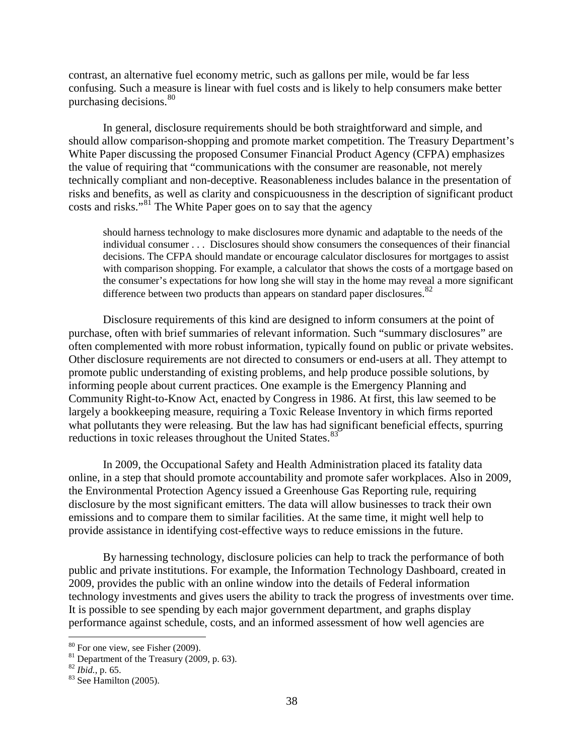contrast, an alternative fuel economy metric, such as gallons per mile, would be far less confusing. Such a measure is linear with fuel costs and is likely to help consumers make better purchasing decisions.[80]

In general, disclosure requirements should be both straightforward and simple, and should allow comparison-shopping and promote market competition. The Treasury Department's White Paper discussing the proposed Consumer Financial Product Agency (CFPA) emphasizes the value of requiring that "communications with the consumer are reasonable, not merely technically compliant and non-deceptive. Reasonableness includes balance in the presentation of risks and benefits, as well as clarity and conspicuousness in the description of significant product costs and risks."[81] The White Paper goes on to say that the agency

> should harness technology to make disclosures more dynamic and adaptable to the needs of the individual consumer . . . Disclosures should show consumers the consequences of their financial decisions. The CFPA should mandate or encourage calculator disclosures for mortgages to assist with comparison shopping. For example, a calculator that shows the costs of a mortgage based on the consumer's expectations for how long she will stay in the home may reveal a more significant difference between two products than appears on standard paper disclosures.[82]

Disclosure requirements of this kind are designed to inform consumers at the point of purchase, often with brief summaries of relevant information. Such "summary disclosures" are often complemented with more robust information, typically found on public or private websites. Other disclosure requirements are not directed to consumers or end-users at all. They attempt to promote public understanding of existing problems, and help produce possible solutions, by informing people about current practices. One example is the Emergency Planning and Community Right-to-Know Act, enacted by Congress in 1986. At first, this law seemed to be largely a bookkeeping measure, requiring a Toxic Release Inventory in which firms reported what pollutants they were releasing. But the law has had significant beneficial effects, spurring reductions in toxic releases throughout the United States.[83]

In 2009, the Occupational Safety and Health Administration placed its fatality data online, in a step that should promote accountability and promote safer workplaces. Also in 2009, the Environmental Protection Agency issued a Greenhouse Gas Reporting rule, requiring disclosure by the most significant emitters. The data will allow businesses to track their own emissions and to compare them to similar facilities. At the same time, it might well help to provide assistance in identifying cost-effective ways to reduce emissions in the future.

By harnessing technology, disclosure policies can help to track the performance of both public and private institutions. For example, the Information Technology Dashboard, created in 2009, provides the public with an online window into the details of Federal information technology investments and gives users the ability to track the progress of investments over time. It is possible to see spending by each major government department, and graphs display performance against schedule, costs, and an informed assessment of how well agencies are

---

[80] For one view, see Fisher (2009).

[81] Department of the Treasury (2009, p. 63).

[82] *Ibid.*, p. 65.

[83] See Hamilton (2005).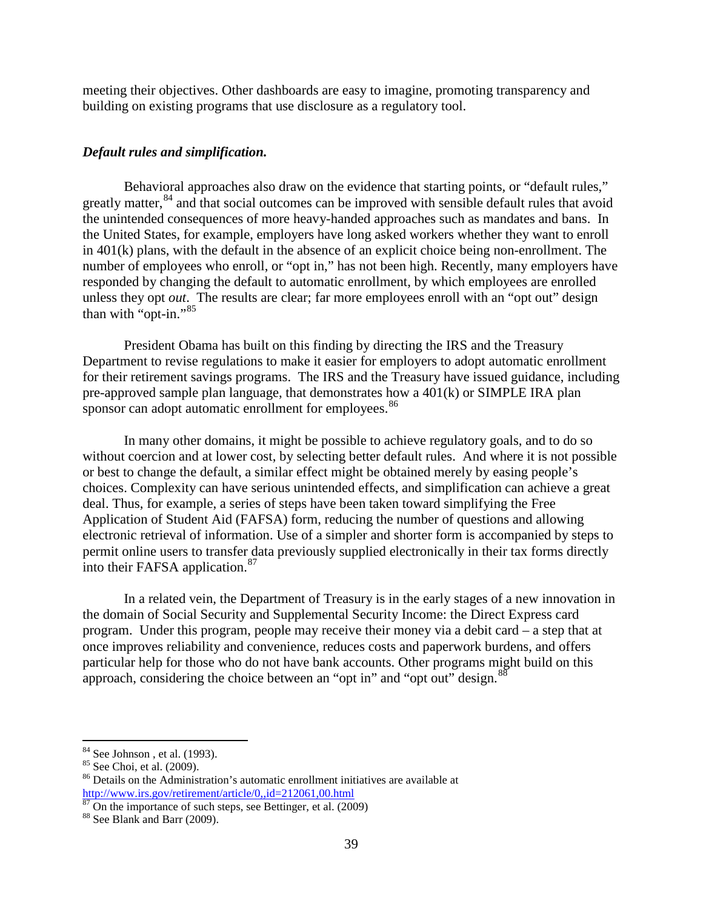meeting their objectives. Other dashboards are easy to imagine, promoting transparency and building on existing programs that use disclosure as a regulatory tool.

***Default rules and simplification.***

Behavioral approaches also draw on the evidence that starting points, or "default rules," greatly matter,[84] and that social outcomes can be improved with sensible default rules that avoid the unintended consequences of more heavy-handed approaches such as mandates and bans. In the United States, for example, employers have long asked workers whether they want to enroll in 401(k) plans, with the default in the absence of an explicit choice being non-enrollment. The number of employees who enroll, or "opt in," has not been high. Recently, many employers have responded by changing the default to automatic enrollment, by which employees are enrolled unless they opt *out*. The results are clear; far more employees enroll with an "opt out" design than with "opt-in."[85]

President Obama has built on this finding by directing the IRS and the Treasury Department to revise regulations to make it easier for employers to adopt automatic enrollment for their retirement savings programs. The IRS and the Treasury have issued guidance, including pre-approved sample plan language, that demonstrates how a 401(k) or SIMPLE IRA plan sponsor can adopt automatic enrollment for employees.[86]

In many other domains, it might be possible to achieve regulatory goals, and to do so without coercion and at lower cost, by selecting better default rules. And where it is not possible or best to change the default, a similar effect might be obtained merely by easing people's choices. Complexity can have serious unintended effects, and simplification can achieve a great deal. Thus, for example, a series of steps have been taken toward simplifying the Free Application of Student Aid (FAFSA) form, reducing the number of questions and allowing electronic retrieval of information. Use of a simpler and shorter form is accompanied by steps to permit online users to transfer data previously supplied electronically in their tax forms directly into their FAFSA application.[87]

In a related vein, the Department of Treasury is in the early stages of a new innovation in the domain of Social Security and Supplemental Security Income: the Direct Express card program. Under this program, people may receive their money via a debit card – a step that at once improves reliability and convenience, reduces costs and paperwork burdens, and offers particular help for those who do not have bank accounts. Other programs might build on this approach, considering the choice between an "opt in" and "opt out" design.[88]

---

[84] See Johnson , et al. (1993).

[85] See Choi, et al. (2009).

[86] Details on the Administration's automatic enrollment initiatives are available at http://www.irs.gov/retirement/article/0,,id=212061,00.html

[87] On the importance of such steps, see Bettinger, et al. (2009)

[88] See Blank and Barr (2009).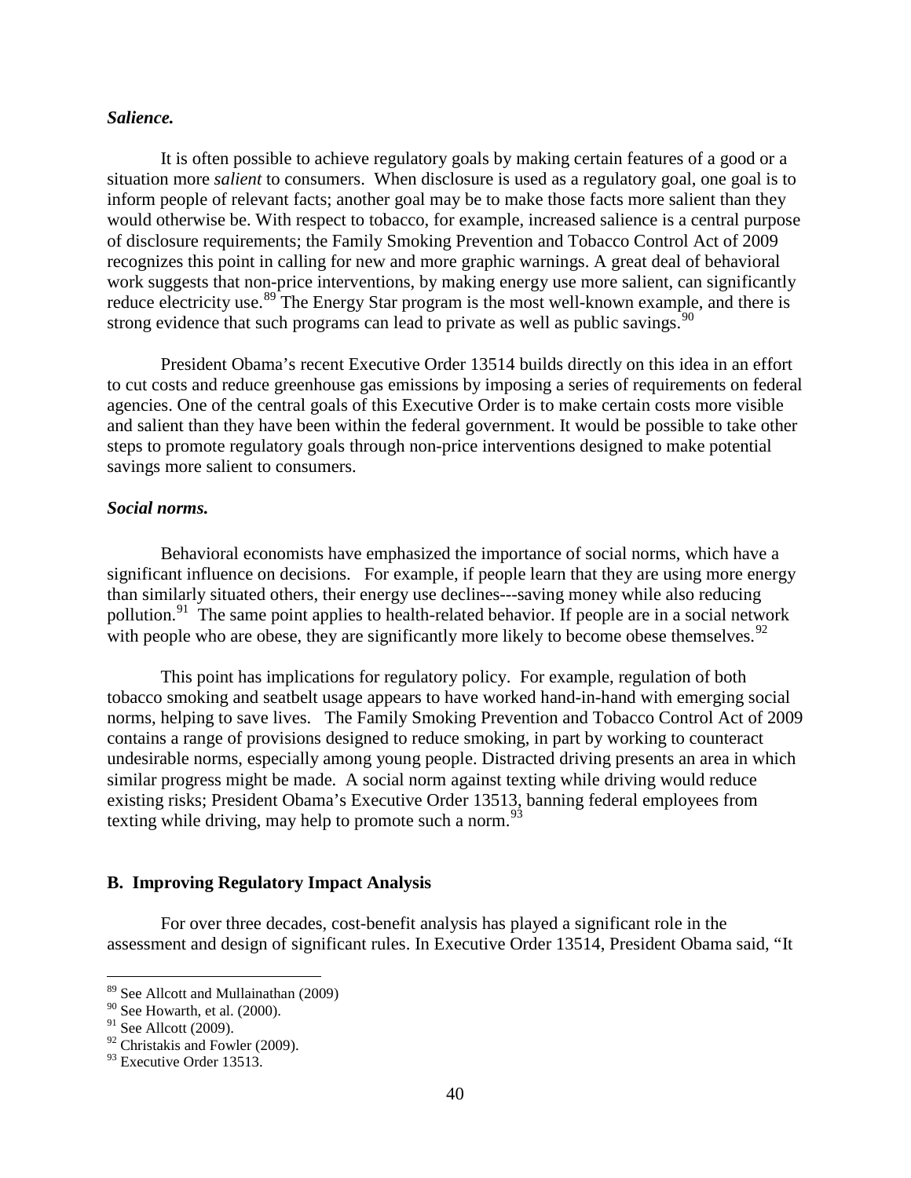***Salience.***

It is often possible to achieve regulatory goals by making certain features of a good or a situation more *salient* to consumers. When disclosure is used as a regulatory goal, one goal is to inform people of relevant facts; another goal may be to make those facts more salient than they would otherwise be. With respect to tobacco, for example, increased salience is a central purpose of disclosure requirements; the Family Smoking Prevention and Tobacco Control Act of 2009 recognizes this point in calling for new and more graphic warnings. A great deal of behavioral work suggests that non-price interventions, by making energy use more salient, can significantly reduce electricity use.[89] The Energy Star program is the most well-known example, and there is strong evidence that such programs can lead to private as well as public savings.[90]

President Obama's recent Executive Order 13514 builds directly on this idea in an effort to cut costs and reduce greenhouse gas emissions by imposing a series of requirements on federal agencies. One of the central goals of this Executive Order is to make certain costs more visible and salient than they have been within the federal government. It would be possible to take other steps to promote regulatory goals through non-price interventions designed to make potential savings more salient to consumers.

***Social norms.***

Behavioral economists have emphasized the importance of social norms, which have a significant influence on decisions. For example, if people learn that they are using more energy than similarly situated others, their energy use declines---saving money while also reducing pollution.[91] The same point applies to health-related behavior. If people are in a social network with people who are obese, they are significantly more likely to become obese themselves.[92]

This point has implications for regulatory policy. For example, regulation of both tobacco smoking and seatbelt usage appears to have worked hand-in-hand with emerging social norms, helping to save lives. The Family Smoking Prevention and Tobacco Control Act of 2009 contains a range of provisions designed to reduce smoking, in part by working to counteract undesirable norms, especially among young people. Distracted driving presents an area in which similar progress might be made. A social norm against texting while driving would reduce existing risks; President Obama's Executive Order 13513, banning federal employees from texting while driving, may help to promote such a norm.[93]

## B. Improving Regulatory Impact Analysis

For over three decades, cost-benefit analysis has played a significant role in the assessment and design of significant rules. In Executive Order 13514, President Obama said, "It

---

[89] See Allcott and Mullainathan (2009)

[90] See Howarth, et al. (2000).

[91] See Allcott (2009).

[92] Christakis and Fowler (2009).

[93] Executive Order 13513.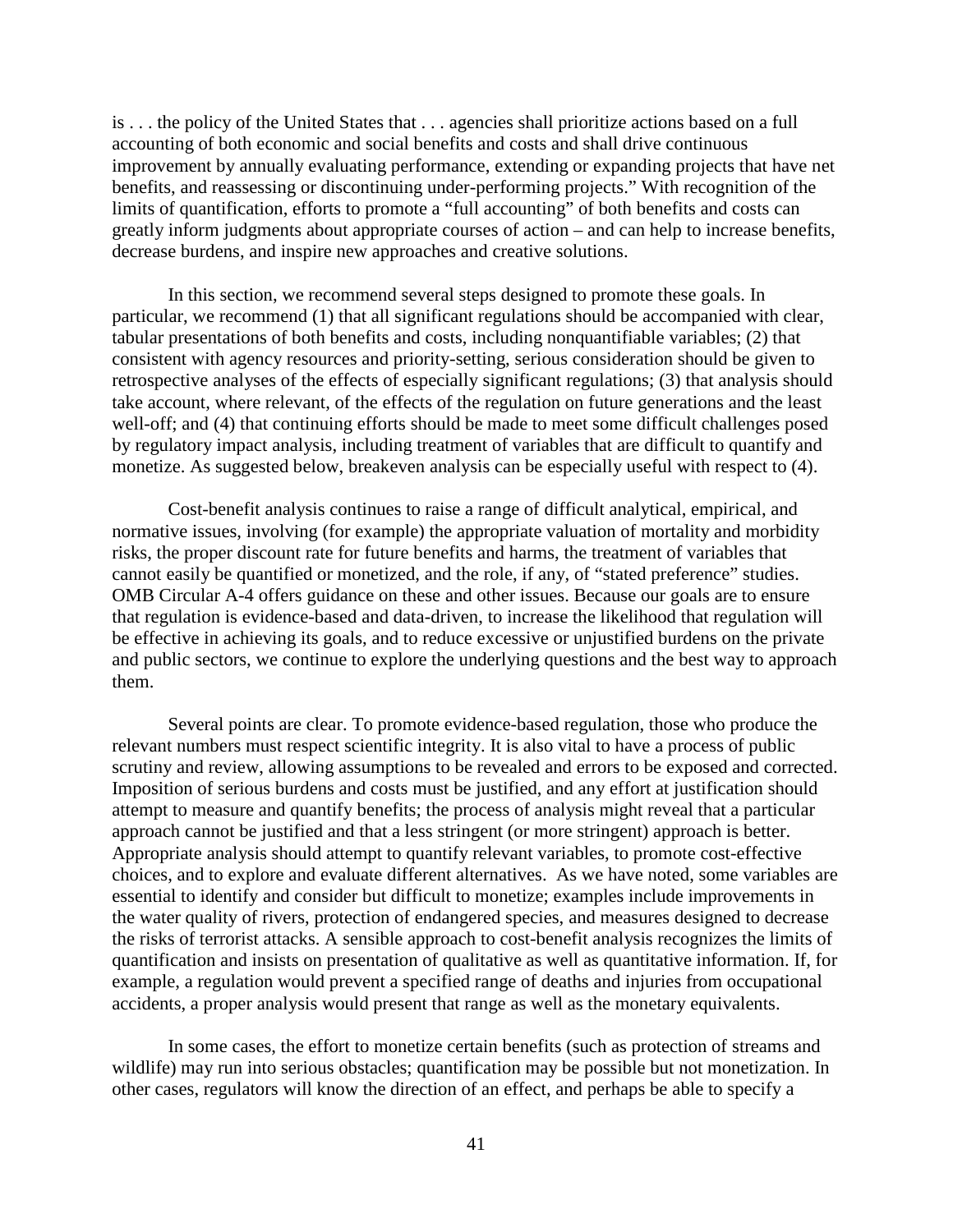is . . . the policy of the United States that . . . agencies shall prioritize actions based on a full accounting of both economic and social benefits and costs and shall drive continuous improvement by annually evaluating performance, extending or expanding projects that have net benefits, and reassessing or discontinuing under-performing projects." With recognition of the limits of quantification, efforts to promote a "full accounting" of both benefits and costs can greatly inform judgments about appropriate courses of action – and can help to increase benefits, decrease burdens, and inspire new approaches and creative solutions.

In this section, we recommend several steps designed to promote these goals. In particular, we recommend (1) that all significant regulations should be accompanied with clear, tabular presentations of both benefits and costs, including nonquantifiable variables; (2) that consistent with agency resources and priority-setting, serious consideration should be given to retrospective analyses of the effects of especially significant regulations; (3) that analysis should take account, where relevant, of the effects of the regulation on future generations and the least well-off; and (4) that continuing efforts should be made to meet some difficult challenges posed by regulatory impact analysis, including treatment of variables that are difficult to quantify and monetize. As suggested below, breakeven analysis can be especially useful with respect to (4).

Cost-benefit analysis continues to raise a range of difficult analytical, empirical, and normative issues, involving (for example) the appropriate valuation of mortality and morbidity risks, the proper discount rate for future benefits and harms, the treatment of variables that cannot easily be quantified or monetized, and the role, if any, of "stated preference" studies. OMB Circular A-4 offers guidance on these and other issues. Because our goals are to ensure that regulation is evidence-based and data-driven, to increase the likelihood that regulation will be effective in achieving its goals, and to reduce excessive or unjustified burdens on the private and public sectors, we continue to explore the underlying questions and the best way to approach them.

Several points are clear. To promote evidence-based regulation, those who produce the relevant numbers must respect scientific integrity. It is also vital to have a process of public scrutiny and review, allowing assumptions to be revealed and errors to be exposed and corrected. Imposition of serious burdens and costs must be justified, and any effort at justification should attempt to measure and quantify benefits; the process of analysis might reveal that a particular approach cannot be justified and that a less stringent (or more stringent) approach is better. Appropriate analysis should attempt to quantify relevant variables, to promote cost-effective choices, and to explore and evaluate different alternatives. As we have noted, some variables are essential to identify and consider but difficult to monetize; examples include improvements in the water quality of rivers, protection of endangered species, and measures designed to decrease the risks of terrorist attacks. A sensible approach to cost-benefit analysis recognizes the limits of quantification and insists on presentation of qualitative as well as quantitative information. If, for example, a regulation would prevent a specified range of deaths and injuries from occupational accidents, a proper analysis would present that range as well as the monetary equivalents.

In some cases, the effort to monetize certain benefits (such as protection of streams and wildlife) may run into serious obstacles; quantification may be possible but not monetization. In other cases, regulators will know the direction of an effect, and perhaps be able to specify a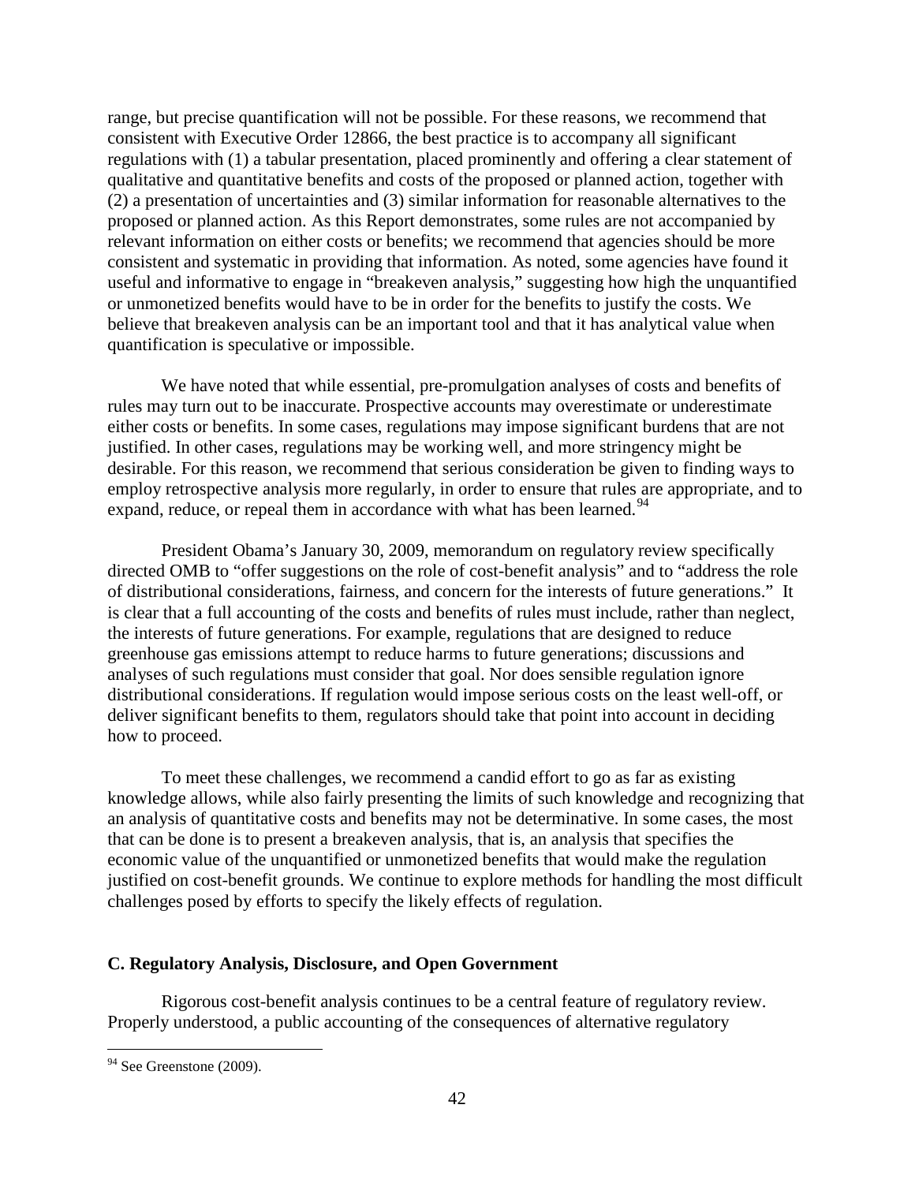range, but precise quantification will not be possible. For these reasons, we recommend that consistent with Executive Order 12866, the best practice is to accompany all significant regulations with (1) a tabular presentation, placed prominently and offering a clear statement of qualitative and quantitative benefits and costs of the proposed or planned action, together with (2) a presentation of uncertainties and (3) similar information for reasonable alternatives to the proposed or planned action. As this Report demonstrates, some rules are not accompanied by relevant information on either costs or benefits; we recommend that agencies should be more consistent and systematic in providing that information. As noted, some agencies have found it useful and informative to engage in "breakeven analysis," suggesting how high the unquantified or unmonetized benefits would have to be in order for the benefits to justify the costs. We believe that breakeven analysis can be an important tool and that it has analytical value when quantification is speculative or impossible.

We have noted that while essential, pre-promulgation analyses of costs and benefits of rules may turn out to be inaccurate. Prospective accounts may overestimate or underestimate either costs or benefits. In some cases, regulations may impose significant burdens that are not justified. In other cases, regulations may be working well, and more stringency might be desirable. For this reason, we recommend that serious consideration be given to finding ways to employ retrospective analysis more regularly, in order to ensure that rules are appropriate, and to expand, reduce, or repeal them in accordance with what has been learned.[94]

President Obama's January 30, 2009, memorandum on regulatory review specifically directed OMB to "offer suggestions on the role of cost-benefit analysis" and to "address the role of distributional considerations, fairness, and concern for the interests of future generations." It is clear that a full accounting of the costs and benefits of rules must include, rather than neglect, the interests of future generations. For example, regulations that are designed to reduce greenhouse gas emissions attempt to reduce harms to future generations; discussions and analyses of such regulations must consider that goal. Nor does sensible regulation ignore distributional considerations. If regulation would impose serious costs on the least well-off, or deliver significant benefits to them, regulators should take that point into account in deciding how to proceed.

To meet these challenges, we recommend a candid effort to go as far as existing knowledge allows, while also fairly presenting the limits of such knowledge and recognizing that an analysis of quantitative costs and benefits may not be determinative. In some cases, the most that can be done is to present a breakeven analysis, that is, an analysis that specifies the economic value of the unquantified or unmonetized benefits that would make the regulation justified on cost-benefit grounds. We continue to explore methods for handling the most difficult challenges posed by efforts to specify the likely effects of regulation.

### C. Regulatory Analysis, Disclosure, and Open Government

Rigorous cost-benefit analysis continues to be a central feature of regulatory review. Properly understood, a public accounting of the consequences of alternative regulatory

---

[94] See Greenstone (2009).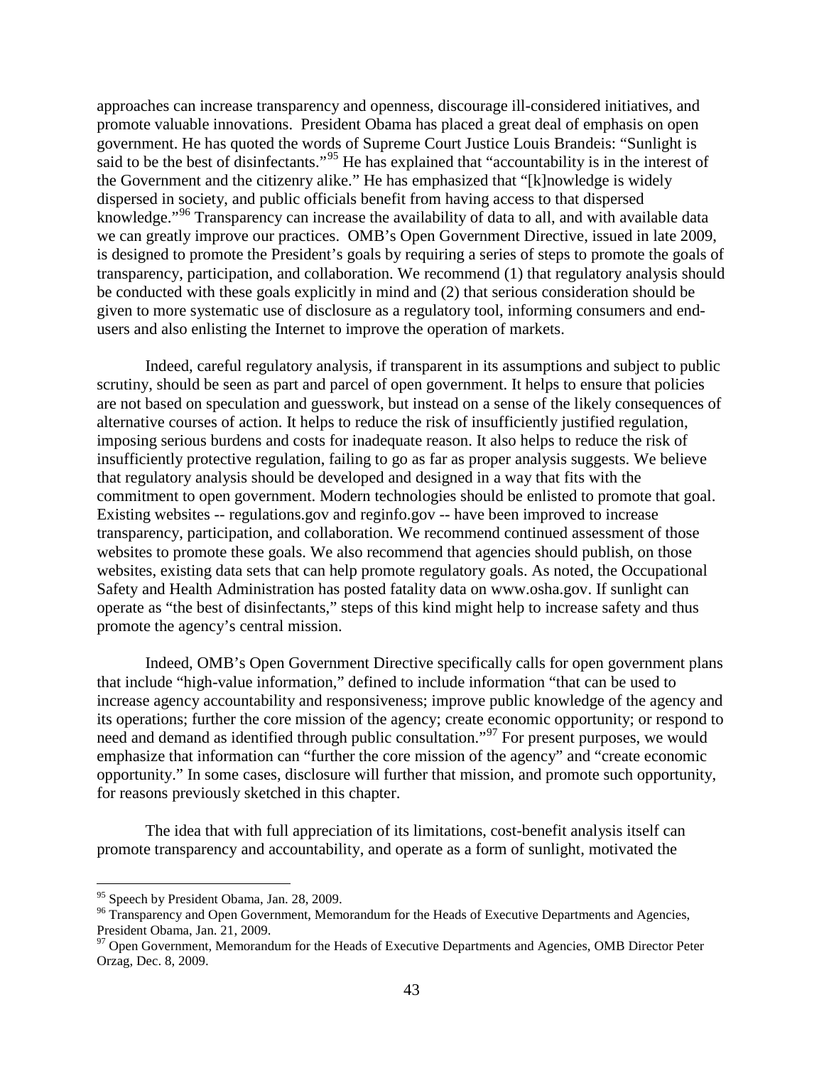approaches can increase transparency and openness, discourage ill-considered initiatives, and promote valuable innovations. President Obama has placed a great deal of emphasis on open government. He has quoted the words of Supreme Court Justice Louis Brandeis: "Sunlight is said to be the best of disinfectants."[95] He has explained that "accountability is in the interest of the Government and the citizenry alike." He has emphasized that "[k]nowledge is widely dispersed in society, and public officials benefit from having access to that dispersed knowledge."[96] Transparency can increase the availability of data to all, and with available data we can greatly improve our practices. OMB's Open Government Directive, issued in late 2009, is designed to promote the President's goals by requiring a series of steps to promote the goals of transparency, participation, and collaboration. We recommend (1) that regulatory analysis should be conducted with these goals explicitly in mind and (2) that serious consideration should be given to more systematic use of disclosure as a regulatory tool, informing consumers and end-users and also enlisting the Internet to improve the operation of markets.

Indeed, careful regulatory analysis, if transparent in its assumptions and subject to public scrutiny, should be seen as part and parcel of open government. It helps to ensure that policies are not based on speculation and guesswork, but instead on a sense of the likely consequences of alternative courses of action. It helps to reduce the risk of insufficiently justified regulation, imposing serious burdens and costs for inadequate reason. It also helps to reduce the risk of insufficiently protective regulation, failing to go as far as proper analysis suggests. We believe that regulatory analysis should be developed and designed in a way that fits with the commitment to open government. Modern technologies should be enlisted to promote that goal. Existing websites -- regulations.gov and reginfo.gov -- have been improved to increase transparency, participation, and collaboration. We recommend continued assessment of those websites to promote these goals. We also recommend that agencies should publish, on those websites, existing data sets that can help promote regulatory goals. As noted, the Occupational Safety and Health Administration has posted fatality data on www.osha.gov. If sunlight can operate as "the best of disinfectants," steps of this kind might help to increase safety and thus promote the agency's central mission.

Indeed, OMB's Open Government Directive specifically calls for open government plans that include "high-value information," defined to include information "that can be used to increase agency accountability and responsiveness; improve public knowledge of the agency and its operations; further the core mission of the agency; create economic opportunity; or respond to need and demand as identified through public consultation."[97] For present purposes, we would emphasize that information can "further the core mission of the agency" and "create economic opportunity." In some cases, disclosure will further that mission, and promote such opportunity, for reasons previously sketched in this chapter.

The idea that with full appreciation of its limitations, cost-benefit analysis itself can promote transparency and accountability, and operate as a form of sunlight, motivated the

---

[95] Speech by President Obama, Jan. 28, 2009.

[96] Transparency and Open Government, Memorandum for the Heads of Executive Departments and Agencies, President Obama, Jan. 21, 2009.

[97] Open Government, Memorandum for the Heads of Executive Departments and Agencies, OMB Director Peter Orzag, Dec. 8, 2009.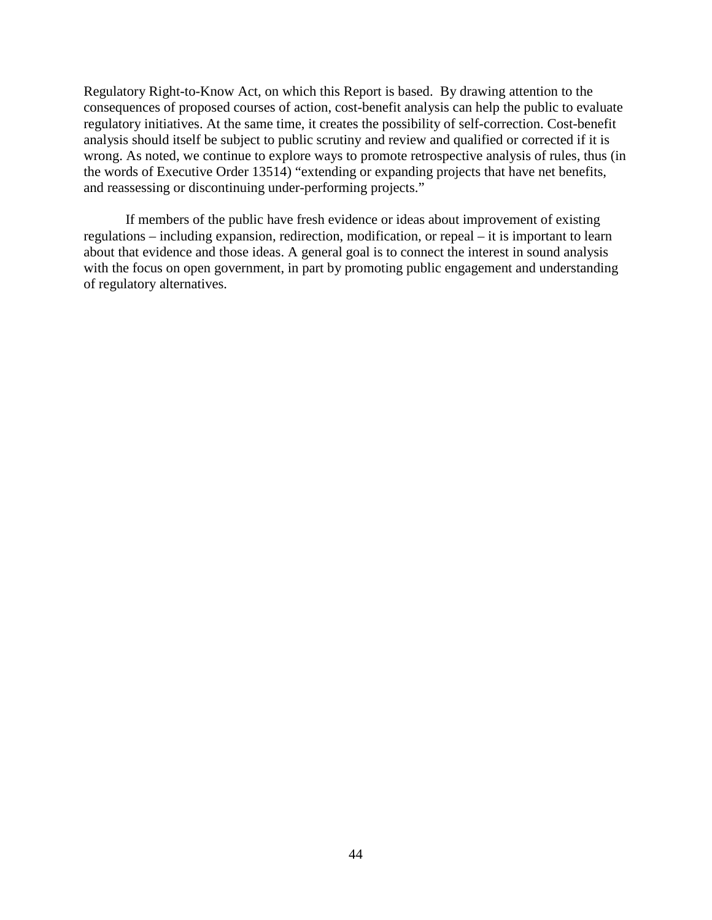Regulatory Right-to-Know Act, on which this Report is based. By drawing attention to the consequences of proposed courses of action, cost-benefit analysis can help the public to evaluate regulatory initiatives. At the same time, it creates the possibility of self-correction. Cost-benefit analysis should itself be subject to public scrutiny and review and qualified or corrected if it is wrong. As noted, we continue to explore ways to promote retrospective analysis of rules, thus (in the words of Executive Order 13514) "extending or expanding projects that have net benefits, and reassessing or discontinuing under-performing projects."

If members of the public have fresh evidence or ideas about improvement of existing regulations – including expansion, redirection, modification, or repeal – it is important to learn about that evidence and those ideas. A general goal is to connect the interest in sound analysis with the focus on open government, in part by promoting public engagement and understanding of regulatory alternatives.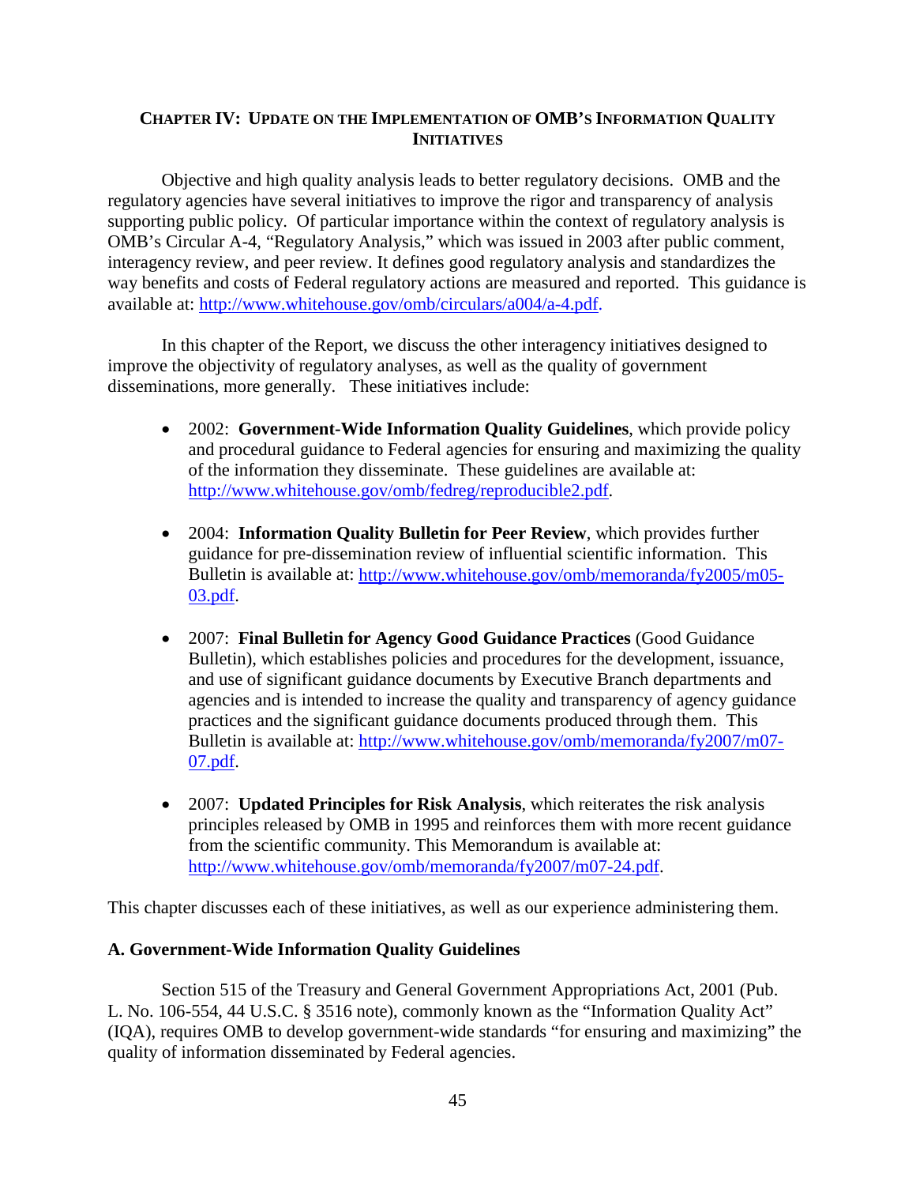## CHAPTER IV: UPDATE ON THE IMPLEMENTATION OF OMB'S INFORMATION QUALITY INITIATIVES

Objective and high quality analysis leads to better regulatory decisions. OMB and the regulatory agencies have several initiatives to improve the rigor and transparency of analysis supporting public policy. Of particular importance within the context of regulatory analysis is OMB's Circular A-4, "Regulatory Analysis," which was issued in 2003 after public comment, interagency review, and peer review. It defines good regulatory analysis and standardizes the way benefits and costs of Federal regulatory actions are measured and reported. This guidance is available at: http://www.whitehouse.gov/omb/circulars/a004/a-4.pdf.

In this chapter of the Report, we discuss the other interagency initiatives designed to improve the objectivity of regulatory analyses, as well as the quality of government disseminations, more generally. These initiatives include:

- 2002: **Government-Wide Information Quality Guidelines**, which provide policy and procedural guidance to Federal agencies for ensuring and maximizing the quality of the information they disseminate. These guidelines are available at: http://www.whitehouse.gov/omb/fedreg/reproducible2.pdf.

- 2004: **Information Quality Bulletin for Peer Review**, which provides further guidance for pre-dissemination review of influential scientific information. This Bulletin is available at: http://www.whitehouse.gov/omb/memoranda/fy2005/m05-03.pdf.

- 2007: **Final Bulletin for Agency Good Guidance Practices** (Good Guidance Bulletin), which establishes policies and procedures for the development, issuance, and use of significant guidance documents by Executive Branch departments and agencies and is intended to increase the quality and transparency of agency guidance practices and the significant guidance documents produced through them. This Bulletin is available at: http://www.whitehouse.gov/omb/memoranda/fy2007/m07-07.pdf.

- 2007: **Updated Principles for Risk Analysis**, which reiterates the risk analysis principles released by OMB in 1995 and reinforces them with more recent guidance from the scientific community. This Memorandum is available at: http://www.whitehouse.gov/omb/memoranda/fy2007/m07-24.pdf.

This chapter discusses each of these initiatives, as well as our experience administering them.

### A. Government-Wide Information Quality Guidelines

Section 515 of the Treasury and General Government Appropriations Act, 2001 (Pub. L. No. 106-554, 44 U.S.C. § 3516 note), commonly known as the "Information Quality Act" (IQA), requires OMB to develop government-wide standards "for ensuring and maximizing" the quality of information disseminated by Federal agencies.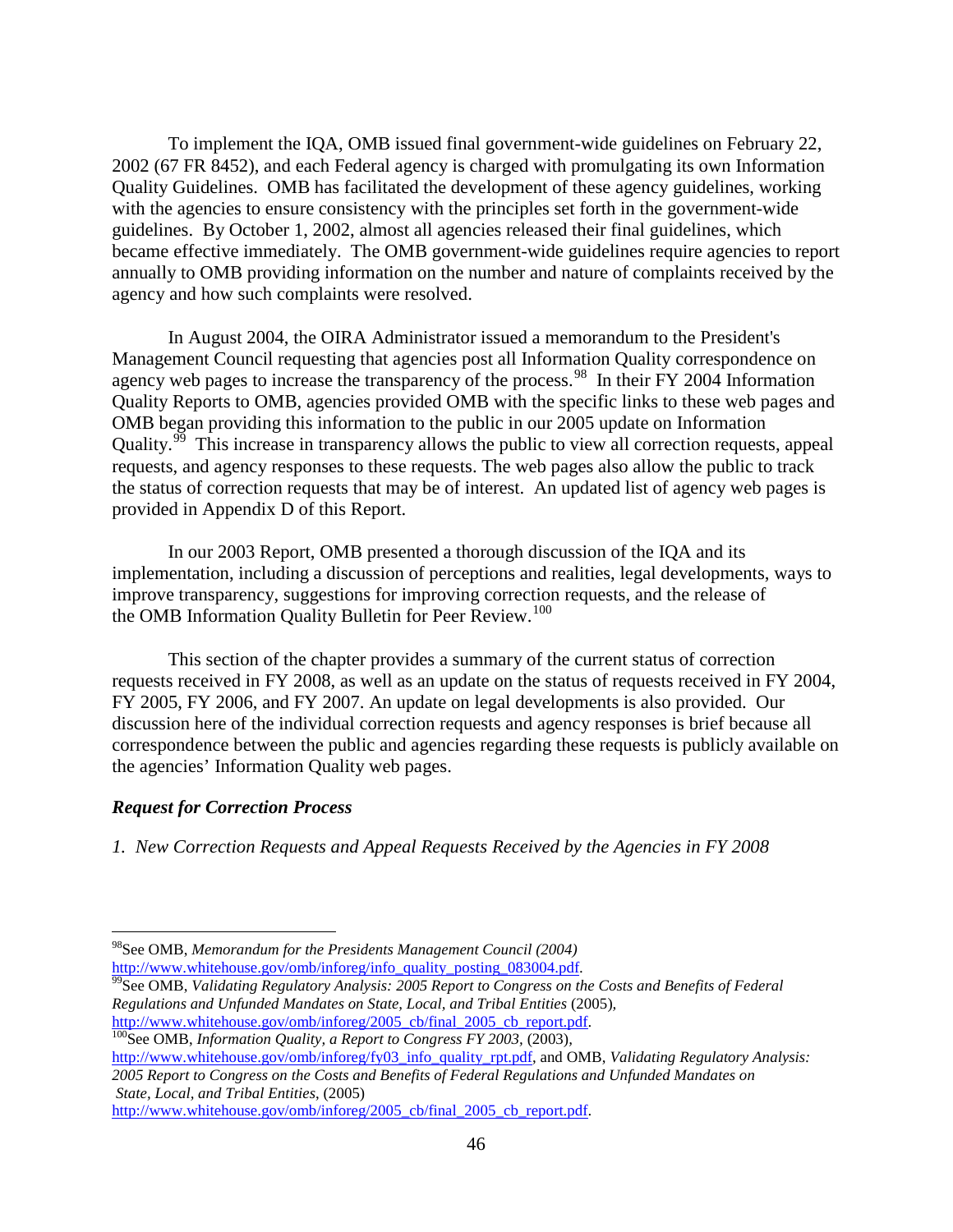To implement the IQA, OMB issued final government-wide guidelines on February 22, 2002 (67 FR 8452), and each Federal agency is charged with promulgating its own Information Quality Guidelines. OMB has facilitated the development of these agency guidelines, working with the agencies to ensure consistency with the principles set forth in the government-wide guidelines. By October 1, 2002, almost all agencies released their final guidelines, which became effective immediately. The OMB government-wide guidelines require agencies to report annually to OMB providing information on the number and nature of complaints received by the agency and how such complaints were resolved.

In August 2004, the OIRA Administrator issued a memorandum to the President's Management Council requesting that agencies post all Information Quality correspondence on agency web pages to increase the transparency of the process.[98] In their FY 2004 Information Quality Reports to OMB, agencies provided OMB with the specific links to these web pages and OMB began providing this information to the public in our 2005 update on Information Quality.[99] This increase in transparency allows the public to view all correction requests, appeal requests, and agency responses to these requests. The web pages also allow the public to track the status of correction requests that may be of interest. An updated list of agency web pages is provided in Appendix D of this Report.

In our 2003 Report, OMB presented a thorough discussion of the IQA and its implementation, including a discussion of perceptions and realities, legal developments, ways to improve transparency, suggestions for improving correction requests, and the release of the OMB Information Quality Bulletin for Peer Review.[100]

This section of the chapter provides a summary of the current status of correction requests received in FY 2008, as well as an update on the status of requests received in FY 2004, FY 2005, FY 2006, and FY 2007. An update on legal developments is also provided. Our discussion here of the individual correction requests and agency responses is brief because all correspondence between the public and agencies regarding these requests is publicly available on the agencies' Information Quality web pages.

***Request for Correction Process***

*1. New Correction Requests and Appeal Requests Received by the Agencies in FY 2008*

---

[98]See OMB, *Memorandum for the Presidents Management Council (2004)* http://www.whitehouse.gov/omb/inforeg/info_quality_posting_083004.pdf.

[99]See OMB, *Validating Regulatory Analysis: 2005 Report to Congress on the Costs and Benefits of Federal Regulations and Unfunded Mandates on State, Local, and Tribal Entities* (2005), http://www.whitehouse.gov/omb/inforeg/2005_cb/final_2005_cb_report.pdf.

[100]See OMB, *Information Quality, a Report to Congress FY 2003*, (2003), http://www.whitehouse.gov/omb/inforeg/fy03_info_quality_rpt.pdf, and OMB, *Validating Regulatory Analysis: 2005 Report to Congress on the Costs and Benefits of Federal Regulations and Unfunded Mandates on State, Local, and Tribal Entities*, (2005) http://www.whitehouse.gov/omb/inforeg/2005_cb/final_2005_cb_report.pdf.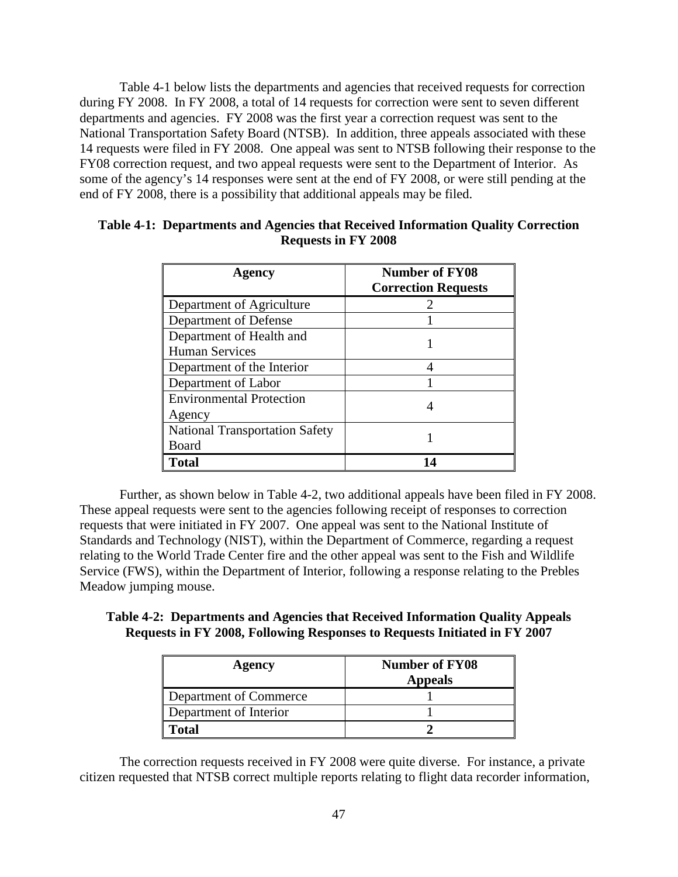Table 4-1 below lists the departments and agencies that received requests for correction during FY 2008. In FY 2008, a total of 14 requests for correction were sent to seven different departments and agencies. FY 2008 was the first year a correction request was sent to the National Transportation Safety Board (NTSB). In addition, three appeals associated with these 14 requests were filed in FY 2008. One appeal was sent to NTSB following their response to the FY08 correction request, and two appeal requests were sent to the Department of Interior. As some of the agency's 14 responses were sent at the end of FY 2008, or were still pending at the end of FY 2008, there is a possibility that additional appeals may be filed.

**Table 4-1: Departments and Agencies that Received Information Quality Correction Requests in FY 2008**

| Agency | Number of FY08 Correction Requests |
|---|---|
| Department of Agriculture | 2 |
| Department of Defense | 1 |
| Department of Health and Human Services | 1 |
| Department of the Interior | 4 |
| Department of Labor | 1 |
| Environmental Protection Agency | 4 |
| National Transportation Safety Board | 1 |
| **Total** | **14** |

Further, as shown below in Table 4-2, two additional appeals have been filed in FY 2008. These appeal requests were sent to the agencies following receipt of responses to correction requests that were initiated in FY 2007. One appeal was sent to the National Institute of Standards and Technology (NIST), within the Department of Commerce, regarding a request relating to the World Trade Center fire and the other appeal was sent to the Fish and Wildlife Service (FWS), within the Department of Interior, following a response relating to the Prebles Meadow jumping mouse.

**Table 4-2: Departments and Agencies that Received Information Quality Appeals Requests in FY 2008, Following Responses to Requests Initiated in FY 2007**

| Agency | Number of FY08 Appeals |
|---|---|
| Department of Commerce | 1 |
| Department of Interior | 1 |
| **Total** | **2** |

The correction requests received in FY 2008 were quite diverse. For instance, a private citizen requested that NTSB correct multiple reports relating to flight data recorder information,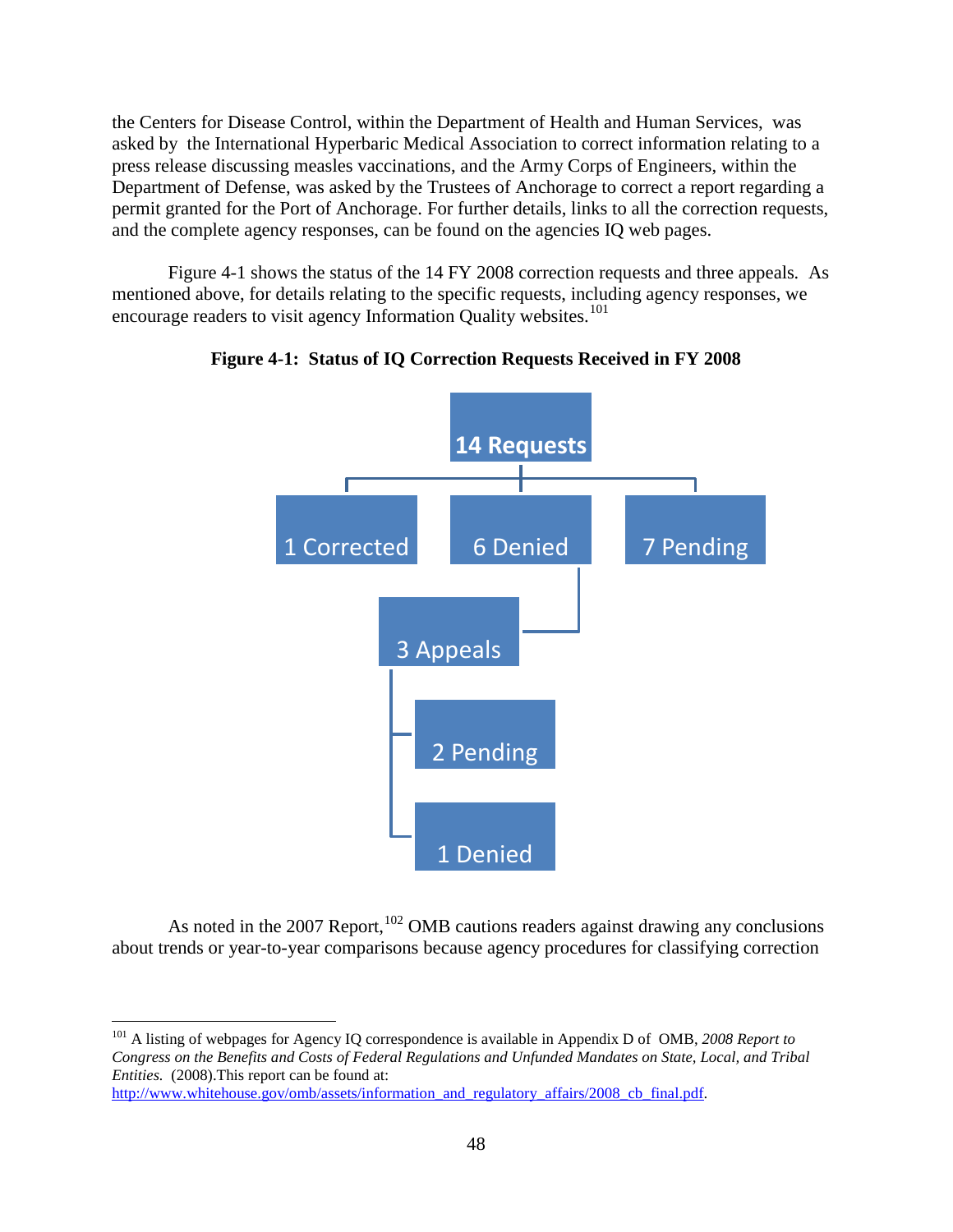the Centers for Disease Control, within the Department of Health and Human Services, was asked by the International Hyperbaric Medical Association to correct information relating to a press release discussing measles vaccinations, and the Army Corps of Engineers, within the Department of Defense, was asked by the Trustees of Anchorage to correct a report regarding a permit granted for the Port of Anchorage. For further details, links to all the correction requests, and the complete agency responses, can be found on the agencies IQ web pages.

Figure 4-1 shows the status of the 14 FY 2008 correction requests and three appeals. As mentioned above, for details relating to the specific requests, including agency responses, we encourage readers to visit agency Information Quality websites.[101]

**Figure 4-1: Status of IQ Correction Requests Received in FY 2008**

- **14 Requests**
  - 1 Corrected
  - 6 Denied
    - 3 Appeals
      - 2 Pending
      - 1 Denied
  - 7 Pending

As noted in the 2007 Report,[102] OMB cautions readers against drawing any conclusions about trends or year-to-year comparisons because agency procedures for classifying correction

---

[101] A listing of webpages for Agency IQ correspondence is available in Appendix D of OMB, *2008 Report to Congress on the Benefits and Costs of Federal Regulations and Unfunded Mandates on State, Local, and Tribal Entities.* (2008).This report can be found at: http://www.whitehouse.gov/omb/assets/information_and_regulatory_affairs/2008_cb_final.pdf.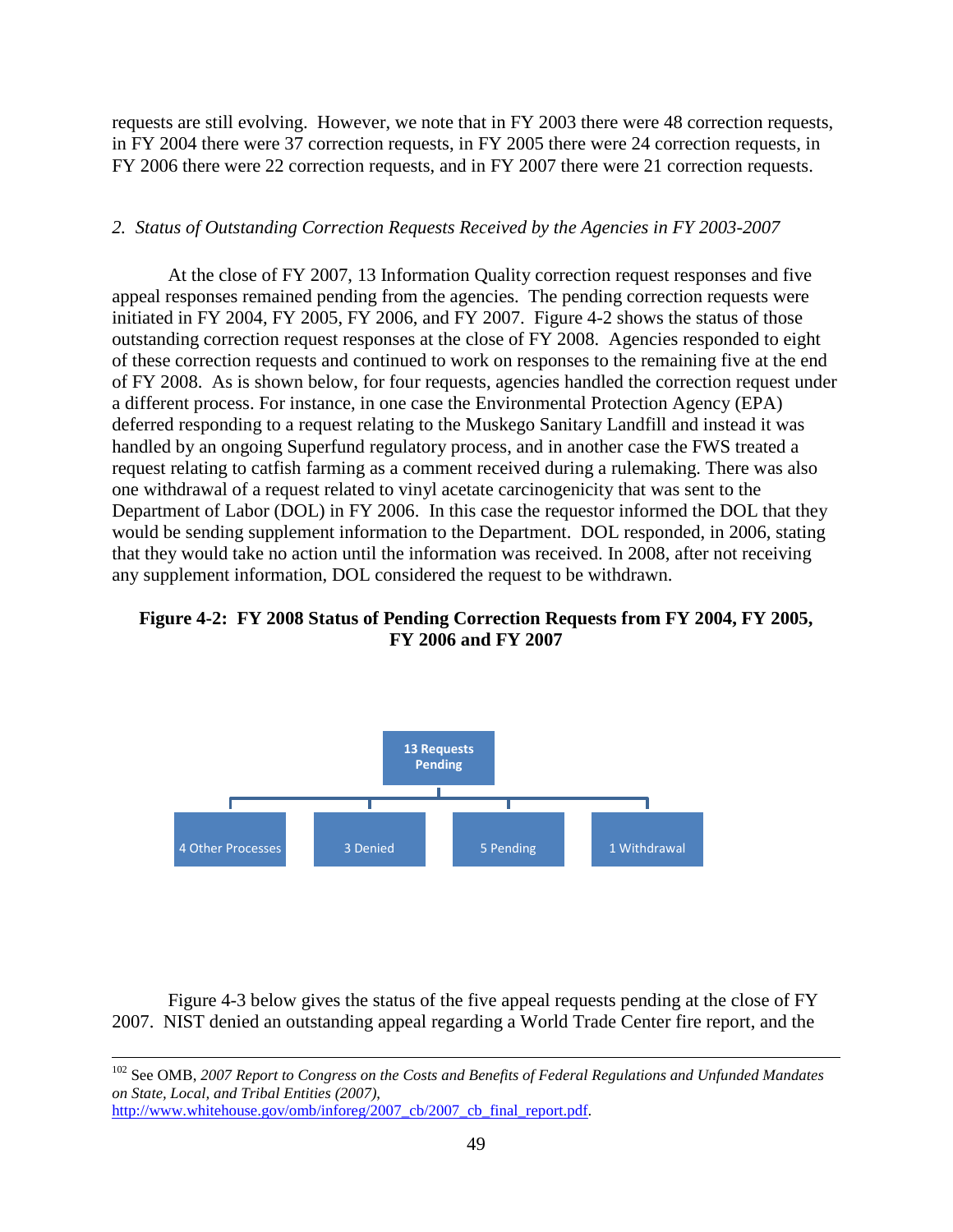requests are still evolving. However, we note that in FY 2003 there were 48 correction requests, in FY 2004 there were 37 correction requests, in FY 2005 there were 24 correction requests, in FY 2006 there were 22 correction requests, and in FY 2007 there were 21 correction requests.

*2. Status of Outstanding Correction Requests Received by the Agencies in FY 2003-2007*

At the close of FY 2007, 13 Information Quality correction request responses and five appeal responses remained pending from the agencies. The pending correction requests were initiated in FY 2004, FY 2005, FY 2006, and FY 2007. Figure 4-2 shows the status of those outstanding correction request responses at the close of FY 2008. Agencies responded to eight of these correction requests and continued to work on responses to the remaining five at the end of FY 2008. As is shown below, for four requests, agencies handled the correction request under a different process. For instance, in one case the Environmental Protection Agency (EPA) deferred responding to a request relating to the Muskego Sanitary Landfill and instead it was handled by an ongoing Superfund regulatory process, and in another case the FWS treated a request relating to catfish farming as a comment received during a rulemaking. There was also one withdrawal of a request related to vinyl acetate carcinogenicity that was sent to the Department of Labor (DOL) in FY 2006. In this case the requestor informed the DOL that they would be sending supplement information to the Department. DOL responded, in 2006, stating that they would take no action until the information was received. In 2008, after not receiving any supplement information, DOL considered the request to be withdrawn.

**Figure 4-2: FY 2008 Status of Pending Correction Requests from FY 2004, FY 2005, FY 2006 and FY 2007**

13 Requests Pending

- 4 Other Processes
- 3 Denied
- 5 Pending
- 1 Withdrawal

Figure 4-3 below gives the status of the five appeal requests pending at the close of FY 2007. NIST denied an outstanding appeal regarding a World Trade Center fire report, and the

[102] See OMB, *2007 Report to Congress on the Costs and Benefits of Federal Regulations and Unfunded Mandates on State, Local, and Tribal Entities (2007)*, http://www.whitehouse.gov/omb/inforeg/2007_cb/2007_cb_final_report.pdf.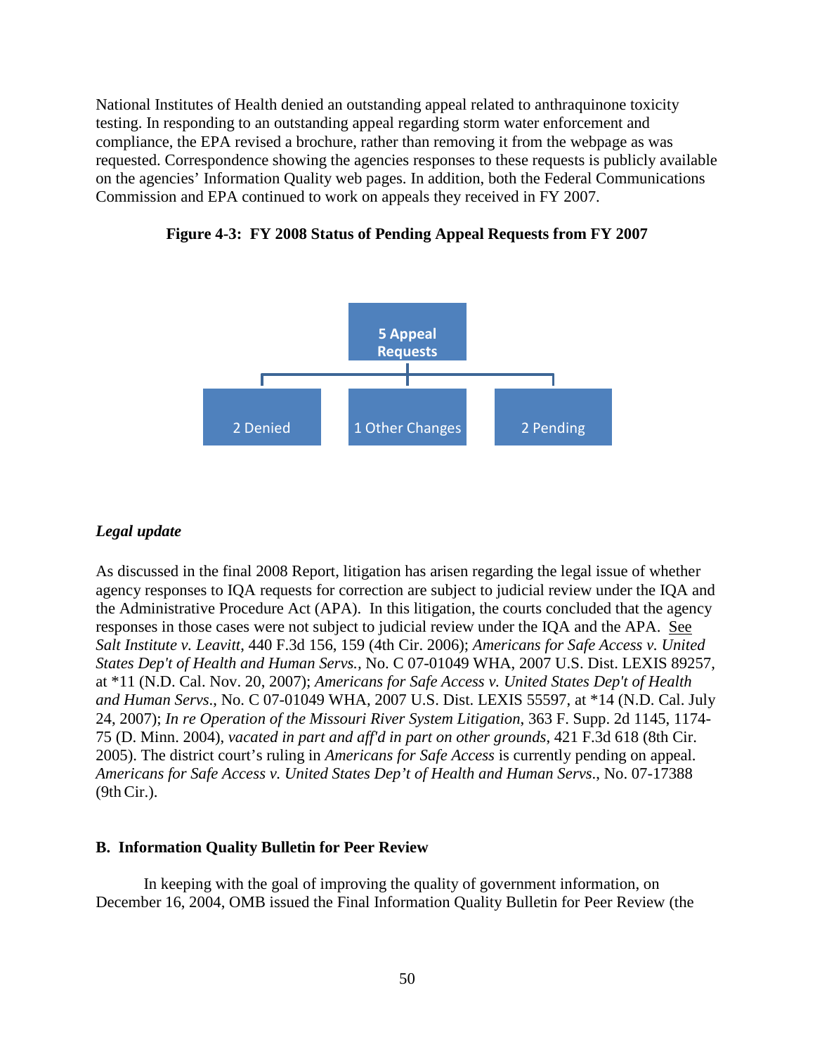National Institutes of Health denied an outstanding appeal related to anthraquinone toxicity testing. In responding to an outstanding appeal regarding storm water enforcement and compliance, the EPA revised a brochure, rather than removing it from the webpage as was requested. Correspondence showing the agencies responses to these requests is publicly available on the agencies' Information Quality web pages. In addition, both the Federal Communications Commission and EPA continued to work on appeals they received in FY 2007.

**Figure 4-3: FY 2008 Status of Pending Appeal Requests from FY 2007**

5 Appeal Requests

- 2 Denied
- 1 Other Changes
- 2 Pending

***Legal update***

As discussed in the final 2008 Report, litigation has arisen regarding the legal issue of whether agency responses to IQA requests for correction are subject to judicial review under the IQA and the Administrative Procedure Act (APA). In this litigation, the courts concluded that the agency responses in those cases were not subject to judicial review under the IQA and the APA. See *Salt Institute v. Leavitt*, 440 F.3d 156, 159 (4th Cir. 2006); *Americans for Safe Access v. United States Dep't of Health and Human Servs.*, No. C 07-01049 WHA, 2007 U.S. Dist. LEXIS 89257, at *11 (N.D. Cal. Nov. 20, 2007); *Americans for Safe Access v. United States Dep't of Health and Human Servs*., No. C 07-01049 WHA, 2007 U.S. Dist. LEXIS 55597, at *14 (N.D. Cal. July 24, 2007); *In re Operation of the Missouri River System Litigation*, 363 F. Supp. 2d 1145, 1174-75 (D. Minn. 2004), *vacated in part and aff'd in part on other grounds*, 421 F.3d 618 (8th Cir. 2005). The district court's ruling in *Americans for Safe Access* is currently pending on appeal. *Americans for Safe Access v. United States Dep't of Health and Human Servs*., No. 07-17388 (9th Cir.).

### B. Information Quality Bulletin for Peer Review

In keeping with the goal of improving the quality of government information, on December 16, 2004, OMB issued the Final Information Quality Bulletin for Peer Review (the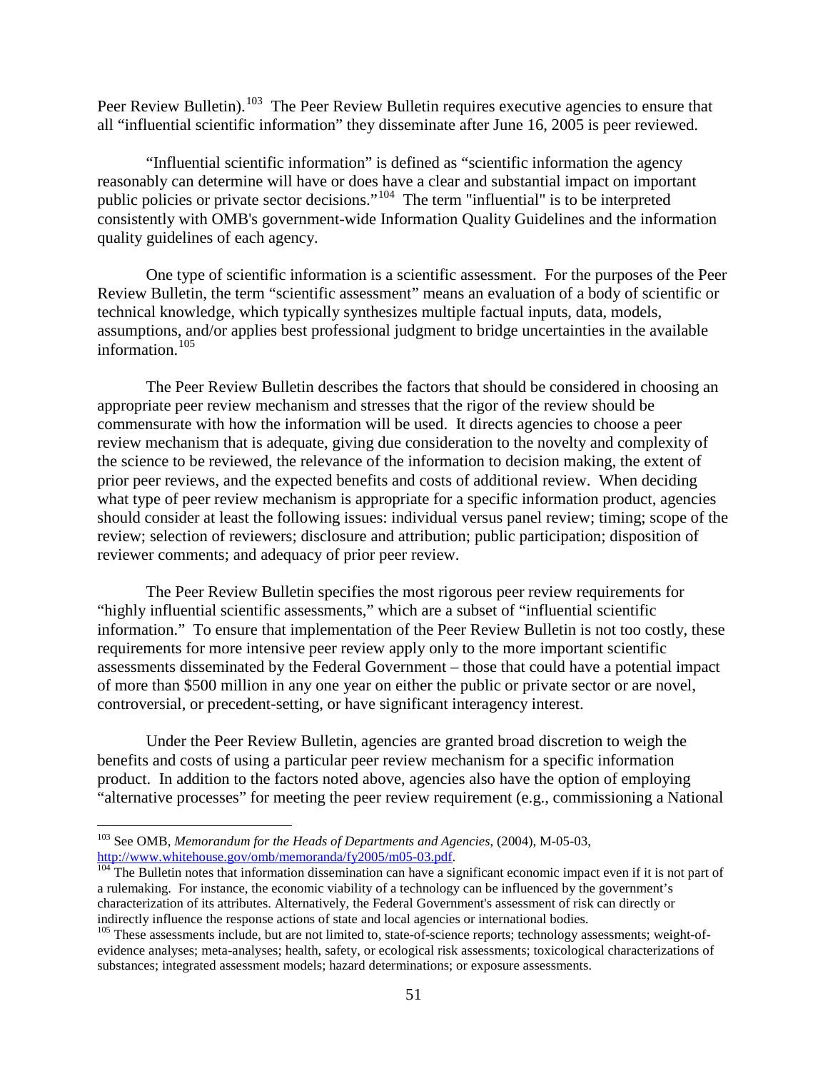Peer Review Bulletin).[103] The Peer Review Bulletin requires executive agencies to ensure that all "influential scientific information" they disseminate after June 16, 2005 is peer reviewed.

"Influential scientific information" is defined as "scientific information the agency reasonably can determine will have or does have a clear and substantial impact on important public policies or private sector decisions."[104] The term "influential" is to be interpreted consistently with OMB's government-wide Information Quality Guidelines and the information quality guidelines of each agency.

One type of scientific information is a scientific assessment. For the purposes of the Peer Review Bulletin, the term "scientific assessment" means an evaluation of a body of scientific or technical knowledge, which typically synthesizes multiple factual inputs, data, models, assumptions, and/or applies best professional judgment to bridge uncertainties in the available information.[105]

The Peer Review Bulletin describes the factors that should be considered in choosing an appropriate peer review mechanism and stresses that the rigor of the review should be commensurate with how the information will be used. It directs agencies to choose a peer review mechanism that is adequate, giving due consideration to the novelty and complexity of the science to be reviewed, the relevance of the information to decision making, the extent of prior peer reviews, and the expected benefits and costs of additional review. When deciding what type of peer review mechanism is appropriate for a specific information product, agencies should consider at least the following issues: individual versus panel review; timing; scope of the review; selection of reviewers; disclosure and attribution; public participation; disposition of reviewer comments; and adequacy of prior peer review.

The Peer Review Bulletin specifies the most rigorous peer review requirements for "highly influential scientific assessments," which are a subset of "influential scientific information." To ensure that implementation of the Peer Review Bulletin is not too costly, these requirements for more intensive peer review apply only to the more important scientific assessments disseminated by the Federal Government – those that could have a potential impact of more than $500 million in any one year on either the public or private sector or are novel, controversial, or precedent-setting, or have significant interagency interest.

Under the Peer Review Bulletin, agencies are granted broad discretion to weigh the benefits and costs of using a particular peer review mechanism for a specific information product. In addition to the factors noted above, agencies also have the option of employing "alternative processes" for meeting the peer review requirement (e.g., commissioning a National

---

[103] See OMB, *Memorandum for the Heads of Departments and Agencies,* (2004), M-05-03, http://www.whitehouse.gov/omb/memoranda/fy2005/m05-03.pdf.

[104] The Bulletin notes that information dissemination can have a significant economic impact even if it is not part of a rulemaking. For instance, the economic viability of a technology can be influenced by the government's characterization of its attributes. Alternatively, the Federal Government's assessment of risk can directly or indirectly influence the response actions of state and local agencies or international bodies.

[105] These assessments include, but are not limited to, state-of-science reports; technology assessments; weight-of-evidence analyses; meta-analyses; health, safety, or ecological risk assessments; toxicological characterizations of substances; integrated assessment models; hazard determinations; or exposure assessments.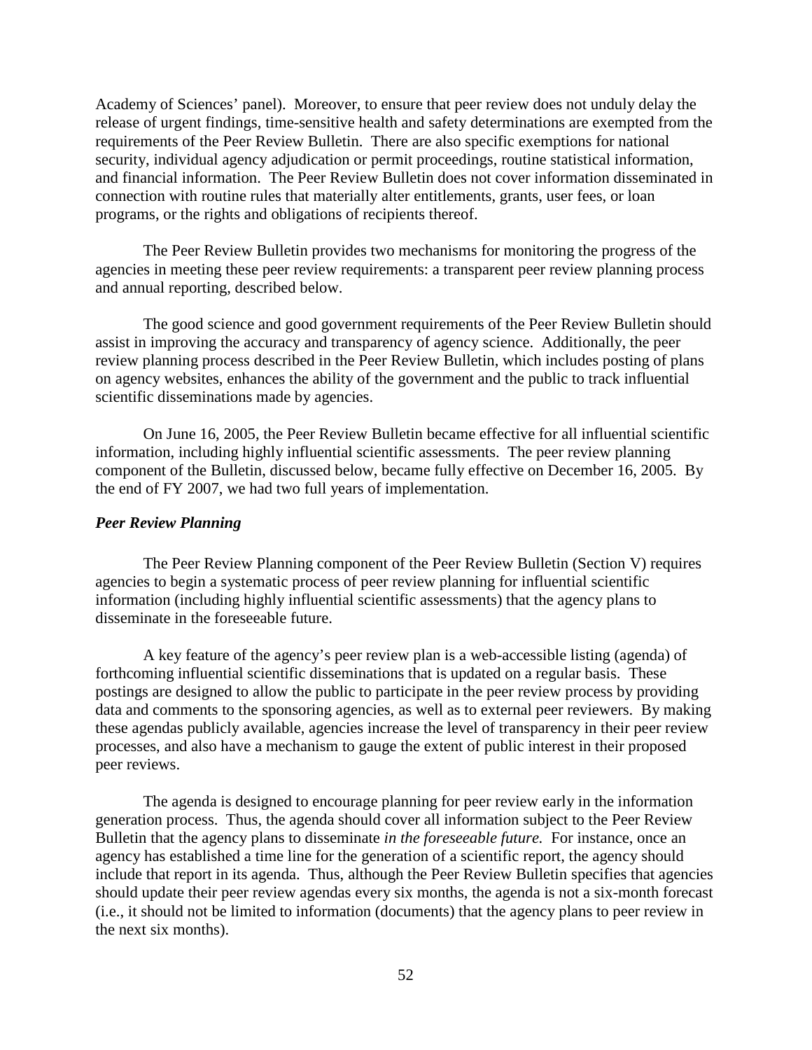Academy of Sciences' panel). Moreover, to ensure that peer review does not unduly delay the release of urgent findings, time-sensitive health and safety determinations are exempted from the requirements of the Peer Review Bulletin. There are also specific exemptions for national security, individual agency adjudication or permit proceedings, routine statistical information, and financial information. The Peer Review Bulletin does not cover information disseminated in connection with routine rules that materially alter entitlements, grants, user fees, or loan programs, or the rights and obligations of recipients thereof.

The Peer Review Bulletin provides two mechanisms for monitoring the progress of the agencies in meeting these peer review requirements: a transparent peer review planning process and annual reporting, described below.

The good science and good government requirements of the Peer Review Bulletin should assist in improving the accuracy and transparency of agency science. Additionally, the peer review planning process described in the Peer Review Bulletin, which includes posting of plans on agency websites, enhances the ability of the government and the public to track influential scientific disseminations made by agencies.

On June 16, 2005, the Peer Review Bulletin became effective for all influential scientific information, including highly influential scientific assessments. The peer review planning component of the Bulletin, discussed below, became fully effective on December 16, 2005. By the end of FY 2007, we had two full years of implementation.

### *Peer Review Planning*

The Peer Review Planning component of the Peer Review Bulletin (Section V) requires agencies to begin a systematic process of peer review planning for influential scientific information (including highly influential scientific assessments) that the agency plans to disseminate in the foreseeable future.

A key feature of the agency's peer review plan is a web-accessible listing (agenda) of forthcoming influential scientific disseminations that is updated on a regular basis. These postings are designed to allow the public to participate in the peer review process by providing data and comments to the sponsoring agencies, as well as to external peer reviewers. By making these agendas publicly available, agencies increase the level of transparency in their peer review processes, and also have a mechanism to gauge the extent of public interest in their proposed peer reviews.

The agenda is designed to encourage planning for peer review early in the information generation process. Thus, the agenda should cover all information subject to the Peer Review Bulletin that the agency plans to disseminate *in the foreseeable future.* For instance, once an agency has established a time line for the generation of a scientific report, the agency should include that report in its agenda. Thus, although the Peer Review Bulletin specifies that agencies should update their peer review agendas every six months, the agenda is not a six-month forecast (i.e., it should not be limited to information (documents) that the agency plans to peer review in the next six months).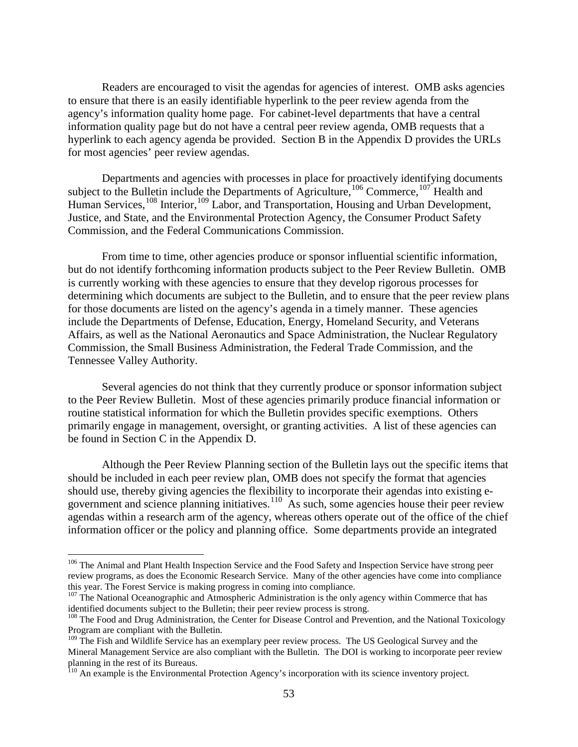Readers are encouraged to visit the agendas for agencies of interest. OMB asks agencies to ensure that there is an easily identifiable hyperlink to the peer review agenda from the agency's information quality home page. For cabinet-level departments that have a central information quality page but do not have a central peer review agenda, OMB requests that a hyperlink to each agency agenda be provided. Section B in the Appendix D provides the URLs for most agencies' peer review agendas.

Departments and agencies with processes in place for proactively identifying documents subject to the Bulletin include the Departments of Agriculture,[106] Commerce,[107] Health and Human Services,[108] Interior,[109] Labor, and Transportation, Housing and Urban Development, Justice, and State, and the Environmental Protection Agency, the Consumer Product Safety Commission, and the Federal Communications Commission.

From time to time, other agencies produce or sponsor influential scientific information, but do not identify forthcoming information products subject to the Peer Review Bulletin. OMB is currently working with these agencies to ensure that they develop rigorous processes for determining which documents are subject to the Bulletin, and to ensure that the peer review plans for those documents are listed on the agency's agenda in a timely manner. These agencies include the Departments of Defense, Education, Energy, Homeland Security, and Veterans Affairs, as well as the National Aeronautics and Space Administration, the Nuclear Regulatory Commission, the Small Business Administration, the Federal Trade Commission, and the Tennessee Valley Authority.

Several agencies do not think that they currently produce or sponsor information subject to the Peer Review Bulletin. Most of these agencies primarily produce financial information or routine statistical information for which the Bulletin provides specific exemptions. Others primarily engage in management, oversight, or granting activities. A list of these agencies can be found in Section C in the Appendix D.

Although the Peer Review Planning section of the Bulletin lays out the specific items that should be included in each peer review plan, OMB does not specify the format that agencies should use, thereby giving agencies the flexibility to incorporate their agendas into existing e-government and science planning initiatives.[110] As such, some agencies house their peer review agendas within a research arm of the agency, whereas others operate out of the office of the chief information officer or the policy and planning office. Some departments provide an integrated

---

[106] The Animal and Plant Health Inspection Service and the Food Safety and Inspection Service have strong peer review programs, as does the Economic Research Service. Many of the other agencies have come into compliance this year. The Forest Service is making progress in coming into compliance.

[107] The National Oceanographic and Atmospheric Administration is the only agency within Commerce that has identified documents subject to the Bulletin; their peer review process is strong.

[108] The Food and Drug Administration, the Center for Disease Control and Prevention, and the National Toxicology Program are compliant with the Bulletin.

[109] The Fish and Wildlife Service has an exemplary peer review process. The US Geological Survey and the Mineral Management Service are also compliant with the Bulletin. The DOI is working to incorporate peer review planning in the rest of its Bureaus.

[110] An example is the Environmental Protection Agency's incorporation with its science inventory project.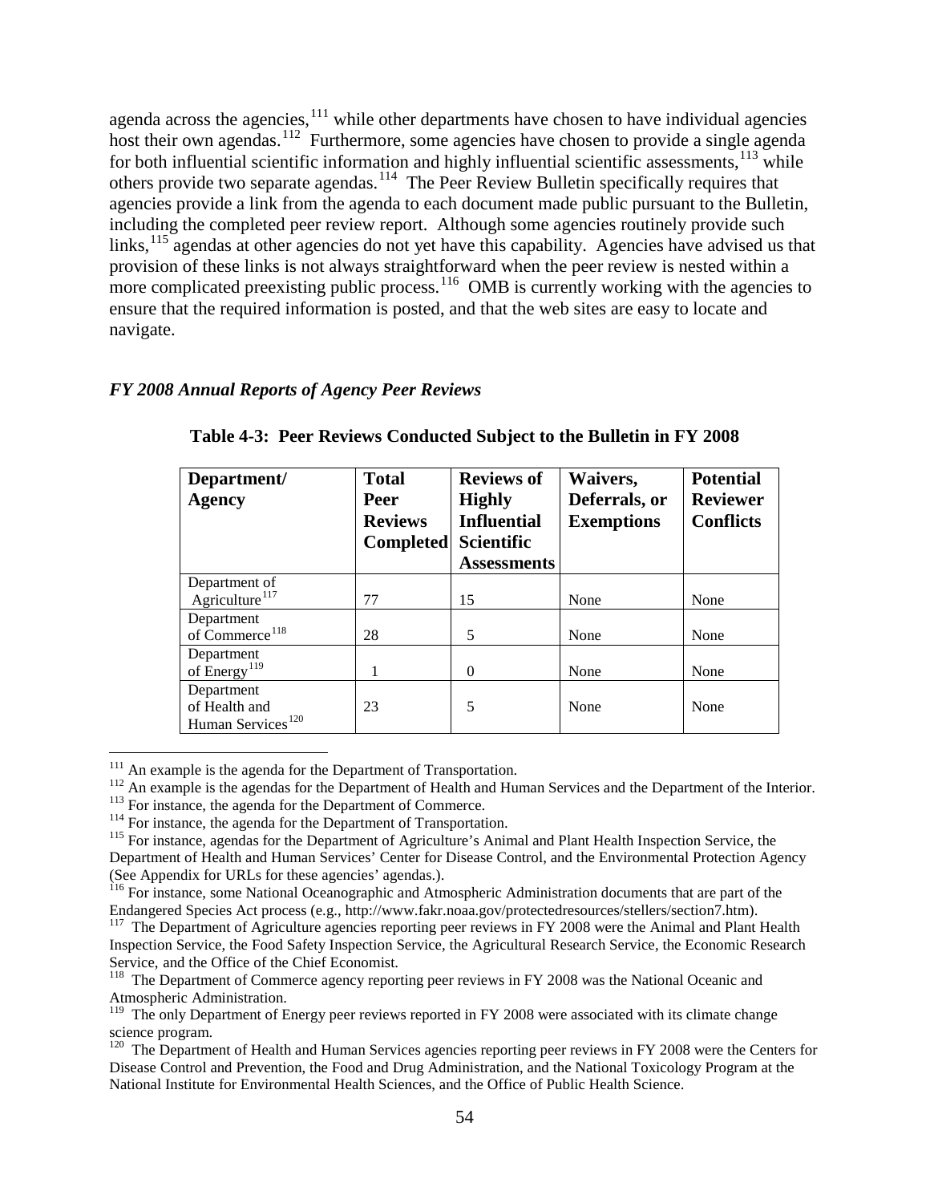agenda across the agencies,[111] while other departments have chosen to have individual agencies host their own agendas.[112] Furthermore, some agencies have chosen to provide a single agenda for both influential scientific information and highly influential scientific assessments,[113] while others provide two separate agendas.[114] The Peer Review Bulletin specifically requires that agencies provide a link from the agenda to each document made public pursuant to the Bulletin, including the completed peer review report. Although some agencies routinely provide such links,[115] agendas at other agencies do not yet have this capability. Agencies have advised us that provision of these links is not always straightforward when the peer review is nested within a more complicated preexisting public process.[116] OMB is currently working with the agencies to ensure that the required information is posted, and that the web sites are easy to locate and navigate.

### *FY 2008 Annual Reports of Agency Peer Reviews*

**Table 4-3: Peer Reviews Conducted Subject to the Bulletin in FY 2008**

| Department/ Agency | Total Peer Reviews Completed | Reviews of Highly Influential Scientific Assessments | Waivers, Deferrals, or Exemptions | Potential Reviewer Conflicts |
|---|---|---|---|---|
| Department of Agriculture[117] | 77 | 15 | None | None |
| Department of Commerce[118] | 28 | 5 | None | None |
| Department of Energy[119] | 1 | 0 | None | None |
| Department of Health and Human Services[120] | 23 | 5 | None | None |

---

[111] An example is the agenda for the Department of Transportation.

[112] An example is the agendas for the Department of Health and Human Services and the Department of the Interior.

[113] For instance, the agenda for the Department of Commerce.

[114] For instance, the agenda for the Department of Transportation.

[115] For instance, agendas for the Department of Agriculture's Animal and Plant Health Inspection Service, the Department of Health and Human Services' Center for Disease Control, and the Environmental Protection Agency (See Appendix for URLs for these agencies' agendas.).

[116] For instance, some National Oceanographic and Atmospheric Administration documents that are part of the Endangered Species Act process (e.g., http://www.fakr.noaa.gov/protectedresources/stellers/section7.htm).

[117] The Department of Agriculture agencies reporting peer reviews in FY 2008 were the Animal and Plant Health Inspection Service, the Food Safety Inspection Service, the Agricultural Research Service, the Economic Research Service, and the Office of the Chief Economist.

[118] The Department of Commerce agency reporting peer reviews in FY 2008 was the National Oceanic and Atmospheric Administration.

[119] The only Department of Energy peer reviews reported in FY 2008 were associated with its climate change science program.

[120] The Department of Health and Human Services agencies reporting peer reviews in FY 2008 were the Centers for Disease Control and Prevention, the Food and Drug Administration, and the National Toxicology Program at the National Institute for Environmental Health Sciences, and the Office of Public Health Science.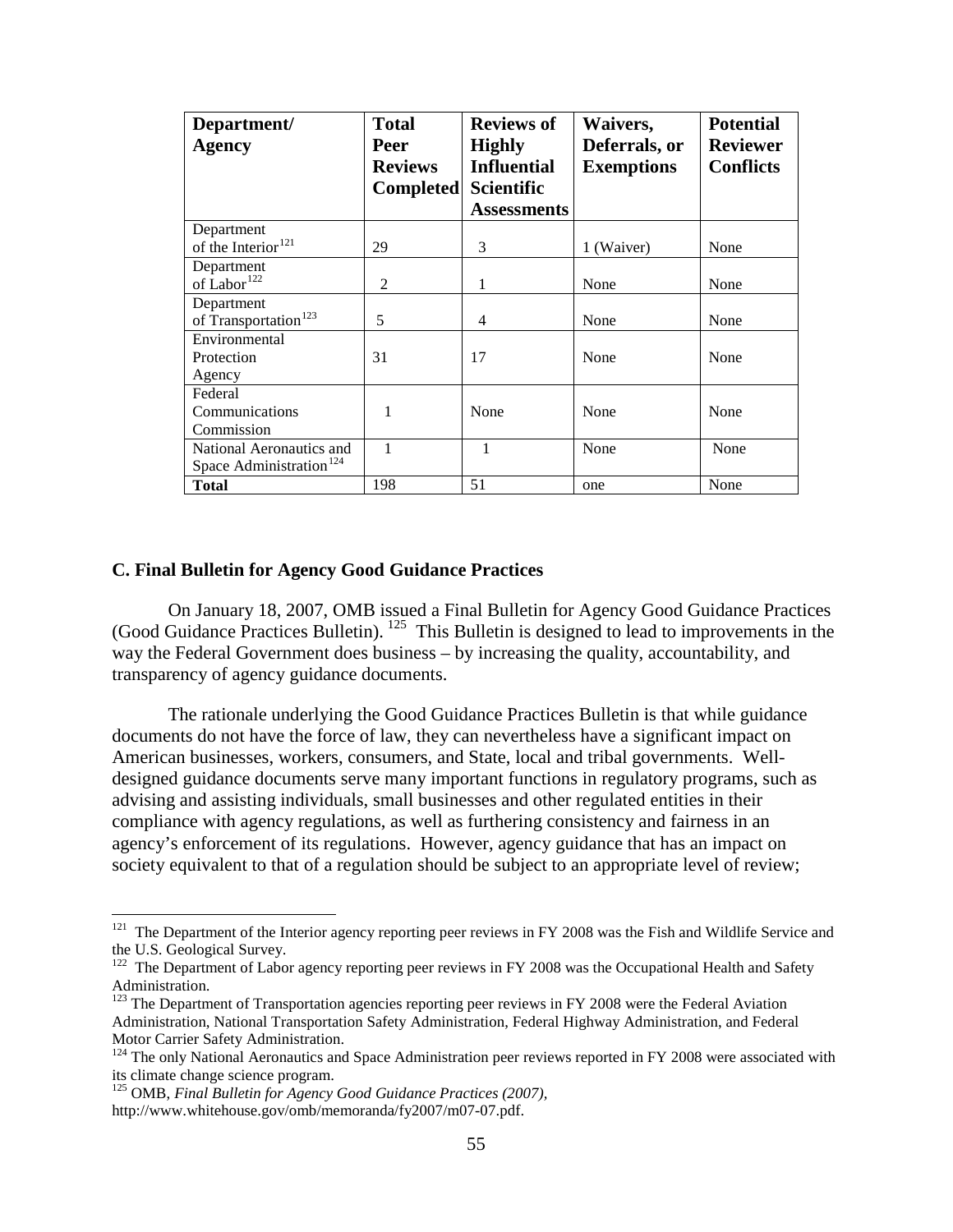| Department/ Agency | Total Peer Reviews Completed | Reviews of Highly Influential Scientific Assessments | Waivers, Deferrals, or Exemptions | Potential Reviewer Conflicts |
|---|---|---|---|---|
| Department of the Interior[121] | 29 | 3 | 1 (Waiver) | None |
| Department of Labor[122] | 2 | 1 | None | None |
| Department of Transportation[123] | 5 | 4 | None | None |
| Environmental Protection Agency | 31 | 17 | None | None |
| Federal Communications Commission | 1 | None | None | None |
| National Aeronautics and Space Administration[124] | 1 | 1 | None | None |
| **Total** | 198 | 51 | one | None |

### C. Final Bulletin for Agency Good Guidance Practices

On January 18, 2007, OMB issued a Final Bulletin for Agency Good Guidance Practices (Good Guidance Practices Bulletin). [125] This Bulletin is designed to lead to improvements in the way the Federal Government does business – by increasing the quality, accountability, and transparency of agency guidance documents.

The rationale underlying the Good Guidance Practices Bulletin is that while guidance documents do not have the force of law, they can nevertheless have a significant impact on American businesses, workers, consumers, and State, local and tribal governments. Well-designed guidance documents serve many important functions in regulatory programs, such as advising and assisting individuals, small businesses and other regulated entities in their compliance with agency regulations, as well as furthering consistency and fairness in an agency's enforcement of its regulations. However, agency guidance that has an impact on society equivalent to that of a regulation should be subject to an appropriate level of review;

[121] The Department of the Interior agency reporting peer reviews in FY 2008 was the Fish and Wildlife Service and the U.S. Geological Survey.

[122] The Department of Labor agency reporting peer reviews in FY 2008 was the Occupational Health and Safety Administration.

[123] The Department of Transportation agencies reporting peer reviews in FY 2008 were the Federal Aviation Administration, National Transportation Safety Administration, Federal Highway Administration, and Federal Motor Carrier Safety Administration.

[124] The only National Aeronautics and Space Administration peer reviews reported in FY 2008 were associated with its climate change science program.

[125] OMB, *Final Bulletin for Agency Good Guidance Practices (2007)*, http://www.whitehouse.gov/omb/memoranda/fy2007/m07-07.pdf.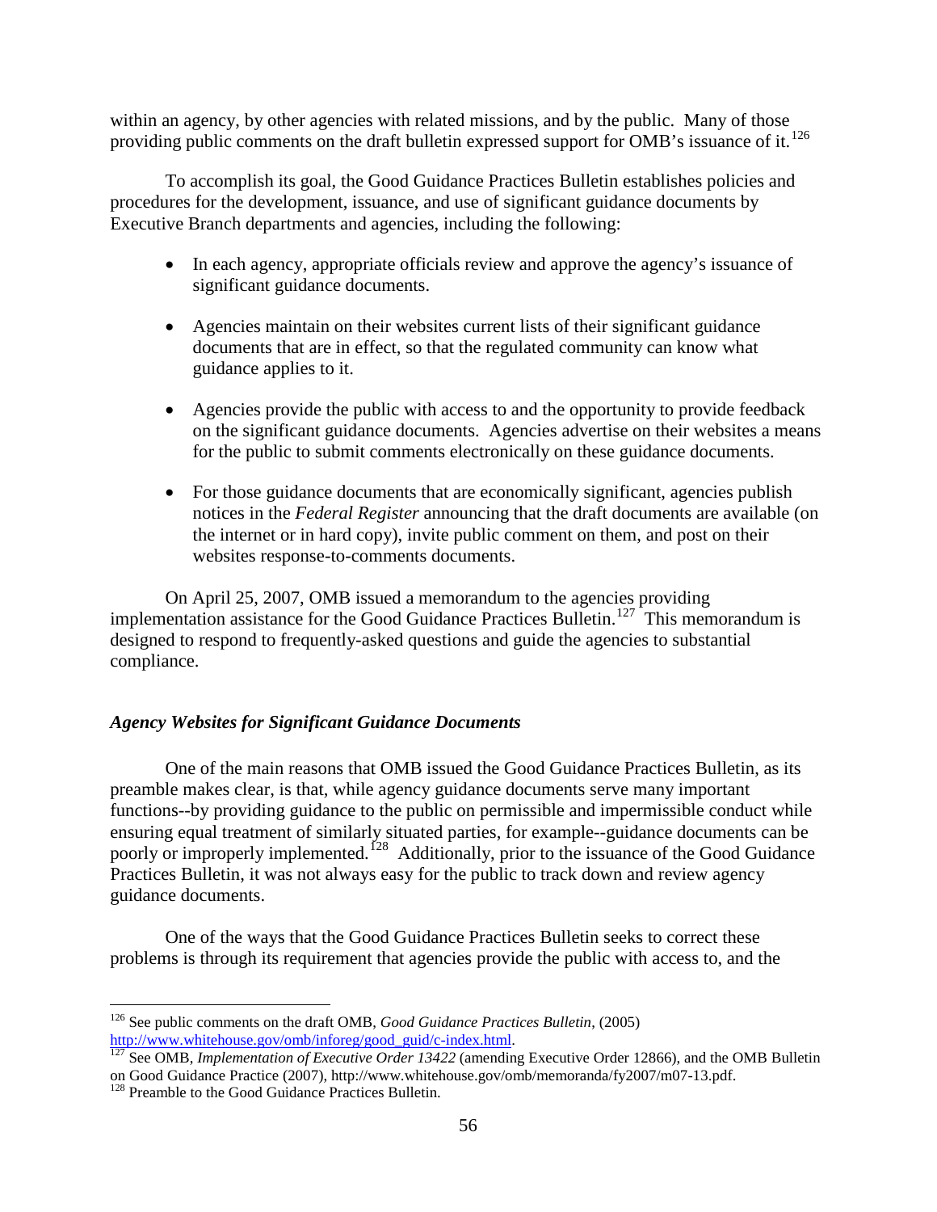within an agency, by other agencies with related missions, and by the public. Many of those providing public comments on the draft bulletin expressed support for OMB's issuance of it.[126]

To accomplish its goal, the Good Guidance Practices Bulletin establishes policies and procedures for the development, issuance, and use of significant guidance documents by Executive Branch departments and agencies, including the following:

- In each agency, appropriate officials review and approve the agency's issuance of significant guidance documents.
- Agencies maintain on their websites current lists of their significant guidance documents that are in effect, so that the regulated community can know what guidance applies to it.
- Agencies provide the public with access to and the opportunity to provide feedback on the significant guidance documents. Agencies advertise on their websites a means for the public to submit comments electronically on these guidance documents.
- For those guidance documents that are economically significant, agencies publish notices in the *Federal Register* announcing that the draft documents are available (on the internet or in hard copy), invite public comment on them, and post on their websites response-to-comments documents.

On April 25, 2007, OMB issued a memorandum to the agencies providing implementation assistance for the Good Guidance Practices Bulletin.[127] This memorandum is designed to respond to frequently-asked questions and guide the agencies to substantial compliance.

### *Agency Websites for Significant Guidance Documents*

One of the main reasons that OMB issued the Good Guidance Practices Bulletin, as its preamble makes clear, is that, while agency guidance documents serve many important functions--by providing guidance to the public on permissible and impermissible conduct while ensuring equal treatment of similarly situated parties, for example--guidance documents can be poorly or improperly implemented.[128] Additionally, prior to the issuance of the Good Guidance Practices Bulletin, it was not always easy for the public to track down and review agency guidance documents.

One of the ways that the Good Guidance Practices Bulletin seeks to correct these problems is through its requirement that agencies provide the public with access to, and the

---

[126] See public comments on the draft OMB, *Good Guidance Practices Bulletin*, (2005) http://www.whitehouse.gov/omb/inforeg/good_guid/c-index.html.

[127] See OMB, *Implementation of Executive Order 13422* (amending Executive Order 12866), and the OMB Bulletin on Good Guidance Practice (2007), http://www.whitehouse.gov/omb/memoranda/fy2007/m07-13.pdf.

[128] Preamble to the Good Guidance Practices Bulletin.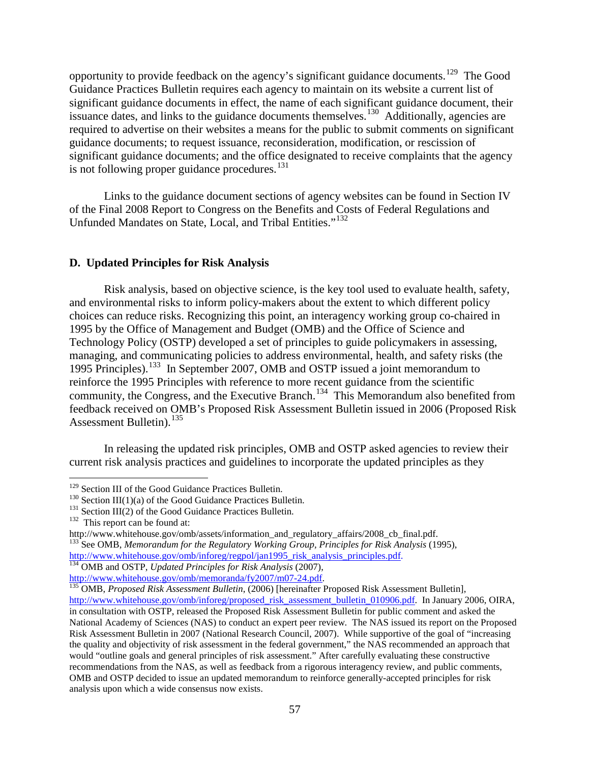opportunity to provide feedback on the agency's significant guidance documents.[129] The Good Guidance Practices Bulletin requires each agency to maintain on its website a current list of significant guidance documents in effect, the name of each significant guidance document, their issuance dates, and links to the guidance documents themselves.[130] Additionally, agencies are required to advertise on their websites a means for the public to submit comments on significant guidance documents; to request issuance, reconsideration, modification, or rescission of significant guidance documents; and the office designated to receive complaints that the agency is not following proper guidance procedures.[131]

Links to the guidance document sections of agency websites can be found in Section IV of the Final 2008 Report to Congress on the Benefits and Costs of Federal Regulations and Unfunded Mandates on State, Local, and Tribal Entities."[132]

### D. Updated Principles for Risk Analysis

Risk analysis, based on objective science, is the key tool used to evaluate health, safety, and environmental risks to inform policy-makers about the extent to which different policy choices can reduce risks. Recognizing this point, an interagency working group co-chaired in 1995 by the Office of Management and Budget (OMB) and the Office of Science and Technology Policy (OSTP) developed a set of principles to guide policymakers in assessing, managing, and communicating policies to address environmental, health, and safety risks (the 1995 Principles).[133] In September 2007, OMB and OSTP issued a joint memorandum to reinforce the 1995 Principles with reference to more recent guidance from the scientific community, the Congress, and the Executive Branch.[134] This Memorandum also benefited from feedback received on OMB's Proposed Risk Assessment Bulletin issued in 2006 (Proposed Risk Assessment Bulletin).[135]

In releasing the updated risk principles, OMB and OSTP asked agencies to review their current risk analysis practices and guidelines to incorporate the updated principles as they

---

[129] Section III of the Good Guidance Practices Bulletin.

[130] Section III(1)(a) of the Good Guidance Practices Bulletin.

[131] Section III(2) of the Good Guidance Practices Bulletin.

[132] This report can be found at: http://www.whitehouse.gov/omb/assets/information_and_regulatory_affairs/2008_cb_final.pdf.

[133] See OMB, *Memorandum for the Regulatory Working Group, Principles for Risk Analysis* (1995), http://www.whitehouse.gov/omb/inforeg/regpol/jan1995_risk_analysis_principles.pdf.

[134] OMB and OSTP, *Updated Principles for Risk Analysis* (2007), http://www.whitehouse.gov/omb/memoranda/fy2007/m07-24.pdf.

[135] OMB, *Proposed Risk Assessment Bulletin*, (2006) [hereinafter Proposed Risk Assessment Bulletin], http://www.whitehouse.gov/omb/inforeg/proposed_risk_assessment_bulletin_010906.pdf. In January 2006, OIRA, in consultation with OSTP, released the Proposed Risk Assessment Bulletin for public comment and asked the National Academy of Sciences (NAS) to conduct an expert peer review. The NAS issued its report on the Proposed Risk Assessment Bulletin in 2007 (National Research Council, 2007). While supportive of the goal of "increasing the quality and objectivity of risk assessment in the federal government," the NAS recommended an approach that would "outline goals and general principles of risk assessment." After carefully evaluating these constructive recommendations from the NAS, as well as feedback from a rigorous interagency review, and public comments, OMB and OSTP decided to issue an updated memorandum to reinforce generally-accepted principles for risk analysis upon which a wide consensus now exists.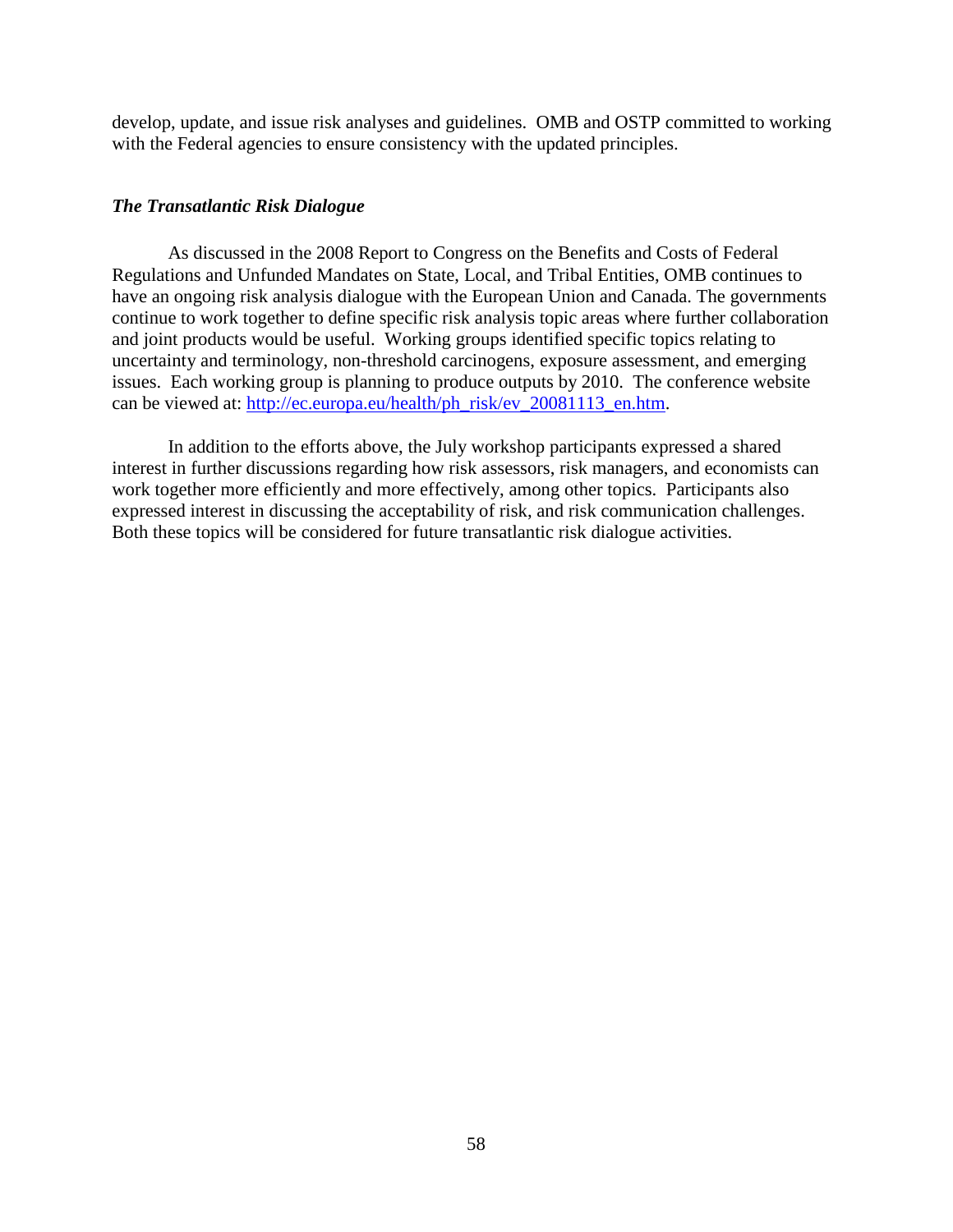develop, update, and issue risk analyses and guidelines. OMB and OSTP committed to working with the Federal agencies to ensure consistency with the updated principles.

***The Transatlantic Risk Dialogue***

As discussed in the 2008 Report to Congress on the Benefits and Costs of Federal Regulations and Unfunded Mandates on State, Local, and Tribal Entities, OMB continues to have an ongoing risk analysis dialogue with the European Union and Canada. The governments continue to work together to define specific risk analysis topic areas where further collaboration and joint products would be useful. Working groups identified specific topics relating to uncertainty and terminology, non-threshold carcinogens, exposure assessment, and emerging issues. Each working group is planning to produce outputs by 2010. The conference website can be viewed at: [http://ec.europa.eu/health/ph_risk/ev_20081113_en.htm](http://ec.europa.eu/health/ph_risk/ev_20081113_en.htm).

In addition to the efforts above, the July workshop participants expressed a shared interest in further discussions regarding how risk assessors, risk managers, and economists can work together more efficiently and more effectively, among other topics. Participants also expressed interest in discussing the acceptability of risk, and risk communication challenges. Both these topics will be considered for future transatlantic risk dialogue activities.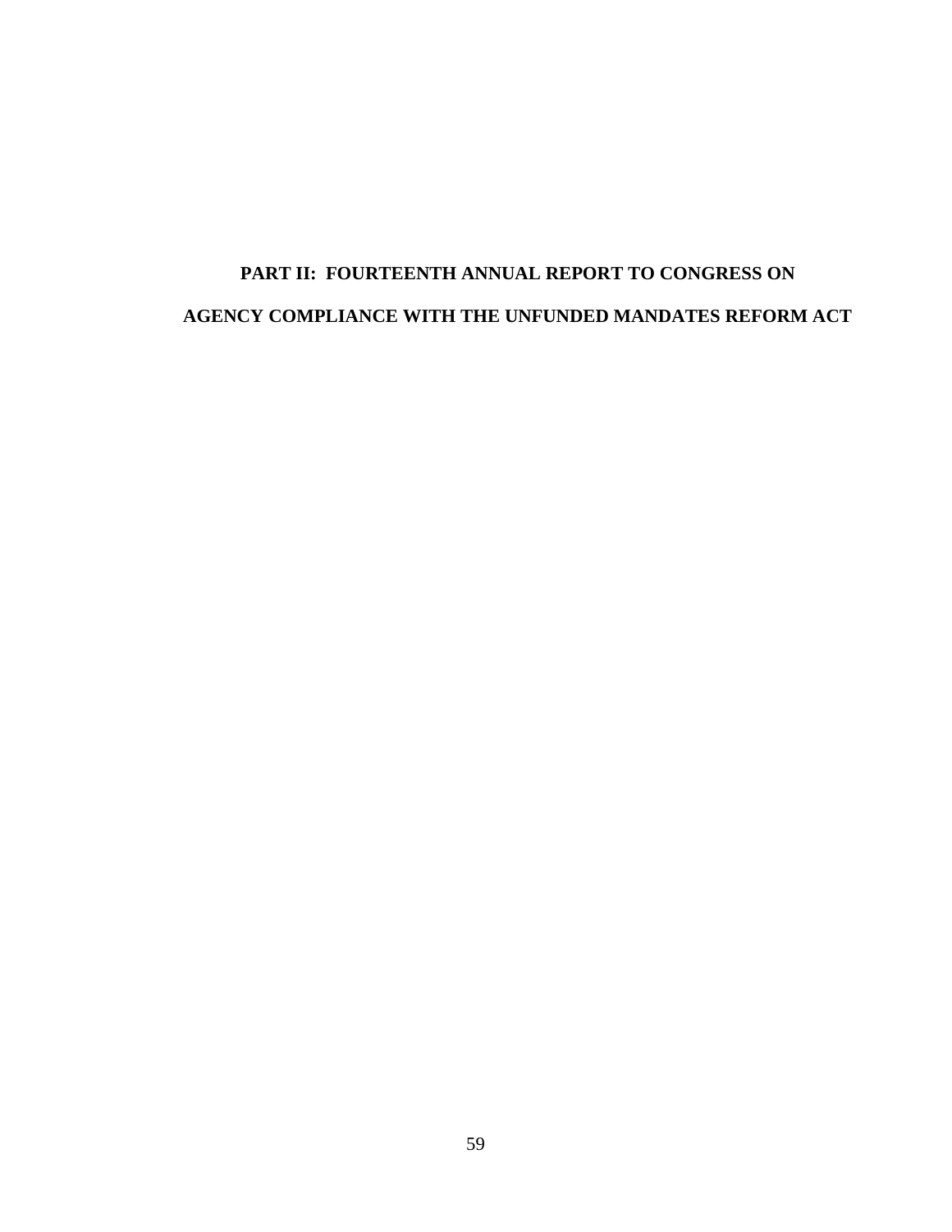# PART II: FOURTEENTH ANNUAL REPORT TO CONGRESS ON AGENCY COMPLIANCE WITH THE UNFUNDED MANDATES REFORM ACT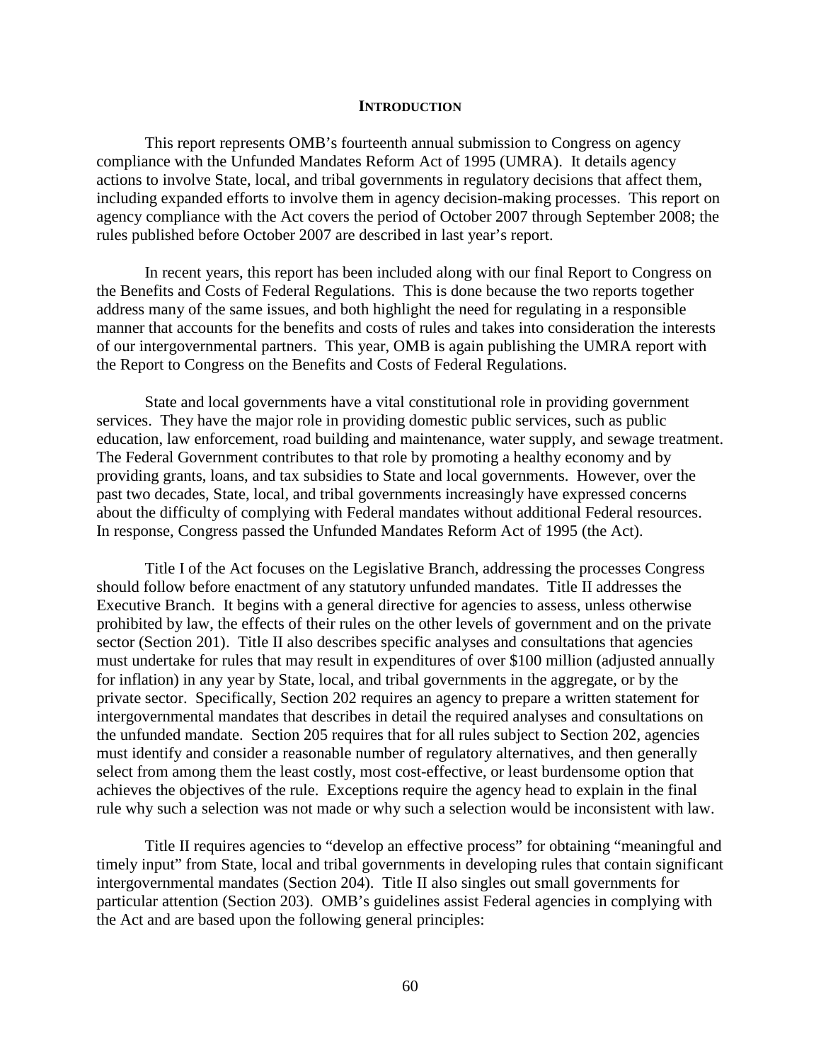## INTRODUCTION

This report represents OMB's fourteenth annual submission to Congress on agency compliance with the Unfunded Mandates Reform Act of 1995 (UMRA). It details agency actions to involve State, local, and tribal governments in regulatory decisions that affect them, including expanded efforts to involve them in agency decision-making processes. This report on agency compliance with the Act covers the period of October 2007 through September 2008; the rules published before October 2007 are described in last year's report.

In recent years, this report has been included along with our final Report to Congress on the Benefits and Costs of Federal Regulations. This is done because the two reports together address many of the same issues, and both highlight the need for regulating in a responsible manner that accounts for the benefits and costs of rules and takes into consideration the interests of our intergovernmental partners. This year, OMB is again publishing the UMRA report with the Report to Congress on the Benefits and Costs of Federal Regulations.

State and local governments have a vital constitutional role in providing government services. They have the major role in providing domestic public services, such as public education, law enforcement, road building and maintenance, water supply, and sewage treatment. The Federal Government contributes to that role by promoting a healthy economy and by providing grants, loans, and tax subsidies to State and local governments. However, over the past two decades, State, local, and tribal governments increasingly have expressed concerns about the difficulty of complying with Federal mandates without additional Federal resources. In response, Congress passed the Unfunded Mandates Reform Act of 1995 (the Act).

Title I of the Act focuses on the Legislative Branch, addressing the processes Congress should follow before enactment of any statutory unfunded mandates. Title II addresses the Executive Branch. It begins with a general directive for agencies to assess, unless otherwise prohibited by law, the effects of their rules on the other levels of government and on the private sector (Section 201). Title II also describes specific analyses and consultations that agencies must undertake for rules that may result in expenditures of over $100 million (adjusted annually for inflation) in any year by State, local, and tribal governments in the aggregate, or by the private sector. Specifically, Section 202 requires an agency to prepare a written statement for intergovernmental mandates that describes in detail the required analyses and consultations on the unfunded mandate. Section 205 requires that for all rules subject to Section 202, agencies must identify and consider a reasonable number of regulatory alternatives, and then generally select from among them the least costly, most cost-effective, or least burdensome option that achieves the objectives of the rule. Exceptions require the agency head to explain in the final rule why such a selection was not made or why such a selection would be inconsistent with law.

Title II requires agencies to "develop an effective process" for obtaining "meaningful and timely input" from State, local and tribal governments in developing rules that contain significant intergovernmental mandates (Section 204). Title II also singles out small governments for particular attention (Section 203). OMB's guidelines assist Federal agencies in complying with the Act and are based upon the following general principles: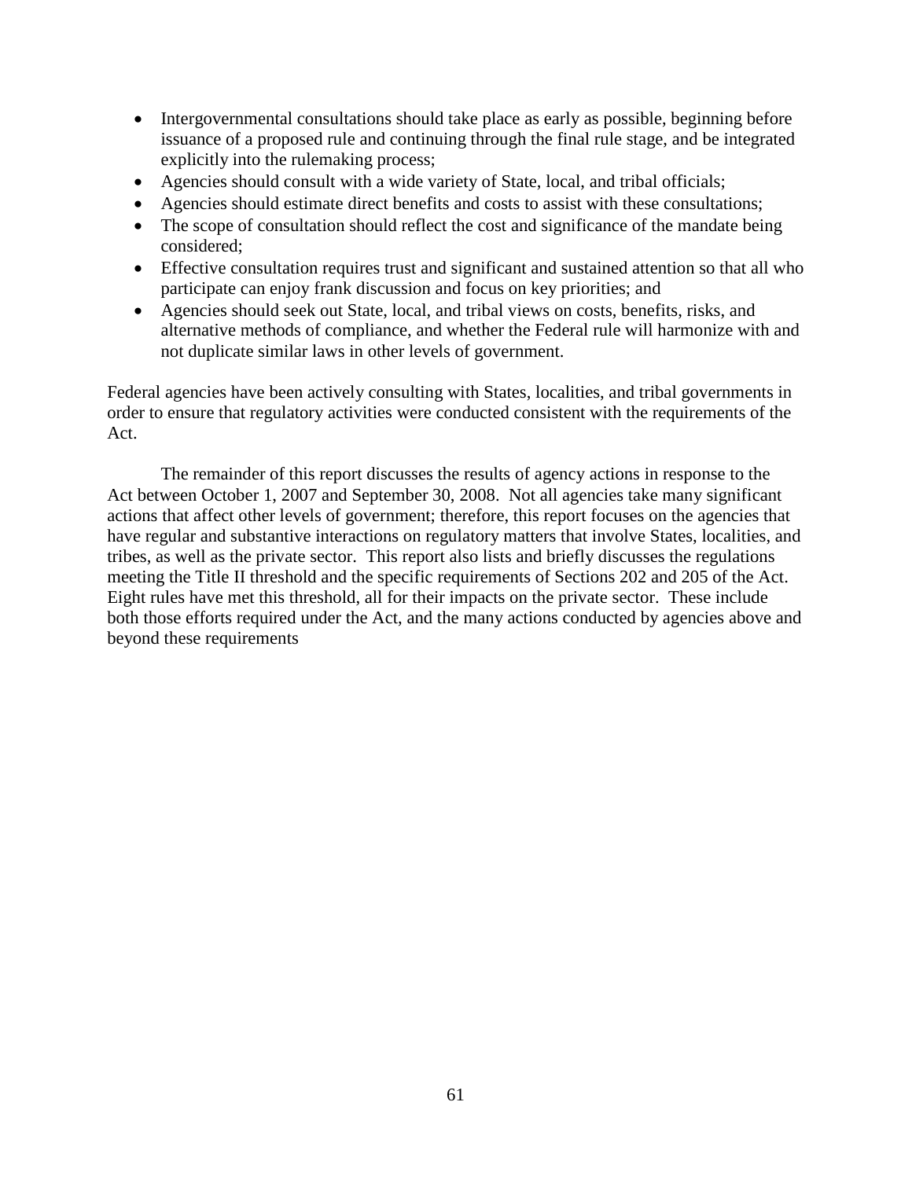- Intergovernmental consultations should take place as early as possible, beginning before issuance of a proposed rule and continuing through the final rule stage, and be integrated explicitly into the rulemaking process;
- Agencies should consult with a wide variety of State, local, and tribal officials;
- Agencies should estimate direct benefits and costs to assist with these consultations;
- The scope of consultation should reflect the cost and significance of the mandate being considered;
- Effective consultation requires trust and significant and sustained attention so that all who participate can enjoy frank discussion and focus on key priorities; and
- Agencies should seek out State, local, and tribal views on costs, benefits, risks, and alternative methods of compliance, and whether the Federal rule will harmonize with and not duplicate similar laws in other levels of government.

Federal agencies have been actively consulting with States, localities, and tribal governments in order to ensure that regulatory activities were conducted consistent with the requirements of the Act.

The remainder of this report discusses the results of agency actions in response to the Act between October 1, 2007 and September 30, 2008. Not all agencies take many significant actions that affect other levels of government; therefore, this report focuses on the agencies that have regular and substantive interactions on regulatory matters that involve States, localities, and tribes, as well as the private sector. This report also lists and briefly discusses the regulations meeting the Title II threshold and the specific requirements of Sections 202 and 205 of the Act. Eight rules have met this threshold, all for their impacts on the private sector. These include both those efforts required under the Act, and the many actions conducted by agencies above and beyond these requirements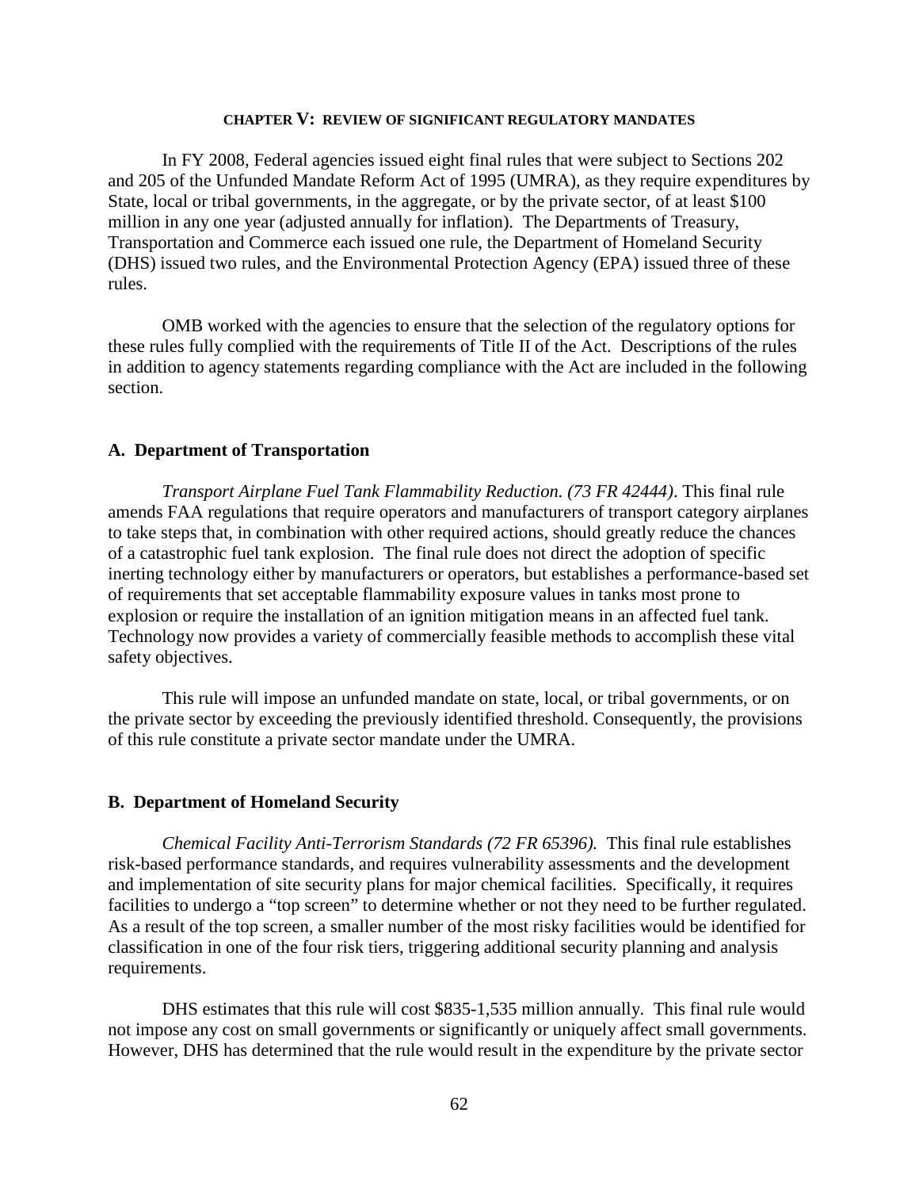## CHAPTER V: REVIEW OF SIGNIFICANT REGULATORY MANDATES

In FY 2008, Federal agencies issued eight final rules that were subject to Sections 202 and 205 of the Unfunded Mandate Reform Act of 1995 (UMRA), as they require expenditures by State, local or tribal governments, in the aggregate, or by the private sector, of at least $100 million in any one year (adjusted annually for inflation). The Departments of Treasury, Transportation and Commerce each issued one rule, the Department of Homeland Security (DHS) issued two rules, and the Environmental Protection Agency (EPA) issued three of these rules.

OMB worked with the agencies to ensure that the selection of the regulatory options for these rules fully complied with the requirements of Title II of the Act. Descriptions of the rules in addition to agency statements regarding compliance with the Act are included in the following section.

### A. Department of Transportation

*Transport Airplane Fuel Tank Flammability Reduction. (73 FR 42444)*. This final rule amends FAA regulations that require operators and manufacturers of transport category airplanes to take steps that, in combination with other required actions, should greatly reduce the chances of a catastrophic fuel tank explosion. The final rule does not direct the adoption of specific inerting technology either by manufacturers or operators, but establishes a performance-based set of requirements that set acceptable flammability exposure values in tanks most prone to explosion or require the installation of an ignition mitigation means in an affected fuel tank. Technology now provides a variety of commercially feasible methods to accomplish these vital safety objectives.

This rule will impose an unfunded mandate on state, local, or tribal governments, or on the private sector by exceeding the previously identified threshold. Consequently, the provisions of this rule constitute a private sector mandate under the UMRA.

### B. Department of Homeland Security

*Chemical Facility Anti-Terrorism Standards (72 FR 65396).* This final rule establishes risk-based performance standards, and requires vulnerability assessments and the development and implementation of site security plans for major chemical facilities. Specifically, it requires facilities to undergo a "top screen" to determine whether or not they need to be further regulated. As a result of the top screen, a smaller number of the most risky facilities would be identified for classification in one of the four risk tiers, triggering additional security planning and analysis requirements.

DHS estimates that this rule will cost $835-1,535 million annually. This final rule would not impose any cost on small governments or significantly or uniquely affect small governments. However, DHS has determined that the rule would result in the expenditure by the private sector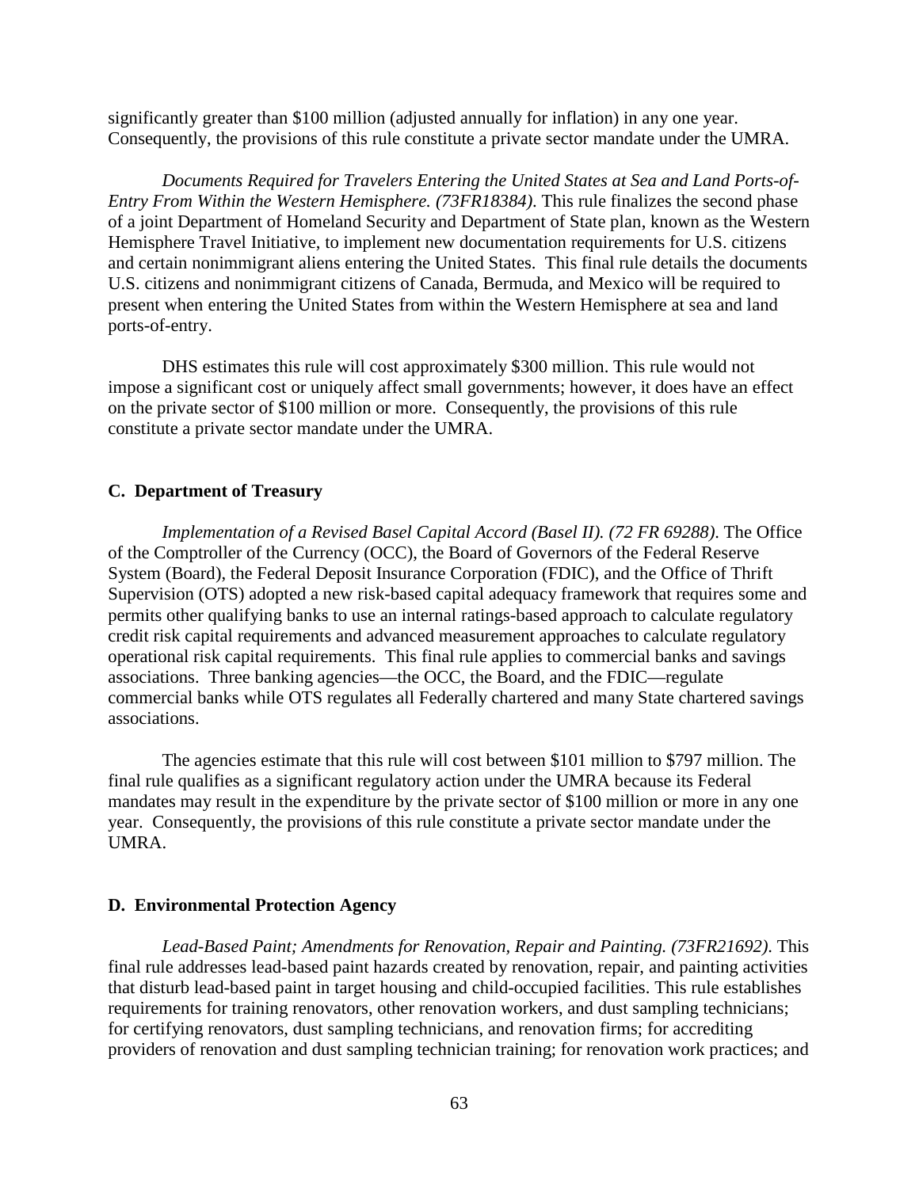significantly greater than $100 million (adjusted annually for inflation) in any one year. Consequently, the provisions of this rule constitute a private sector mandate under the UMRA.

*Documents Required for Travelers Entering the United States at Sea and Land Ports-of-Entry From Within the Western Hemisphere. (73FR18384)*. This rule finalizes the second phase of a joint Department of Homeland Security and Department of State plan, known as the Western Hemisphere Travel Initiative, to implement new documentation requirements for U.S. citizens and certain nonimmigrant aliens entering the United States. This final rule details the documents U.S. citizens and nonimmigrant citizens of Canada, Bermuda, and Mexico will be required to present when entering the United States from within the Western Hemisphere at sea and land ports-of-entry.

DHS estimates this rule will cost approximately $300 million. This rule would not impose a significant cost or uniquely affect small governments; however, it does have an effect on the private sector of $100 million or more. Consequently, the provisions of this rule constitute a private sector mandate under the UMRA.

### C. Department of Treasury

*Implementation of a Revised Basel Capital Accord (Basel II). (72 FR 69288)*. The Office of the Comptroller of the Currency (OCC), the Board of Governors of the Federal Reserve System (Board), the Federal Deposit Insurance Corporation (FDIC), and the Office of Thrift Supervision (OTS) adopted a new risk-based capital adequacy framework that requires some and permits other qualifying banks to use an internal ratings-based approach to calculate regulatory credit risk capital requirements and advanced measurement approaches to calculate regulatory operational risk capital requirements. This final rule applies to commercial banks and savings associations. Three banking agencies—the OCC, the Board, and the FDIC—regulate commercial banks while OTS regulates all Federally chartered and many State chartered savings associations.

The agencies estimate that this rule will cost between $101 million to $797 million. The final rule qualifies as a significant regulatory action under the UMRA because its Federal mandates may result in the expenditure by the private sector of $100 million or more in any one year. Consequently, the provisions of this rule constitute a private sector mandate under the UMRA.

### D. Environmental Protection Agency

*Lead-Based Paint; Amendments for Renovation, Repair and Painting. (73FR21692)*. This final rule addresses lead-based paint hazards created by renovation, repair, and painting activities that disturb lead-based paint in target housing and child-occupied facilities. This rule establishes requirements for training renovators, other renovation workers, and dust sampling technicians; for certifying renovators, dust sampling technicians, and renovation firms; for accrediting providers of renovation and dust sampling technician training; for renovation work practices; and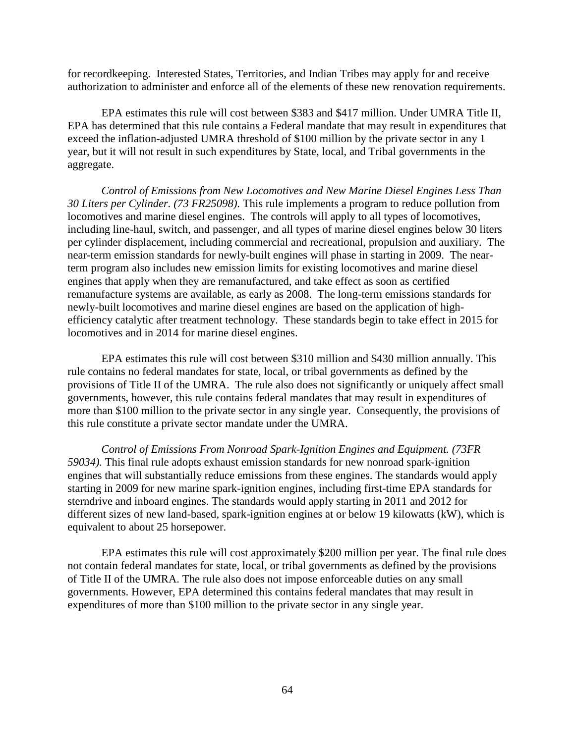for recordkeeping. Interested States, Territories, and Indian Tribes may apply for and receive authorization to administer and enforce all of the elements of these new renovation requirements.

EPA estimates this rule will cost between $383 and $417 million. Under UMRA Title II, EPA has determined that this rule contains a Federal mandate that may result in expenditures that exceed the inflation-adjusted UMRA threshold of $100 million by the private sector in any 1 year, but it will not result in such expenditures by State, local, and Tribal governments in the aggregate.

*Control of Emissions from New Locomotives and New Marine Diesel Engines Less Than 30 Liters per Cylinder. (73 FR25098)*. This rule implements a program to reduce pollution from locomotives and marine diesel engines. The controls will apply to all types of locomotives, including line-haul, switch, and passenger, and all types of marine diesel engines below 30 liters per cylinder displacement, including commercial and recreational, propulsion and auxiliary. The near-term emission standards for newly-built engines will phase in starting in 2009. The near-term program also includes new emission limits for existing locomotives and marine diesel engines that apply when they are remanufactured, and take effect as soon as certified remanufacture systems are available, as early as 2008. The long-term emissions standards for newly-built locomotives and marine diesel engines are based on the application of high-efficiency catalytic after treatment technology. These standards begin to take effect in 2015 for locomotives and in 2014 for marine diesel engines.

EPA estimates this rule will cost between $310 million and $430 million annually. This rule contains no federal mandates for state, local, or tribal governments as defined by the provisions of Title II of the UMRA. The rule also does not significantly or uniquely affect small governments, however, this rule contains federal mandates that may result in expenditures of more than $100 million to the private sector in any single year. Consequently, the provisions of this rule constitute a private sector mandate under the UMRA.

*Control of Emissions From Nonroad Spark-Ignition Engines and Equipment. (73FR 59034).* This final rule adopts exhaust emission standards for new nonroad spark-ignition engines that will substantially reduce emissions from these engines. The standards would apply starting in 2009 for new marine spark-ignition engines, including first-time EPA standards for sterndrive and inboard engines. The standards would apply starting in 2011 and 2012 for different sizes of new land-based, spark-ignition engines at or below 19 kilowatts (kW), which is equivalent to about 25 horsepower.

EPA estimates this rule will cost approximately $200 million per year. The final rule does not contain federal mandates for state, local, or tribal governments as defined by the provisions of Title II of the UMRA. The rule also does not impose enforceable duties on any small governments. However, EPA determined this contains federal mandates that may result in expenditures of more than $100 million to the private sector in any single year.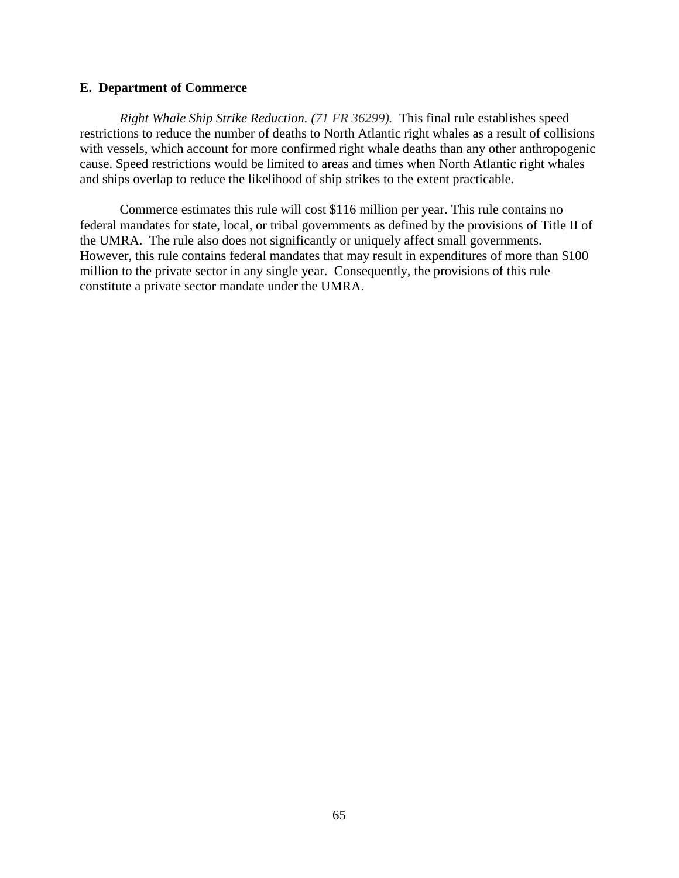### E. Department of Commerce

*Right Whale Ship Strike Reduction. (71 FR 36299).* This final rule establishes speed restrictions to reduce the number of deaths to North Atlantic right whales as a result of collisions with vessels, which account for more confirmed right whale deaths than any other anthropogenic cause. Speed restrictions would be limited to areas and times when North Atlantic right whales and ships overlap to reduce the likelihood of ship strikes to the extent practicable.

Commerce estimates this rule will cost $116 million per year. This rule contains no federal mandates for state, local, or tribal governments as defined by the provisions of Title II of the UMRA. The rule also does not significantly or uniquely affect small governments. However, this rule contains federal mandates that may result in expenditures of more than $100 million to the private sector in any single year. Consequently, the provisions of this rule constitute a private sector mandate under the UMRA.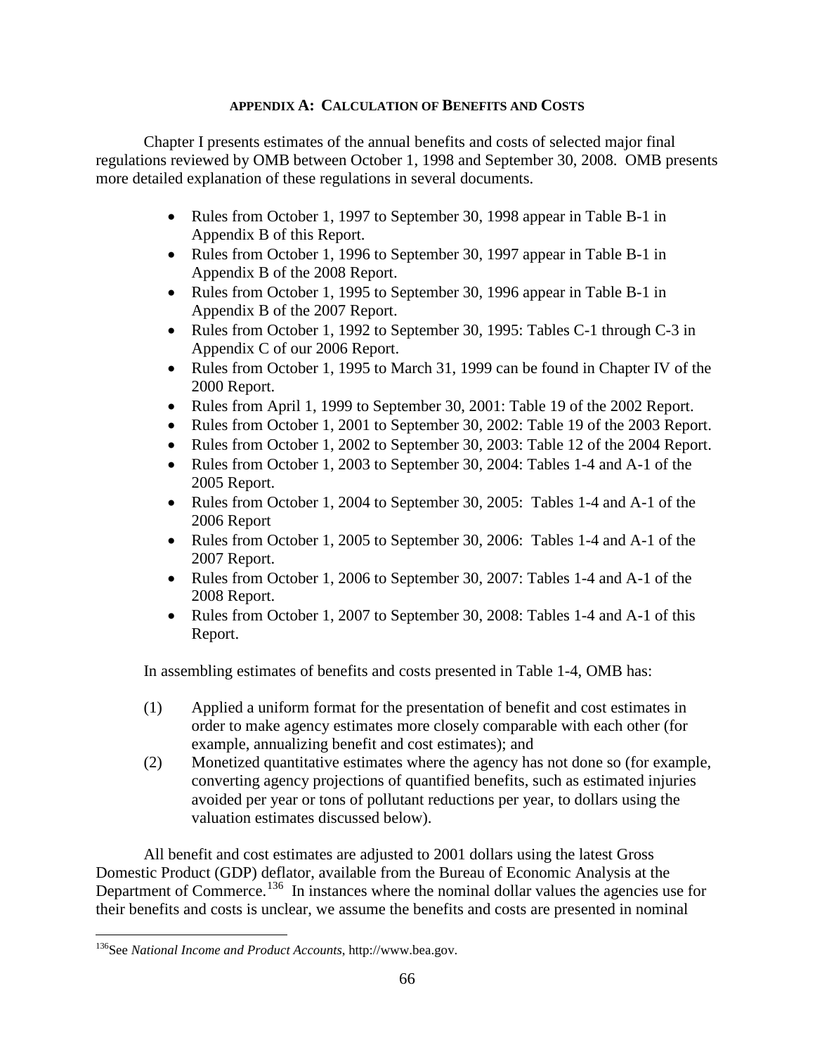## APPENDIX A: CALCULATION OF BENEFITS AND COSTS

Chapter I presents estimates of the annual benefits and costs of selected major final regulations reviewed by OMB between October 1, 1998 and September 30, 2008. OMB presents more detailed explanation of these regulations in several documents.

- Rules from October 1, 1997 to September 30, 1998 appear in Table B-1 in Appendix B of this Report.
- Rules from October 1, 1996 to September 30, 1997 appear in Table B-1 in Appendix B of the 2008 Report.
- Rules from October 1, 1995 to September 30, 1996 appear in Table B-1 in Appendix B of the 2007 Report.
- Rules from October 1, 1992 to September 30, 1995: Tables C-1 through C-3 in Appendix C of our 2006 Report.
- Rules from October 1, 1995 to March 31, 1999 can be found in Chapter IV of the 2000 Report.
- Rules from April 1, 1999 to September 30, 2001: Table 19 of the 2002 Report.
- Rules from October 1, 2001 to September 30, 2002: Table 19 of the 2003 Report.
- Rules from October 1, 2002 to September 30, 2003: Table 12 of the 2004 Report.
- Rules from October 1, 2003 to September 30, 2004: Tables 1-4 and A-1 of the 2005 Report.
- Rules from October 1, 2004 to September 30, 2005: Tables 1-4 and A-1 of the 2006 Report
- Rules from October 1, 2005 to September 30, 2006: Tables 1-4 and A-1 of the 2007 Report.
- Rules from October 1, 2006 to September 30, 2007: Tables 1-4 and A-1 of the 2008 Report.
- Rules from October 1, 2007 to September 30, 2008: Tables 1-4 and A-1 of this Report.

In assembling estimates of benefits and costs presented in Table 1-4, OMB has:

(1) Applied a uniform format for the presentation of benefit and cost estimates in order to make agency estimates more closely comparable with each other (for example, annualizing benefit and cost estimates); and

(2) Monetized quantitative estimates where the agency has not done so (for example, converting agency projections of quantified benefits, such as estimated injuries avoided per year or tons of pollutant reductions per year, to dollars using the valuation estimates discussed below).

All benefit and cost estimates are adjusted to 2001 dollars using the latest Gross Domestic Product (GDP) deflator, available from the Bureau of Economic Analysis at the Department of Commerce.[136] In instances where the nominal dollar values the agencies use for their benefits and costs is unclear, we assume the benefits and costs are presented in nominal

[136] See *National Income and Product Accounts*, http://www.bea.gov.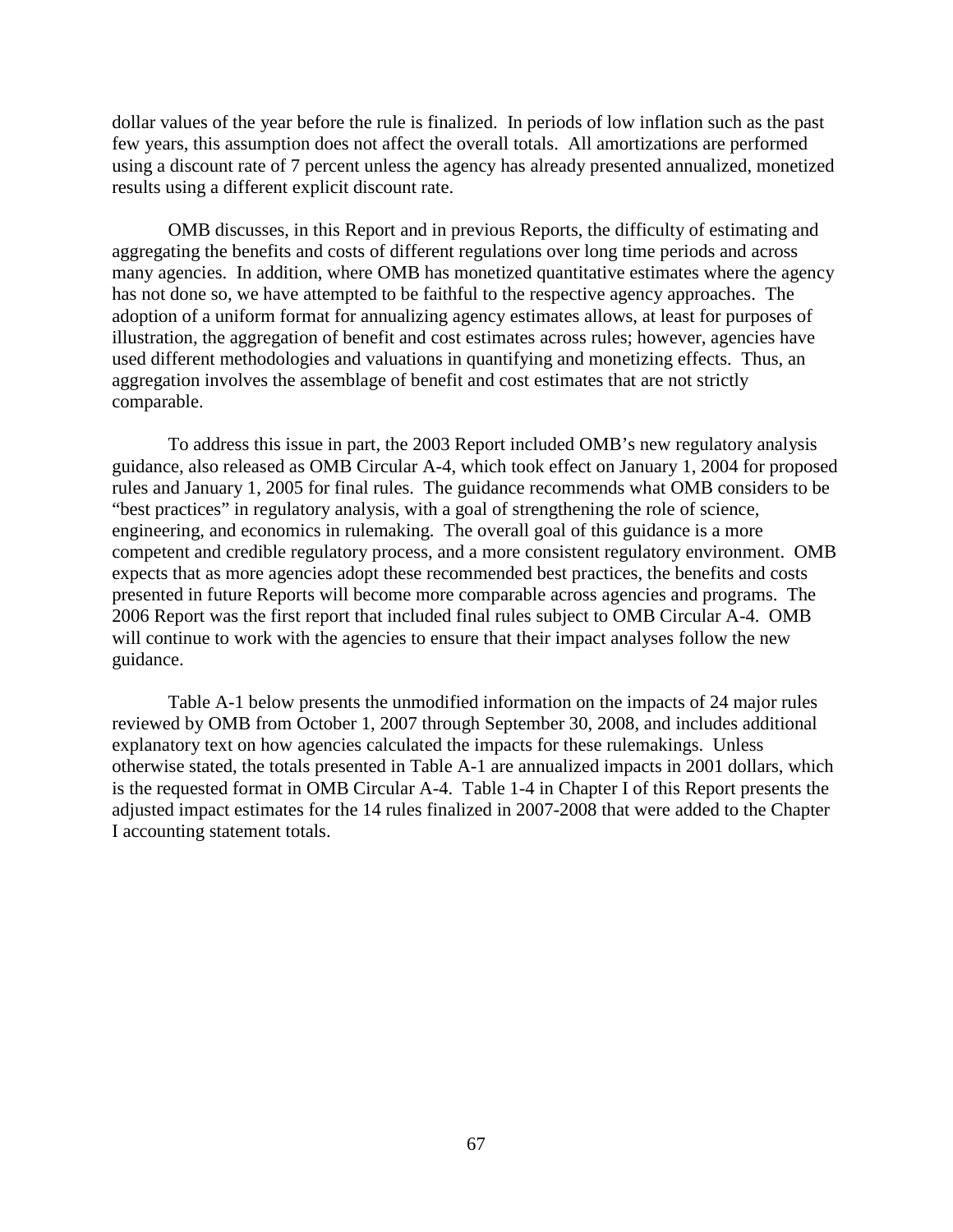dollar values of the year before the rule is finalized. In periods of low inflation such as the past few years, this assumption does not affect the overall totals. All amortizations are performed using a discount rate of 7 percent unless the agency has already presented annualized, monetized results using a different explicit discount rate.

OMB discusses, in this Report and in previous Reports, the difficulty of estimating and aggregating the benefits and costs of different regulations over long time periods and across many agencies. In addition, where OMB has monetized quantitative estimates where the agency has not done so, we have attempted to be faithful to the respective agency approaches. The adoption of a uniform format for annualizing agency estimates allows, at least for purposes of illustration, the aggregation of benefit and cost estimates across rules; however, agencies have used different methodologies and valuations in quantifying and monetizing effects. Thus, an aggregation involves the assemblage of benefit and cost estimates that are not strictly comparable.

To address this issue in part, the 2003 Report included OMB's new regulatory analysis guidance, also released as OMB Circular A-4, which took effect on January 1, 2004 for proposed rules and January 1, 2005 for final rules. The guidance recommends what OMB considers to be "best practices" in regulatory analysis, with a goal of strengthening the role of science, engineering, and economics in rulemaking. The overall goal of this guidance is a more competent and credible regulatory process, and a more consistent regulatory environment. OMB expects that as more agencies adopt these recommended best practices, the benefits and costs presented in future Reports will become more comparable across agencies and programs. The 2006 Report was the first report that included final rules subject to OMB Circular A-4. OMB will continue to work with the agencies to ensure that their impact analyses follow the new guidance.

Table A-1 below presents the unmodified information on the impacts of 24 major rules reviewed by OMB from October 1, 2007 through September 30, 2008, and includes additional explanatory text on how agencies calculated the impacts for these rulemakings. Unless otherwise stated, the totals presented in Table A-1 are annualized impacts in 2001 dollars, which is the requested format in OMB Circular A-4. Table 1-4 in Chapter I of this Report presents the adjusted impact estimates for the 14 rules finalized in 2007-2008 that were added to the Chapter I accounting statement totals.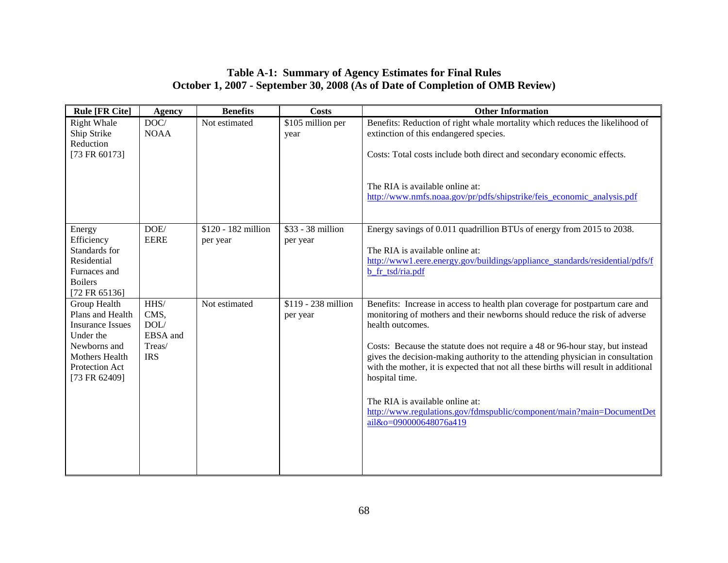**Table A-1: Summary of Agency Estimates for Final Rules October 1, 2007 - September 30, 2008 (As of Date of Completion of OMB Review)**

| Rule [FR Cite] | Agency | Benefits | Costs | Other Information |
|---|---|---|---|---|
| Right Whale Ship Strike Reduction [73 FR 60173] | DOC/ NOAA | Not estimated | $105 million per year | Benefits: Reduction of right whale mortality which reduces the likelihood of extinction of this endangered species.<br><br>Costs: Total costs include both direct and secondary economic effects.<br><br>The RIA is available online at: http://www.nmfs.noaa.gov/pr/pdfs/shipstrike/feis_economic_analysis.pdf |
| Energy Efficiency Standards for Residential Furnaces and Boilers [72 FR 65136] | DOE/ EERE | $120 - 182 million per year | $33 - 38 million per year | Energy savings of 0.011 quadrillion BTUs of energy from 2015 to 2038.<br><br>The RIA is available online at: http://www1.eere.energy.gov/buildings/appliance_standards/residential/pdfs/fb_fr_tsd/ria.pdf |
| Group Health Plans and Health Insurance Issues Under the Newborns and Mothers Health Protection Act [73 FR 62409] | HHS/ CMS, DOL/ EBSA and Treas/ IRS | Not estimated | $119 - 238 million per year | Benefits: Increase in access to health plan coverage for postpartum care and monitoring of mothers and their newborns should reduce the risk of adverse health outcomes.<br><br>Costs: Because the statute does not require a 48 or 96-hour stay, but instead gives the decision-making authority to the attending physician in consultation with the mother, it is expected that not all these births will result in additional hospital time.<br><br>The RIA is available online at: http://www.regulations.gov/fdmspublic/component/main?main=DocumentDetail&o=090000648076a419 |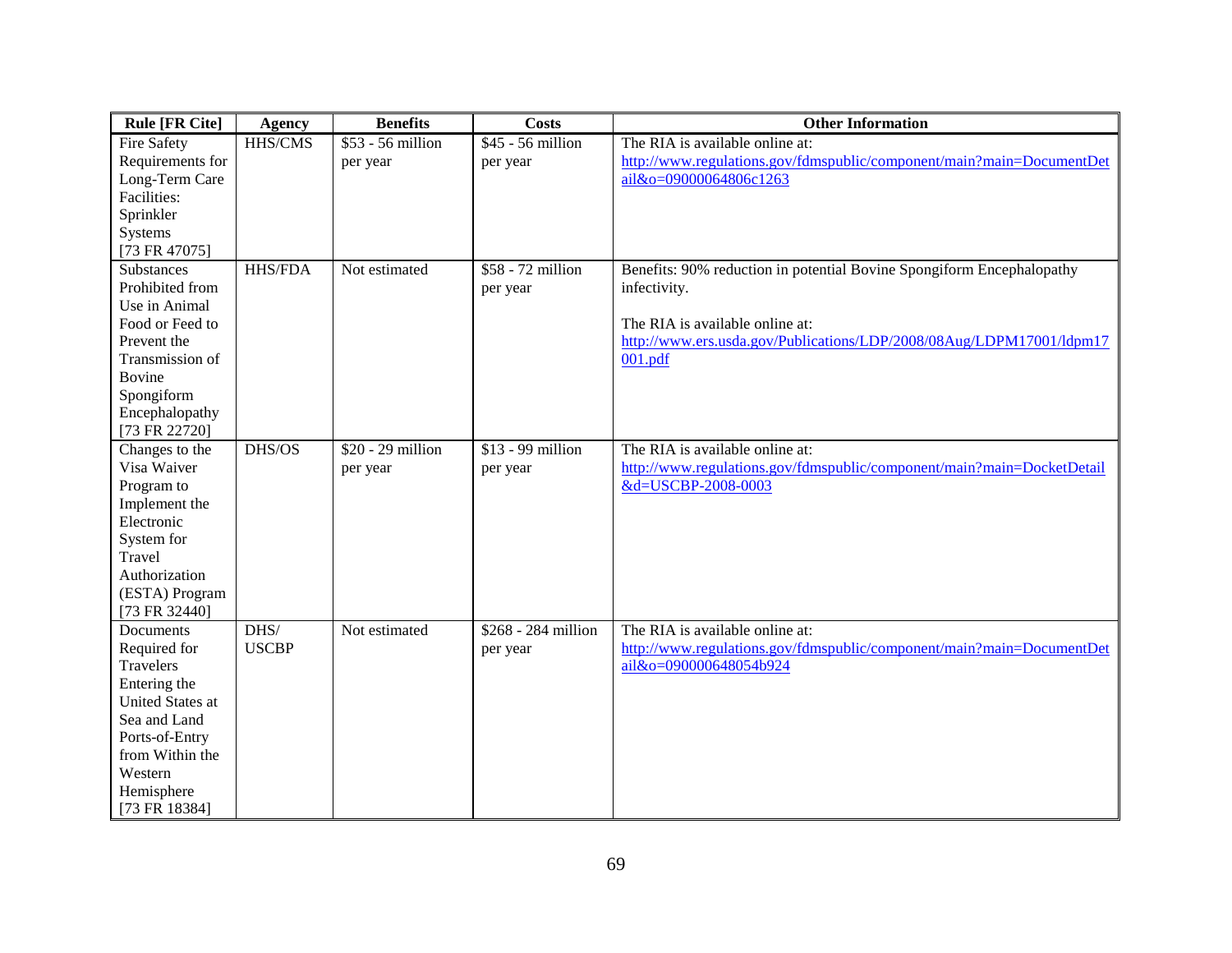| Rule [FR Cite] | Agency | Benefits | Costs | Other Information |
|---|---|---|---|---|
| Fire Safety Requirements for Long-Term Care Facilities: Sprinkler Systems [73 FR 47075] | HHS/CMS | $53 - 56 million per year | $45 - 56 million per year | The RIA is available online at: http://www.regulations.gov/fdmspublic/component/main?main=DocumentDetail&o=09000064806c1263 |
| Substances Prohibited from Use in Animal Food or Feed to Prevent the Transmission of Bovine Spongiform Encephalopathy [73 FR 22720] | HHS/FDA | Not estimated | $58 - 72 million per year | Benefits: 90% reduction in potential Bovine Spongiform Encephalopathy infectivity.<br><br>The RIA is available online at: http://www.ers.usda.gov/Publications/LDP/2008/08Aug/LDPM17001/ldpm17001.pdf |
| Changes to the Visa Waiver Program to Implement the Electronic System for Travel Authorization (ESTA) Program [73 FR 32440] | DHS/OS | $20 - 29 million per year | $13 - 99 million per year | The RIA is available online at: http://www.regulations.gov/fdmspublic/component/main?main=DocketDetail&d=USCBP-2008-0003 |
| Documents Required for Travelers Entering the United States at Sea and Land Ports-of-Entry from Within the Western Hemisphere [73 FR 18384] | DHS/USCBP | Not estimated | $268 - 284 million per year | The RIA is available online at: http://www.regulations.gov/fdmspublic/component/main?main=DocumentDetail&o=090000648054b924 |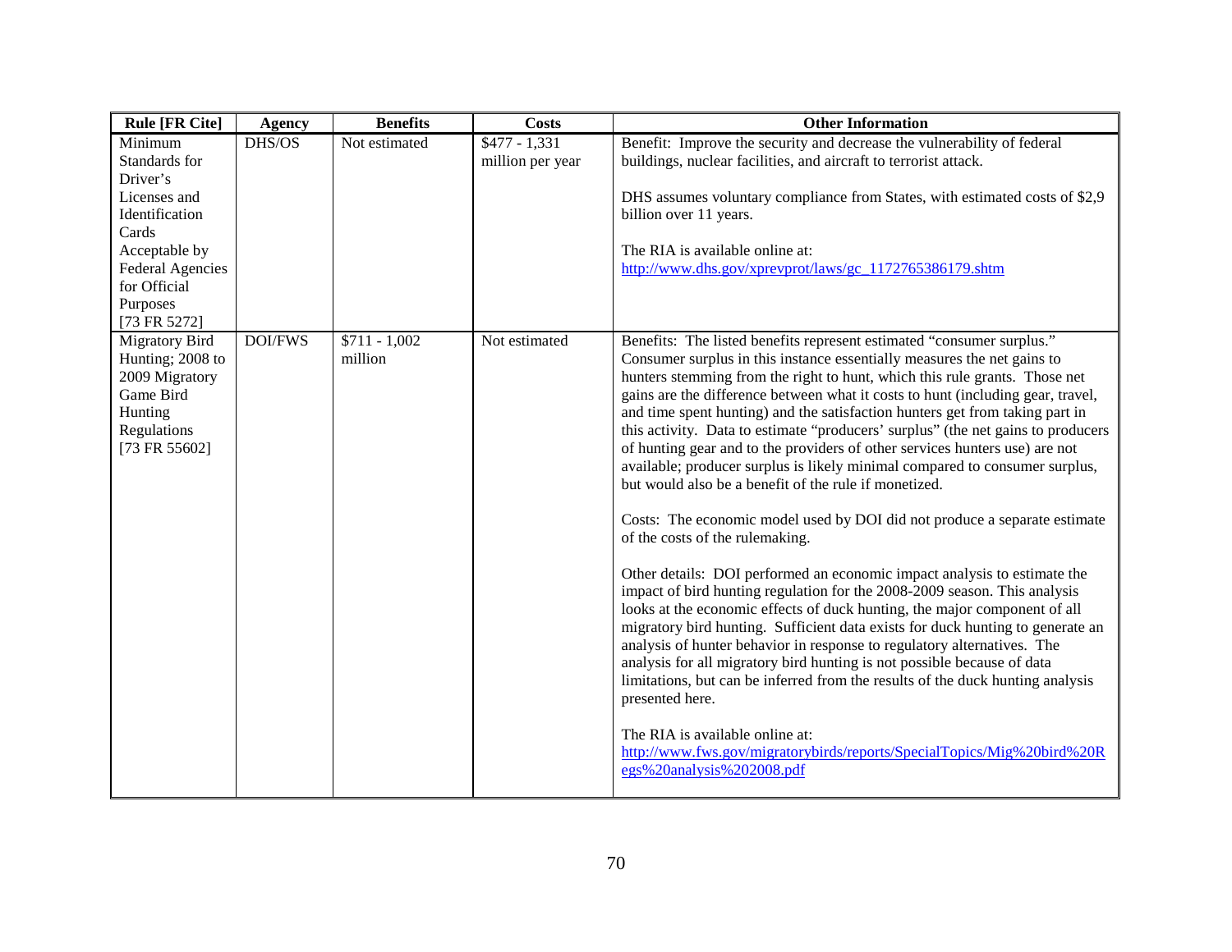| Rule [FR Cite] | Agency | Benefits | Costs | Other Information |
|---|---|---|---|---|
| Minimum Standards for Driver's Licenses and Identification Cards Acceptable by Federal Agencies for Official Purposes [73 FR 5272] | DHS/OS | Not estimated | $477 - 1,331 million per year | Benefit: Improve the security and decrease the vulnerability of federal buildings, nuclear facilities, and aircraft to terrorist attack.<br><br>DHS assumes voluntary compliance from States, with estimated costs of $2,9 billion over 11 years.<br><br>The RIA is available online at: http://www.dhs.gov/xprevprot/laws/gc_1172765386179.shtm |
| Migratory Bird Hunting; 2008 to 2009 Migratory Game Bird Hunting Regulations [73 FR 55602] | DOI/FWS | $711 - 1,002 million | Not estimated | Benefits: The listed benefits represent estimated "consumer surplus." Consumer surplus in this instance essentially measures the net gains to hunters stemming from the right to hunt, which this rule grants. Those net gains are the difference between what it costs to hunt (including gear, travel, and time spent hunting) and the satisfaction hunters get from taking part in this activity. Data to estimate "producers' surplus" (the net gains to producers of hunting gear and to the providers of other services hunters use) are not available; producer surplus is likely minimal compared to consumer surplus, but would also be a benefit of the rule if monetized.<br><br>Costs: The economic model used by DOI did not produce a separate estimate of the costs of the rulemaking.<br><br>Other details: DOI performed an economic impact analysis to estimate the impact of bird hunting regulation for the 2008-2009 season. This analysis looks at the economic effects of duck hunting, the major component of all migratory bird hunting. Sufficient data exists for duck hunting to generate an analysis of hunter behavior in response to regulatory alternatives. The analysis for all migratory bird hunting is not possible because of data limitations, but can be inferred from the results of the duck hunting analysis presented here.<br><br>The RIA is available online at: http://www.fws.gov/migratorybirds/reports/SpecialTopics/Mig%20bird%20Regs%20analysis%202008.pdf |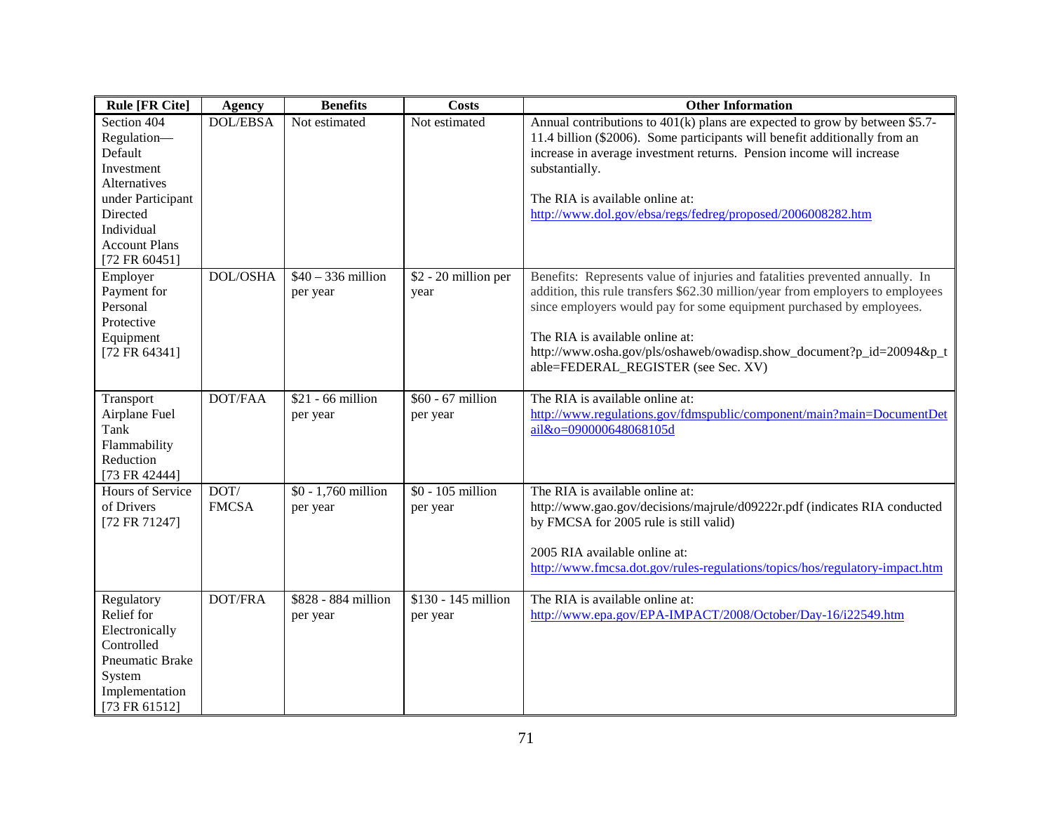| Rule [FR Cite] | Agency | Benefits | Costs | Other Information |
|---|---|---|---|---|
| Section 404 Regulation—Default Investment Alternatives under Participant Directed Individual Account Plans [72 FR 60451] | DOL/EBSA | Not estimated | Not estimated | Annual contributions to 401(k) plans are expected to grow by between $5.7-11.4 billion ($2006). Some participants will benefit additionally from an increase in average investment returns. Pension income will increase substantially.<br><br>The RIA is available online at: http://www.dol.gov/ebsa/regs/fedreg/proposed/2006008282.htm |
| Employer Payment for Personal Protective Equipment [72 FR 64341] | DOL/OSHA | $40 – 336 million per year | $2 - 20 million per year | Benefits: Represents value of injuries and fatalities prevented annually. In addition, this rule transfers $62.30 million/year from employers to employees since employers would pay for some equipment purchased by employees.<br><br>The RIA is available online at: http://www.osha.gov/pls/oshaweb/owadisp.show_document?p_id=20094&p_table=FEDERAL_REGISTER (see Sec. XV) |
| Transport Airplane Fuel Tank Flammability Reduction [73 FR 42444] | DOT/FAA | $21 - 66 million per year | $60 - 67 million per year | The RIA is available online at: http://www.regulations.gov/fdmspublic/component/main?main=DocumentDetail&o=090000648068105d |
| Hours of Service of Drivers [72 FR 71247] | DOT/ FMCSA | $0 - 1,760 million per year | $0 - 105 million per year | The RIA is available online at: http://www.gao.gov/decisions/majrule/d09222r.pdf (indicates RIA conducted by FMCSA for 2005 rule is still valid)<br><br>2005 RIA available online at: http://www.fmcsa.dot.gov/rules-regulations/topics/hos/regulatory-impact.htm |
| Regulatory Relief for Electronically Controlled Pneumatic Brake System Implementation [73 FR 61512] | DOT/FRA | $828 - 884 million per year | $130 - 145 million per year | The RIA is available online at: http://www.epa.gov/EPA-IMPACT/2008/October/Day-16/i22549.htm |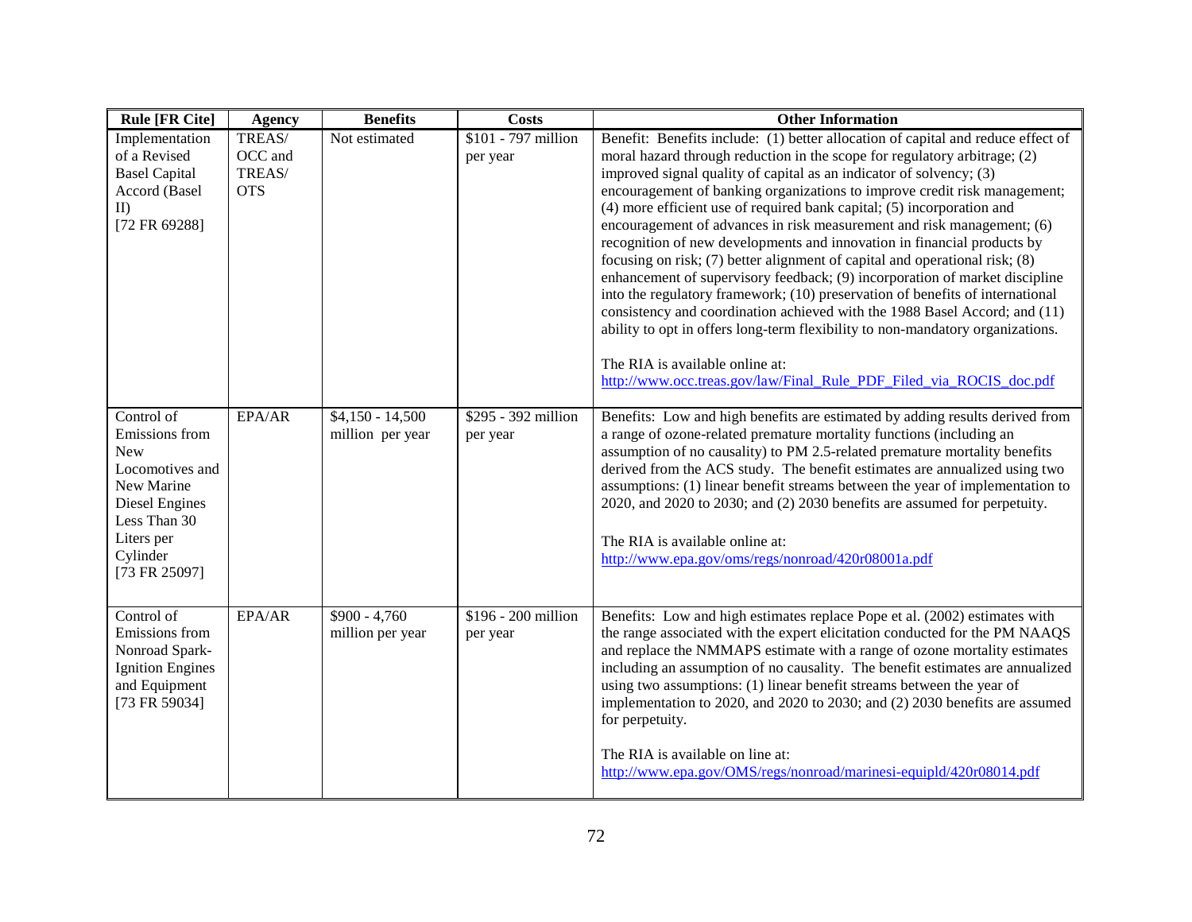| Rule [FR Cite] | Agency | Benefits | Costs | Other Information |
|---|---|---|---|---|
| Implementation of a Revised Basel Capital Accord (Basel II) [72 FR 69288] | TREAS/ OCC and TREAS/ OTS | Not estimated | $101 - 797 million per year | Benefit: Benefits include: (1) better allocation of capital and reduce effect of moral hazard through reduction in the scope for regulatory arbitrage; (2) improved signal quality of capital as an indicator of solvency; (3) encouragement of banking organizations to improve credit risk management; (4) more efficient use of required bank capital; (5) incorporation and encouragement of advances in risk measurement and risk management; (6) recognition of new developments and innovation in financial products by focusing on risk; (7) better alignment of capital and operational risk; (8) enhancement of supervisory feedback; (9) incorporation of market discipline into the regulatory framework; (10) preservation of benefits of international consistency and coordination achieved with the 1988 Basel Accord; and (11) ability to opt in offers long-term flexibility to non-mandatory organizations.<br><br>The RIA is available online at: http://www.occ.treas.gov/law/Final_Rule_PDF_Filed_via_ROCIS_doc.pdf |
| Control of Emissions from New Locomotives and New Marine Diesel Engines Less Than 30 Liters per Cylinder [73 FR 25097] | EPA/AR | $4,150 - 14,500 million per year | $295 - 392 million per year | Benefits: Low and high benefits are estimated by adding results derived from a range of ozone-related premature mortality functions (including an assumption of no causality) to PM 2.5-related premature mortality benefits derived from the ACS study. The benefit estimates are annualized using two assumptions: (1) linear benefit streams between the year of implementation to 2020, and 2020 to 2030; and (2) 2030 benefits are assumed for perpetuity.<br><br>The RIA is available online at: http://www.epa.gov/oms/regs/nonroad/420r08001a.pdf |
| Control of Emissions from Nonroad Spark-Ignition Engines and Equipment [73 FR 59034] | EPA/AR | $900 - 4,760 million per year | $196 - 200 million per year | Benefits: Low and high estimates replace Pope et al. (2002) estimates with the range associated with the expert elicitation conducted for the PM NAAQS and replace the NMMAPS estimate with a range of ozone mortality estimates including an assumption of no causality. The benefit estimates are annualized using two assumptions: (1) linear benefit streams between the year of implementation to 2020, and 2020 to 2030; and (2) 2030 benefits are assumed for perpetuity.<br><br>The RIA is available on line at: http://www.epa.gov/OMS/regs/nonroad/marinesi-equipld/420r08014.pdf |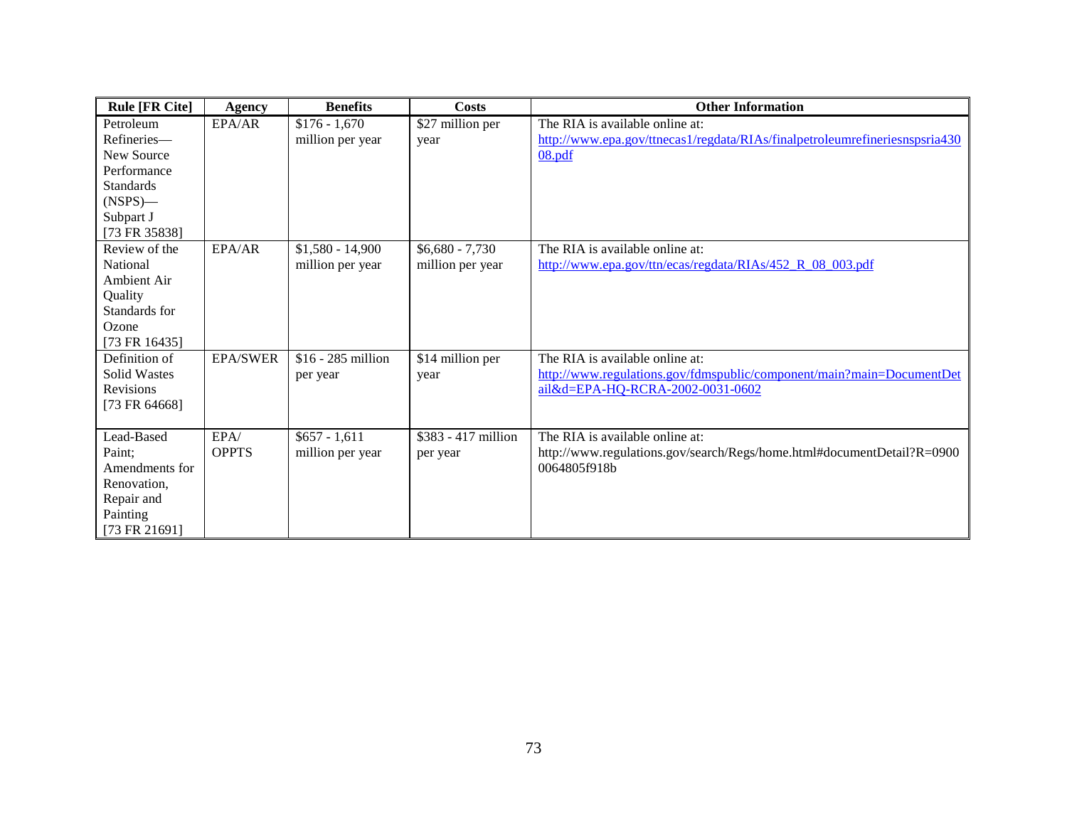| Rule [FR Cite] | Agency | Benefits | Costs | Other Information |
|---|---|---|---|---|
| Petroleum Refineries—New Source Performance Standards (NSPS)—Subpart J [73 FR 35838] | EPA/AR | $176 - 1,670 million per year | $27 million per year | The RIA is available online at: http://www.epa.gov/ttnecas1/regdata/RIAs/finalpetroleumrefineriesnspsria43008.pdf |
| Review of the National Ambient Air Quality Standards for Ozone [73 FR 16435] | EPA/AR | $1,580 - 14,900 million per year | $6,680 - 7,730 million per year | The RIA is available online at: http://www.epa.gov/ttn/ecas/regdata/RIAs/452_R_08_003.pdf |
| Definition of Solid Wastes Revisions [73 FR 64668] | EPA/SWER | $16 - 285 million per year | $14 million per year | The RIA is available online at: http://www.regulations.gov/fdmspublic/component/main?main=DocumentDetail&d=EPA-HQ-RCRA-2002-0031-0602 |
| Lead-Based Paint; Amendments for Renovation, Repair and Painting [73 FR 21691] | EPA/ OPPTS | $657 - 1,611 million per year | $383 - 417 million per year | The RIA is available online at: http://www.regulations.gov/search/Regs/home.html#documentDetail?R=09000064805f918b |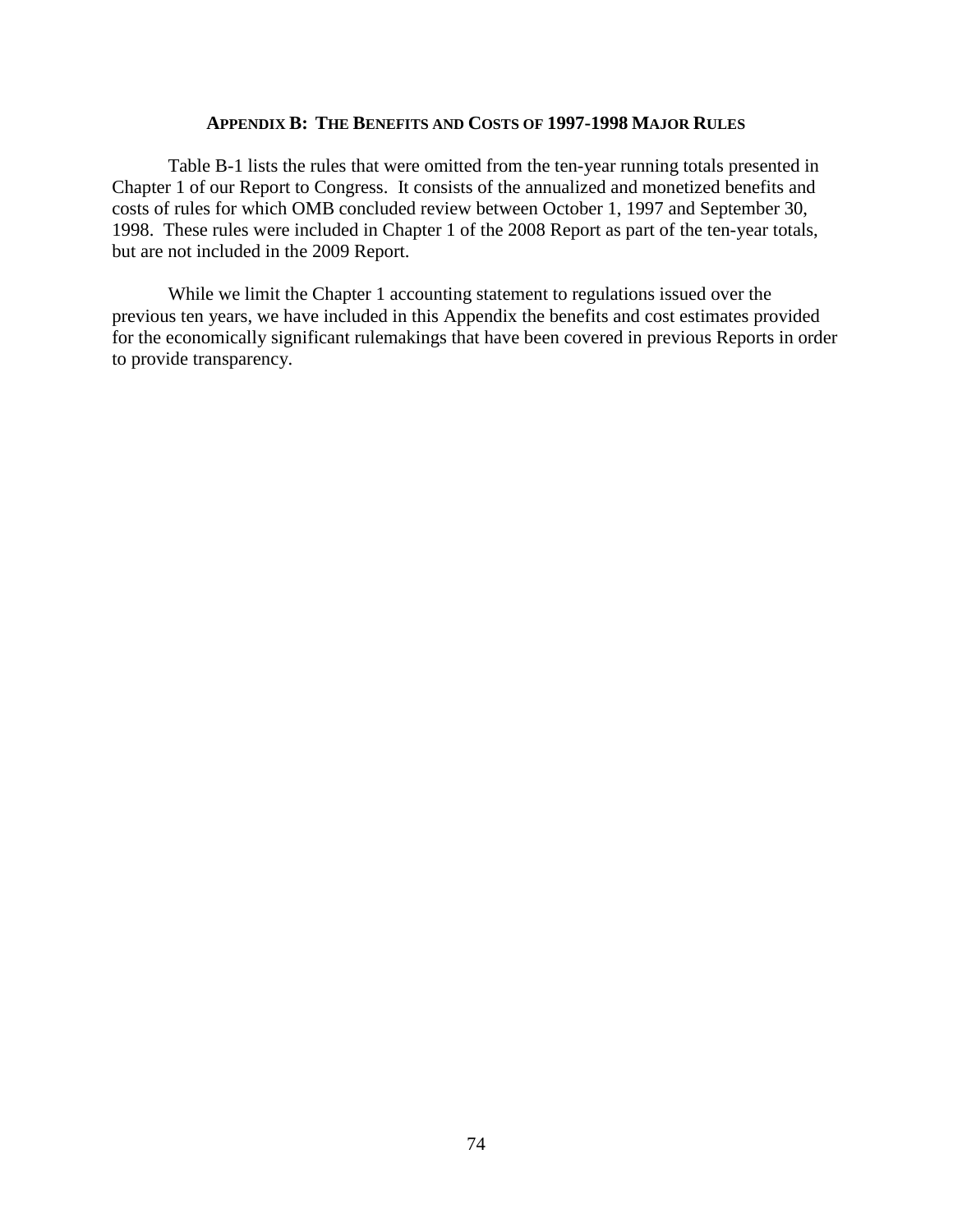## APPENDIX B: THE BENEFITS AND COSTS OF 1997-1998 MAJOR RULES

Table B-1 lists the rules that were omitted from the ten-year running totals presented in Chapter 1 of our Report to Congress. It consists of the annualized and monetized benefits and costs of rules for which OMB concluded review between October 1, 1997 and September 30, 1998. These rules were included in Chapter 1 of the 2008 Report as part of the ten-year totals, but are not included in the 2009 Report.

While we limit the Chapter 1 accounting statement to regulations issued over the previous ten years, we have included in this Appendix the benefits and cost estimates provided for the economically significant rulemakings that have been covered in previous Reports in order to provide transparency.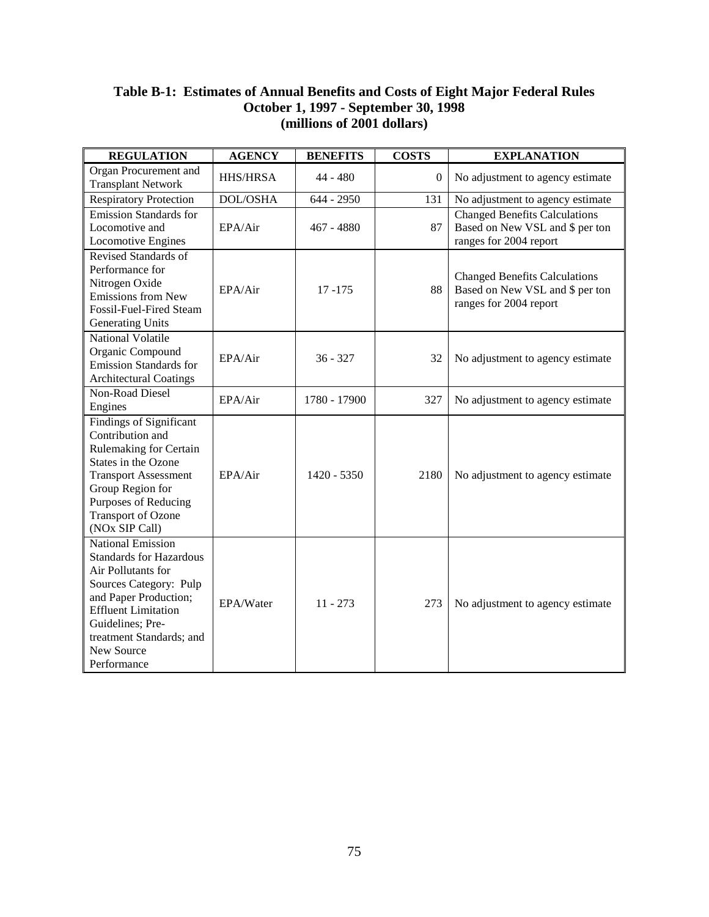### Table B-1: Estimates of Annual Benefits and Costs of Eight Major Federal Rules October 1, 1997 - September 30, 1998 (millions of 2001 dollars)

| REGULATION | AGENCY | BENEFITS | COSTS | EXPLANATION |
|---|---|---|---|---|
| Organ Procurement and Transplant Network | HHS/HRSA | 44 - 480 | 0 | No adjustment to agency estimate |
| Respiratory Protection | DOL/OSHA | 644 - 2950 | 131 | No adjustment to agency estimate |
| Emission Standards for Locomotive and Locomotive Engines | EPA/Air | 467 - 4880 | 87 | Changed Benefits Calculations Based on New VSL and $ per ton ranges for 2004 report |
| Revised Standards of Performance for Nitrogen Oxide Emissions from New Fossil-Fuel-Fired Steam Generating Units | EPA/Air | 17 -175 | 88 | Changed Benefits Calculations Based on New VSL and $ per ton ranges for 2004 report |
| National Volatile Organic Compound Emission Standards for Architectural Coatings | EPA/Air | 36 - 327 | 32 | No adjustment to agency estimate |
| Non-Road Diesel Engines | EPA/Air | 1780 - 17900 | 327 | No adjustment to agency estimate |
| Findings of Significant Contribution and Rulemaking for Certain States in the Ozone Transport Assessment Group Region for Purposes of Reducing Transport of Ozone (NOx SIP Call) | EPA/Air | 1420 - 5350 | 2180 | No adjustment to agency estimate |
| National Emission Standards for Hazardous Air Pollutants for Sources Category: Pulp and Paper Production; Effluent Limitation Guidelines; Pre-treatment Standards; and New Source Performance | EPA/Water | 11 - 273 | 273 | No adjustment to agency estimate |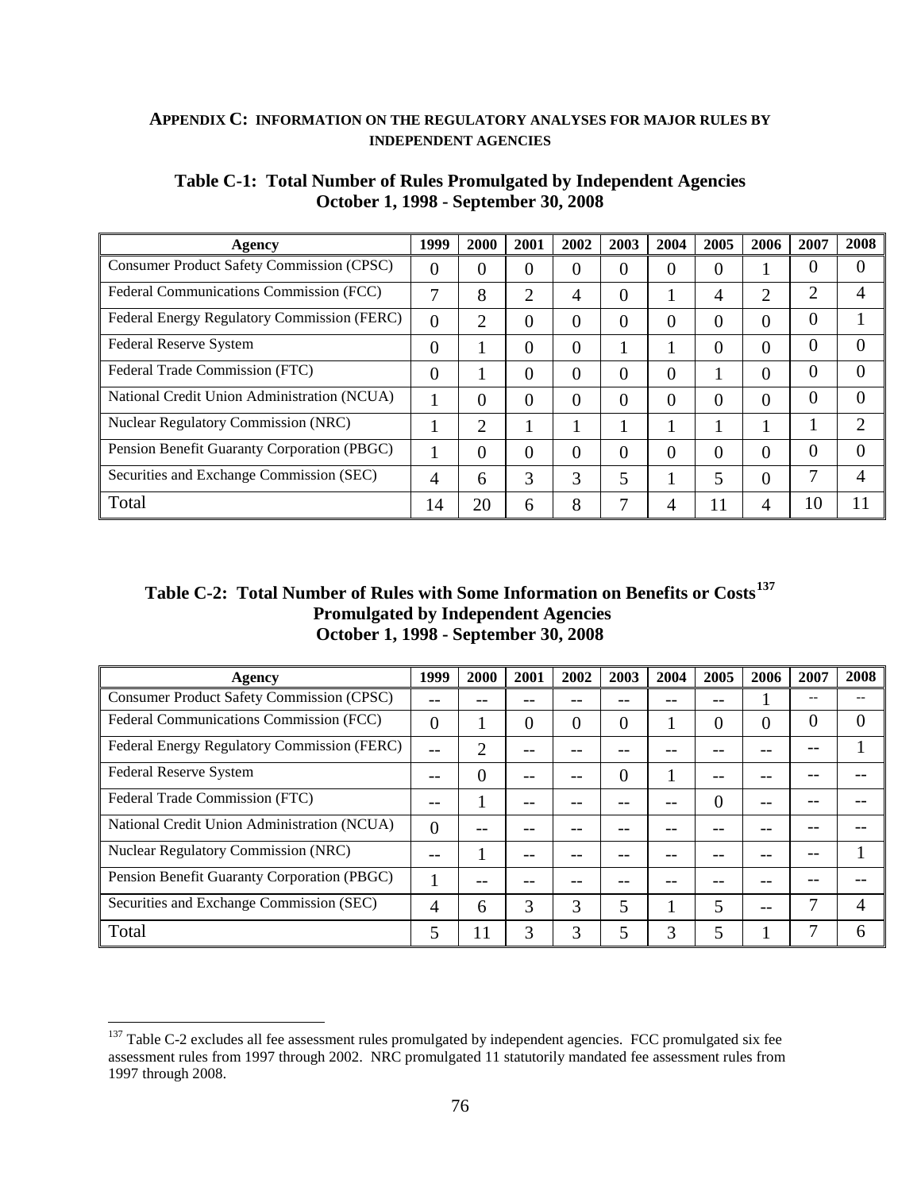## APPENDIX C: INFORMATION ON THE REGULATORY ANALYSES FOR MAJOR RULES BY INDEPENDENT AGENCIES

**Table C-1: Total Number of Rules Promulgated by Independent Agencies October 1, 1998 - September 30, 2008**

| Agency | 1999 | 2000 | 2001 | 2002 | 2003 | 2004 | 2005 | 2006 | 2007 | 2008 |
|---|---|---|---|---|---|---|---|---|---|---|
| Consumer Product Safety Commission (CPSC) | 0 | 0 | 0 | 0 | 0 | 0 | 0 | 1 | 0 | 0 |
| Federal Communications Commission (FCC) | 7 | 8 | 2 | 4 | 0 | 1 | 4 | 2 | 2 | 4 |
| Federal Energy Regulatory Commission (FERC) | 0 | 2 | 0 | 0 | 0 | 0 | 0 | 0 | 0 | 1 |
| Federal Reserve System | 0 | 1 | 0 | 0 | 1 | 1 | 0 | 0 | 0 | 0 |
| Federal Trade Commission (FTC) | 0 | 1 | 0 | 0 | 0 | 0 | 1 | 0 | 0 | 0 |
| National Credit Union Administration (NCUA) | 1 | 0 | 0 | 0 | 0 | 0 | 0 | 0 | 0 | 0 |
| Nuclear Regulatory Commission (NRC) | 1 | 2 | 1 | 1 | 1 | 1 | 1 | 1 | 1 | 2 |
| Pension Benefit Guaranty Corporation (PBGC) | 1 | 0 | 0 | 0 | 0 | 0 | 0 | 0 | 0 | 0 |
| Securities and Exchange Commission (SEC) | 4 | 6 | 3 | 3 | 5 | 1 | 5 | 0 | 7 | 4 |
| Total | 14 | 20 | 6 | 8 | 7 | 4 | 11 | 4 | 10 | 11 |

**Table C-2: Total Number of Rules with Some Information on Benefits or Costs[137] Promulgated by Independent Agencies October 1, 1998 - September 30, 2008**

| Agency | 1999 | 2000 | 2001 | 2002 | 2003 | 2004 | 2005 | 2006 | 2007 | 2008 |
|---|---|---|---|---|---|---|---|---|---|---|
| Consumer Product Safety Commission (CPSC) | -- | -- | -- | -- | -- | -- | -- | 1 | -- | -- |
| Federal Communications Commission (FCC) | 0 | 1 | 0 | 0 | 0 | 1 | 0 | 0 | 0 | 0 |
| Federal Energy Regulatory Commission (FERC) | -- | 2 | -- | -- | -- | -- | -- | -- | -- | 1 |
| Federal Reserve System | -- | 0 | -- | -- | 0 | 1 | -- | -- | -- | -- |
| Federal Trade Commission (FTC) | -- | 1 | -- | -- | -- | -- | 0 | -- | -- | -- |
| National Credit Union Administration (NCUA) | 0 | -- | -- | -- | -- | -- | -- | -- | -- | -- |
| Nuclear Regulatory Commission (NRC) | -- | 1 | -- | -- | -- | -- | -- | -- | -- | 1 |
| Pension Benefit Guaranty Corporation (PBGC) | 1 | -- | -- | -- | -- | -- | -- | -- | -- | -- |
| Securities and Exchange Commission (SEC) | 4 | 6 | 3 | 3 | 5 | 1 | 5 | -- | 7 | 4 |
| Total | 5 | 11 | 3 | 3 | 5 | 3 | 5 | 1 | 7 | 6 |

[137] Table C-2 excludes all fee assessment rules promulgated by independent agencies. FCC promulgated six fee assessment rules from 1997 through 2002. NRC promulgated 11 statutorily mandated fee assessment rules from 1997 through 2008.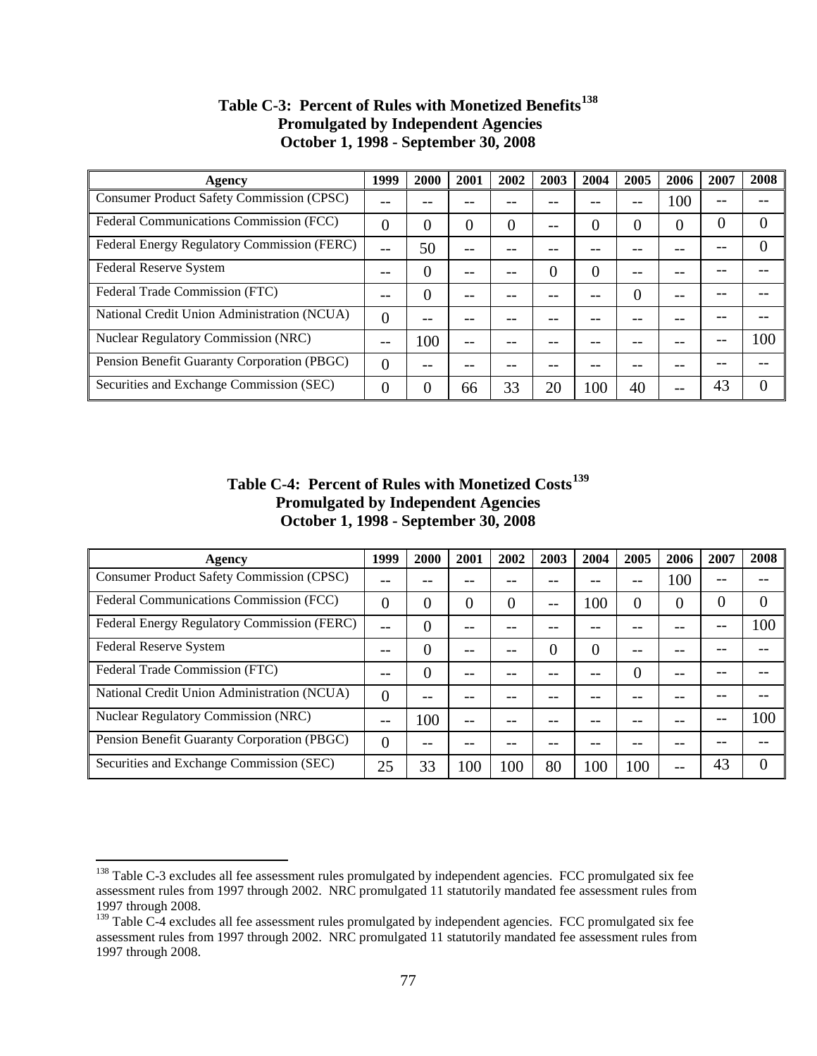**Table C-3: Percent of Rules with Monetized Benefits[138]**
**Promulgated by Independent Agencies**
**October 1, 1998 - September 30, 2008**

| Agency | 1999 | 2000 | 2001 | 2002 | 2003 | 2004 | 2005 | 2006 | 2007 | 2008 |
|---|---|---|---|---|---|---|---|---|---|---|
| Consumer Product Safety Commission (CPSC) | -- | -- | -- | -- | -- | -- | -- | 100 | -- | -- |
| Federal Communications Commission (FCC) | 0 | 0 | 0 | 0 | -- | 0 | 0 | 0 | 0 | 0 |
| Federal Energy Regulatory Commission (FERC) | -- | 50 | -- | -- | -- | -- | -- | -- | -- | 0 |
| Federal Reserve System | -- | 0 | -- | -- | 0 | 0 | -- | -- | -- | -- |
| Federal Trade Commission (FTC) | -- | 0 | -- | -- | -- | -- | 0 | -- | -- | -- |
| National Credit Union Administration (NCUA) | 0 | -- | -- | -- | -- | -- | -- | -- | -- | -- |
| Nuclear Regulatory Commission (NRC) | -- | 100 | -- | -- | -- | -- | -- | -- | -- | 100 |
| Pension Benefit Guaranty Corporation (PBGC) | 0 | -- | -- | -- | -- | -- | -- | -- | -- | -- |
| Securities and Exchange Commission (SEC) | 0 | 0 | 66 | 33 | 20 | 100 | 40 | -- | 43 | 0 |

**Table C-4: Percent of Rules with Monetized Costs[139]**
**Promulgated by Independent Agencies**
**October 1, 1998 - September 30, 2008**

| Agency | 1999 | 2000 | 2001 | 2002 | 2003 | 2004 | 2005 | 2006 | 2007 | 2008 |
|---|---|---|---|---|---|---|---|---|---|---|
| Consumer Product Safety Commission (CPSC) | -- | -- | -- | -- | -- | -- | -- | 100 | -- | -- |
| Federal Communications Commission (FCC) | 0 | 0 | 0 | 0 | -- | 100 | 0 | 0 | 0 | 0 |
| Federal Energy Regulatory Commission (FERC) | -- | 0 | -- | -- | -- | -- | -- | -- | -- | 100 |
| Federal Reserve System | -- | 0 | -- | -- | 0 | 0 | -- | -- | -- | -- |
| Federal Trade Commission (FTC) | -- | 0 | -- | -- | -- | -- | 0 | -- | -- | -- |
| National Credit Union Administration (NCUA) | 0 | -- | -- | -- | -- | -- | -- | -- | -- | -- |
| Nuclear Regulatory Commission (NRC) | -- | 100 | -- | -- | -- | -- | -- | -- | -- | 100 |
| Pension Benefit Guaranty Corporation (PBGC) | 0 | -- | -- | -- | -- | -- | -- | -- | -- | -- |
| Securities and Exchange Commission (SEC) | 25 | 33 | 100 | 100 | 80 | 100 | 100 | -- | 43 | 0 |

[138] Table C-3 excludes all fee assessment rules promulgated by independent agencies. FCC promulgated six fee assessment rules from 1997 through 2002. NRC promulgated 11 statutorily mandated fee assessment rules from 1997 through 2008.

[139] Table C-4 excludes all fee assessment rules promulgated by independent agencies. FCC promulgated six fee assessment rules from 1997 through 2002. NRC promulgated 11 statutorily mandated fee assessment rules from 1997 through 2008.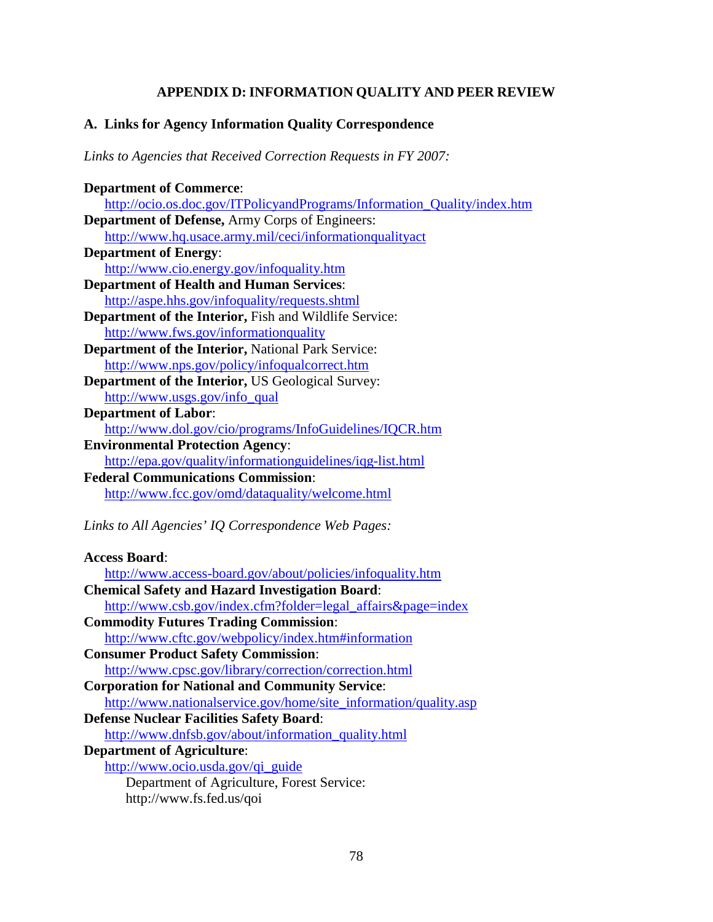# APPENDIX D: INFORMATION QUALITY AND PEER REVIEW

## A. Links for Agency Information Quality Correspondence

*Links to Agencies that Received Correction Requests in FY 2007:*

**Department of Commerce**:
http://ocio.os.doc.gov/ITPolicyandPrograms/Information_Quality/index.htm

**Department of Defense,** Army Corps of Engineers:
http://www.hq.usace.army.mil/ceci/informationqualityact

**Department of Energy**:
http://www.cio.energy.gov/infoquality.htm

**Department of Health and Human Services**:
http://aspe.hhs.gov/infoquality/requests.shtml

**Department of the Interior,** Fish and Wildlife Service:
http://www.fws.gov/informationquality

**Department of the Interior,** National Park Service:
http://www.nps.gov/policy/infoqualcorrect.htm

**Department of the Interior,** US Geological Survey:
http://www.usgs.gov/info_qual

**Department of Labor**:
http://www.dol.gov/cio/programs/InfoGuidelines/IQCR.htm

**Environmental Protection Agency**:
http://epa.gov/quality/informationguidelines/iqg-list.html

**Federal Communications Commission**:
http://www.fcc.gov/omd/dataquality/welcome.html

*Links to All Agencies' IQ Correspondence Web Pages:*

**Access Board**:
http://www.access-board.gov/about/policies/infoquality.htm

**Chemical Safety and Hazard Investigation Board**:
http://www.csb.gov/index.cfm?folder=legal_affairs&page=index

**Commodity Futures Trading Commission**:
http://www.cftc.gov/webpolicy/index.htm#information

**Consumer Product Safety Commission**:
http://www.cpsc.gov/library/correction/correction.html

**Corporation for National and Community Service**:
http://www.nationalservice.gov/home/site_information/quality.asp

**Defense Nuclear Facilities Safety Board**:
http://www.dnfsb.gov/about/information_quality.html

**Department of Agriculture**:
http://www.ocio.usda.gov/qi_guide

Department of Agriculture, Forest Service:
http://www.fs.fed.us/qoi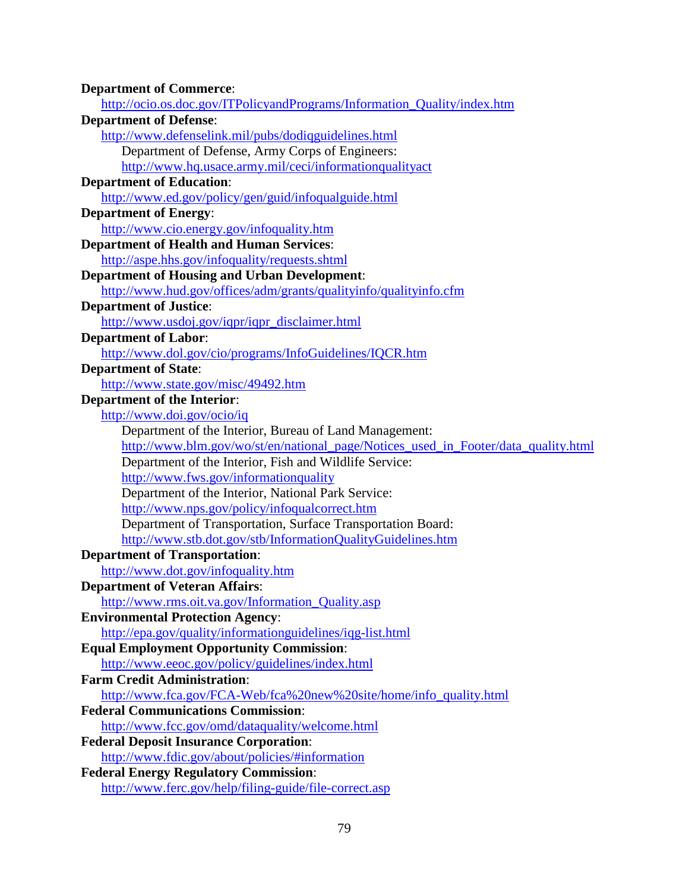**Department of Commerce**:

http://ocio.os.doc.gov/ITPolicyandPrograms/Information_Quality/index.htm

**Department of Defense**:

http://www.defenselink.mil/pubs/dodiqguidelines.html

Department of Defense, Army Corps of Engineers:

http://www.hq.usace.army.mil/ceci/informationqualityact

**Department of Education**:

http://www.ed.gov/policy/gen/guid/infoqualguide.html

**Department of Energy**:

http://www.cio.energy.gov/infoquality.htm

**Department of Health and Human Services**:

http://aspe.hhs.gov/infoquality/requests.shtml

**Department of Housing and Urban Development**:

http://www.hud.gov/offices/adm/grants/qualityinfo/qualityinfo.cfm

**Department of Justice**:

http://www.usdoj.gov/iqpr/iqpr_disclaimer.html

**Department of Labor**:

http://www.dol.gov/cio/programs/InfoGuidelines/IQCR.htm

**Department of State**:

http://www.state.gov/misc/49492.htm

**Department of the Interior**:

http://www.doi.gov/ocio/iq

Department of the Interior, Bureau of Land Management:

http://www.blm.gov/wo/st/en/national_page/Notices_used_in_Footer/data_quality.html

Department of the Interior, Fish and Wildlife Service:

http://www.fws.gov/informationquality

Department of the Interior, National Park Service:

http://www.nps.gov/policy/infoqualcorrect.htm

Department of Transportation, Surface Transportation Board:

http://www.stb.dot.gov/stb/InformationQualityGuidelines.htm

**Department of Transportation**:

http://www.dot.gov/infoquality.htm

**Department of Veteran Affairs**:

http://www.rms.oit.va.gov/Information_Quality.asp

**Environmental Protection Agency**:

http://epa.gov/quality/informationguidelines/iqg-list.html

**Equal Employment Opportunity Commission**:

http://www.eeoc.gov/policy/guidelines/index.html

**Farm Credit Administration**:

http://www.fca.gov/FCA-Web/fca%20new%20site/home/info_quality.html

**Federal Communications Commission**:

http://www.fcc.gov/omd/dataquality/welcome.html

**Federal Deposit Insurance Corporation**:

http://www.fdic.gov/about/policies/#information

**Federal Energy Regulatory Commission**:

http://www.ferc.gov/help/filing-guide/file-correct.asp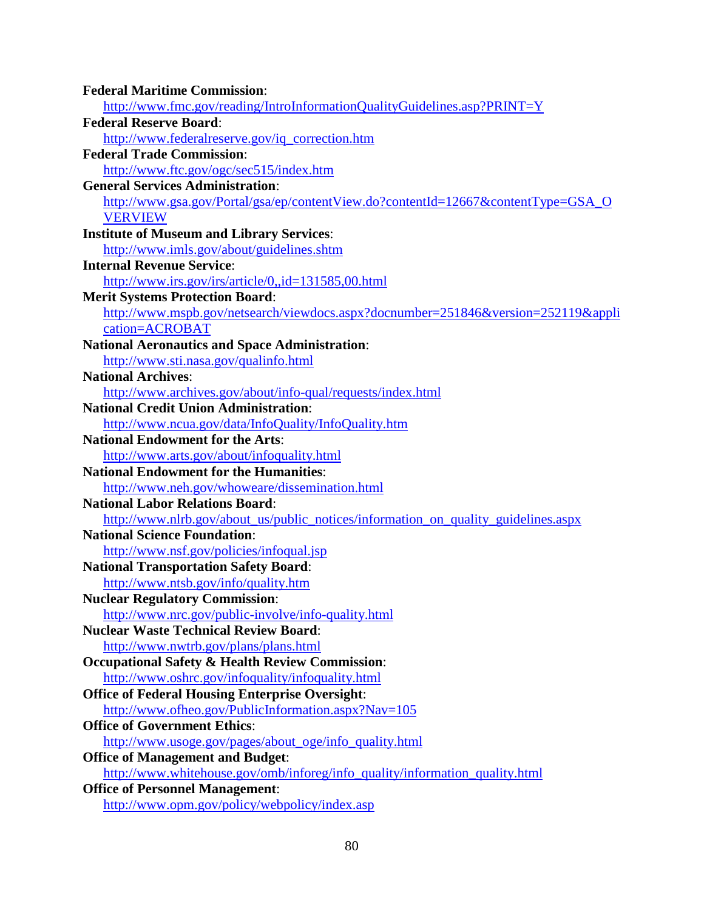**Federal Maritime Commission**:
http://www.fmc.gov/reading/IntroInformationQualityGuidelines.asp?PRINT=Y

**Federal Reserve Board**:
http://www.federalreserve.gov/iq_correction.htm

**Federal Trade Commission**:
http://www.ftc.gov/ogc/sec515/index.htm

**General Services Administration**:
http://www.gsa.gov/Portal/gsa/ep/contentView.do?contentId=12667&contentType=GSA_OVERVIEW

**Institute of Museum and Library Services**:
http://www.imls.gov/about/guidelines.shtm

**Internal Revenue Service**:
http://www.irs.gov/irs/article/0,,id=131585,00.html

**Merit Systems Protection Board**:
http://www.mspb.gov/netsearch/viewdocs.aspx?docnumber=251846&version=252119&application=ACROBAT

**National Aeronautics and Space Administration**:
http://www.sti.nasa.gov/qualinfo.html

**National Archives**:
http://www.archives.gov/about/info-qual/requests/index.html

**National Credit Union Administration**:
http://www.ncua.gov/data/InfoQuality/InfoQuality.htm

**National Endowment for the Arts**:
http://www.arts.gov/about/infoquality.html

**National Endowment for the Humanities**:
http://www.neh.gov/whoweare/dissemination.html

**National Labor Relations Board**:
http://www.nlrb.gov/about_us/public_notices/information_on_quality_guidelines.aspx

**National Science Foundation**:
http://www.nsf.gov/policies/infoqual.jsp

**National Transportation Safety Board**:
http://www.ntsb.gov/info/quality.htm

**Nuclear Regulatory Commission**:
http://www.nrc.gov/public-involve/info-quality.html

**Nuclear Waste Technical Review Board**:
http://www.nwtrb.gov/plans/plans.html

**Occupational Safety & Health Review Commission**:
http://www.oshrc.gov/infoquality/infoquality.html

**Office of Federal Housing Enterprise Oversight**:
http://www.ofheo.gov/PublicInformation.aspx?Nav=105

**Office of Government Ethics**:
http://www.usoge.gov/pages/about_oge/info_quality.html

**Office of Management and Budget**:
http://www.whitehouse.gov/omb/inforeg/info_quality/information_quality.html

**Office of Personnel Management**:
http://www.opm.gov/policy/webpolicy/index.asp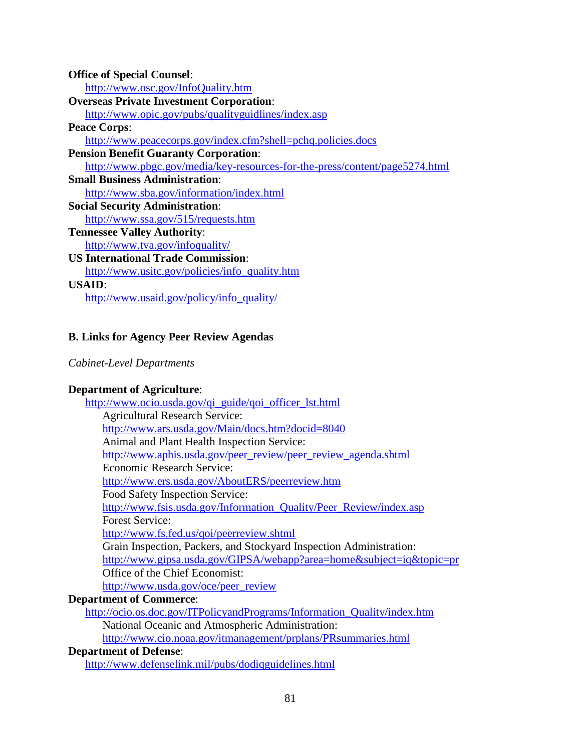**Office of Special Counsel**:
  http://www.osc.gov/InfoQuality.htm
**Overseas Private Investment Corporation**:
  http://www.opic.gov/pubs/qualityguidlines/index.asp
**Peace Corps**:
  http://www.peacecorps.gov/index.cfm?shell=pchq.policies.docs
**Pension Benefit Guaranty Corporation**:
  http://www.pbgc.gov/media/key-resources-for-the-press/content/page5274.html
**Small Business Administration**:
  http://www.sba.gov/information/index.html
**Social Security Administration**:
  http://www.ssa.gov/515/requests.htm
**Tennessee Valley Authority**:
  http://www.tva.gov/infoquality/
**US International Trade Commission**:
  http://www.usitc.gov/policies/info_quality.htm
**USAID**:
  http://www.usaid.gov/policy/info_quality/

### B. Links for Agency Peer Review Agendas

*Cabinet-Level Departments*

**Department of Agriculture**:
  http://www.ocio.usda.gov/qi_guide/qoi_officer_lst.html
    Agricultural Research Service:
    http://www.ars.usda.gov/Main/docs.htm?docid=8040
    Animal and Plant Health Inspection Service:
    http://www.aphis.usda.gov/peer_review/peer_review_agenda.shtml
    Economic Research Service:
    http://www.ers.usda.gov/AboutERS/peerreview.htm
    Food Safety Inspection Service:
    http://www.fsis.usda.gov/Information_Quality/Peer_Review/index.asp
    Forest Service:
    http://www.fs.fed.us/qoi/peerreview.shtml
    Grain Inspection, Packers, and Stockyard Inspection Administration:
    http://www.gipsa.usda.gov/GIPSA/webapp?area=home&subject=iq&topic=pr
    Office of the Chief Economist:
    http://www.usda.gov/oce/peer_review
**Department of Commerce**:
  http://ocio.os.doc.gov/ITPolicyandPrograms/Information_Quality/index.htm
    National Oceanic and Atmospheric Administration:
    http://www.cio.noaa.gov/itmanagement/prplans/PRsummaries.html
**Department of Defense**:
  http://www.defenselink.mil/pubs/dodiqguidelines.html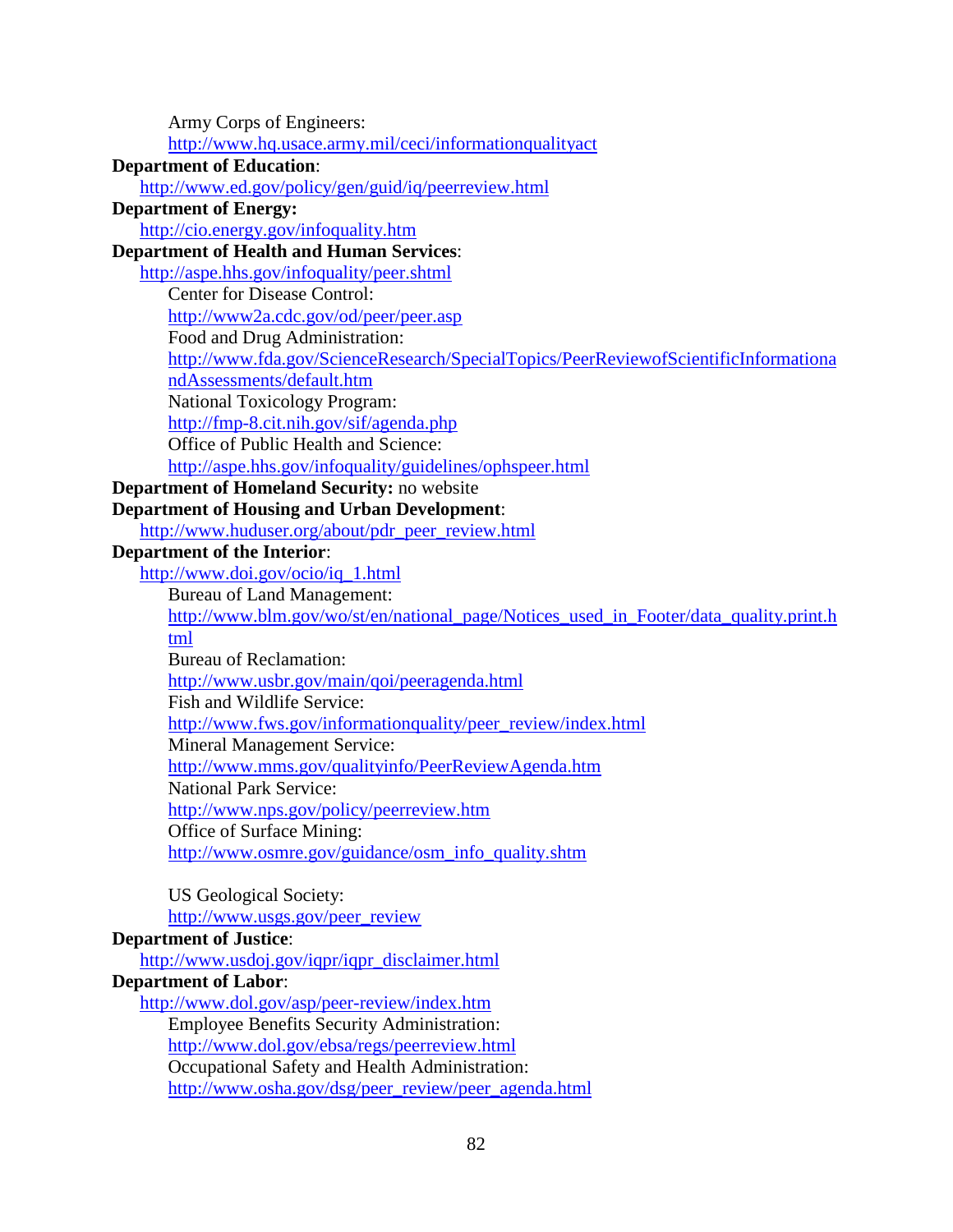Army Corps of Engineers:
http://www.hq.usace.army.mil/ceci/informationqualityact

**Department of Education**:
http://www.ed.gov/policy/gen/guid/iq/peerreview.html

**Department of Energy:**
http://cio.energy.gov/infoquality.htm

**Department of Health and Human Services**:
http://aspe.hhs.gov/infoquality/peer.shtml

Center for Disease Control:
http://www2a.cdc.gov/od/peer/peer.asp

Food and Drug Administration:
http://www.fda.gov/ScienceResearch/SpecialTopics/PeerReviewofScientificInformationandAssessments/default.htm

National Toxicology Program:
http://fmp-8.cit.nih.gov/sif/agenda.php

Office of Public Health and Science:
http://aspe.hhs.gov/infoquality/guidelines/ophspeer.html

**Department of Homeland Security:** no website

**Department of Housing and Urban Development**:
http://www.huduser.org/about/pdr_peer_review.html

**Department of the Interior**:
http://www.doi.gov/ocio/iq_1.html

Bureau of Land Management:
http://www.blm.gov/wo/st/en/national_page/Notices_used_in_Footer/data_quality.print.html

Bureau of Reclamation:
http://www.usbr.gov/main/qoi/peeragenda.html

Fish and Wildlife Service:
http://www.fws.gov/informationquality/peer_review/index.html

Mineral Management Service:
http://www.mms.gov/qualityinfo/PeerReviewAgenda.htm

National Park Service:
http://www.nps.gov/policy/peerreview.htm

Office of Surface Mining:
http://www.osmre.gov/guidance/osm_info_quality.shtm

US Geological Society:
http://www.usgs.gov/peer_review

**Department of Justice**:
http://www.usdoj.gov/iqpr/iqpr_disclaimer.html

**Department of Labor**:
http://www.dol.gov/asp/peer-review/index.htm

Employee Benefits Security Administration:
http://www.dol.gov/ebsa/regs/peerreview.html

Occupational Safety and Health Administration:
http://www.osha.gov/dsg/peer_review/peer_agenda.html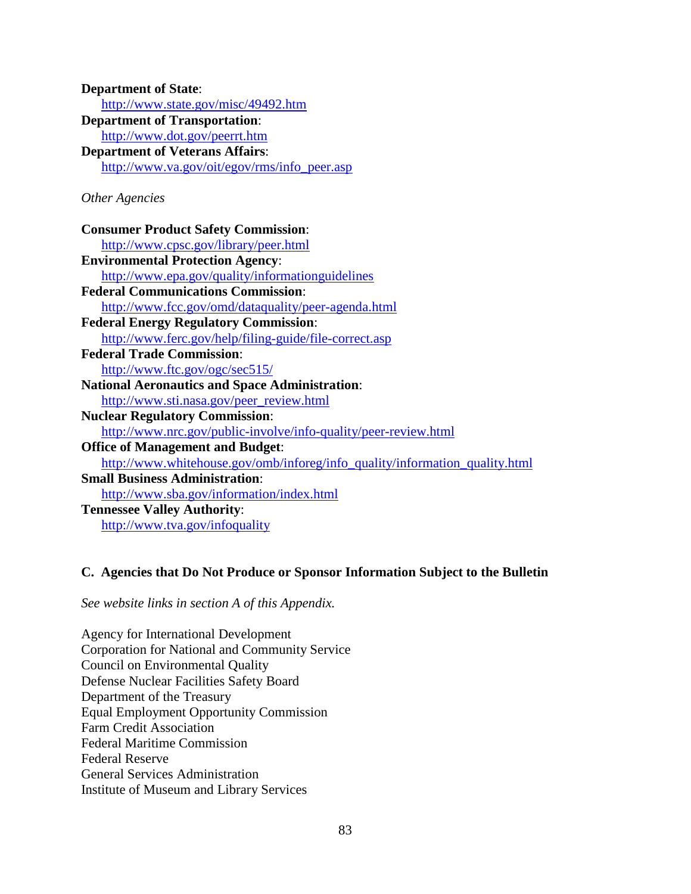**Department of State**:
   http://www.state.gov/misc/49492.htm
**Department of Transportation**:
   http://www.dot.gov/peerrt.htm
**Department of Veterans Affairs**:
   http://www.va.gov/oit/egov/rms/info_peer.asp

*Other Agencies*

**Consumer Product Safety Commission**:
   http://www.cpsc.gov/library/peer.html
**Environmental Protection Agency**:
   http://www.epa.gov/quality/informationguidelines
**Federal Communications Commission**:
   http://www.fcc.gov/omd/dataquality/peer-agenda.html
**Federal Energy Regulatory Commission**:
   http://www.ferc.gov/help/filing-guide/file-correct.asp
**Federal Trade Commission**:
   http://www.ftc.gov/ogc/sec515/
**National Aeronautics and Space Administration**:
   http://www.sti.nasa.gov/peer_review.html
**Nuclear Regulatory Commission**:
   http://www.nrc.gov/public-involve/info-quality/peer-review.html
**Office of Management and Budget**:
   http://www.whitehouse.gov/omb/inforeg/info_quality/information_quality.html
**Small Business Administration**:
   http://www.sba.gov/information/index.html
**Tennessee Valley Authority**:
   http://www.tva.gov/infoquality

### C. Agencies that Do Not Produce or Sponsor Information Subject to the Bulletin

*See website links in section A of this Appendix.*

Agency for International Development
Corporation for National and Community Service
Council on Environmental Quality
Defense Nuclear Facilities Safety Board
Department of the Treasury
Equal Employment Opportunity Commission
Farm Credit Association
Federal Maritime Commission
Federal Reserve
General Services Administration
Institute of Museum and Library Services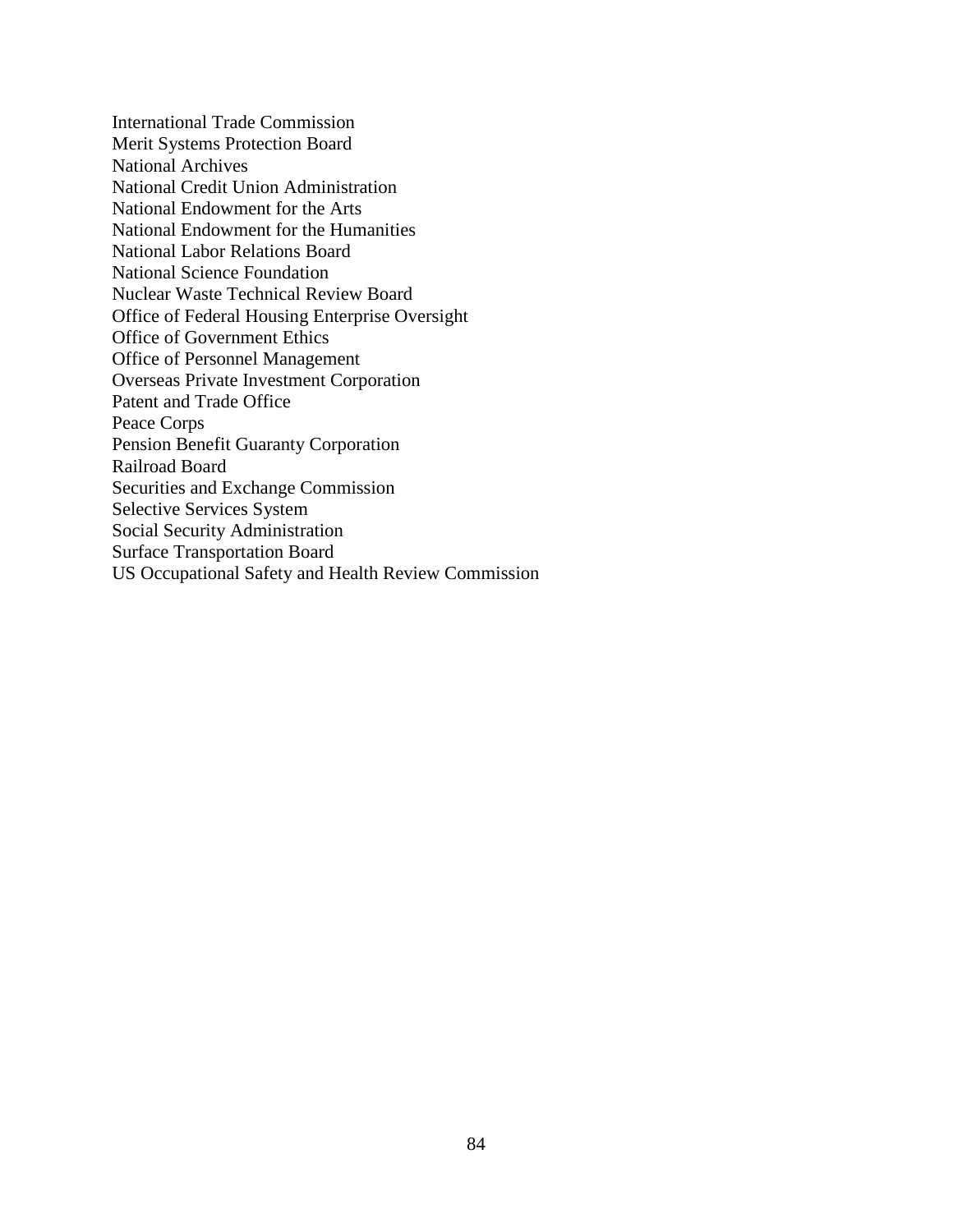International Trade Commission
Merit Systems Protection Board
National Archives
National Credit Union Administration
National Endowment for the Arts
National Endowment for the Humanities
National Labor Relations Board
National Science Foundation
Nuclear Waste Technical Review Board
Office of Federal Housing Enterprise Oversight
Office of Government Ethics
Office of Personnel Management
Overseas Private Investment Corporation
Patent and Trade Office
Peace Corps
Pension Benefit Guaranty Corporation
Railroad Board
Securities and Exchange Commission
Selective Services System
Social Security Administration
Surface Transportation Board
US Occupational Safety and Health Review Commission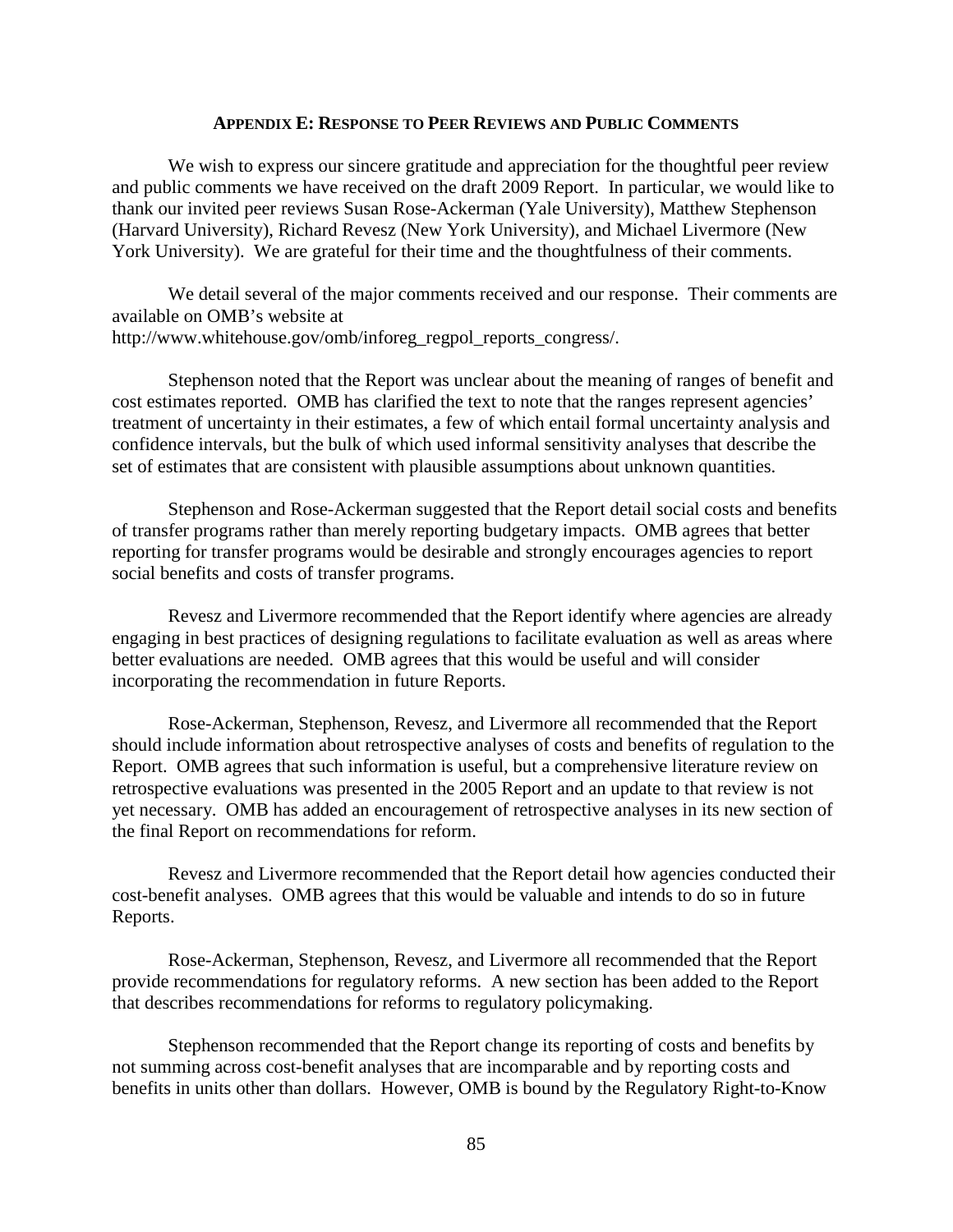## APPENDIX E: RESPONSE TO PEER REVIEWS AND PUBLIC COMMENTS

We wish to express our sincere gratitude and appreciation for the thoughtful peer review and public comments we have received on the draft 2009 Report. In particular, we would like to thank our invited peer reviews Susan Rose-Ackerman (Yale University), Matthew Stephenson (Harvard University), Richard Revesz (New York University), and Michael Livermore (New York University). We are grateful for their time and the thoughtfulness of their comments.

We detail several of the major comments received and our response. Their comments are available on OMB's website at http://www.whitehouse.gov/omb/inforeg_regpol_reports_congress/.

Stephenson noted that the Report was unclear about the meaning of ranges of benefit and cost estimates reported. OMB has clarified the text to note that the ranges represent agencies' treatment of uncertainty in their estimates, a few of which entail formal uncertainty analysis and confidence intervals, but the bulk of which used informal sensitivity analyses that describe the set of estimates that are consistent with plausible assumptions about unknown quantities.

Stephenson and Rose-Ackerman suggested that the Report detail social costs and benefits of transfer programs rather than merely reporting budgetary impacts. OMB agrees that better reporting for transfer programs would be desirable and strongly encourages agencies to report social benefits and costs of transfer programs.

Revesz and Livermore recommended that the Report identify where agencies are already engaging in best practices of designing regulations to facilitate evaluation as well as areas where better evaluations are needed. OMB agrees that this would be useful and will consider incorporating the recommendation in future Reports.

Rose-Ackerman, Stephenson, Revesz, and Livermore all recommended that the Report should include information about retrospective analyses of costs and benefits of regulation to the Report. OMB agrees that such information is useful, but a comprehensive literature review on retrospective evaluations was presented in the 2005 Report and an update to that review is not yet necessary. OMB has added an encouragement of retrospective analyses in its new section of the final Report on recommendations for reform.

Revesz and Livermore recommended that the Report detail how agencies conducted their cost-benefit analyses. OMB agrees that this would be valuable and intends to do so in future Reports.

Rose-Ackerman, Stephenson, Revesz, and Livermore all recommended that the Report provide recommendations for regulatory reforms. A new section has been added to the Report that describes recommendations for reforms to regulatory policymaking.

Stephenson recommended that the Report change its reporting of costs and benefits by not summing across cost-benefit analyses that are incomparable and by reporting costs and benefits in units other than dollars. However, OMB is bound by the Regulatory Right-to-Know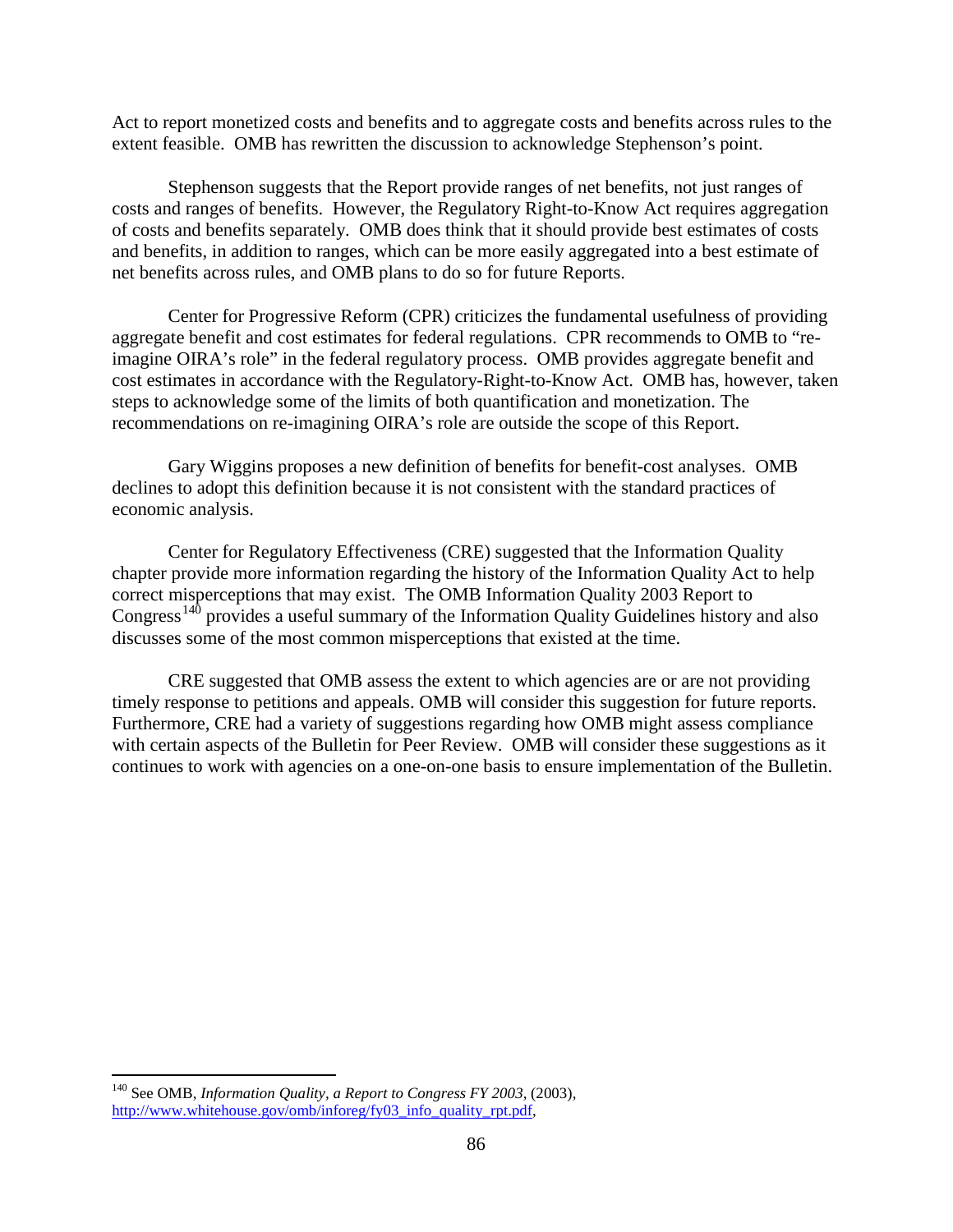Act to report monetized costs and benefits and to aggregate costs and benefits across rules to the extent feasible. OMB has rewritten the discussion to acknowledge Stephenson's point.

Stephenson suggests that the Report provide ranges of net benefits, not just ranges of costs and ranges of benefits. However, the Regulatory Right-to-Know Act requires aggregation of costs and benefits separately. OMB does think that it should provide best estimates of costs and benefits, in addition to ranges, which can be more easily aggregated into a best estimate of net benefits across rules, and OMB plans to do so for future Reports.

Center for Progressive Reform (CPR) criticizes the fundamental usefulness of providing aggregate benefit and cost estimates for federal regulations. CPR recommends to OMB to "re-imagine OIRA's role" in the federal regulatory process. OMB provides aggregate benefit and cost estimates in accordance with the Regulatory-Right-to-Know Act. OMB has, however, taken steps to acknowledge some of the limits of both quantification and monetization. The recommendations on re-imagining OIRA's role are outside the scope of this Report.

Gary Wiggins proposes a new definition of benefits for benefit-cost analyses. OMB declines to adopt this definition because it is not consistent with the standard practices of economic analysis.

Center for Regulatory Effectiveness (CRE) suggested that the Information Quality chapter provide more information regarding the history of the Information Quality Act to help correct misperceptions that may exist. The OMB Information Quality 2003 Report to Congress[140] provides a useful summary of the Information Quality Guidelines history and also discusses some of the most common misperceptions that existed at the time.

CRE suggested that OMB assess the extent to which agencies are or are not providing timely response to petitions and appeals. OMB will consider this suggestion for future reports. Furthermore, CRE had a variety of suggestions regarding how OMB might assess compliance with certain aspects of the Bulletin for Peer Review. OMB will consider these suggestions as it continues to work with agencies on a one-on-one basis to ensure implementation of the Bulletin.

---

[140] See OMB, *Information Quality, a Report to Congress FY 2003*, (2003), http://www.whitehouse.gov/omb/inforeg/fy03_info_quality_rpt.pdf,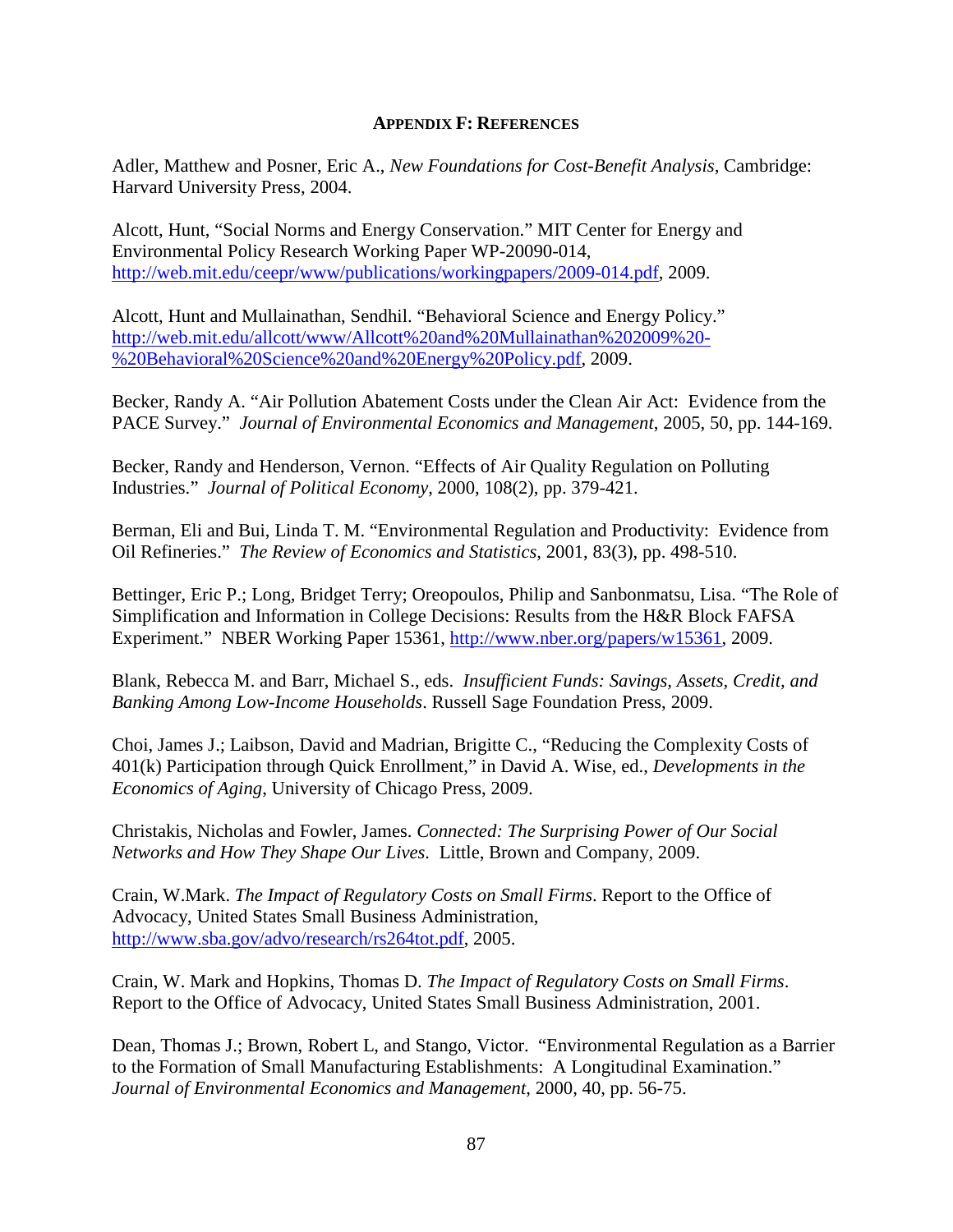## APPENDIX F: REFERENCES

Adler, Matthew and Posner, Eric A., *New Foundations for Cost-Benefit Analysis*, Cambridge: Harvard University Press, 2004.

Alcott, Hunt, "Social Norms and Energy Conservation." MIT Center for Energy and Environmental Policy Research Working Paper WP-20090-014, http://web.mit.edu/ceepr/www/publications/workingpapers/2009-014.pdf, 2009.

Alcott, Hunt and Mullainathan, Sendhil. "Behavioral Science and Energy Policy." http://web.mit.edu/allcott/www/Allcott%20and%20Mullainathan%202009%20-%20Behavioral%20Science%20and%20Energy%20Policy.pdf, 2009.

Becker, Randy A. "Air Pollution Abatement Costs under the Clean Air Act: Evidence from the PACE Survey." *Journal of Environmental Economics and Management*, 2005, 50, pp. 144-169.

Becker, Randy and Henderson, Vernon. "Effects of Air Quality Regulation on Polluting Industries." *Journal of Political Economy*, 2000, 108(2), pp. 379-421.

Berman, Eli and Bui, Linda T. M. "Environmental Regulation and Productivity: Evidence from Oil Refineries." *The Review of Economics and Statistics*, 2001, 83(3), pp. 498-510.

Bettinger, Eric P.; Long, Bridget Terry; Oreopoulos, Philip and Sanbonmatsu, Lisa. "The Role of Simplification and Information in College Decisions: Results from the H&R Block FAFSA Experiment." NBER Working Paper 15361, http://www.nber.org/papers/w15361, 2009.

Blank, Rebecca M. and Barr, Michael S., eds. *Insufficient Funds: Savings, Assets, Credit, and Banking Among Low-Income Households*. Russell Sage Foundation Press, 2009.

Choi, James J.; Laibson, David and Madrian, Brigitte C., "Reducing the Complexity Costs of 401(k) Participation through Quick Enrollment," in David A. Wise, ed., *Developments in the Economics of Aging*, University of Chicago Press, 2009.

Christakis, Nicholas and Fowler, James. *Connected: The Surprising Power of Our Social Networks and How They Shape Our Lives*. Little, Brown and Company, 2009.

Crain, W.Mark. *The Impact of Regulatory Costs on Small Firms*. Report to the Office of Advocacy, United States Small Business Administration, http://www.sba.gov/advo/research/rs264tot.pdf, 2005.

Crain, W. Mark and Hopkins, Thomas D. *The Impact of Regulatory Costs on Small Firms*. Report to the Office of Advocacy, United States Small Business Administration, 2001.

Dean, Thomas J.; Brown, Robert L, and Stango, Victor. "Environmental Regulation as a Barrier to the Formation of Small Manufacturing Establishments: A Longitudinal Examination." *Journal of Environmental Economics and Management*, 2000, 40, pp. 56-75.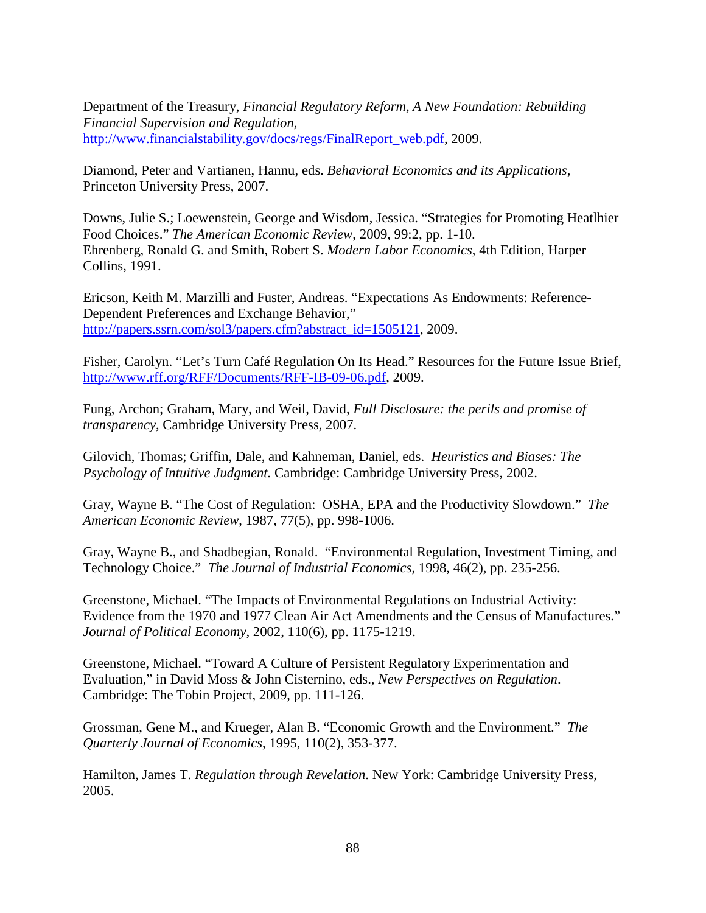Department of the Treasury, *Financial Regulatory Reform, A New Foundation: Rebuilding Financial Supervision and Regulation*, http://www.financialstability.gov/docs/regs/FinalReport_web.pdf, 2009.

Diamond, Peter and Vartianen, Hannu, eds. *Behavioral Economics and its Applications*, Princeton University Press, 2007.

Downs, Julie S.; Loewenstein, George and Wisdom, Jessica. "Strategies for Promoting Heatlhier Food Choices." *The American Economic Review*, 2009, 99:2, pp. 1-10.
Ehrenberg, Ronald G. and Smith, Robert S. *Modern Labor Economics*, 4th Edition, Harper Collins, 1991.

Ericson, Keith M. Marzilli and Fuster, Andreas. "Expectations As Endowments: Reference-Dependent Preferences and Exchange Behavior," http://papers.ssrn.com/sol3/papers.cfm?abstract_id=1505121, 2009.

Fisher, Carolyn. "Let's Turn Café Regulation On Its Head." Resources for the Future Issue Brief, http://www.rff.org/RFF/Documents/RFF-IB-09-06.pdf, 2009.

Fung, Archon; Graham, Mary, and Weil, David, *Full Disclosure: the perils and promise of transparency*, Cambridge University Press, 2007.

Gilovich, Thomas; Griffin, Dale, and Kahneman, Daniel, eds. *Heuristics and Biases: The Psychology of Intuitive Judgment.* Cambridge: Cambridge University Press, 2002.

Gray, Wayne B. "The Cost of Regulation: OSHA, EPA and the Productivity Slowdown." *The American Economic Review*, 1987, 77(5), pp. 998-1006.

Gray, Wayne B., and Shadbegian, Ronald. "Environmental Regulation, Investment Timing, and Technology Choice." *The Journal of Industrial Economics*, 1998, 46(2), pp. 235-256.

Greenstone, Michael. "The Impacts of Environmental Regulations on Industrial Activity: Evidence from the 1970 and 1977 Clean Air Act Amendments and the Census of Manufactures." *Journal of Political Economy*, 2002, 110(6), pp. 1175-1219.

Greenstone, Michael. "Toward A Culture of Persistent Regulatory Experimentation and Evaluation," in David Moss & John Cisternino, eds., *New Perspectives on Regulation*. Cambridge: The Tobin Project, 2009, pp. 111-126.

Grossman, Gene M., and Krueger, Alan B. "Economic Growth and the Environment." *The Quarterly Journal of Economics*, 1995, 110(2), 353-377.

Hamilton, James T. *Regulation through Revelation.* New York: Cambridge University Press, 2005.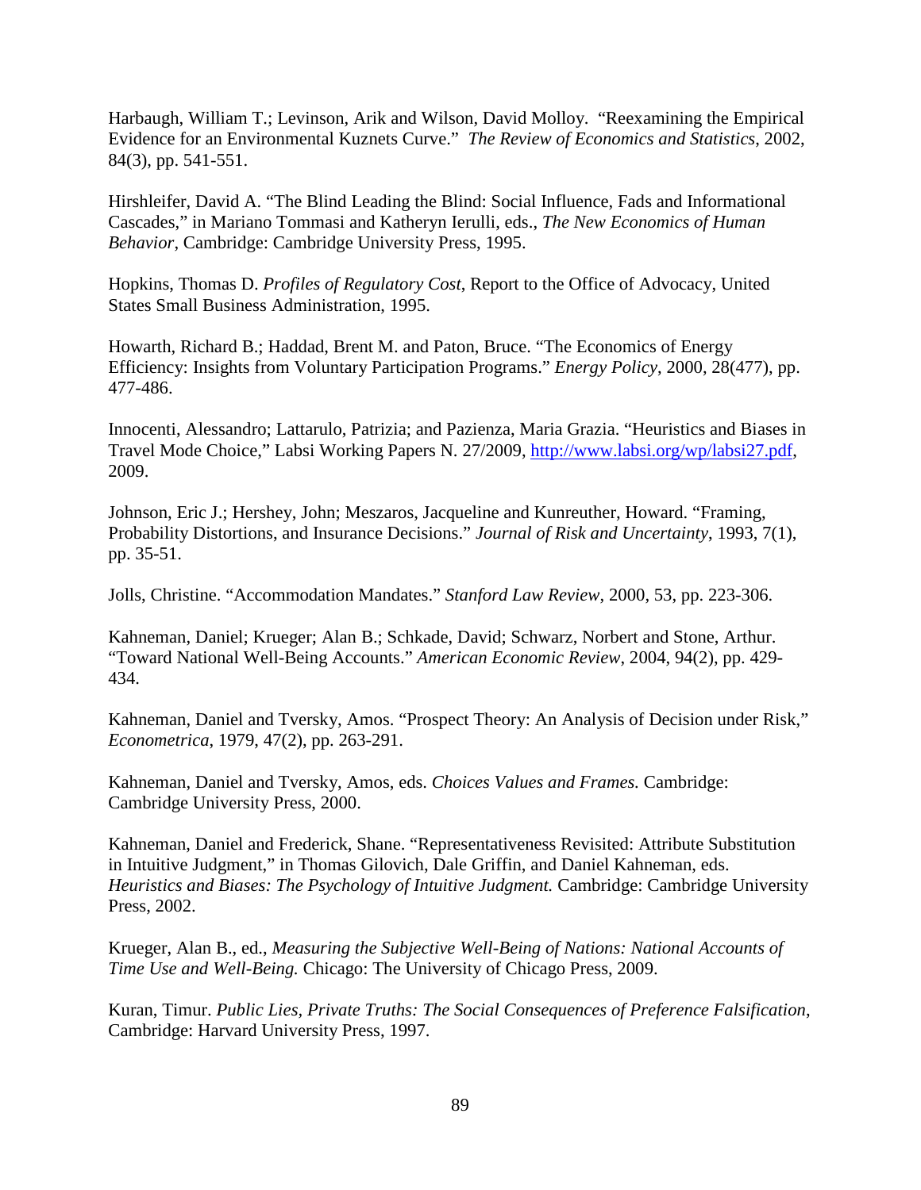Harbaugh, William T.; Levinson, Arik and Wilson, David Molloy. "Reexamining the Empirical Evidence for an Environmental Kuznets Curve." *The Review of Economics and Statistics*, 2002, 84(3), pp. 541-551.

Hirshleifer, David A. "The Blind Leading the Blind: Social Influence, Fads and Informational Cascades," in Mariano Tommasi and Katheryn Ierulli, eds., *The New Economics of Human Behavior*, Cambridge: Cambridge University Press, 1995.

Hopkins, Thomas D. *Profiles of Regulatory Cost*, Report to the Office of Advocacy, United States Small Business Administration, 1995.

Howarth, Richard B.; Haddad, Brent M. and Paton, Bruce. "The Economics of Energy Efficiency: Insights from Voluntary Participation Programs." *Energy Policy*, 2000, 28(477), pp. 477-486.

Innocenti, Alessandro; Lattarulo, Patrizia; and Pazienza, Maria Grazia. "Heuristics and Biases in Travel Mode Choice," Labsi Working Papers N. 27/2009, http://www.labsi.org/wp/labsi27.pdf, 2009.

Johnson, Eric J.; Hershey, John; Meszaros, Jacqueline and Kunreuther, Howard. "Framing, Probability Distortions, and Insurance Decisions." *Journal of Risk and Uncertainty*, 1993, 7(1), pp. 35-51.

Jolls, Christine. "Accommodation Mandates." *Stanford Law Review*, 2000, 53, pp. 223-306.

Kahneman, Daniel; Krueger; Alan B.; Schkade, David; Schwarz, Norbert and Stone, Arthur. "Toward National Well-Being Accounts." *American Economic Review*, 2004, 94(2), pp. 429-434.

Kahneman, Daniel and Tversky, Amos. "Prospect Theory: An Analysis of Decision under Risk," *Econometrica*, 1979, 47(2), pp. 263-291.

Kahneman, Daniel and Tversky, Amos, eds. *Choices Values and Frames.* Cambridge: Cambridge University Press, 2000.

Kahneman, Daniel and Frederick, Shane. "Representativeness Revisited: Attribute Substitution in Intuitive Judgment," in Thomas Gilovich, Dale Griffin, and Daniel Kahneman, eds. *Heuristics and Biases: The Psychology of Intuitive Judgment.* Cambridge: Cambridge University Press, 2002.

Krueger, Alan B., ed., *Measuring the Subjective Well-Being of Nations: National Accounts of Time Use and Well-Being.* Chicago: The University of Chicago Press, 2009.

Kuran, Timur. *Public Lies, Private Truths: The Social Consequences of Preference Falsification*, Cambridge: Harvard University Press, 1997.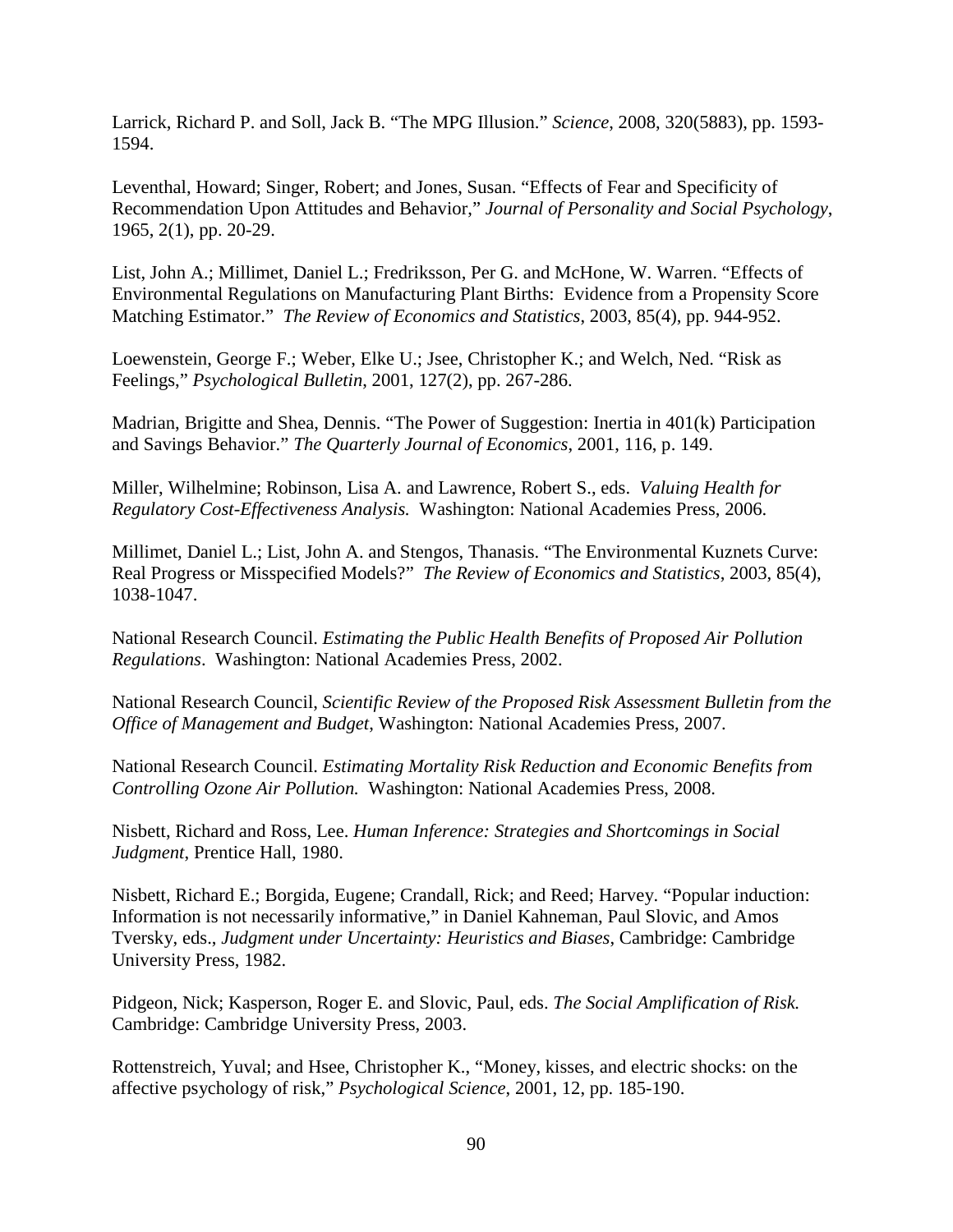Larrick, Richard P. and Soll, Jack B. “The MPG Illusion.” *Science*, 2008, 320(5883), pp. 1593-1594.

Leventhal, Howard; Singer, Robert; and Jones, Susan. “Effects of Fear and Specificity of Recommendation Upon Attitudes and Behavior,” *Journal of Personality and Social Psychology*, 1965, 2(1), pp. 20-29.

List, John A.; Millimet, Daniel L.; Fredriksson, Per G. and McHone, W. Warren. “Effects of Environmental Regulations on Manufacturing Plant Births: Evidence from a Propensity Score Matching Estimator.” *The Review of Economics and Statistics*, 2003, 85(4), pp. 944-952.

Loewenstein, George F.; Weber, Elke U.; Jsee, Christopher K.; and Welch, Ned. “Risk as Feelings,” *Psychological Bulletin*, 2001, 127(2), pp. 267-286.

Madrian, Brigitte and Shea, Dennis. “The Power of Suggestion: Inertia in 401(k) Participation and Savings Behavior.” *The Quarterly Journal of Economics*, 2001, 116, p. 149.

Miller, Wilhelmine; Robinson, Lisa A. and Lawrence, Robert S., eds. *Valuing Health for Regulatory Cost-Effectiveness Analysis.* Washington: National Academies Press, 2006.

Millimet, Daniel L.; List, John A. and Stengos, Thanasis. “The Environmental Kuznets Curve: Real Progress or Misspecified Models?” *The Review of Economics and Statistics*, 2003, 85(4), 1038-1047.

National Research Council. *Estimating the Public Health Benefits of Proposed Air Pollution Regulations*. Washington: National Academies Press, 2002.

National Research Council, *Scientific Review of the Proposed Risk Assessment Bulletin from the Office of Management and Budget*, Washington: National Academies Press, 2007.

National Research Council. *Estimating Mortality Risk Reduction and Economic Benefits from Controlling Ozone Air Pollution.* Washington: National Academies Press, 2008.

Nisbett, Richard and Ross, Lee. *Human Inference: Strategies and Shortcomings in Social Judgment*, Prentice Hall, 1980.

Nisbett, Richard E.; Borgida, Eugene; Crandall, Rick; and Reed; Harvey. “Popular induction: Information is not necessarily informative,” in Daniel Kahneman, Paul Slovic, and Amos Tversky, eds., *Judgment under Uncertainty: Heuristics and Biases*, Cambridge: Cambridge University Press, 1982.

Pidgeon, Nick; Kasperson, Roger E. and Slovic, Paul, eds. *The Social Amplification of Risk.* Cambridge: Cambridge University Press, 2003.

Rottenstreich, Yuval; and Hsee, Christopher K., “Money, kisses, and electric shocks: on the affective psychology of risk,” *Psychological Science*, 2001, 12, pp. 185-190.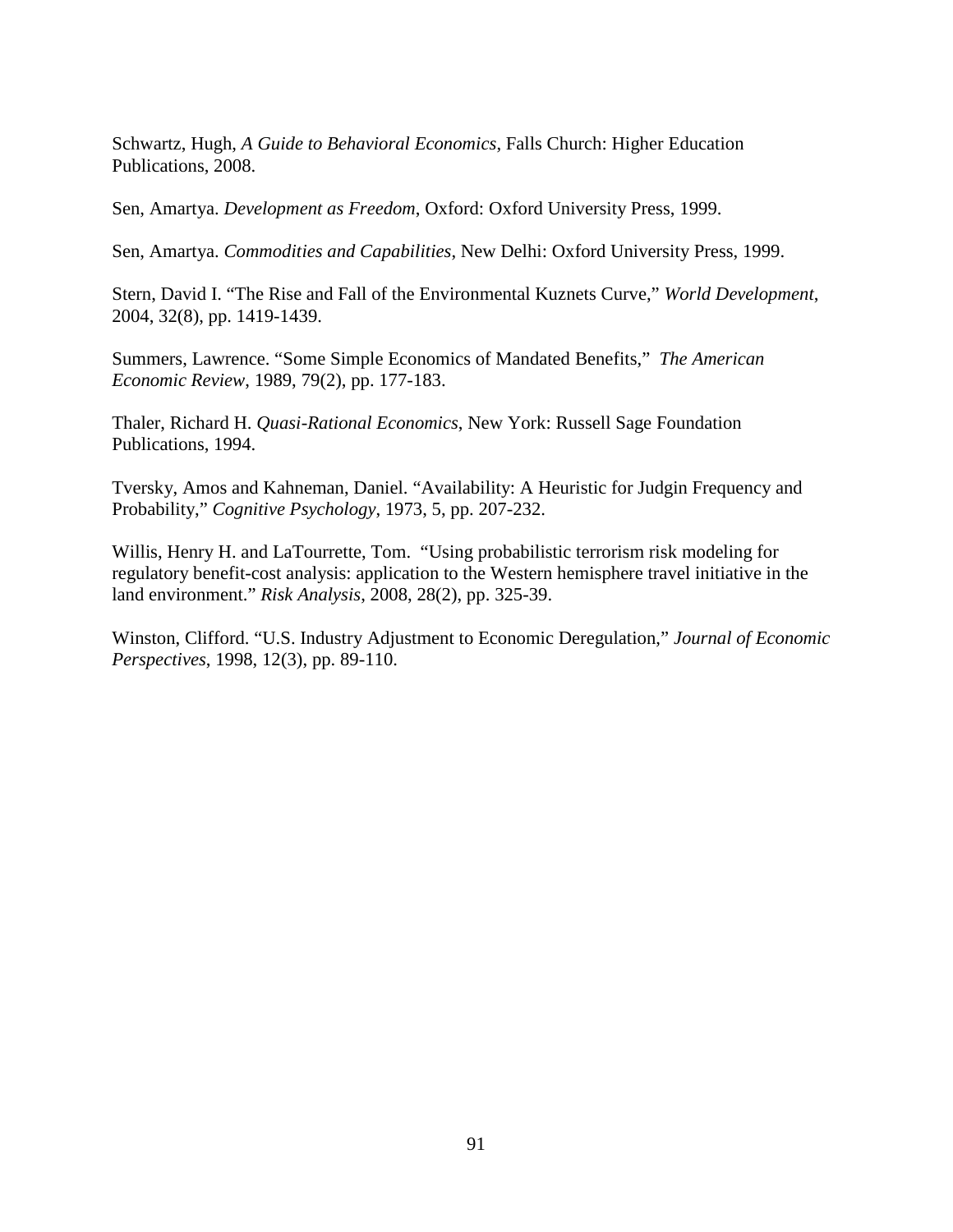Schwartz, Hugh, *A Guide to Behavioral Economics*, Falls Church: Higher Education Publications, 2008.

Sen, Amartya. *Development as Freedom*, Oxford: Oxford University Press, 1999.

Sen, Amartya. *Commodities and Capabilities*, New Delhi: Oxford University Press, 1999.

Stern, David I. "The Rise and Fall of the Environmental Kuznets Curve," *World Development*, 2004, 32(8), pp. 1419-1439.

Summers, Lawrence. "Some Simple Economics of Mandated Benefits," *The American Economic Review*, 1989, 79(2), pp. 177-183.

Thaler, Richard H. *Quasi-Rational Economics*, New York: Russell Sage Foundation Publications, 1994.

Tversky, Amos and Kahneman, Daniel. "Availability: A Heuristic for Judgin Frequency and Probability," *Cognitive Psychology*, 1973, 5, pp. 207-232.

Willis, Henry H. and LaTourrette, Tom. "Using probabilistic terrorism risk modeling for regulatory benefit-cost analysis: application to the Western hemisphere travel initiative in the land environment." *Risk Analysis*, 2008, 28(2), pp. 325-39.

Winston, Clifford. "U.S. Industry Adjustment to Economic Deregulation," *Journal of Economic Perspectives*, 1998, 12(3), pp. 89-110.